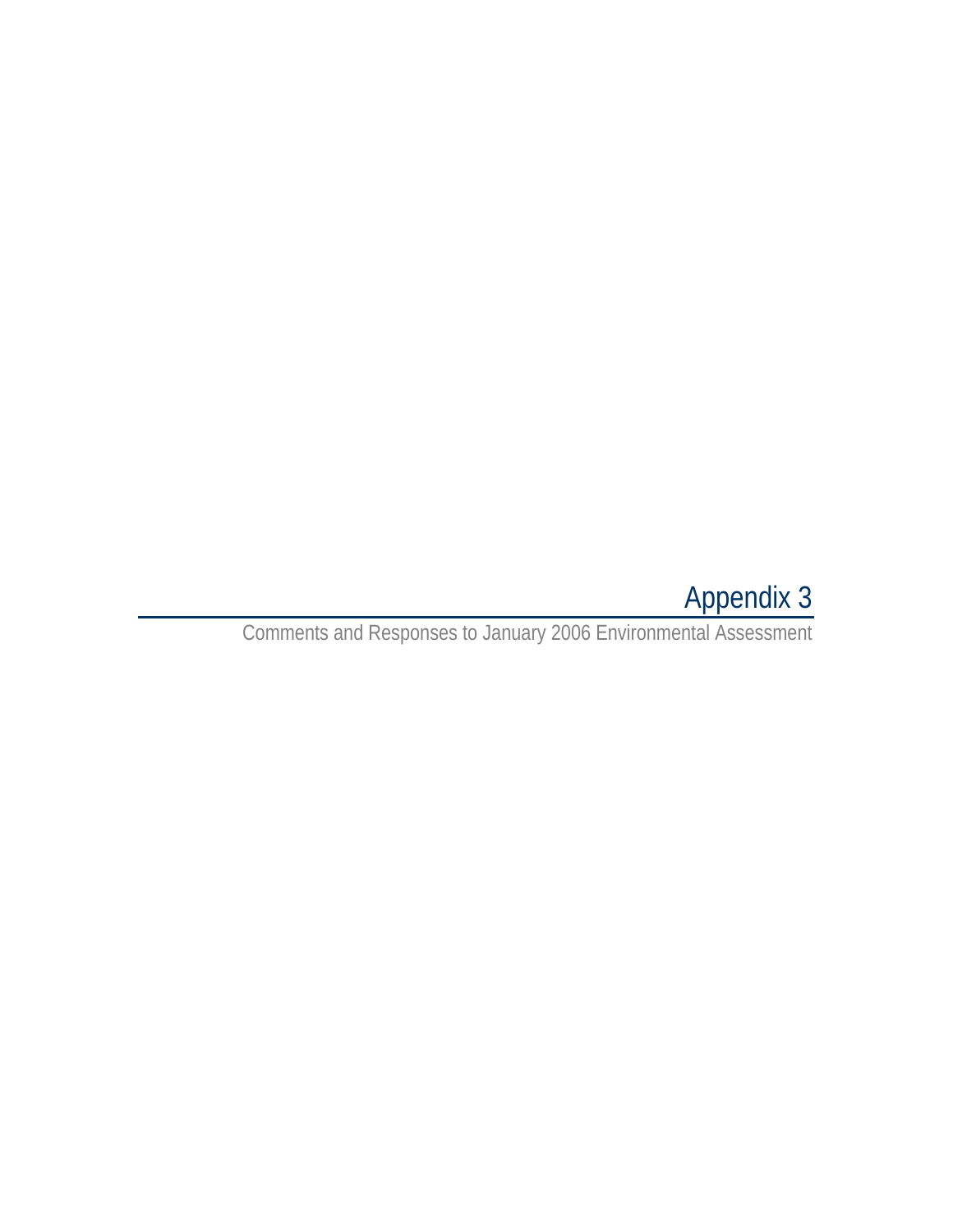# Appendix 3

Comments and Responses to January 2006 Environmental Assessment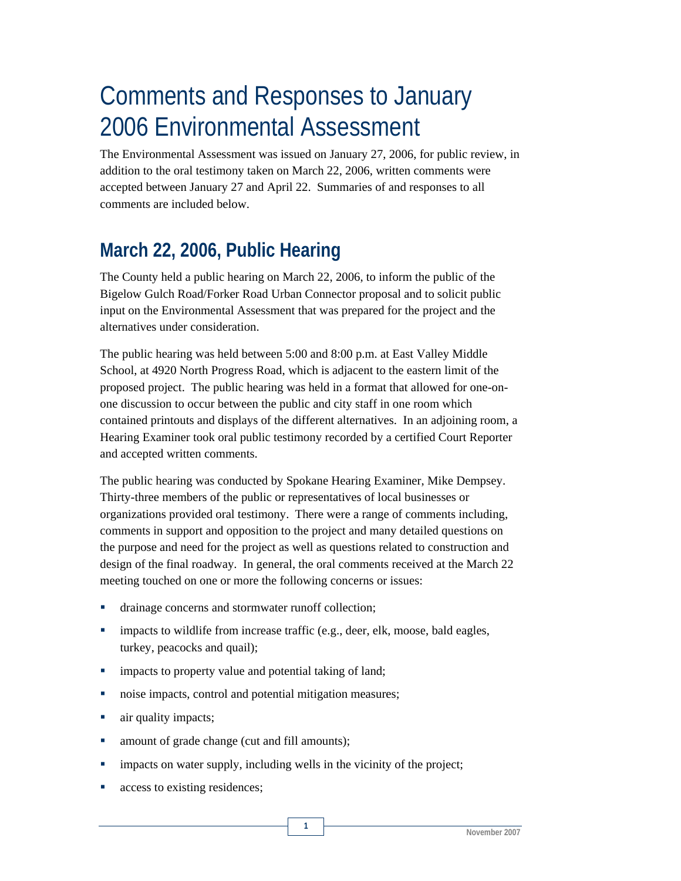# Comments and Responses to January 2006 Environmental Assessment

The Environmental Assessment was issued on January 27, 2006, for public review, in addition to the oral testimony taken on March 22, 2006, written comments were accepted between January 27 and April 22. Summaries of and responses to all comments are included below.

## March 22, 2006, Public Hearing

The County held a public hearing on March 22, 2006, to inform the public of the Bigelow Gulch Road/Forker Road Urban Connector proposal and to solicit public input on the Environmental Assessment that was prepared for the project and the alternatives under consideration.

The public hearing was held between 5:00 and 8:00 p.m. at East Valley Middle School, at 4920 North Progress Road, which is adjacent to the eastern limit of the proposed project. The public hearing was held in a format that allowed for one-on-one discussion to occur between the public and city staff in one room which contained printouts and displays of the different alternatives. In an adjoining room, a Hearing Examiner took oral public testimony recorded by a certified Court Reporter and accepted written comments.

The public hearing was conducted by Spokane Hearing Examiner, Mike Dempsey. Thirty-three members of the public or representatives of local businesses or organizations provided oral testimony. There were a range of comments including, comments in support and opposition to the project and many detailed questions on the purpose and need for the project as well as questions related to construction and design of the final roadway. In general, the oral comments received at the March 22 meeting touched on one or more the following concerns or issues:

- drainage concerns and stormwater runoff collection;
- impacts to wildlife from increase traffic (e.g., deer, elk, moose, bald eagles, turkey, peacocks and quail);
- impacts to property value and potential taking of land;
- noise impacts, control and potential mitigation measures;
- air quality impacts;
- amount of grade change (cut and fill amounts);
- impacts on water supply, including wells in the vicinity of the project;
- access to existing residences;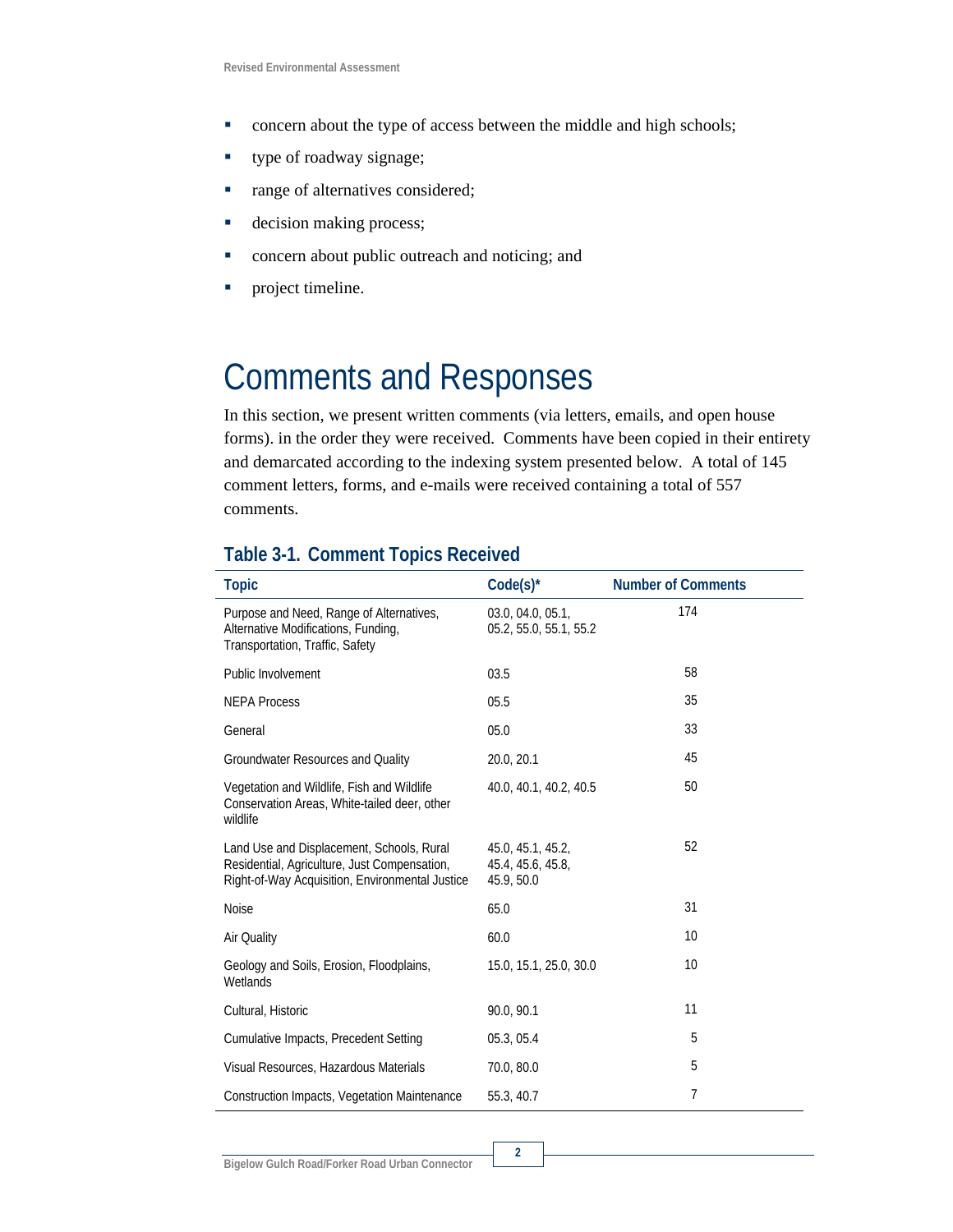- concern about the type of access between the middle and high schools;
- type of roadway signage;
- range of alternatives considered;
- decision making process;
- concern about public outreach and noticing; and
- project timeline.

# Comments and Responses

In this section, we present written comments (via letters, emails, and open house forms). in the order they were received. Comments have been copied in their entirety and demarcated according to the indexing system presented below. A total of 145 comment letters, forms, and e-mails were received containing a total of 557 comments.

## Table 3-1. Comment Topics Received

| Topic | Code(s)* | Number of Comments |
|---|---|---|
| Purpose and Need, Range of Alternatives, Alternative Modifications, Funding, Transportation, Traffic, Safety | 03.0, 04.0, 05.1, 05.2, 55.0, 55.1, 55.2 | 174 |
| Public Involvement | 03.5 | 58 |
| NEPA Process | 05.5 | 35 |
| General | 05.0 | 33 |
| Groundwater Resources and Quality | 20.0, 20.1 | 45 |
| Vegetation and Wildlife, Fish and Wildlife Conservation Areas, White-tailed deer, other wildlife | 40.0, 40.1, 40.2, 40.5 | 50 |
| Land Use and Displacement, Schools, Rural Residential, Agriculture, Just Compensation, Right-of-Way Acquisition, Environmental Justice | 45.0, 45.1, 45.2, 45.4, 45.6, 45.8, 45.9, 50.0 | 52 |
| Noise | 65.0 | 31 |
| Air Quality | 60.0 | 10 |
| Geology and Soils, Erosion, Floodplains, Wetlands | 15.0, 15.1, 25.0, 30.0 | 10 |
| Cultural, Historic | 90.0, 90.1 | 11 |
| Cumulative Impacts, Precedent Setting | 05.3, 05.4 | 5 |
| Visual Resources, Hazardous Materials | 70.0, 80.0 | 5 |
| Construction Impacts, Vegetation Maintenance | 55.3, 40.7 | 7 |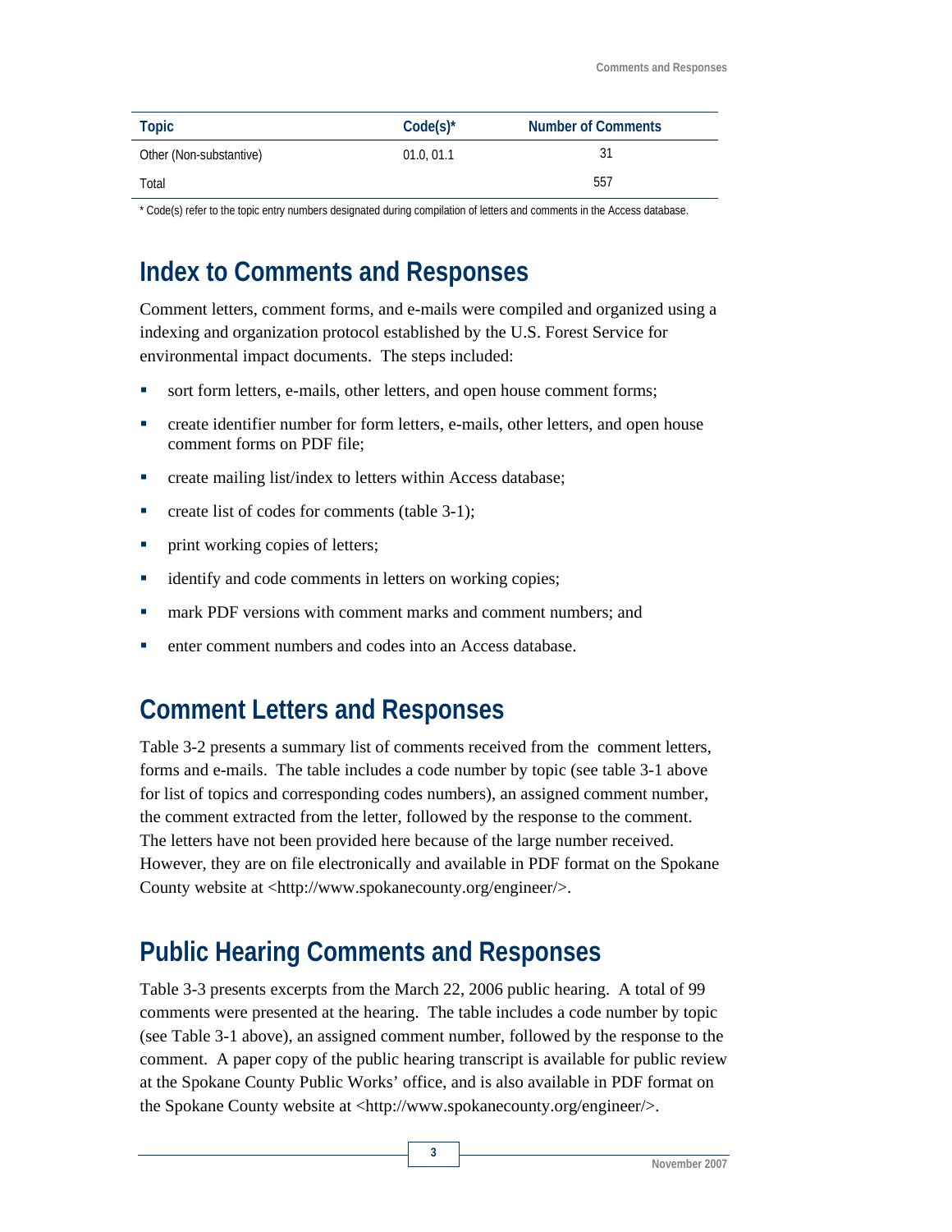| Topic | Code(s)* | Number of Comments |
| --- | --- | --- |
| Other (Non-substantive) | 01.0, 01.1 | 31 |
| Total | | 557 |

* Code(s) refer to the topic entry numbers designated during compilation of letters and comments in the Access database.

## Index to Comments and Responses

Comment letters, comment forms, and e-mails were compiled and organized using a indexing and organization protocol established by the U.S. Forest Service for environmental impact documents. The steps included:

- sort form letters, e-mails, other letters, and open house comment forms;
- create identifier number for form letters, e-mails, other letters, and open house comment forms on PDF file;
- create mailing list/index to letters within Access database;
- create list of codes for comments (table 3-1);
- print working copies of letters;
- identify and code comments in letters on working copies;
- mark PDF versions with comment marks and comment numbers; and
- enter comment numbers and codes into an Access database.

## Comment Letters and Responses

Table 3-2 presents a summary list of comments received from the comment letters, forms and e-mails. The table includes a code number by topic (see table 3-1 above for list of topics and corresponding codes numbers), an assigned comment number, the comment extracted from the letter, followed by the response to the comment. The letters have not been provided here because of the large number received. However, they are on file electronically and available in PDF format on the Spokane County website at <http://www.spokanecounty.org/engineer/>.

## Public Hearing Comments and Responses

Table 3-3 presents excerpts from the March 22, 2006 public hearing. A total of 99 comments were presented at the hearing. The table includes a code number by topic (see Table 3-1 above), an assigned comment number, followed by the response to the comment. A paper copy of the public hearing transcript is available for public review at the Spokane County Public Works' office, and is also available in PDF format on the Spokane County website at <http://www.spokanecounty.org/engineer/>.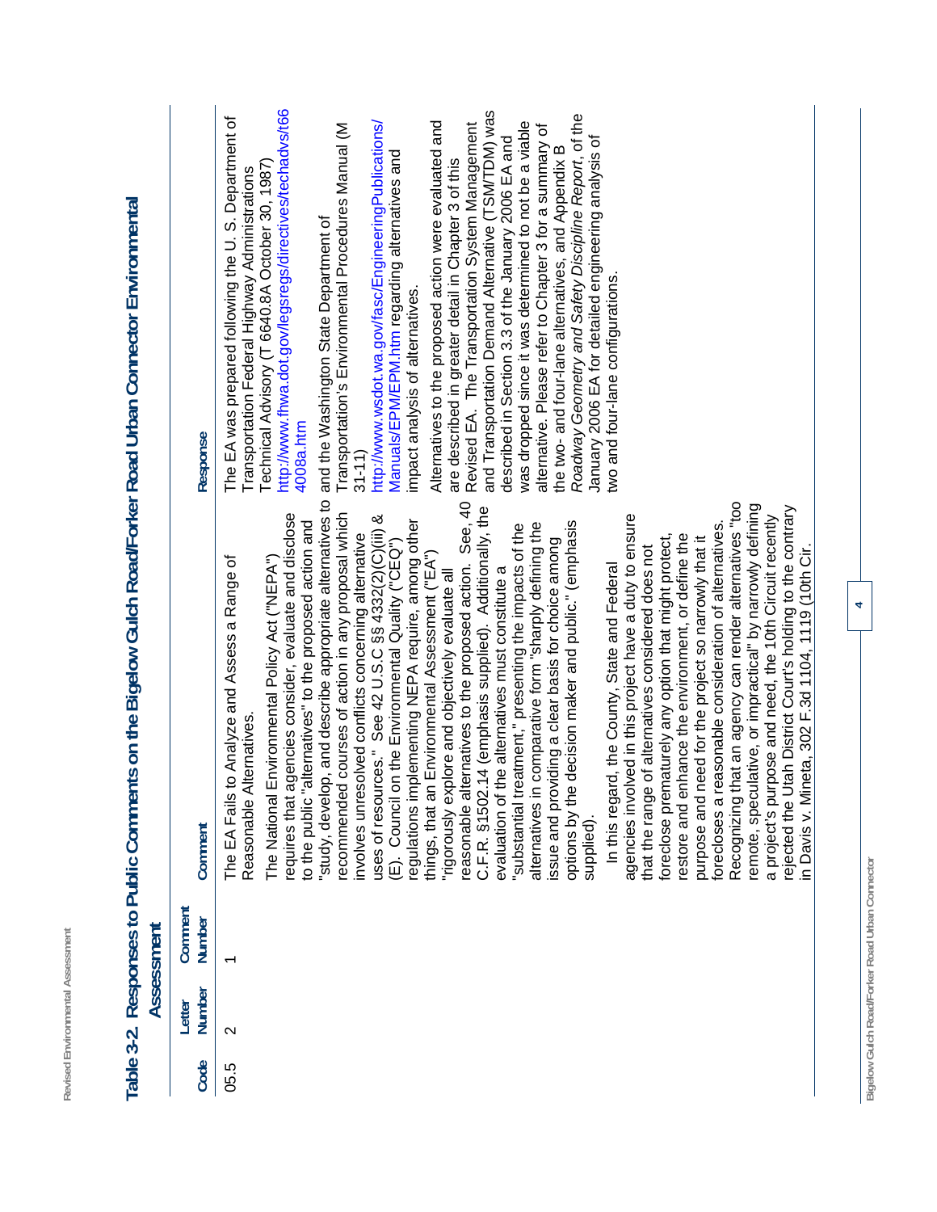## Table 3-2. Responses to Public Comments on the Bigelow Gulch Road/Forker Road Urban Connector Environmental Assessment

| Code | Letter Number | Comment Number | Comment | Response |
|---|---|---|---|---|
| 05.5 | 2 | 1 | The EA Fails to Analyze and Assess a Range of Reasonable Alternatives.<br><br>The National Environmental Policy Act ("NEPA") requires that agencies consider, evaluate and disclose to the public "alternatives" to the proposed action and "study, develop, and describe appropriate alternatives to recommended courses of action in any proposal which involves unresolved conflicts concerning alternative uses of resources." See 42 U.S.C §§ 4332(2)(C)(iii) & (E). Council on the Environmental Quality ("CEQ") regulations implementing NEPA require, among other things, that an Environmental Assessment ("EA") "rigorously explore and objectively evaluate all reasonable alternatives to the proposed action. See, 40 C.F.R. §1502.14 (emphasis supplied). Additionally, the evaluation of the alternatives must constitute a "substantial treatment," presenting the impacts of the alternatives in comparative form "sharply defining the issue and providing a clear basis for choice among options by the decision maker and public." (emphasis supplied).<br><br>In this regard, the County, State and Federal agencies involved in this project have a duty to ensure that the range of alternatives considered does not foreclose prematurely any option that might protect, restore and enhance the environment, or define the purpose and need for the project so narrowly that it forecloses a reasonable consideration of alternatives. Recognizing that an agency can render alternatives "too remote, speculative, or impractical" by narrowly defining a project's purpose and need, the 10th Circuit recently rejected the Utah District Court's holding to the contrary in Davis v. Mineta, 302 F.3d 1104, 1119 (10th Cir. | The EA was prepared following the U. S. Department of Transportation Federal Highway Administrations Technical Advisory (T 6640.8A October 30, 1987) http://www.fhwa.dot.gov/legsregs/directives/techadvs/t664008a.htm and the Washington State Department of Transportation's Environmental Procedures Manual (M 31-11) http://www.wsdot.wa.gov/fasc/EngineeringPublications/Manuals/EPM/EPM.htm regarding alternatives and impact analysis of alternatives.<br><br>Alternatives to the proposed action were evaluated and are described in greater detail in Chapter 3 of this Revised EA. The Transportation System Management and Transportation Demand Alternative (TSM/TDM) was described in Section 3.3 of the January 2006 EA and was dropped since it was determined to not be a viable alternative. Please refer to Chapter 3 for a summary of the two- and four-lane alternatives, and Appendix B *Roadway Geometry and Safety Discipline Report*, of the January 2006 EA for detailed engineering analysis of two and four-lane configurations. |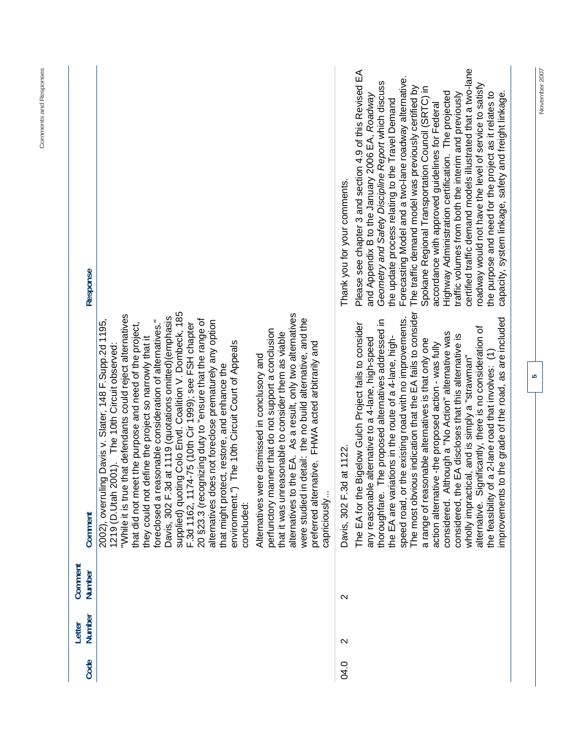| Code | Letter Number | Comment Number | Comment | Response |
|---|---|---|---|---|
| | | | 2002), overruling Davis v. Slater, 148 F.Supp.2d 1195, 1219 (D.Utah 2001). The 10th Circuit observed:<br><br>"While it is true that defendants could reject alternatives that did not meet the purpose and need of the project, they could not define the project so narrowly that it foreclosed a reasonable consideration of alternatives." Davis, 302 F.3d at 1119 (quotations omitted)(emphasis supplied) quoting Colo Envtl. Coalition V. Dombeck, 185 F.3d 1162, 1174-75 (10th Cir 1999); see FSH chapter 20 §23.3 (recognizing duty to "ensure that the range of alternatives does not foreclose prematurely any option that might protect, restore, and enhance the environment.") The 10th Circuit Court of Appeals concluded:<br><br>Alternatives were dismissed in conclusory and perfunctory manner that do not support a conclusion that it was unreasonable to consider them as viable alternatives to the EA. As a result, only two alternatives were studied in detail: the no build alternative, and the preferred alternative. FHWA acted arbitrarily and capriciously...<br><br>Davis, 302 F.3d at 1122. | |
| 04.0 | 2 | 2 | The EA for the Bigelow Gulch Project fails to consider any reasonable alternative to a 4-lane, high-speed thoroughfare. The proposed alternatives addressed in the EA are variations in the route of a 4-lane, high-speed road, or the existing road with no improvements. The most obvious indication that the EA fails to consider a range of reasonable alternatives is that only one action alternative -the proposed action - was fully considered. Although a "No Action" alternative was considered, the EA discloses that this alternative is wholly impractical, and is simply a "strawman" alternative. Significantly, there is no consideration of the feasibility of a 2-lane road that involves: (1) improvements to the grade of the road, as are included | Thank you for your comments.<br><br>Please see chapter 3 and section 4.9 of this Revised EA and Appendix B to the January 2006 EA, *Roadway Geometry and Safety Discipline Report* which discuss the update process relating to the Travel Demand Forecasting Model and a two-lane roadway alternative. The traffic demand model was previously certified by Spokane Regional Transportation Council (SRTC) in accordance with approved guidelines for Federal Highway Administration certification. The projected traffic volumes from both the interim and previously certified traffic demand models illustrated that a two-lane roadway would not have the level of service to satisfy the purpose and need for the project as it relates to capacity, system linkage, safety and freight linkage. |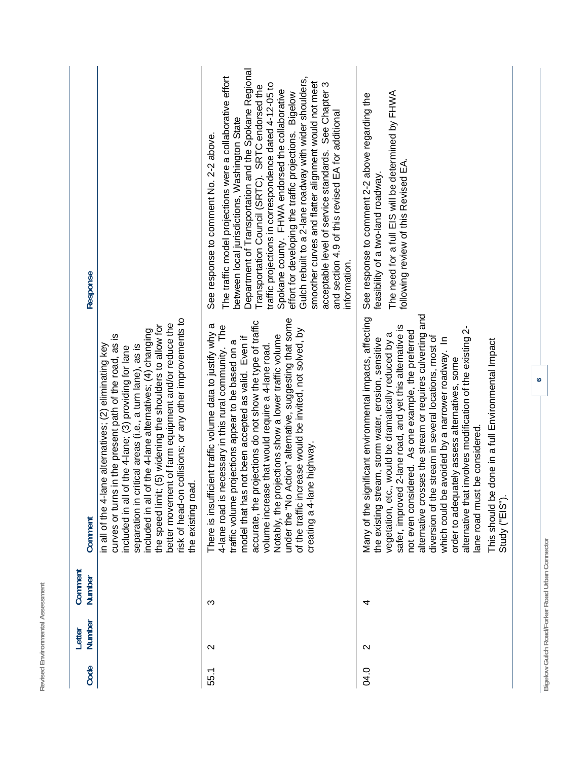| Code | Letter Number | Comment Number | Comment | Response |
|---|---|---|---|---|
| | | | in all of the 4-lane alternatives; (2) eliminating key curves or turns in the present path of the road, as is included in all of the 4-lane; (3) providing for lane separation in critical areas (i.e., a turn lane), as is included in all of the 4-lane alternatives; (4) changing the speed limit; (5) widening the shoulders to allow for better movement of farm equipment and/or reduce the risk of head-on collisions; or any other improvements to the existing road. | |
| 55.1 | 2 | 3 | There is insufficient traffic volume data to justify why a 4-lane road is necessary in this rural community. The traffic volume projections appear to be based on a model that has not been accepted as valid. Even if accurate, the projections do not show the type of traffic volume increase that would require a 4-lane road. Notably, the projections show a lower traffic volume under the "No Action" alternative, suggesting that some of the traffic increase would be invited, not solved, by creating a 4-lane highway. | See response to comment No. 2-2 above.<br><br>The traffic model projections were a collaborative effort between local jurisdictions, Washington State Department of Transportation and the Spokane Regional Transportation Council (SRTC). SRTC endorsed the traffic projections in correspondence dated 4-12-05 to Spokane county. FHWA endorsed the collaborative effort for developing the traffic projections. Bigelow Gulch rebuilt to a 2-lane roadway with wider shoulders, smoother curves and flatter alignment would not meet acceptable level of service standards. See Chapter 3 and section 4.9 of this revised EA for additional information. |
| 04.0 | 2 | 4 | Many of the significant environmental impacts, affecting the existing stream, storm water, erosion, sensitive vegetation, etc., would be dramatically reduced by a safer, improved 2-lane road, and yet this alternative is not even considered. As one example, the preferred alternative crosses the stream or requires culverting and diversion of the stream in several locations, most of which could be avoided by a narrower roadway. In order to adequately assess alternatives, some alternative that involves modification of the existing 2-lane road must be considered.<br><br>This should be done in a full Environmental Impact Study ("EIS"). | See response to comment 2-2 above regarding the feasibility of a two-land roadway.<br><br>The need for a full EIS will be determined by FHWA following review of this Revised EA. |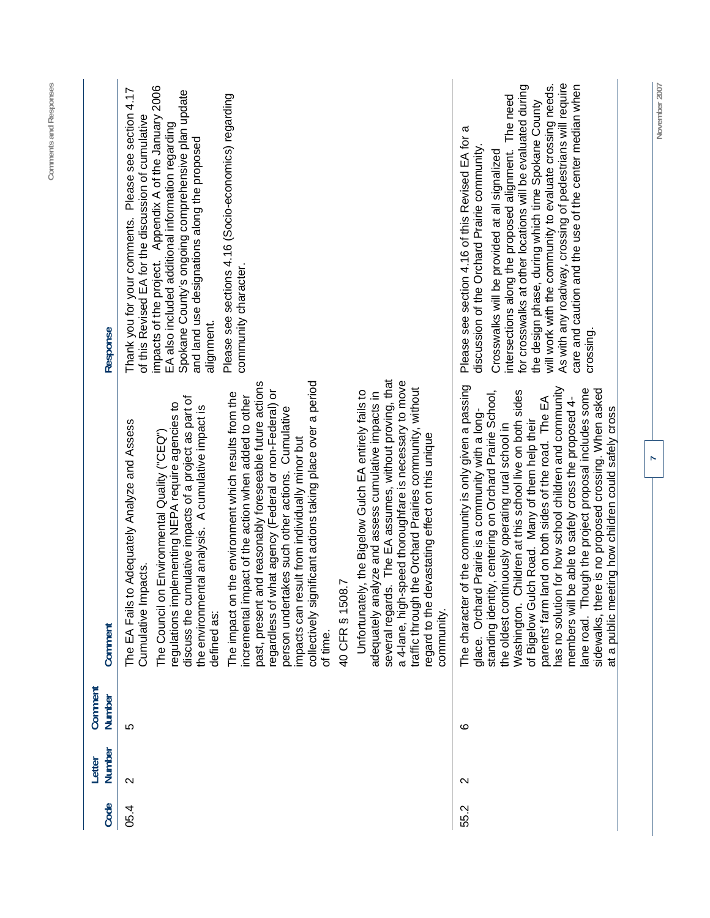| Code | Letter Number | Comment Number | Comment | Response |
|---|---|---|---|---|
| 05.4 | 2 | 5 | The EA Fails to Adequately Analyze and Assess Cumulative Impacts.<br><br>The Council on Environmental Quality ("CEQ") regulations implementing NEPA require agencies to discuss the cumulative impacts of a project as part of the environmental analysis. A cumulative impact is defined as:<br><br>The impact on the environment which results from the incremental impact of the action when added to other past, present and reasonably foreseeable future actions regardless of what agency (Federal or non-Federal) or person undertakes such other actions. Cumulative impacts can result from individually minor but collectively significant actions taking place over a period of time.<br><br>40 CFR § 1508.7<br><br>Unfortunately, the Bigelow Gulch EA entirely fails to adequately analyze and assess cumulative impacts in several regards. The EA assumes, without proving, that a 4-lane, high-speed thoroughfare is necessary to move traffic through the Orchard Prairies community, without regard to the devastating effect on this unique community. | Thank you for your comments. Please see section 4.17 of this Revised EA for the discussion of cumulative impacts of the project. Appendix A of the January 2006 EA also included additional information regarding Spokane County's ongoing comprehensive plan update and land use designations along the proposed alignment.<br><br>Please see sections 4.16 (Socio-economics) regarding community character. |
| 55.2 | 2 | 6 | The character of the community is only given a passing glace. Orchard Prairie is a community with a long-standing identity, centering on Orchard Prairie School, the oldest continuously operating rural school in Washington. Children at this school live on both sides of Bigelow Gulch Road. Many of them help their parents' farm land on both sides of the road. The EA has no solution for how school children and community members will be able to safely cross the proposed 4-lane road. Though the project proposal includes some sidewalks, there is no proposed crossing. When asked at a public meeting how children could safely cross | Please see section 4.16 of this Revised EA for a discussion of the Orchard Prairie community.<br><br>Crosswalks will be provided at all signalized intersections along the proposed alignment. The need for crosswalks at other locations will be evaluated during the design phase, during which time Spokane County will work with the community to evaluate crossing needs. As with any roadway, crossing of pedestrians will require care and caution and the use of the center median when crossing. |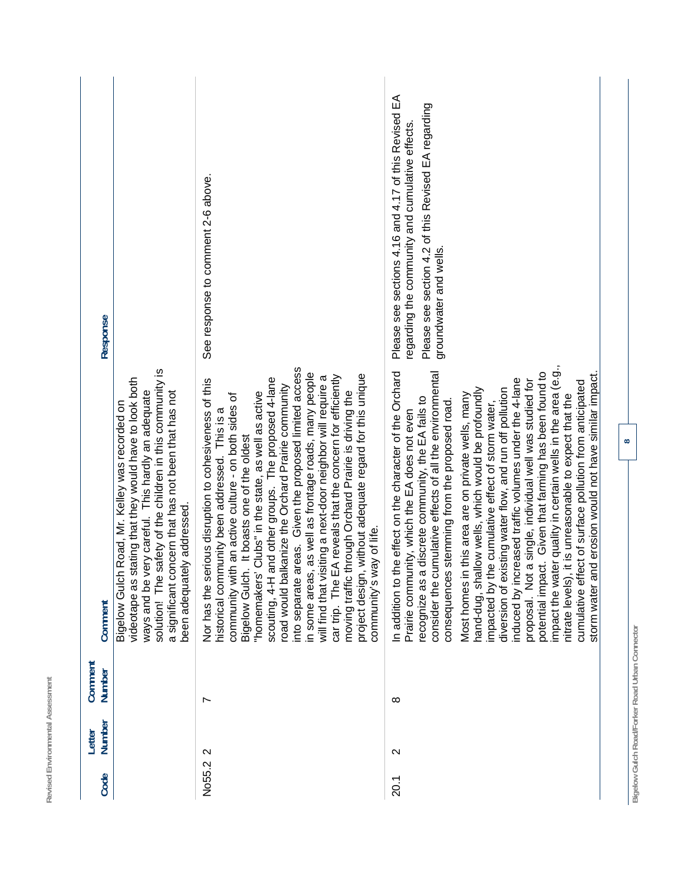| Code | Letter Number | Comment Number | Comment | Response |
|---|---|---|---|---|
| | | | Bigelow Gulch Road, Mr. Kelley was recorded on videotape as stating that they would have to look both ways and be very careful. This hardly an adequate solution! The safety of the children in this community is a significant concern that has not been that has not been adequately addressed. | |
| No55.2 | 2 | 7 | Nor has the serious disruption to cohesiveness of this historical community been addressed. This is a community with an active culture - on both sides of Bigelow Gulch. It boasts one of the oldest "homemakers' Clubs" in the state, as well as active scouting, 4-H and other groups. The proposed 4-lane road would balkanize the Orchard Prairie community into separate areas. Given the proposed limited access in some areas, as well as frontage roads, many people will find that visiting a next-door neighbor will require a car trip. The EA reveals that the concern for efficiently moving traffic through Orchard Prairie is driving the project design, without adequate regard for this unique community's way of life. | See response to comment 2-6 above. |
| 20.1 | 2 | 8 | In addition to the effect on the character of the Orchard Prairie community, which the EA does not even recognize as a discrete community, the EA fails to consider the cumulative effects of all the environmental consequences stemming from the proposed road.<br><br>Most homes in this area are on private wells, many hand-dug, shallow wells, which would be profoundly impacted by the cumulative effect of storm water, diversion of existing water flow, and run off pollution induced by increased traffic volumes under the 4-lane proposal. Not a single, individual well was studied for potential impact. Given that farming has been found to impact the water quality in certain wells in the area (e.g., nitrate levels), it is unreasonable to expect that the cumulative effect of surface pollution from anticipated storm water and erosion would not have similar impact. | Please see sections 4.16 and 4.17 of this Revised EA regarding the community and cumulative effects.<br><br>Please see section 4.2 of this Revised EA regarding groundwater and wells. |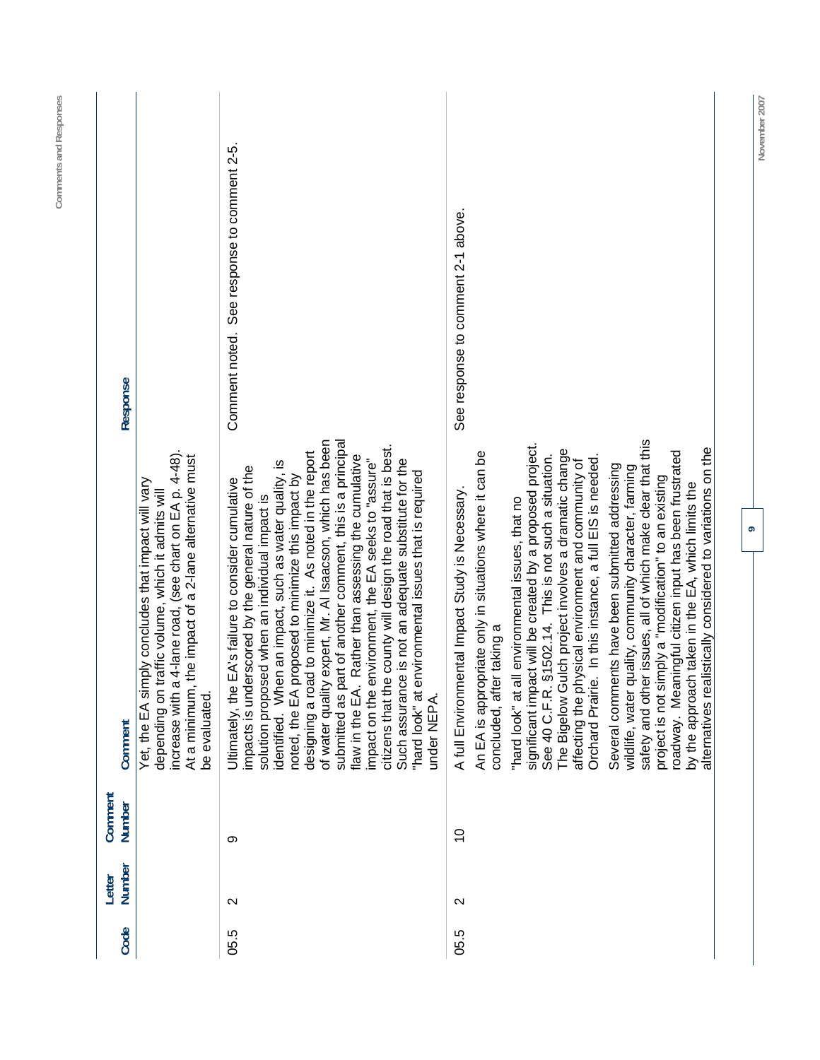| Code | Letter Number | Comment Number | Comment | Response |
|---|---|---|---|---|
| | | | Yet, the EA simply concludes that impact will vary depending on traffic volume, which it admits will increase with a 4-lane road, (see chart on EA p. 4-48). At a minimum, the impact of a 2-lane alternative must be evaluated. | |
| 05.5 | 2 | 9 | Ultimately, the EA's failure to consider cumulative impacts is underscored by the general nature of the solution proposed when an individual impact is identified. When an impact, such as water quality, is noted, the EA proposed to minimize this impact by designing a road to minimize it. As noted in the report of water quality expert, Mr. Al Isaacson, which has been submitted as part of another comment, this is a principal flaw in the EA. Rather than assessing the cumulative impact on the environment, the EA seeks to "assure" citizens that the county will design the road that is best. Such assurance is not an adequate substitute for the "hard look" at environmental issues that is required under NEPA. | Comment noted. See response to comment 2-5. |
| 05.5 | 2 | 10 | A full Environmental Impact Study is Necessary.<br><br>An EA is appropriate only in situations where it can be concluded, after taking a<br><br>"hard look" at all environmental issues, that no significant impact will be created by a proposed project. See 40 C.F.R. §1502.14. This is not such a situation. The Bigelow Gulch project involves a dramatic change affecting the physical environment and community of Orchard Prairie. In this instance, a full EIS is needed.<br><br>Several comments have been submitted addressing wildlife, water quality, community character, farming safety and other issues, all of which make clear that this project is not simply a "modification" to an existing roadway. Meaningful citizen input has been frustrated by the approach taken in the EA, which limits the alternatives realistically considered to variations on the | See response to comment 2-1 above. |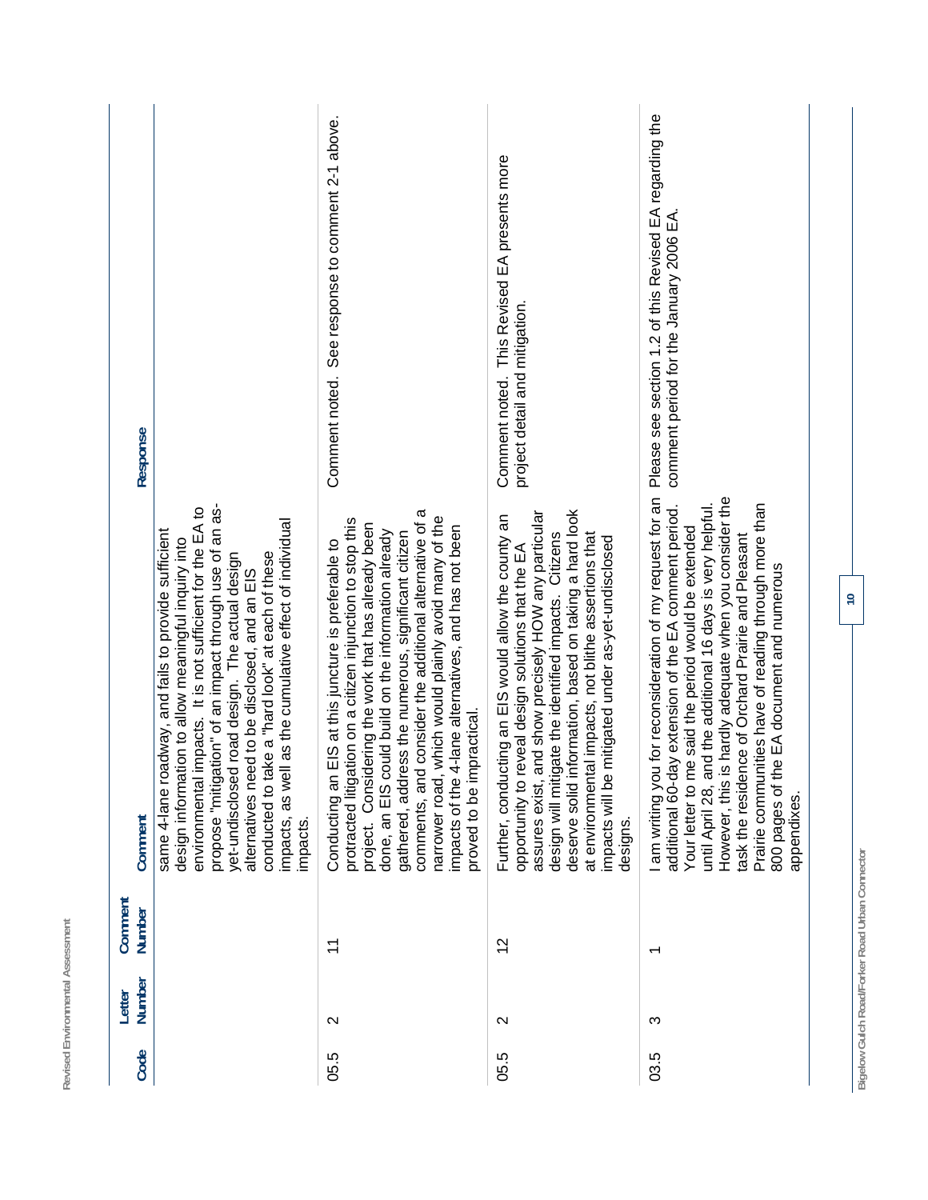| Code | Letter Number | Comment Number | Comment | Response |
|---|---|---|---|---|
| | | | same 4-lane roadway, and fails to provide sufficient design information to allow meaningful inquiry into environmental impacts. It is not sufficient for the EA to propose "mitigation" of an impact through use of an as-yet-undisclosed road design. The actual design alternatives need to be disclosed, and an EIS conducted to take a "hard look" at each of these impacts, as well as the cumulative effect of individual impacts. | |
| 05.5 | 2 | 11 | Conducting an EIS at this juncture is preferable to protracted litigation on a citizen injunction to stop this project. Considering the work that has already been done, an EIS could build on the information already gathered, address the numerous, significant citizen comments, and consider the additional alternative of a narrower road, which would plainly avoid many of the impacts of the 4-lane alternatives, and has not been proved to be impractical. | Comment noted. See response to comment 2-1 above. |
| 05.5 | 2 | 12 | Further, conducting an EIS would allow the county an opportunity to reveal design solutions that the EA assures exist, and show precisely HOW any particular design will mitigate the identified impacts. Citizens deserve solid information, based on taking a hard look at environmental impacts, not blithe assertions that impacts will be mitigated under as-yet-undisclosed designs. | Comment noted. This Revised EA presents more project detail and mitigation. |
| 03.5 | 3 | 1 | I am writing you for reconsideration of my request for an additional 60-day extension of the EA comment period. Your letter to me said the period would be extended until April 28, and the additional 16 days is very helpful. However, this is hardly adequate when you consider the task the residence of Orchard Prairie and Pleasant Prairie communities have of reading through more than 800 pages of the EA document and numerous appendixes. | Please see section 1.2 of this Revised EA regarding the comment period for the January 2006 EA. |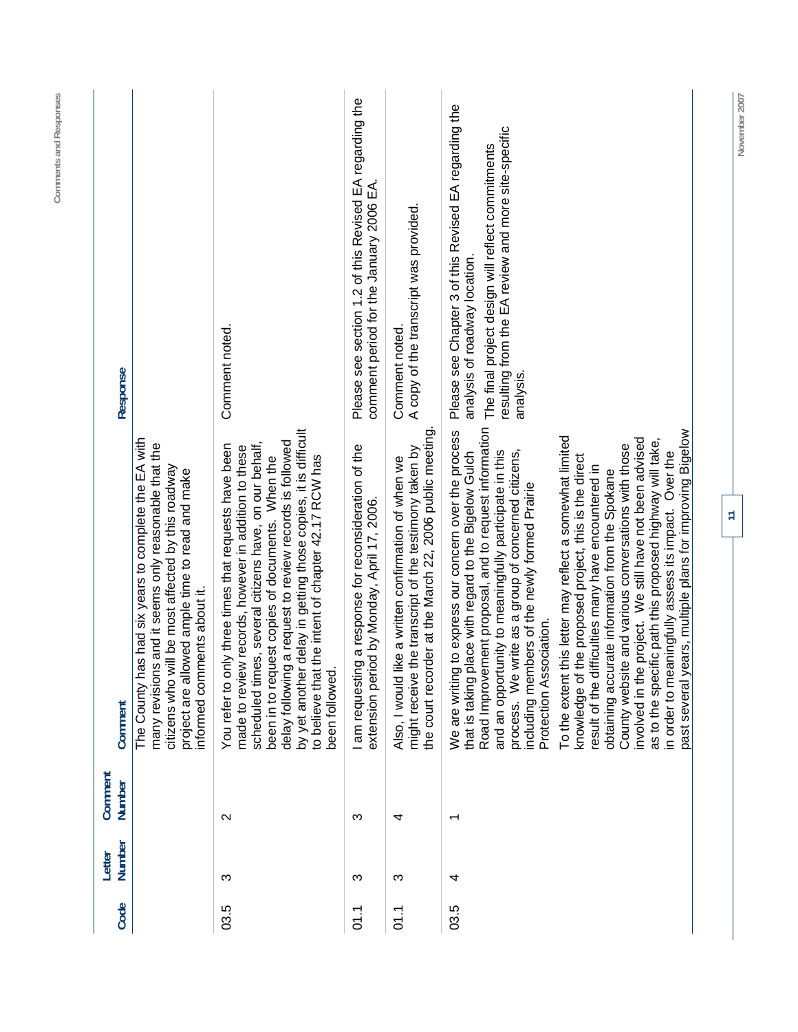| Code | Letter Number | Comment Number | Comment | Response |
|---|---|---|---|---|
| | | | The County has had six years to complete the EA with many revisions and it seems only reasonable that the citizens who will be most affected by this roadway project are allowed ample time to read and make informed comments about it. | |
| 03.5 | 3 | 2 | You refer to only three times that requests have been made to review records, however in addition to these scheduled times, several citizens have, on our behalf, been in to request copies of documents. When the delay following a request to review records is followed by yet another delay in getting those copies, it is difficult to believe that the intent of chapter 42.17 RCW has been followed. | Comment noted. |
| 01.1 | 3 | 3 | I am requesting a response for reconsideration of the extension period by Monday, April 17, 2006. | Please see section 1.2 of this Revised EA regarding the comment period for the January 2006 EA. |
| 01.1 | 3 | 4 | Also, I would like a written confirmation of when we might receive the transcript of the testimony taken by the court recorder at the March 22, 2006 public meeting. | Comment noted.<br>A copy of the transcript was provided. |
| 03.5 | 4 | 1 | We are writing to express our concern over the process that is taking place with regard to the Bigelow Gulch Road Improvement proposal, and to request information and an opportunity to meaningfully participate in this process. We write as a group of concerned citizens, including members of the newly formed Prairie Protection Association.<br><br>To the extent this letter may reflect a somewhat limited knowledge of the proposed project, this is the direct result of the difficulties many have encountered in obtaining accurate information from the Spokane County website and various conversations with those involved in the project. We still have not been advised as to the specific path this proposed highway will take, in order to meaningfully assess its impact. Over the past several years, multiple plans for improving Bigelow | Please see Chapter 3 of this Revised EA regarding the analysis of roadway location.<br><br>The final project design will reflect commitments resulting from the EA review and more site-specific analysis. |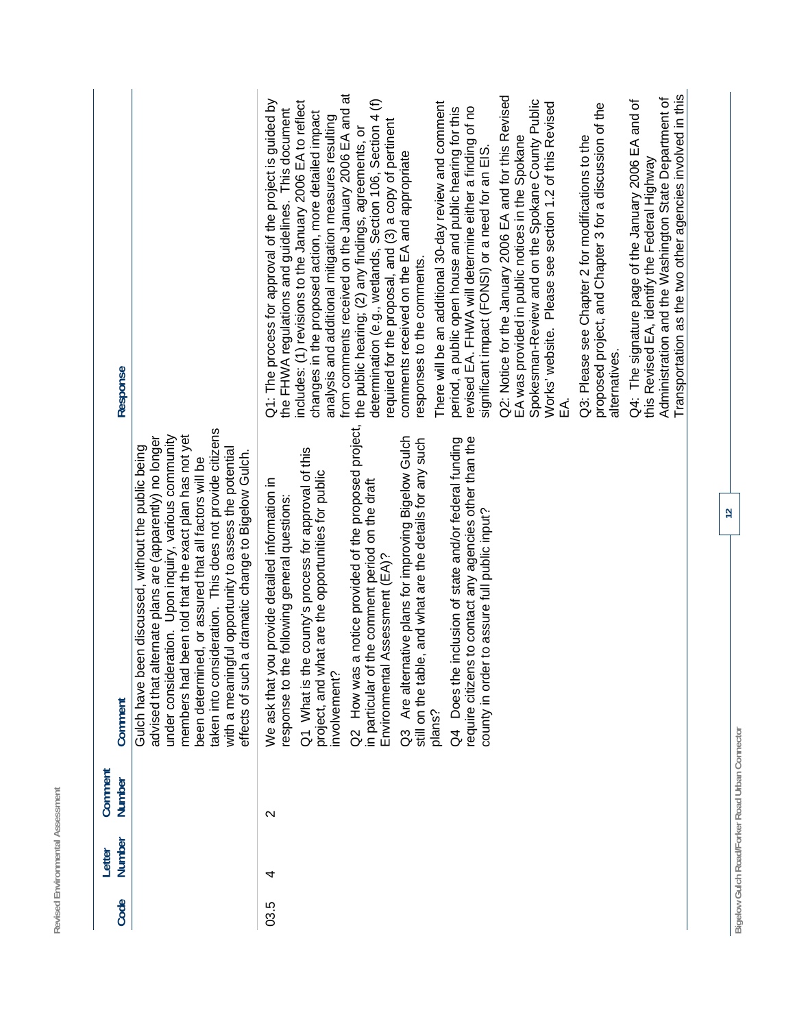| Code | Letter Number | Comment Number | Comment | Response |
|---|---|---|---|---|
| | | | Gulch have been discussed, without the public being advised that alternate plans are (apparently) no longer under consideration. Upon inquiry, various community members had been told that the exact plan has not yet been determined, or assured that all factors will be taken into consideration. This does not provide citizens with a meaningful opportunity to assess the potential effects of such a dramatic change to Bigelow Gulch. | |
| 03.5 | 4 | 2 | We ask that you provide detailed information in response to the following general questions:<br><br>Q1 What is the county's process for approval of this project, and what are the opportunities for public involvement?<br><br>Q2 How was a notice provided of the proposed project, in particular of the comment period on the draft Environmental Assessment (EA)?<br><br>Q3 Are alternative plans for improving Bigelow Gulch still on the table, and what are the details for any such plans?<br><br>Q4 Does the inclusion of state and/or federal funding require citizens to contact any agencies other than the county in order to assure full public input? | Q1: The process for approval of the project is guided by the FHWA regulations and guidelines. This document includes: (1) revisions to the January 2006 EA to reflect changes in the proposed action, more detailed impact analysis and additional mitigation measures resulting from comments received on the January 2006 EA and at the public hearing; (2) any findings, agreements, or determination (e.g., wetlands, Section 106, Section 4 (f) required for the proposal, and (3) a copy of pertinent comments received on the EA and appropriate responses to the comments.<br><br>There will be an additional 30-day review and comment period, a public open house and public hearing for this revised EA. FHWA will determine either a finding of no significant impact (FONSI) or a need for an EIS.<br><br>Q2: Notice for the January 2006 EA and for this Revised EA was provided in public notices in the Spokane Spokesman-Review and on the Spokane County Public Works' website. Please see section 1.2 of this Revised EA.<br><br>Q3: Please see Chapter 2 for modifications to the proposed project, and Chapter 3 for a discussion of the alternatives.<br><br>Q4: The signature page of the January 2006 EA and of this Revised EA, identify the Federal Highway Administration and the Washington State Department of Transportation as the two other agencies involved in this |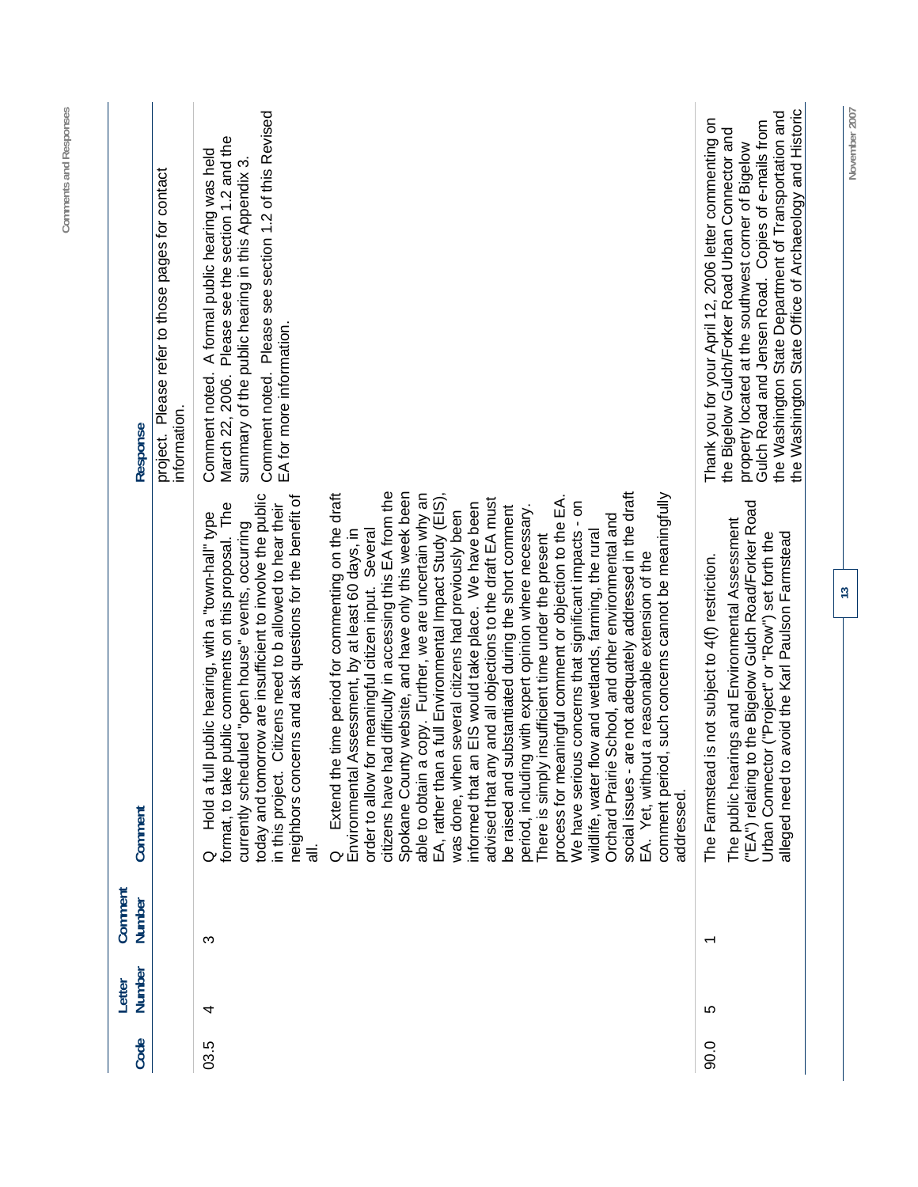| Code | Letter Number | Comment Number | Comment | Response |
|---|---|---|---|---|
| | | | | project. Please refer to those pages for contact information. |
| 03.5 | 4 | 3 | Q Hold a full public hearing, with a "town-hall" type format, to take public comments on this proposal. The currently scheduled "open house" events, occurring today and tomorrow are insufficient to involve the public in this project. Citizens need to b allowed to hear their neighbors concerns and ask questions for the benefit of all. | Comment noted. A formal public hearing was held March 22, 2006. Please see the section 1.2 and the summary of the public hearing in this Appendix 3. |
| | | | Q Extend the time period for commenting on the draft Environmental Assessment, by at least 60 days, in order to allow for meaningful citizen input. Several citizens have had difficulty in accessing this EA from the Spokane County website, and have only this week been able to obtain a copy. Further, we are uncertain why an EA, rather than a full Environmental Impact Study (EIS), was done, when several citizens had previously been informed that an EIS would take place. We have been advised that any and all objections to the draft EA must be raised and substantiated during the short comment period, including with expert opinion where necessary. There is simply insufficient time under the present process for meaningful comment or objection to the EA. We have serious concerns that significant impacts - on wildlife, water flow and wetlands, farming, the rural Orchard Prairie School, and other environmental and social issues - are not adequately addressed in the draft EA. Yet, without a reasonable extension of the comment period, such concerns cannot be meaningfully addressed. | Comment noted. Please see section 1.2 of this Revised EA for more information. |
| 90.0 | 5 | 1 | The Farmstead is not subject to 4(f) restriction.<br><br>The public hearings and Environmental Assessment ("EA") relating to the Bigelow Gulch Road/Forker Road Urban Connector ("Project" or "Row") set forth the alleged need to avoid the Karl Paulson Farmstead | Thank you for your April 12, 2006 letter commenting on the Bigelow Gulch/Forker Road Urban Connector and property located at the southwest corner of Bigelow Gulch Road and Jensen Road. Copies of e-mails from the Washington State Department of Transportation and the Washington State Office of Archaeology and Historic |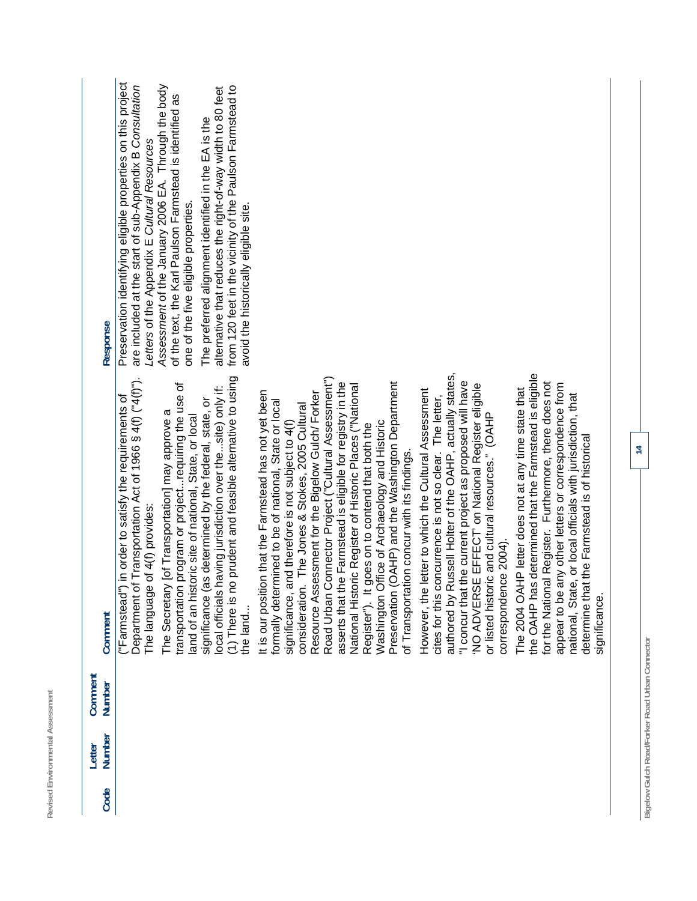| Code | Letter Number | Comment Number | Comment | Response |
| --- | --- | --- | --- | --- |
| | | | ("Farmstead") in order to satisfy the requirements of Department of Transportation Act of 1966 § 4(f) ("4(f)"). The language of 4(f) provides:<br><br>The Secretary [of Transportation] may approve a transportation program or project...requiring the use of land of an historic site of national, State, or local significance (as determined by the federal, state, or local officials having jurisdiction over the...site) only if: (1) There is no prudent and feasible alternative to using the land...<br><br>It is our position that the Farmstead has not yet been formally determined to be of national, State or local significance, and therefore is not subject to 4(f) consideration. The Jones & Stokes, 2005 Cultural Resource Assessment for the Bigelow Gulch/ Forker Road Urban Connector Project ("Cultural Assessment") asserts that the Farmstead is eligible for registry in the National Historic Register of Historic Places ("National Register"). It goes on to contend that both the Washington Office of Archaeology and Historic Preservation (OAHP) and the Washington Department of Transportation concur with its findings.<br><br>However, the letter to which the Cultural Assessment cites for this concurrence is not so clear. The letter, authored by Russell Holter of the OAHP, actually states, "I concur that the current project as proposed will have 'NO ADVERSE EFFECT' on National Register eligible or listed historic and cultural resources." (OAHP correspondence 2004).<br><br>The 2004 OAHP letter does not at any time state that the OAHP has determined that the Farmstead is eligible for the National Register. Furthermore, there does not appear to be any other letters or correspondence from national, State, or local officials with jurisdiction, that determine that the Farmstead is of historical significance. | Preservation identifying eligible properties on this project are included at the start of sub-Appendix B *Consultation Letters* of the Appendix E *Cultural Resources Assessment* of the January 2006 EA. Through the body of the text, the Karl Paulson Farmstead is identified as one of the five eligible properties.<br><br>The preferred alignment identified in the EA is the alternative that reduces the right-of-way width to 80 feet from 120 feet in the vicinity of the Paulson Farmstead to avoid the historically eligible site. |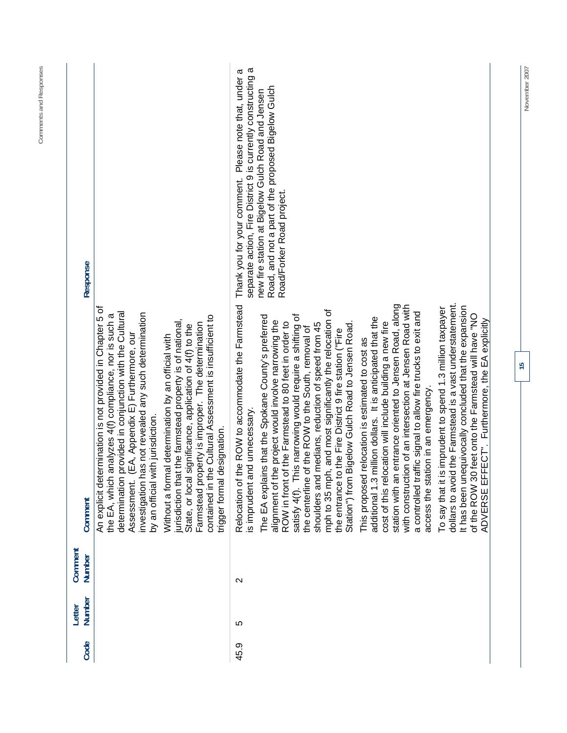| Code | Letter Number | Comment Number | Comment | Response |
|---|---|---|---|---|
| | | | An explicit determination is not provided in Chapter 5 of the EA, which analyzes 4(f) compliance, nor is such a determination provided in conjunction with the Cultural Assessment. (EA, Appendix E) Furthermore, our investigation has not revealed any such determination by an official with jurisdiction.<br><br>Without a formal determination by an official with jurisdiction that the farmstead property is of national, State, or local significance, application of 4(f) to the Farmstead property is improper. The determination contained in the Cultural Assessment is insufficient to trigger formal designation. | |
| 45.9 | 5 | 2 | Relocation of the ROW to accommodate the Farmstead is imprudent and unnecessary.<br><br>The EA explains that the Spokane County's preferred alignment of the project would involve narrowing the ROW in front of the Farmstead to 80 feet in order to satisfy 4(f). This narrowing would require a shifting of the centerline of the ROW to the South, removal of shoulders and medians, reduction of speed from 45 mph to 35 mph, and most significantly the relocation of the entrance to the Fire District 9 fire station ("Fire Station") from Bigelow Gulch Road to Jensen Road.<br><br>This proposed relocation is estimated to cost as additional 1.3 million dollars. It is anticipated that the cost of this relocation will include building a new fire station with an entrance oriented to Jensen Road, along with construction of an intersection at Jensen Road with a controlled traffic signal to allow fire trucks to exit and access the station in an emergency.<br><br>To say that it is imprudent to spend 1.3 million taxpayer dollars to avoid the Farmstead is a vast understatement. It has been unequivocally concluded that the expansion of the ROW 30 feet onto the Farmstead will have "NO ADVERSE EFFECT". Furthermore, the EA explicitly | Thank you for your comment. Please note that, under a separate action, Fire District 9 is currently constructing a new fire station at Bigelow Gulch Road and Jensen Road, and not a part of the proposed Bigelow Gulch Road/Forker Road project. |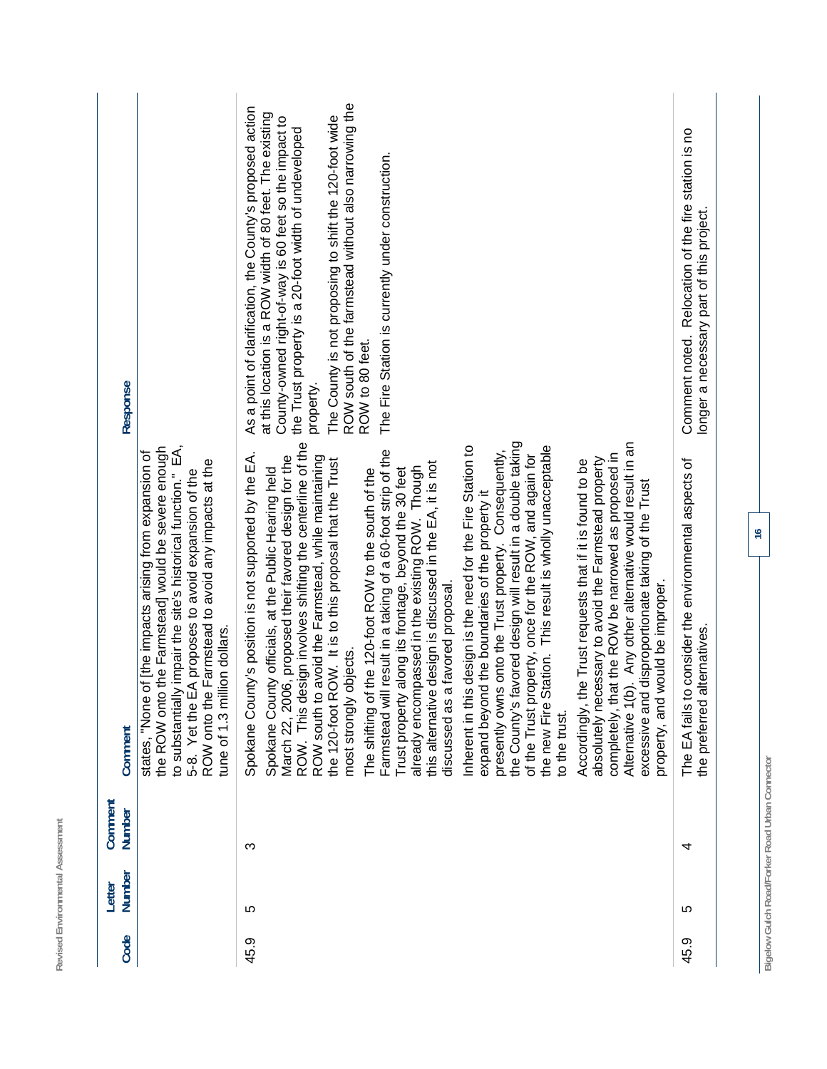| Code | Letter Number | Comment Number | Comment | Response |
|---|---|---|---|---|
| | | | states, "None of [the impacts arising from expansion of the ROW onto the Farmstead] would be severe enough to substantially impair the site's historical function." EA, 5-8. Yet the EA proposes to avoid expansion of the ROW onto the Farmstead to avoid any impacts at the tune of 1.3 million dollars. | |
| 45.9 | 5 | 3 | Spokane County's position is not supported by the EA. Spokane County officials, at the Public Hearing held March 22, 2006, proposed their favored design for the ROW. This design involves shifting the centerline of the ROW south to avoid the Farmstead, while maintaining the 120-foot ROW. It is to this proposal that the Trust most strongly objects.<br><br>The shifting of the 120-foot ROW to the south of the Farmstead will result in a taking of a 60-foot strip of the Trust property along its frontage, beyond the 30 feet already encompassed in the existing ROW. Though this alternative design is discussed in the EA, it is not discussed as a favored proposal.<br><br>Inherent in this design is the need for the Fire Station to expand beyond the boundaries of the property it presently owns onto the Trust property. Consequently, the County's favored design will result in a double taking of the Trust property, once for the ROW, and again for the new Fire Station. This result is wholly unacceptable to the trust.<br><br>Accordingly, the Trust requests that if it is found to be absolutely necessary to avoid the Farmstead property completely, that the ROW be narrowed as proposed in Alternative 1(b). Any other alternative would result in an excessive and disproportionate taking of the Trust property, and would be improper. | As a point of clarification, the County's proposed action at this location is a ROW width of 80 feet. The existing County-owned right-of-way is 60 feet so the impact to the Trust property is a 20-foot width of undeveloped property.<br><br>The County is not proposing to shift the 120-foot wide ROW south of the farmstead without also narrowing the ROW to 80 feet.<br><br>The Fire Station is currently under construction. |
| 45.9 | 5 | 4 | The EA fails to consider the environmental aspects of the preferred alternatives. | Comment noted. Relocation of the fire station is no longer a necessary part of this project. |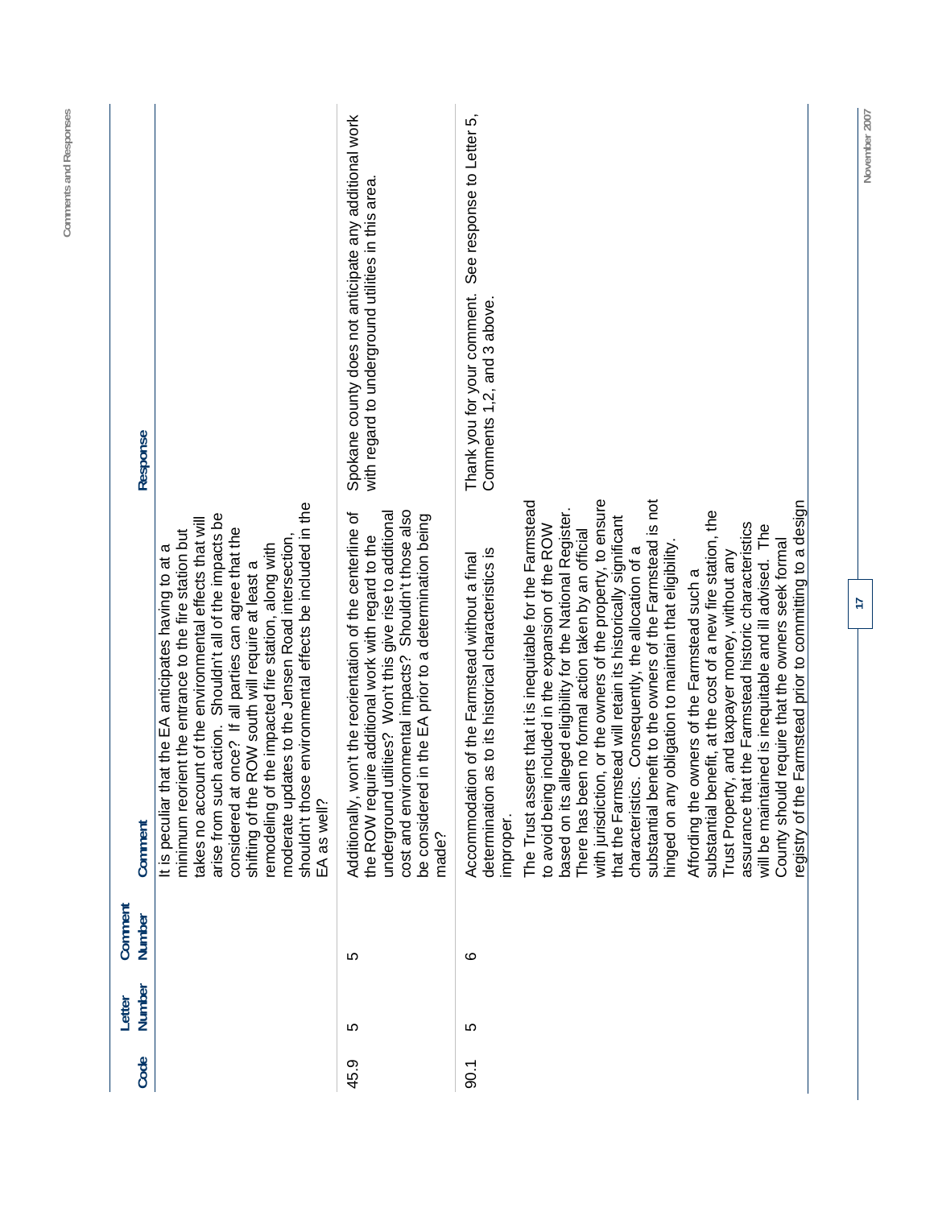| Code | Letter Number | Comment Number | Comment | Response |
|---|---|---|---|---|
| | | | It is peculiar that the EA anticipates having to at a minimum reorient the entrance to the fire station but takes no account of the environmental effects that will arise from such action. Shouldn't all of the impacts be considered at once? If all parties can agree that the shifting of the ROW south will require at least a remodeling of the impacted fire station, along with moderate updates to the Jensen Road intersection, shouldn't those environmental effects be included in the EA as well? | |
| 45.9 | 5 | 5 | Additionally, won't the reorientation of the centerline of the ROW require additional work with regard to the underground utilities? Won't this give rise to additional cost and environmental impacts? Shouldn't those also be considered in the EA prior to a determination being made? | Spokane county does not anticipate any additional work with regard to underground utilities in this area. |
| 90.1 | 5 | 6 | Accommodation of the Farmstead without a final determination as to its historical characteristics is improper.<br><br>The Trust asserts that it is inequitable for the Farmstead to avoid being included in the expansion of the ROW based on its alleged eligibility for the National Register. There has been no formal action taken by an official with jurisdiction, or the owners of the property, to ensure that the Farmstead will retain its historically significant characteristics. Consequently, the allocation of a substantial benefit to the owners of the Farmstead is not hinged on any obligation to maintain that eligibility.<br><br>Affording the owners of the Farmstead such a substantial benefit, at the cost of a new fire station, the Trust Property, and taxpayer money, without any assurance that the Farmstead historic characteristics will be maintained is inequitable and ill advised. The County should require that the owners seek formal registry of the Farmstead prior to committing to a design | Thank you for your comment. See response to Letter 5, Comments 1,2, and 3 above. |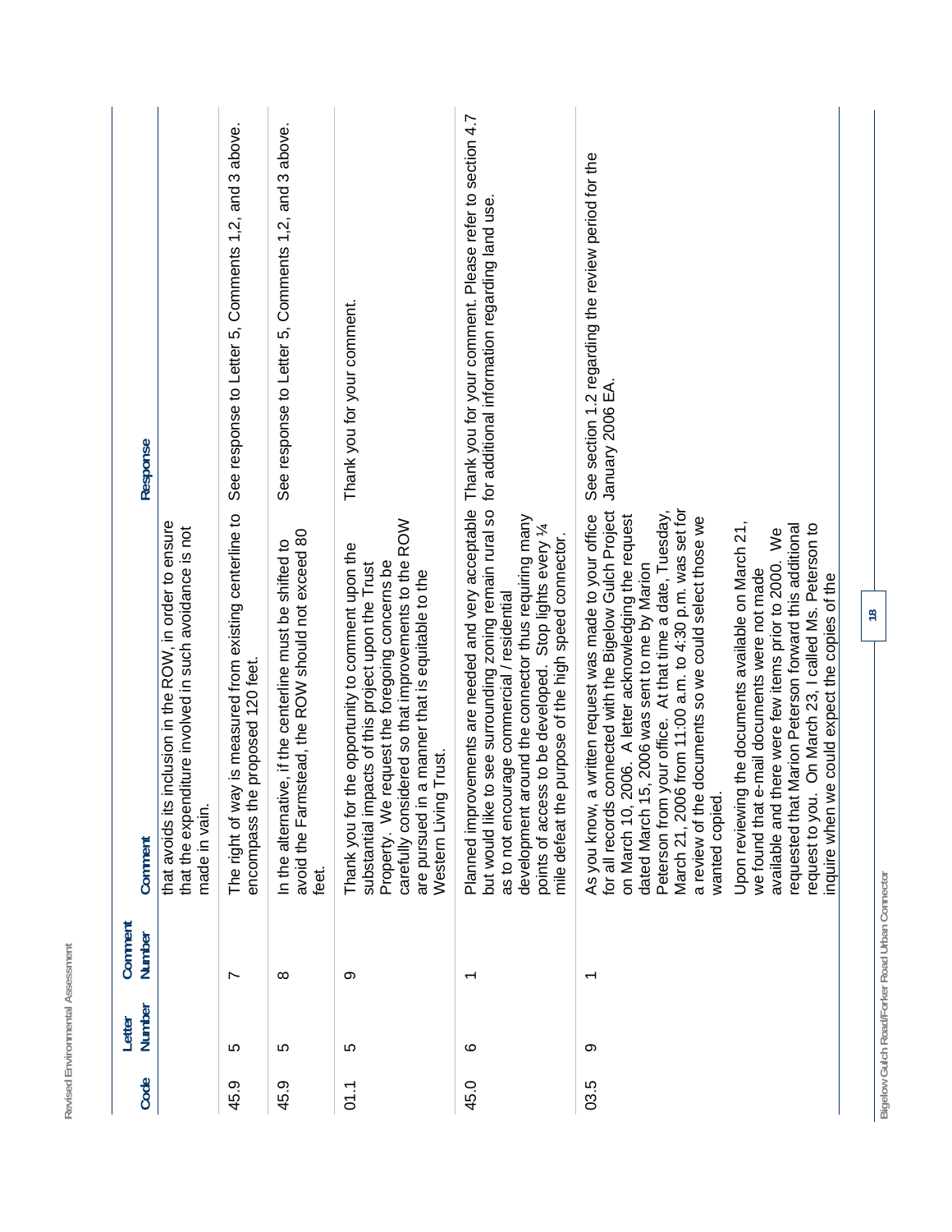| Code | Letter Number | Comment Number | Comment | Response |
|---|---|---|---|---|
| | | | that avoids its inclusion in the ROW, in order to ensure that the expenditure involved in such avoidance is not made in vain. | |
| 45.9 | 5 | 7 | The right of way is measured from existing centerline to encompass the proposed 120 feet. | See response to Letter 5, Comments 1,2, and 3 above. |
| 45.9 | 5 | 8 | In the alternative, if the centerline must be shifted to avoid the Farmstead, the ROW should not exceed 80 feet. | See response to Letter 5, Comments 1,2, and 3 above. |
| 01.1 | 5 | 9 | Thank you for the opportunity to comment upon the substantial impacts of this project upon the Trust Property. We request the foregoing concerns be carefully considered so that improvements to the ROW are pursued in a manner that is equitable to the Western Living Trust. | Thank you for your comment. |
| 45.0 | 6 | 1 | Planned improvements are needed and very acceptable but would like to see surrounding zoning remain rural so as to not encourage commercial / residential development around the connector thus requiring many points of access to be developed. Stop lights every ¼ mile defeat the purpose of the high speed connector. | Thank you for your comment. Please refer to section 4.7 for additional information regarding land use. |
| 03.5 | 9 | 1 | As you know, a written request was made to your office for all records connected with the Bigelow Gulch Project on March 10, 2006. A letter acknowledging the request dated March 15, 2006 was sent to me by Marion Peterson from your office. At that time a date, Tuesday, March 21, 2006 from 11:00 a.m. to 4:30 p.m. was set for a review of the documents so we could select those we wanted copied.<br><br>Upon reviewing the documents available on March 21, we found that e-mail documents were not made available and there were few items prior to 2000. We requested that Marion Peterson forward this additional request to you. On March 23, I called Ms. Peterson to inquire when we could expect the copies of the | See section 1.2 regarding the review period for the January 2006 EA. |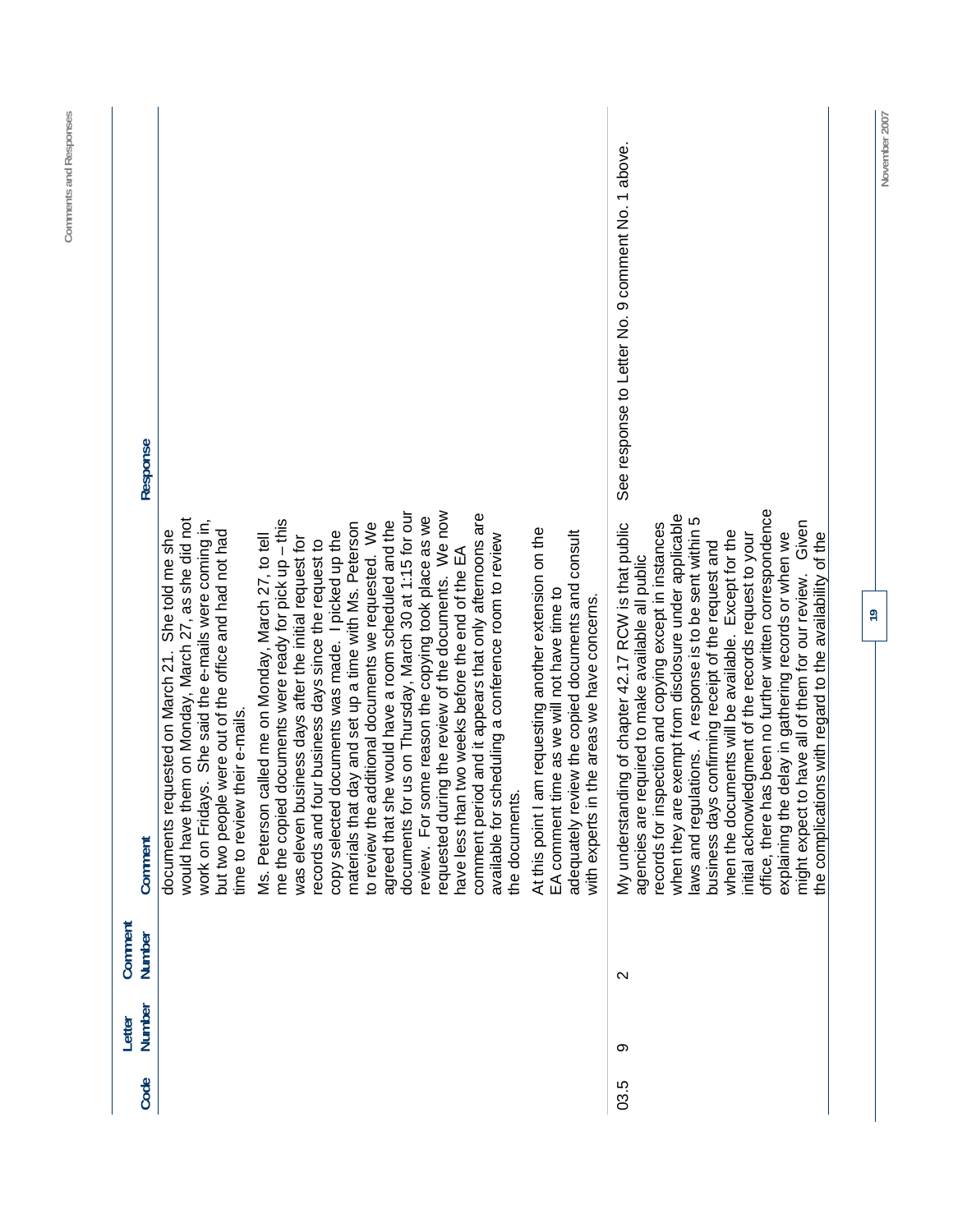| Code | Letter Number | Comment Number | Comment | Response |
|---|---|---|---|---|
| | | | documents requested on March 21. She told me she would have them on Monday, March 27, as she did not work on Fridays. She said the e-mails were coming in, but two people were out of the office and had not had time to review their e-mails.<br><br>Ms. Peterson called me on Monday, March 27, to tell me the copied documents were ready for pick up – this was eleven business days after the initial request for records and four business days since the request to copy selected documents was made. I picked up the materials that day and set up a time with Ms. Peterson to review the additional documents we requested. We agreed that she would have a room scheduled and the documents for us on Thursday, March 30 at 1:15 for our review. For some reason the copying took place as we requested during the review of the documents. We now have less than two weeks before the end of the EA comment period and it appears that only afternoons are available for scheduling a conference room to review the documents.<br><br>At this point I am requesting another extension on the EA comment time as we will not have time to adequately review the copied documents and consult with experts in the areas we have concerns. | |
| 03.5 | 9 | 2 | My understanding of chapter 42.17 RCW is that public agencies are required to make available all public records for inspection and copying except in instances when they are exempt from disclosure under applicable laws and regulations. A response is to be sent within 5 business days confirming receipt of the request and when the documents will be available. Except for the initial acknowledgment of the records request to your office, there has been no further written correspondence explaining the delay in gathering records or when we might expect to have all of them for our review. Given the complications with regard to the availability of the | See response to Letter No. 9 comment No. 1 above. |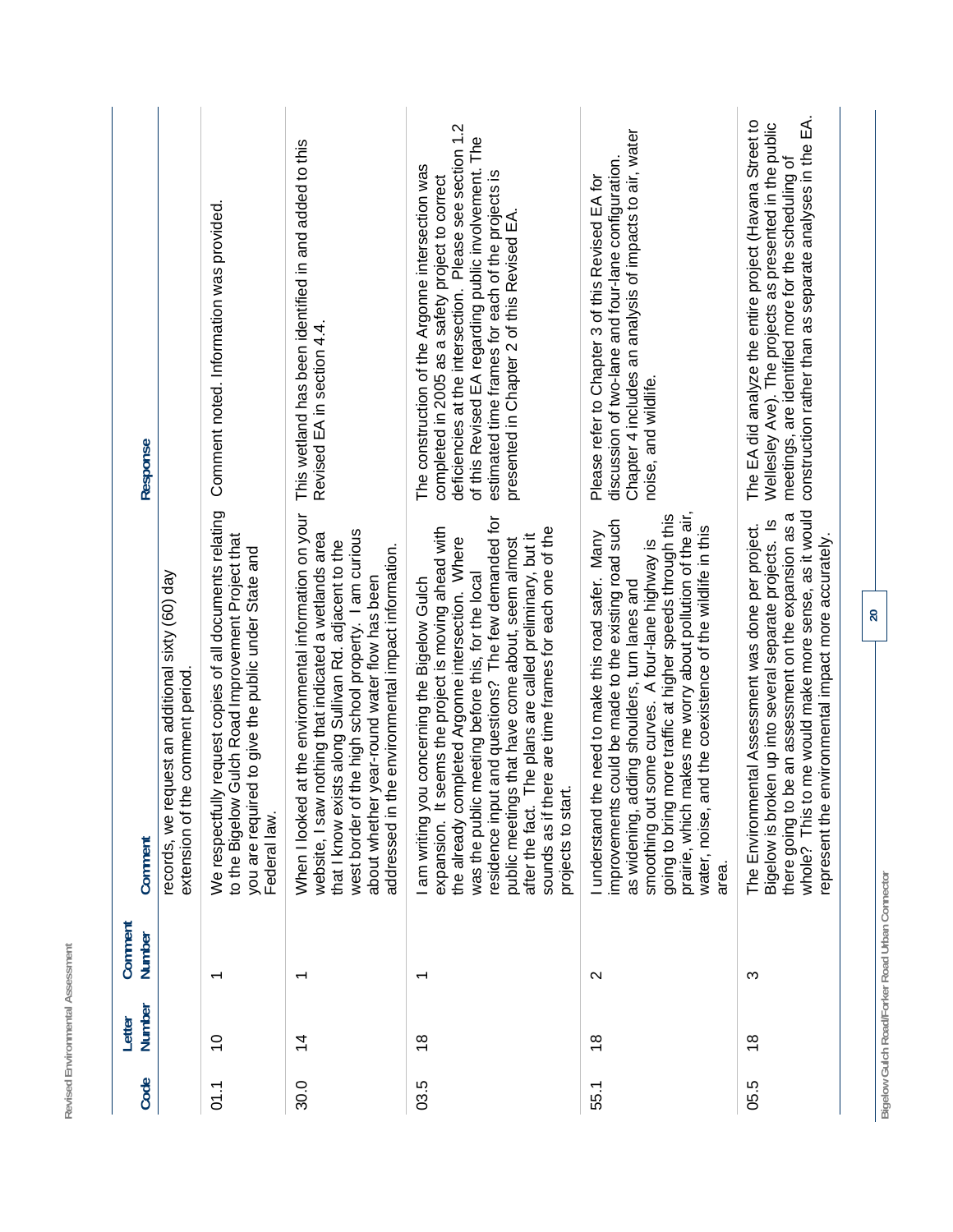| Code | Letter Number | Comment Number | Comment | Response |
|---|---|---|---|---|
| | | | records, we request an additional sixty (60) day extension of the comment period. | |
| 01.1 | 10 | 1 | We respectfully request copies of all documents relating to the Bigelow Gulch Road Improvement Project that you are required to give the public under State and Federal law. | Comment noted. Information was provided. |
| 30.0 | 14 | 1 | When I looked at the environmental information on your website, I saw nothing that indicated a wetlands area that I know exists along Sullivan Rd. adjacent to the west border of the high school property. I am curious about whether year-round water flow has been addressed in the environmental impact information. | This wetland has been identified in and added to this Revised EA in section 4.4. |
| 03.5 | 18 | 1 | I am writing you concerning the Bigelow Gulch expansion. It seems the project is moving ahead with the already completed Argonne intersection. Where was the public meeting before this, for the local residence input and questions? The few demanded for public meetings that have come about, seem almost after the fact. The plans are called preliminary, but it sounds as if there are time frames for each one of the projects to start. | The construction of the Argonne intersection was completed in 2005 as a safety project to correct deficiencies at the intersection. Please see section 1.2 of this Revised EA regarding public involvement. The estimated time frames for each of the projects is presented in Chapter 2 of this Revised EA. |
| 55.1 | 18 | 2 | I understand the need to make this road safer. Many improvements could be made to the existing road such as widening, adding shoulders, turn lanes and smoothing out some curves. A four-lane highway is going to bring more traffic at higher speeds through this prairie, which makes me worry about pollution of the air, water, noise, and the coexistence of the wildlife in this area. | Please refer to Chapter 3 of this Revised EA for discussion of two-lane and four-lane configuration. Chapter 4 includes an analysis of impacts to air, water noise, and wildlife. |
| 05.5 | 18 | 3 | The Environmental Assessment was done per project. Bigelow is broken up into several separate projects. Is there going to be an assessment on the expansion as a whole? This to me would make more sense, as it would represent the environmental impact more accurately. | The EA did analyze the entire project (Havana Street to Wellesley Ave). The projects as presented in the public meetings, are identified more for the scheduling of construction rather than as separate analyses in the EA. |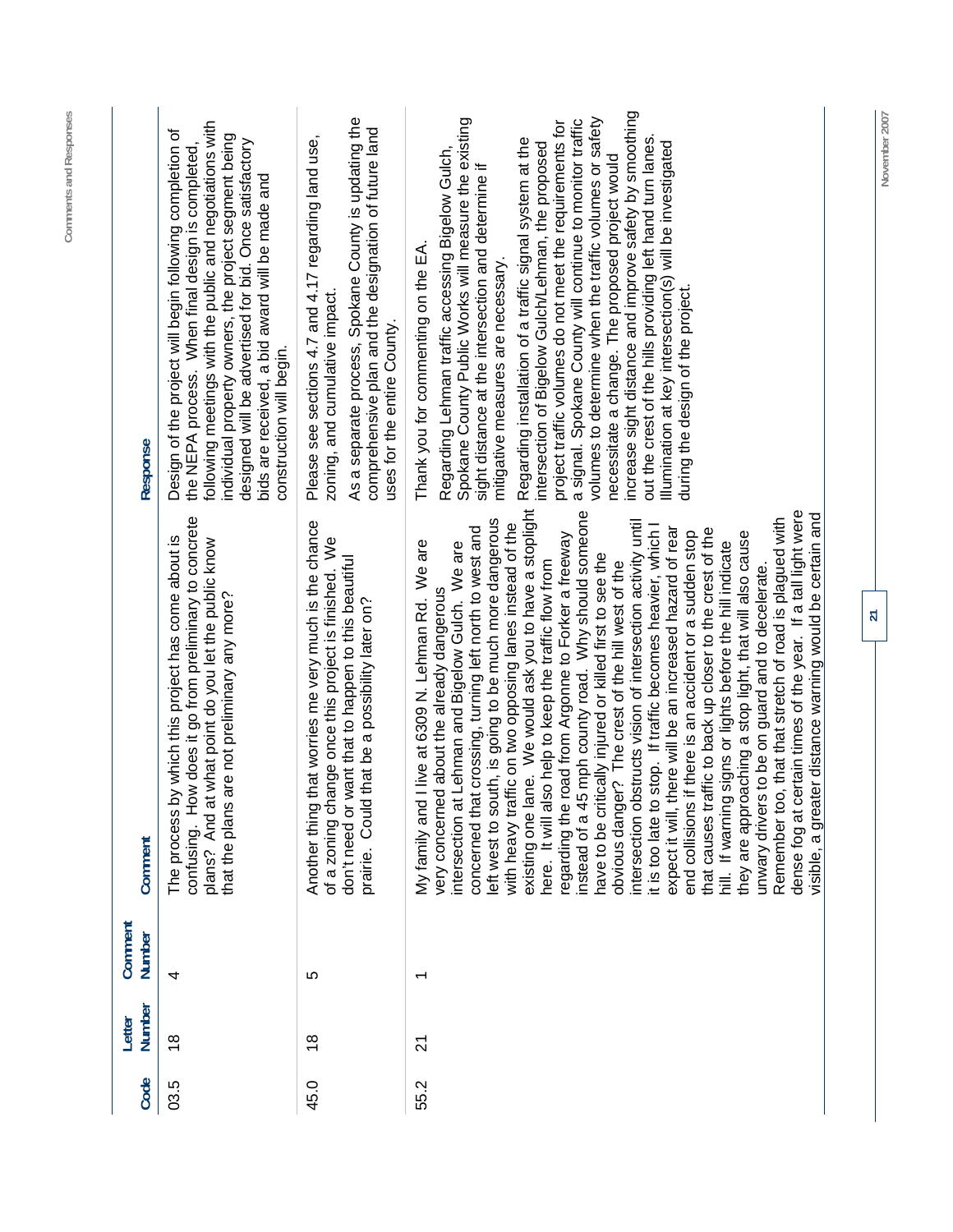| Code | Letter Number | Comment Number | Comment | Response |
|---|---|---|---|---|
| 03.5 | 18 | 4 | The process by which this project has come about is confusing. How does it go from preliminary to concrete plans? And at what point do you let the public know that the plans are not preliminary any more? | Design of the project will begin following completion of the NEPA process. When final design is completed, following meetings with the public and negotiations with individual property owners, the project segment being designed will be advertised for bid. Once satisfactory bids are received, a bid award will be made and construction will begin. |
| 45.0 | 18 | 5 | Another thing that worries me very much is the chance of a zoning change once this project is finished. We don't need or want that to happen to this beautiful prairie. Could that be a possibility later on? | Please see sections 4.7 and 4.17 regarding land use, zoning, and cumulative impact.<br><br>As a separate process, Spokane County is updating the comprehensive plan and the designation of future land uses for the entire County. |
| 55.2 | 21 | 1 | My family and I live at 6309 N. Lehman Rd. We are very concerned about the already dangerous intersection at Lehman and Bigelow Gulch. We are concerned that crossing, turning left north to west and left west to south, is going to be much more dangerous with heavy traffic on two opposing lanes instead of the existing one lane. We would ask you to have a stoplight here. It will also help to keep the traffic flow from regarding the road from Argonne to Forker a freeway instead of a 45 mph county road. Why should someone have to be critically injured or killed first to see the obvious danger? The crest of the hill west of the intersection obstructs vision of intersection activity until it is too late to stop. If traffic becomes heavier, which I expect it will, there will be an increased hazard of rear end collisions if there is an accident or a sudden stop that causes traffic to back up closer to the crest of the hill. If warning signs or lights before the hill indicate they are approaching a stop light, that will also cause unwary drivers to be on guard and to decelerate. Remember too, that that stretch of road is plagued with dense fog at certain times of the year. If a tall light were visible, a greater distance warning would be certain and | Thank you for commenting on the EA.<br><br>Regarding Lehman traffic accessing Bigelow Gulch, Spokane County Public Works will measure the existing sight distance at the intersection and determine if mitigative measures are necessary.<br><br>Regarding installation of a traffic signal system at the intersection of Bigelow Gulch/Lehman, the proposed project traffic volumes do not meet the requirements for a signal. Spokane County will continue to monitor traffic volumes to determine when the traffic volumes or safety necessitate a change. The proposed project would increase sight distance and improve safety by smoothing out the crest of the hills providing left hand turn lanes. Illumination at key intersection(s) will be investigated during the design of the project. |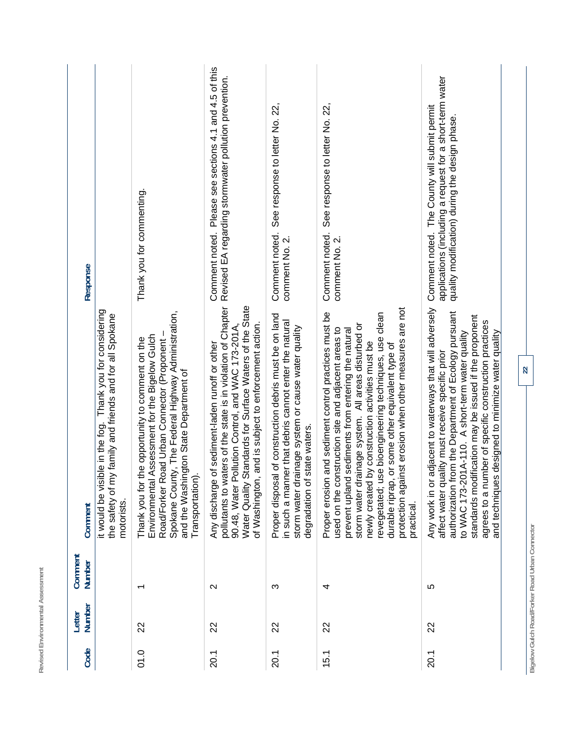| Code | Letter Number | Comment Number | Comment | Response |
|---|---|---|---|---|
| | | | it would be visible in the fog. Thank you for considering the safety of my family and friends and for all Spokane motorists. | |
| 01.0 | 22 | 1 | Thank you for the opportunity to comment on the Environmental Assessment for the Bigelow Gulch Road/Forker Road Urban Connector (Proponent – Spokane County, The Federal Highway Administration, and the Washington State Department of Transportation). | Thank you for commenting. |
| 20.1 | 22 | 2 | Any discharge of sediment-laden runoff or other pollutants to waters of the state is in violation of Chapter 90.48, Water Pollution Control, and WAC 173-201A, Water Quality Standards for Surface Waters of the State of Washington, and is subject to enforcement action. | Comment noted. Please see sections 4.1 and 4.5 of this Revised EA regarding stormwater pollution prevention. |
| 20.1 | 22 | 3 | Proper disposal of construction debris must be on land in such a manner that debris cannot enter the natural storm water drainage system or cause water quality degradation of state waters. | Comment noted. See response to letter No. 22, comment No. 2. |
| 15.1 | 22 | 4 | Proper erosion and sediment control practices must be used on the construction site and adjacent areas to prevent upland sediments from entering the natural storm water drainage system. All areas disturbed or newly created by construction activities must be revegetated; use bioengineering techniques, use clean durable riprap, or some other equivalent type of protection against erosion when other measures are not practical. | Comment noted. See response to letter No. 22, comment No. 2. |
| 20.1 | 22 | 5 | Any work in or adjacent to waterways that will adversely affect water quality must receive specific prior authorization from the Department of Ecology pursuant to WAC 173-201A-110. A short-term water quality standards modification may be issued if the proponent agrees to a number of specific construction practices and techniques designed to minimize water quality | Comment noted. The County will submit permit applications (including a request for a short-term water quality modification) during the design phase. |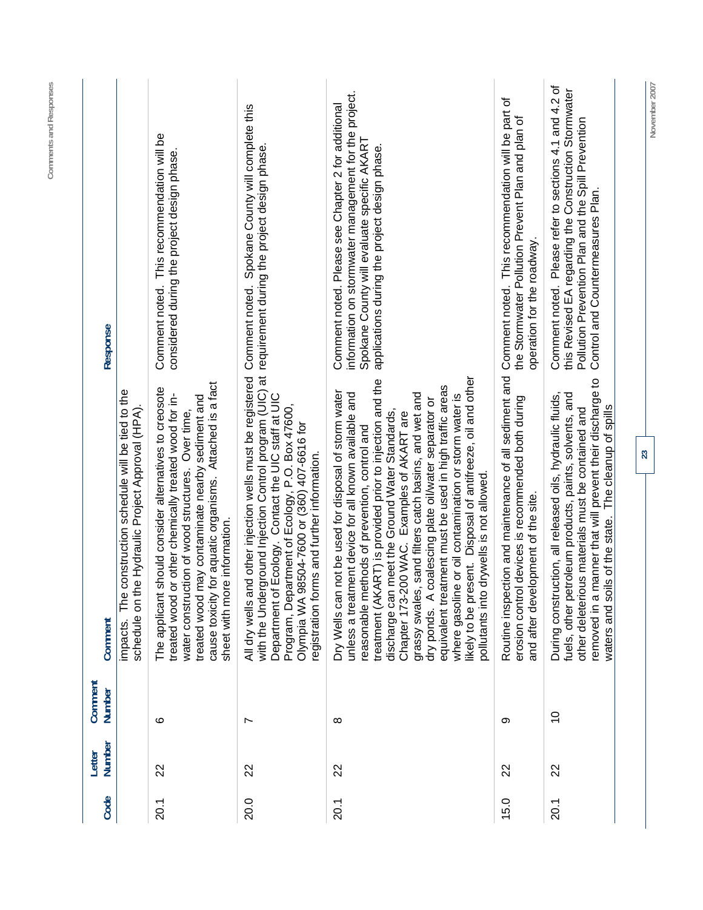| Code | Letter Number | Comment Number | Comment | Response |
|---|---|---|---|---|
| | | | impacts. The construction schedule will be tied to the schedule on the Hydraulic Project Approval (HPA). | |
| 20.1 | 22 | 6 | The applicant should consider alternatives to creosote treated wood or other chemically treated wood for in-water construction of wood structures. Over time, treated wood may contaminate nearby sediment and cause toxicity for aquatic organisms. Attached is a fact sheet with more information. | Comment noted. This recommendation will be considered during the project design phase. |
| 20.0 | 22 | 7 | All dry wells and other injection wells must be registered with the Underground Injection Control program (UIC) at Department of Ecology. Contact the UIC staff at UIC Program, Department of Ecology, P.O. Box 47600, Olympia WA 98504-7600 or (360) 407-6616 for registration forms and further information. | Comment noted. Spokane County will complete this requirement during the project design phase. |
| 20.1 | 22 | 8 | Dry Wells can not be used for disposal of storm water unless a treatment device for all known available and reasonable methods of prevention, control and treatment (AKART) is provided prior to injection and the discharge can meet the Ground Water Standards, Chapter 173-200 WAC. Examples of AKART are grassy swales, sand filters catch basins, and wet and dry ponds. A coalescing plate oil/water separator or equivalent treatment must be used in high traffic areas where gasoline or oil contamination or storm water is likely to be present. Disposal of antifreeze, oil and other pollutants into drywells is not allowed. | Comment noted. Please see Chapter 2 for additional information on stormwater management for the project. Spokane County will evaluate specific AKART applications during the project design phase. |
| 15.0 | 22 | 9 | Routine inspection and maintenance of all sediment and erosion control devices is recommended both during and after development of the site. | Comment noted. This recommendation will be part of the Stormwater Pollution Prevent Plan and plan of operation for the roadway. |
| 20.1 | 22 | 10 | During construction, all released oils, hydraulic fluids, fuels, other petroleum products, paints, solvents, and other deleterious materials must be contained and removed in a manner that will prevent their discharge to waters and soils of the state. The cleanup of spills | Comment noted. Please refer to sections 4.1 and 4.2 of this Revised EA regarding the Construction Stormwater Pollution Prevention Plan and the Spill Prevention Control and Countermeasures Plan. |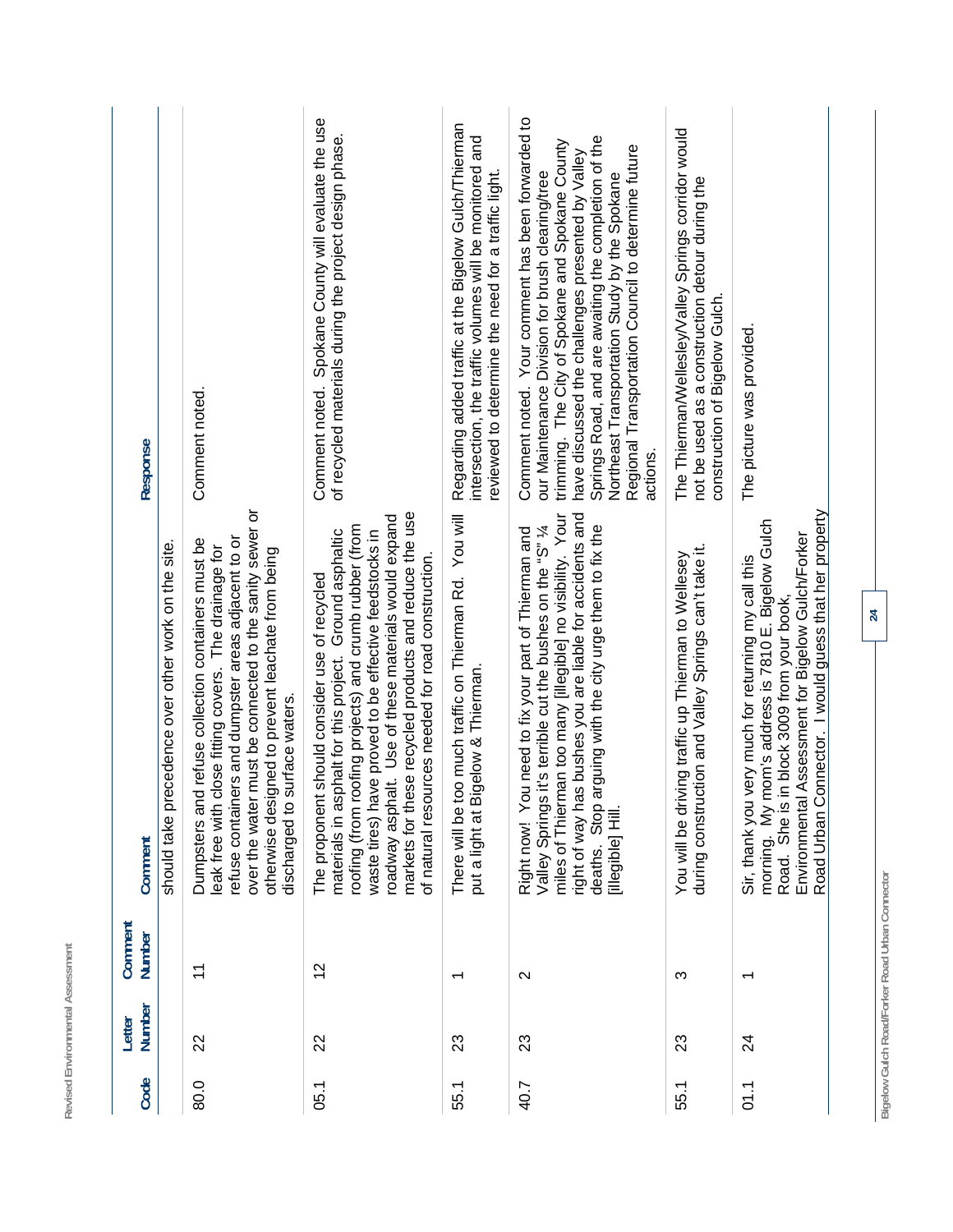| Code | Letter Number | Comment Number | Comment | Response |
|---|---|---|---|---|
| | | | should take precedence over other work on the site. | |
| 80.0 | 22 | 11 | Dumpsters and refuse collection containers must be leak free with close fitting covers. The drainage for refuse containers and dumpster areas adjacent to or over the water must be connected to the sanity sewer or otherwise designed to prevent leachate from being discharged to surface waters. | Comment noted. |
| 05.1 | 22 | 12 | The proponent should consider use of recycled materials in asphalt for this project. Ground asphaltic roofing (from roofing projects) and crumb rubber (from waste tires) have proved to be effective feedstocks in roadway asphalt. Use of these materials would expand markets for these recycled products and reduce the use of natural resources needed for road construction. | Comment noted. Spokane County will evaluate the use of recycled materials during the project design phase. |
| 55.1 | 23 | 1 | There will be too much traffic on Thierman Rd. You will put a light at Bigelow & Thierman. | Regarding added traffic at the Bigelow Gulch/Thierman intersection, the traffic volumes will be monitored and reviewed to determine the need for a traffic light. |
| 40.7 | 23 | 2 | Right now! You need to fix your part of Thierman and Valley Springs it's terrible cut the bushes on the "S" ¼ miles of Thierman too many [illegible] no visibility. Your right of way has bushes you are liable for accidents and deaths. Stop arguing with the city urge them to fix the [illegible] Hill. | Comment noted. Your comment has been forwarded to our Maintenance Division for brush clearing/tree trimming. The City of Spokane and Spokane County have discussed the challenges presented by Valley Springs Road, and are awaiting the completion of the Northeast Transportation Study by the Spokane Regional Transportation Council to determine future actions. |
| 55.1 | 23 | 3 | You will be driving traffic up Thierman to Wellesey during construction and Valley Springs can't take it. | The Thierman/Wellesley/Valley Springs corridor would not be used as a construction detour during the construction of Bigelow Gulch. |
| 01.1 | 24 | 1 | Sir, thank you very much for returning my call this morning. My mom's address is 7810 E. Bigelow Gulch Road. She is in block 3009 from your book, Environmental Assessment for Bigelow Gulch/Forker Road Urban Connector. I would guess that her property | The picture was provided. |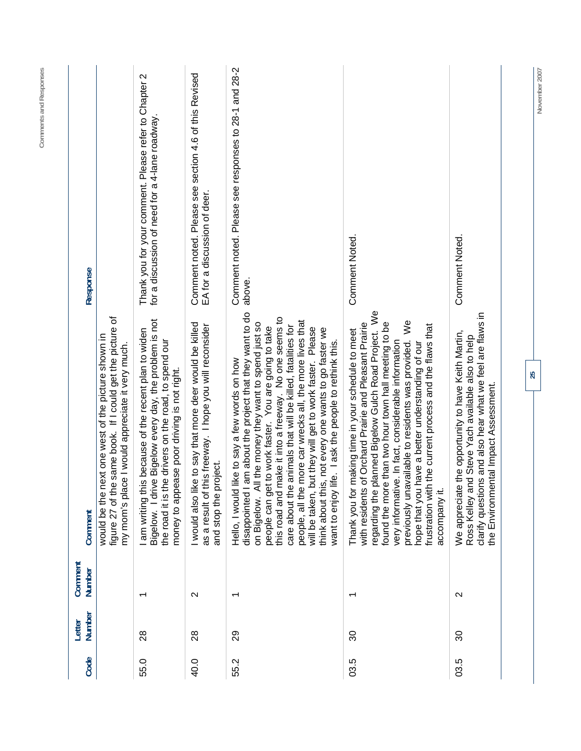| Code | Letter Number | Comment Number | Comment | Response |
|---|---|---|---|---|
| | | | would be the next one west of the picture shown in figure 27 of the same book. If I could get the picture of my mom's place I would appreciate it very much. | |
| 55.0 | 28 | 1 | I am writing this because of the recent plan to widen Bigelow. I drive Bigelow every day, the problem is not the road it is the drivers on the road, to spend our money to appease poor driving is not right. | Thank you for your comment. Please refer to Chapter 2 for a discussion of need for a 4-lane roadway. |
| 40.0 | 28 | 2 | I would also like to say that more deer would be killed as a result of this freeway. I hope you will reconsider and stop the project. | Comment noted. Please see section 4.6 of this Revised EA for a discussion of deer. |
| 55.2 | 29 | 1 | Hello, I would like to say a few words on how disappointed I am about the project that they want to do on Bigelow. All the money they want to spend just so people can get to work faster. You are going to take this road and make it into a freeway. No one seems to care about the animals that will be killed, fatalities for people, all the more car wrecks all, the more lives that will be taken, but they will get to work faster. Please think about this, not every one wants to go faster we want to enjoy life. I ask the people to rethink this. | Comment noted. Please see responses to 28-1 and 28-2 above. |
| 03.5 | 30 | 1 | Thank you for making time in your schedule to meet with residents of Orchard Prairie and Pleasant Prairie regarding the planned Bigelow Gulch Road Project. We found the more than two hour town hall meeting to be very informative. In fact, considerable information previously unavailable to residents was provided. We hope that you have a better understanding of our frustration with the current process and the flaws that accompany it. | Comment Noted. |
| 03.5 | 30 | 2 | We appreciate the opportunity to have Keith Martin, Ross Kelley and Steve Yach available also to help clarify questions and also hear what we feel are flaws in the Environmental Impact Assessment. | Comment Noted. |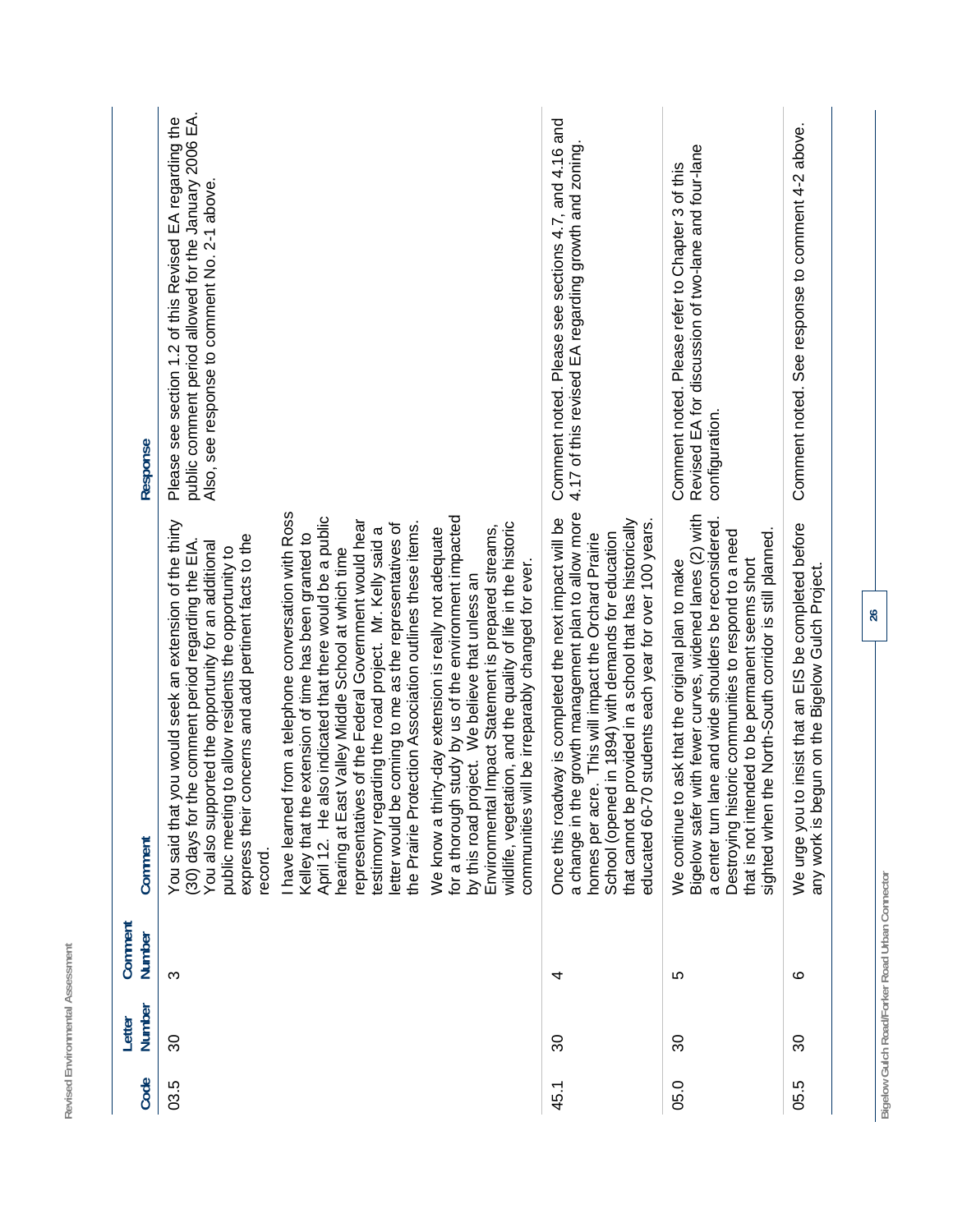| Code | Letter Number | Comment Number | Comment | Response |
|---|---|---|---|---|
| 03.5 | 30 | 3 | You said that you would seek an extension of the thirty (30) days for the comment period regarding the EIA. You also supported the opportunity for an additional public meeting to allow residents the opportunity to express their concerns and add pertinent facts to the record.<br><br>I have learned from a telephone conversation with Ross Kelley that the extension of time has been granted to April 12. He also indicated that there would be a public hearing at East Valley Middle School at which time representatives of the Federal Government would hear testimony regarding the road project. Mr. Kelly said a letter would be coming to me as the representatives of the Prairie Protection Association outlines these items.<br><br>We know a thirty-day extension is really not adequate for a thorough study by us of the environment impacted by this road project. We believe that unless an Environmental Impact Statement is prepared streams, wildlife, vegetation, and the quality of life in the historic communities will be irreparably changed for ever. | Please see section 1.2 of this Revised EA regarding the public comment period allowed for the January 2006 EA. Also, see response to comment No. 2-1 above. |
| 45.1 | 30 | 4 | Once this roadway is completed the next impact will be a change in the growth management plan to allow more homes per acre. This will impact the Orchard Prairie School (opened in 1894) with demands for education that cannot be provided in a school that has historically educated 60-70 students each year for over 100 years. | Comment noted. Please see sections 4.7, and 4.16 and 4.17 of this revised EA regarding growth and zoning. |
| 05.0 | 30 | 5 | We continue to ask that the original plan to make Bigelow safer with fewer curves, widened lanes (2) with a center turn lane and wide shoulders be reconsidered. Destroying historic communities to respond to a need that is not intended to be permanent seems short sighted when the North-South corridor is still planned. | Comment noted. Please refer to Chapter 3 of this Revised EA for discussion of two-lane and four-lane configuration. |
| 05.5 | 30 | 6 | We urge you to insist that an EIS be completed before any work is begun on the Bigelow Gulch Project. | Comment noted. See response to comment 4-2 above. |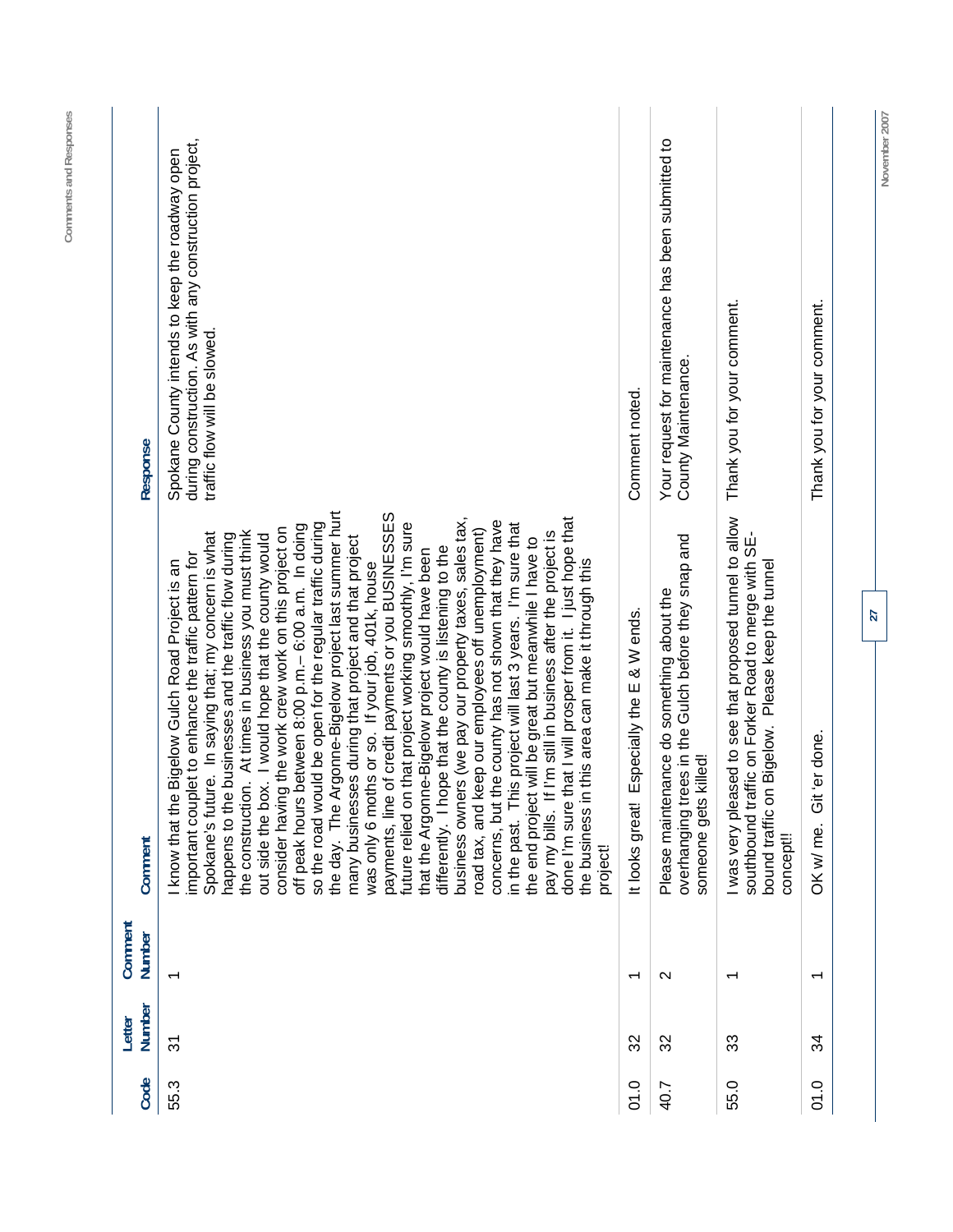| Code | Letter Number | Comment Number | Comment | Response |
|---|---|---|---|---|
| 55.3 | 31 | 1 | I know that the Bigelow Gulch Road Project is an important couplet to enhance the traffic pattern for Spokane's future. In saying that; my concern is what happens to the businesses and the traffic flow during the construction. At times in business you must think out side the box. I would hope that the county would consider having the work crew work on this project on off peak hours between 8:00 p.m.– 6:00 a.m. In doing so the road would be open for the regular traffic during the day. The Argonne-Bigelow project last summer hurt many businesses during that project and that project was only 6 moths or so. If your job, 401k, house payments, line of credit payments or you BUSINESSES future relied on that project working smoothly, I'm sure that the Argonne-Bigelow project would have been differently. I hope that the county is listening to the business owners (we pay our property taxes, sales tax, road tax, and keep our employees off unemployment) concerns, but the county has not shown that they have in the past. This project will last 3 years. I'm sure that the end project will be great but meanwhile I have to pay my bills. If I'm still in business after the project is done I'm sure that I will prosper from it. I just hope that the business in this area can make it through this project! | Spokane County intends to keep the roadway open during construction. As with any construction project, traffic flow will be slowed. |
| 01.0 | 32 | 1 | It looks great! Especially the E & W ends. | Comment noted. |
| 40.7 | 32 | 2 | Please maintenance do something about the overhanging trees in the Gulch before they snap and someone gets killed! | Your request for maintenance has been submitted to County Maintenance. |
| 55.0 | 33 | 1 | I was very pleased to see that proposed tunnel to allow southbound traffic on Forker Road to merge with SE-bound traffic on Bigelow. Please keep the tunnel concept!! | Thank you for your comment. |
| 01.0 | 34 | 1 | OK w/ me. Git 'er done. | Thank you for your comment. |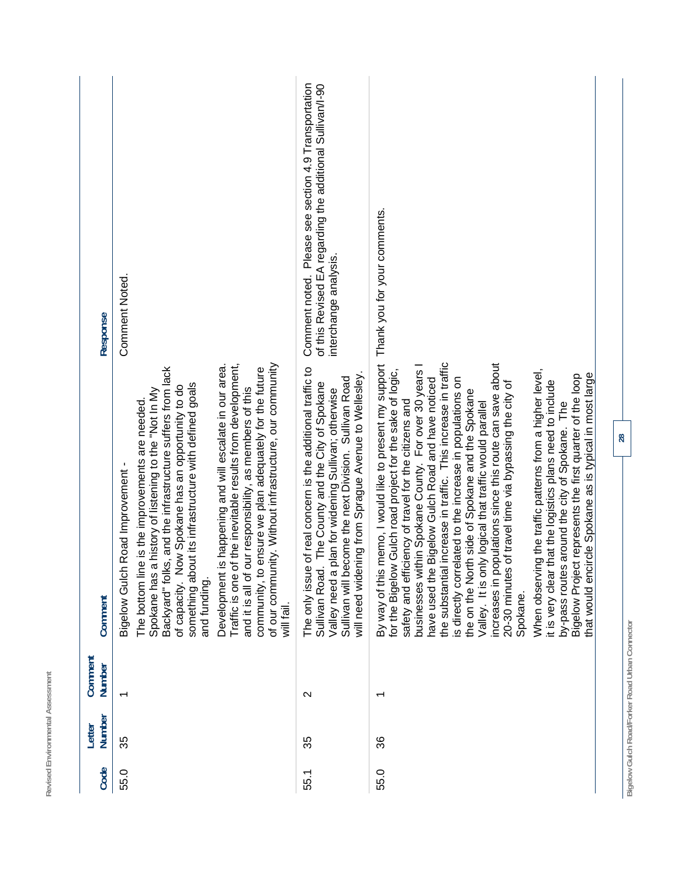| Code | Letter Number | Comment Number | Comment | Response |
|---|---|---|---|---|
| 55.0 | 35 | 1 | Bigelow Gulch Road Improvement - The bottom line is the improvements are needed. Spokane has a history of listening to the "Not In My Backyard" folks, and the infrastructure suffers from lack of capacity. Now Spokane has an opportunity to do something about its infrastructure with defined goals and funding.<br><br>Development is happening and will escalate in our area. Traffic is one of the inevitable results from development, and it is all of our responsibility, as members of this community, to ensure we plan adequately for the future of our community. Without infrastructure, our community will fail. | Comment Noted. |
| 55.1 | 35 | 2 | The only issue of real concern is the additional traffic to Sullivan Road. The County and the City of Spokane Valley need a plan for widening Sullivan; otherwise Sullivan will become the next Division. Sullivan Road will need widening from Sprague Avenue to Wellesley. | Comment noted. Please see section 4.9 Transportation of this Revised EA regarding the additional Sullivan/I-90 interchange analysis. |
| 55.0 | 36 | 1 | By way of this memo, I would like to present my support for the Bigelow Gulch road project for the sake of logic, safety and efficiency of travel for the citizens and businesses within Spokane County. For over 30 years I have used the Bigelow Gulch Road and have noticed the substantial increase in traffic. This increase in traffic is directly correlated to the increase in populations on the on the North side of Spokane and the Spokane Valley. It is only logical that traffic would parallel increases in populations since this route can save about 20-30 minutes of travel time via bypassing the city of Spokane.<br><br>When observing the traffic patterns from a higher level, it is very clear that the logistics plans need to include by-pass routes around the city of Spokane. The Bigelow Project represents the first quarter of the loop that would encircle Spokane as is typical in most large | Thank you for your comments. |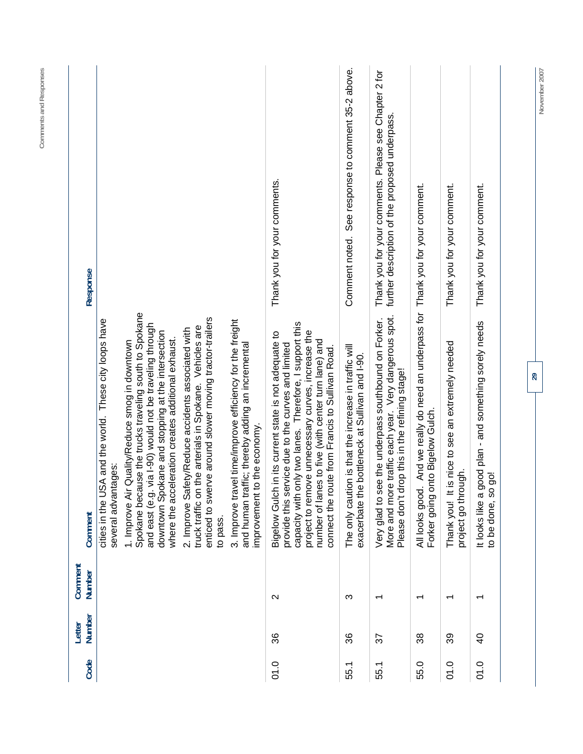| Code | Letter Number | Comment Number | Comment | Response |
|---|---|---|---|---|
| | | | cities in the USA and the world. These city loops have several advantages:<br><br>1. Improve Air Quality/Reduce smog in downtown Spokane because the trucks traveling south to Spokane and east (e.g. via I-90) would not be traveling through downtown Spokane and stopping at the intersection where the acceleration creates additional exhaust.<br><br>2. Improve Safety/Reduce accidents associated with truck traffic on the arterials in Spokane. Vehicles are enticed to swerve around slower moving tractor-trailers to pass.<br><br>3. Improve travel time/improve efficiency for the freight and human traffic; thereby adding an incremental improvement to the economy. | |
| 01.0 | 36 | 2 | Bigelow Gulch in its current state is not adequate to provide this service due to the curves and limited capacity with only two lanes. Therefore, I support this project to remove unnecessary curves, increase the number of lanes to five (with center turn lane) and connect the route from Francis to Sullivan Road. | Thank you for your comments. |
| 55.1 | 36 | 3 | The only caution is that the increase in traffic will exacerbate the bottleneck at Sullivan and I-90. | Comment noted. See response to comment 35-2 above. |
| 55.1 | 37 | 1 | Very glad to see the underpass southbound on Forker. More and more traffic each year. Very dangerous spot. Please don't drop this in the refining stage! | Thank you for your comments. Please see Chapter 2 for further description of the proposed underpass. |
| 55.0 | 38 | 1 | All looks good. And we really do need an underpass for Forker going onto Bigelow Gulch. | Thank you for your comment. |
| 01.0 | 39 | 1 | Thank you! It is nice to see an extremely needed project go through. | Thank you for your comment. |
| 01.0 | 40 | 1 | It looks like a good plan - and something sorely needs to be done, so go! | Thank you for your comment. |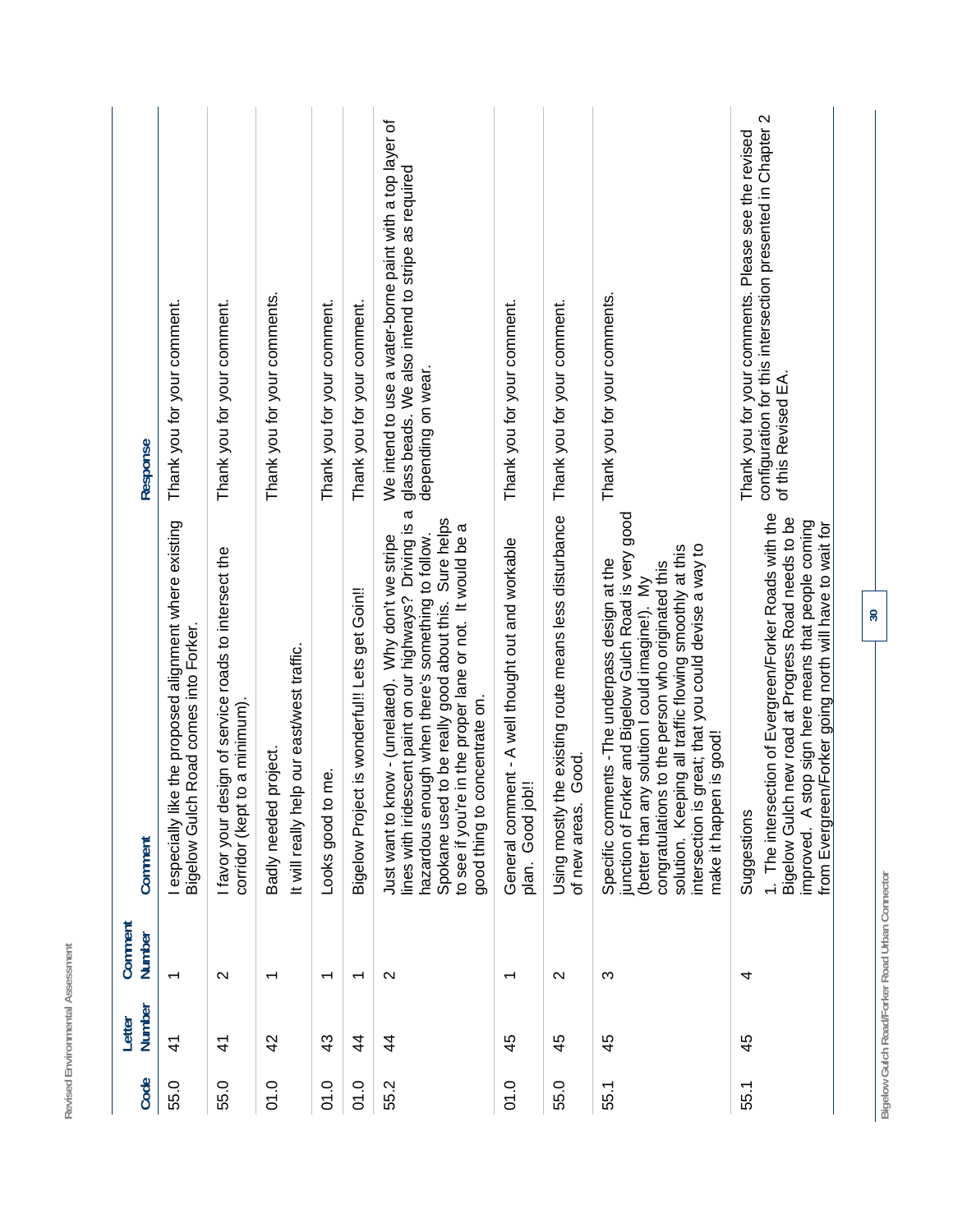| Code | Letter Number | Comment Number | Comment | Response |
|---|---|---|---|---|
| 55.0 | 41 | 1 | I especially like the proposed alignment where existing Bigelow Gulch Road comes into Forker. | Thank you for your comment. |
| 55.0 | 41 | 2 | I favor your design of service roads to intersect the corridor (kept to a minimum). | Thank you for your comment. |
| 01.0 | 42 | 1 | Badly needed project.<br><br>It will really help our east/west traffic. | Thank you for your comments. |
| 01.0 | 43 | 1 | Looks good to me. | Thank you for your comment. |
| 01.0 | 44 | 1 | Bigelow Project is wonderful!! Lets get Goin!! | Thank you for your comment. |
| 55.2 | 44 | 2 | Just want to know - (unrelated). Why don't we stripe lines with iridescent paint on our highways? Driving is a hazardous enough when there's something to follow. Spokane used to be really good about this. Sure helps to see if you're in the proper lane or not. It would be a good thing to concentrate on. | We intend to use a water-borne paint with a top layer of glass beads. We also intend to stripe as required depending on wear. |
| 01.0 | 45 | 1 | General comment - A well thought out and workable plan. Good job!! | Thank you for your comment. |
| 55.0 | 45 | 2 | Using mostly the existing route means less disturbance of new areas. Good. | Thank you for your comment. |
| 55.1 | 45 | 3 | Specific comments -The underpass design at the junction of Forker and Bigelow Gulch Road is very good (better than any solution I could imagine!). My congratulations to the person who originated this solution. Keeping all traffic flowing smoothly at this intersection is great; that you could devise a way to make it happen is good! | Thank you for your comments. |
| 55.1 | 45 | 4 | Suggestions<br><br>1. The intersection of Evergreen/Forker Roads with the Bigelow Gulch new road at Progress Road needs to be improved. A stop sign here means that people coming from Evergreen/Forker going north will have to wait for | Thank you for your comments. Please see the revised configuration for this intersection presented in Chapter 2 of this Revised EA. |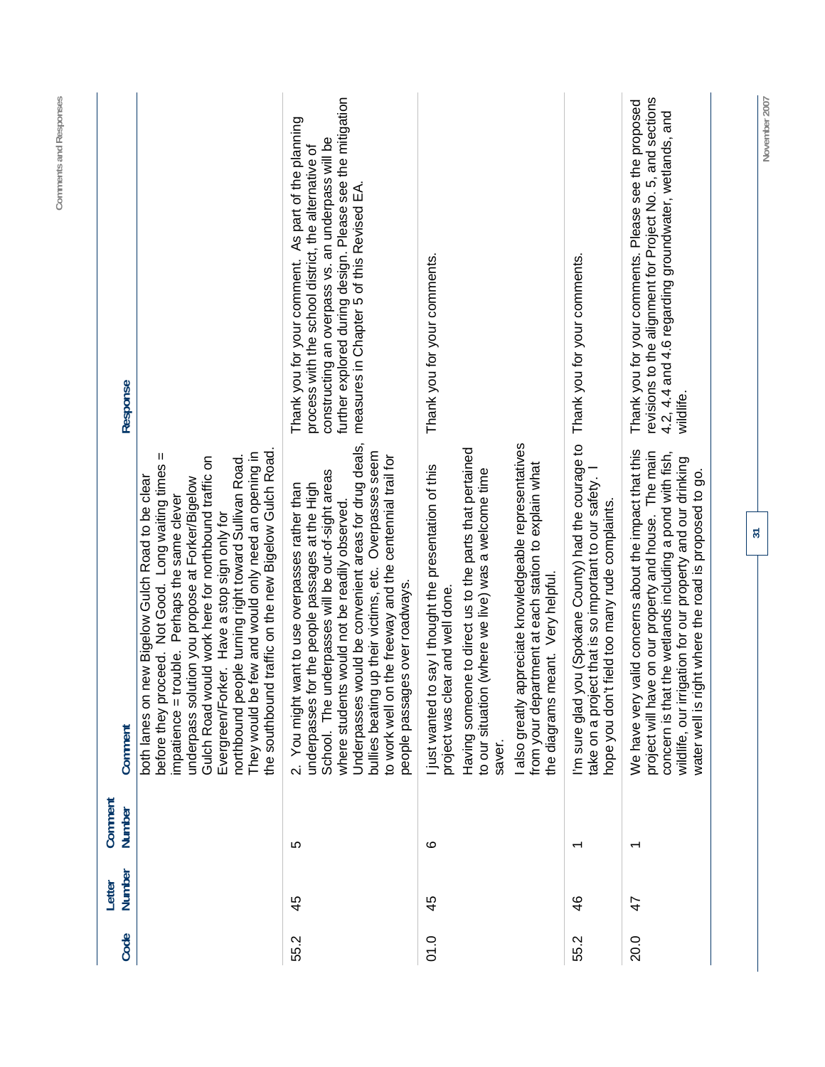| Code | Letter Number | Comment Number | Comment | Response |
|---|---|---|---|---|
| | | | both lanes on new Bigelow Gulch Road to be clear before they proceed. Not Good. Long waiting times = impatience = trouble. Perhaps the same clever underpass solution you propose at Forker/Bigelow Gulch Road would work here for northbound traffic on Evergreen/Forker. Have a stop sign only for northbound people turning right toward Sullivan Road. They would be few and would only need an opening in the southbound traffic on the new Bigelow Gulch Road. | |
| 55.2 | 45 | 5 | 2. You might want to use overpasses rather than underpasses for the people passages at the High School. The underpasses will be out-of-sight areas where students would not be readily observed. Underpasses would be convenient areas for drug deals, bullies beating up their victims, etc. Overpasses seem to work well on the freeway and the centennial trail for people passages over roadways. | Thank you for your comment. As part of the planning process with the school district, the alternative of constructing an overpass vs. an underpass will be further explored during design. Please see the mitigation measures in Chapter 5 of this Revised EA. |
| 01.0 | 45 | 6 | I just wanted to say I thought the presentation of this project was clear and well done.<br><br>Having someone to direct us to the parts that pertained to our situation (where we live) was a welcome time saver.<br><br>I also greatly appreciate knowledgeable representatives from your department at each station to explain what the diagrams meant. Very helpful. | Thank you for your comments. |
| 55.2 | 46 | 1 | I'm sure glad you (Spokane County) had the courage to take on a project that is so important to our safety. I hope you don't field too many rude complaints. | Thank you for your comments. |
| 20.0 | 47 | 1 | We have very valid concerns about the impact that this project will have on our property and house. The main concern is that the wetlands including a pond with fish, wildlife, our irrigation for our property and our drinking water well is right where the road is proposed to go. | Thank you for your comments. Please see the proposed revisions to the alignment for Project No. 5, and sections 4.2, 4.4 and 4.6 regarding groundwater, wetlands, and wildlife. |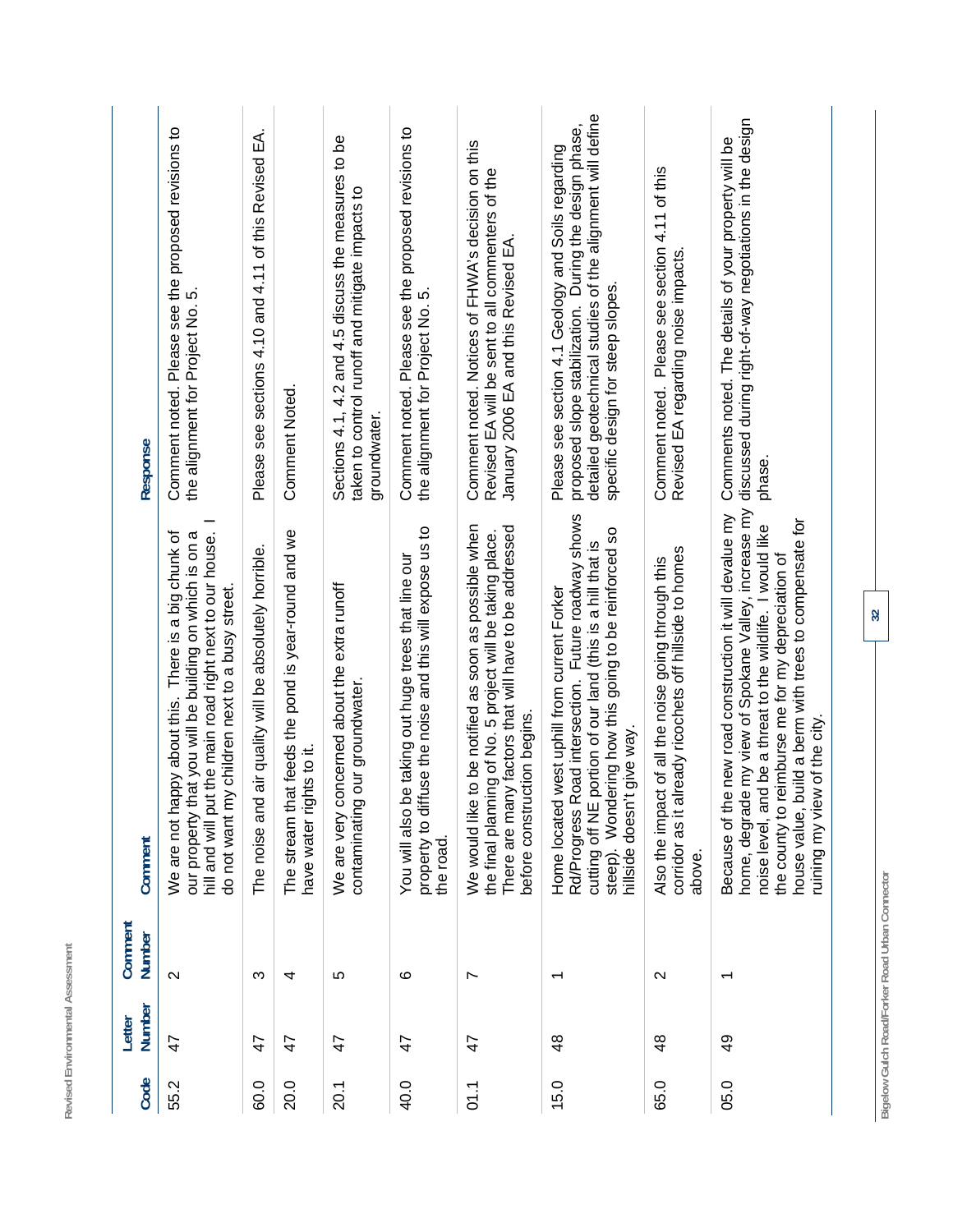| Code | Letter Number | Comment Number | Comment | Response |
|---|---|---|---|---|
| 55.2 | 47 | 2 | We are not happy about this. There is a big chunk of our property that you will be building on which is on a hill and will put the main road right next to our house. I do not want my children next to a busy street. | Comment noted. Please see the proposed revisions to the alignment for Project No. 5. |
| 60.0 | 47 | 3 | The noise and air quality will be absolutely horrible. | Please see sections 4.10 and 4.11 of this Revised EA. |
| 20.0 | 47 | 4 | The stream that feeds the pond is year-round and we have water rights to it. | Comment Noted. |
| 20.1 | 47 | 5 | We are very concerned about the extra runoff contaminating our groundwater. | Sections 4.1, 4.2 and 4.5 discuss the measures to be taken to control runoff and mitigate impacts to groundwater. |
| 40.0 | 47 | 6 | You will also be taking out huge trees that line our property to diffuse the noise and this will expose us to the road. | Comment noted. Please see the proposed revisions to the alignment for Project No. 5. |
| 01.1 | 47 | 7 | We would like to be notified as soon as possible when the final planning of No. 5 project will be taking place. There are many factors that will have to be addressed before construction begins. | Comment noted. Notices of FHWA's decision on this Revised EA will be sent to all commenters of the January 2006 EA and this Revised EA. |
| 15.0 | 48 | 1 | Home located west uphill from current Forker Rd/Progress Road intersection. Future roadway shows cutting off NE portion of our land (this is a hill that is steep). Wondering how this going to be reinforced so hillside doesn't give way. | Please see section 4.1 Geology and Soils regarding proposed slope stabilization. During the design phase, detailed geotechnical studies of the alignment will define specific design for steep slopes. |
| 65.0 | 48 | 2 | Also the impact of all the noise going through this corridor as it already ricochets off hillside to homes above. | Comment noted. Please see section 4.11 of this Revised EA regarding noise impacts. |
| 05.0 | 49 | 1 | Because of the new road construction it will devalue my home, degrade my view of Spokane Valley, increase my noise level, and be a threat to the wildlife. I would like the county to reimburse me for my depreciation of house value, build a berm with trees to compensate for ruining my view of the city. | Comments noted. The details of your property will be discussed during right-of-way negotiations in the design phase. |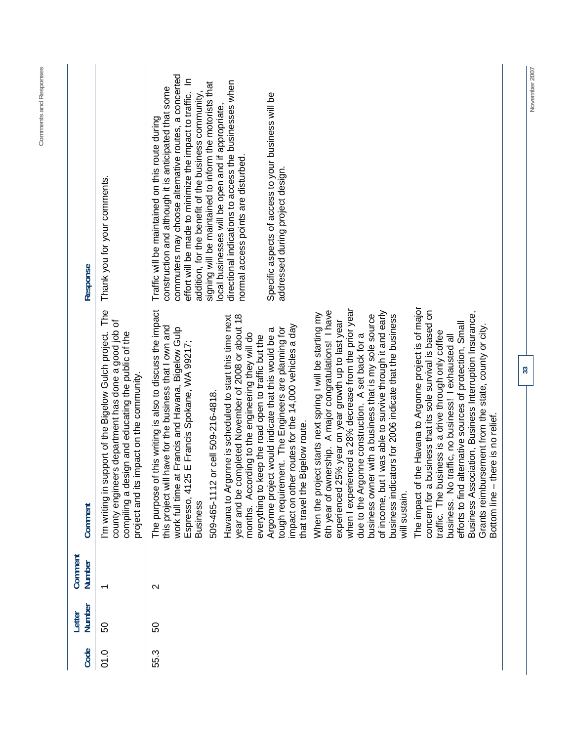| Code | Letter Number | Comment Number | Comment | Response |
|---|---|---|---|---|
| 01.0 | 50 | 1 | I'm writing in support of the Bigelow Gulch project. The county engineers department has done a good job of compiling a design and educating the public of the project and its impact on the community. | Thank you for your comments. |
| 55.3 | 50 | 2 | The purpose of this writing is also to discuss the impact this project will have for the business that I own and work full time at Francis and Havana, Bigelow Gulp Espresso, 4125 E Francis Spokane, WA 99217; Business<br><br>509-465-1112 or cell 509-216-4818.<br><br>Havana to Argonne is scheduled to start this time next year and be completed November of 2008 or about 18 months. According to the engineering they will do everything to keep the road open to traffic but the Argonne project would indicate that this would be a tough requirement. The Engineers are planning for impact on other routes for the 14,000 vehicles a day that travel the Bigelow route.<br><br>When the project starts next spring I will be starting my 6th year of ownership. A major congratulations! I have experienced 25% year on year growth up to last year when I experienced a 28% decrease from the prior year due to the Argonne construction. A set back for a business owner with a business that is my sole source of income, but I was able to survive through it and early business indicators for 2006 indicate that the business will sustain.<br><br>The impact of the Havana to Argonne project is of major concern for a business that its sole survival is based on traffic. The business is a drive through only coffee business. No traffic, no business! I exhausted all efforts to find alternative sources of protection, Small Business Association, Business Interruption Insurance, Grants reimbursement from the state, county or city. Bottom line – there is no relief. | Traffic will be maintained on this route during construction and although it is anticipated that some commuters may choose alternative routes, a concerted effort will be made to minimize the impact to traffic. In addition, for the benefit of the business community, signing will be maintained to inform the motorists that local businesses will be open and if appropriate, directional indications to access the businesses when normal access points are disturbed.<br><br>Specific aspects of access to your business will be addressed during project design. |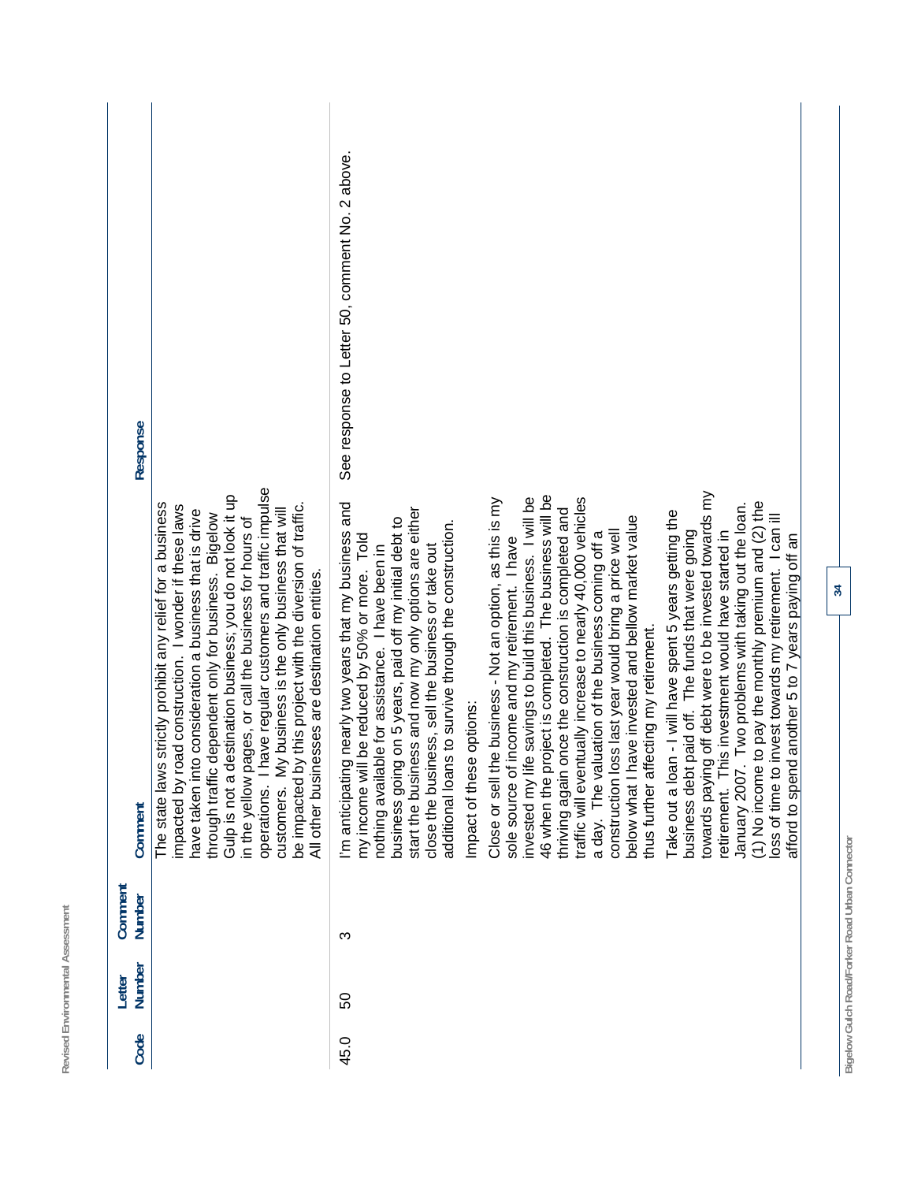| Code | Letter Number | Comment Number | Comment | Response |
|---|---|---|---|---|
| | | | The state laws strictly prohibit any relief for a business impacted by road construction. I wonder if these laws have taken into consideration a business that is drive through traffic dependent only for business. Bigelow Gulp is not a destination business; you do not look it up in the yellow pages, or call the business for hours of operations. I have regular customers and traffic impulse customers. My business is the only business that will be impacted by this project with the diversion of traffic. All other businesses are destination entities. | |
| 45.0 | 50 | 3 | I'm anticipating nearly two years that my business and my income will be reduced by 50% or more. Told nothing available for assistance. I have been in business going on 5 years, paid off my initial debt to start the business and now my only options are either close the business, sell the business or take out additional loans to survive through the construction.<br><br>Impact of these options:<br><br>Close or sell the business - Not an option, as this is my sole source of income and my retirement. I have invested my life savings to build this business. I will be 46 when the project is completed. The business will be thriving again once the construction is completed and traffic will eventually increase to nearly 40,000 vehicles a day. The valuation of the business coming off a construction loss last year would bring a price well below what I have invested and bellow market value thus further affecting my retirement.<br><br>Take out a loan - I will have spent 5 years getting the business debt paid off. The funds that were going towards paying off debt were to be invested towards my retirement. This investment would have started in January 2007. Two problems with taking out the loan. (1) No income to pay the monthly premium and (2) the loss of time to invest towards my retirement. I can ill afford to spend another 5 to 7 years paying off an | See response to Letter 50, comment No. 2 above. |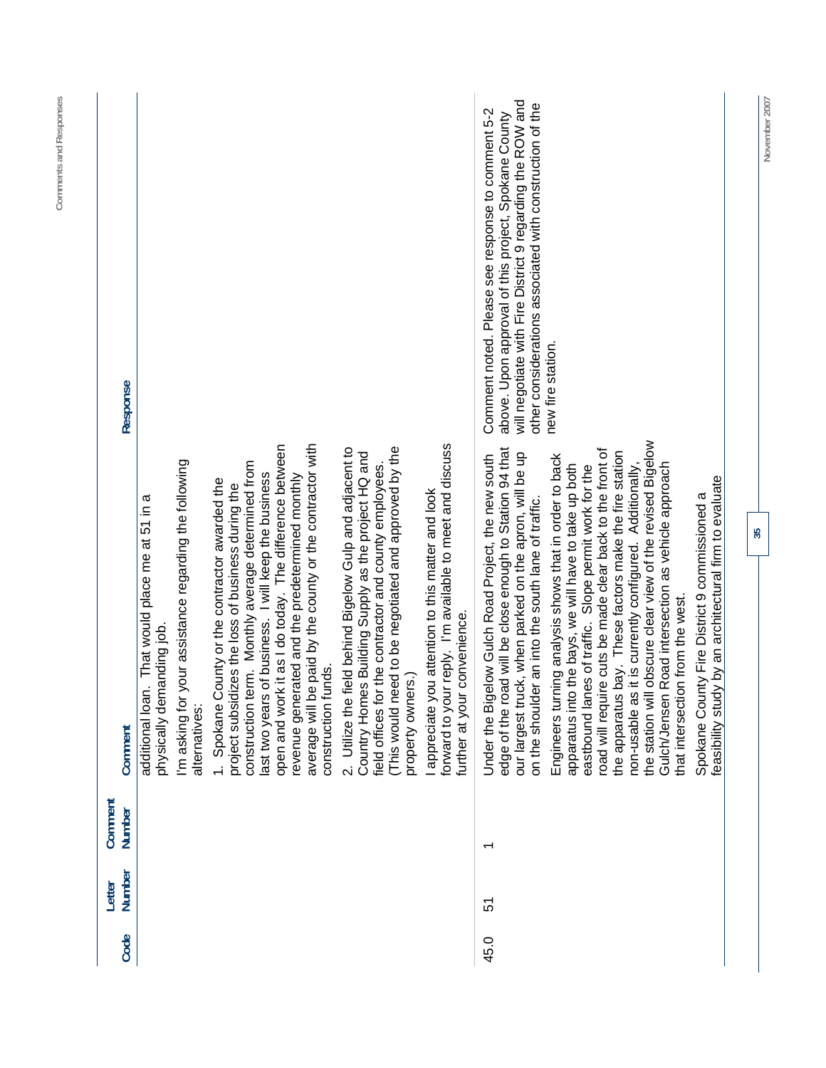| Code | Letter Number | Comment Number | Comment | Response |
|---|---|---|---|---|
| | | | additional loan. That would place me at 51 in a physically demanding job.<br><br>I'm asking for your assistance regarding the following alternatives:<br><br>1. Spokane County or the contractor awarded the project subsidizes the loss of business during the construction term. Monthly average determined from last two years of business. I will keep the business open and work it as I do today. The difference between revenue generated and the predetermined monthly average will be paid by the county or the contractor with construction funds.<br><br>2. Utilize the field behind Bigelow Gulp and adjacent to Country Homes Building Supply as the project HQ and field offices for the contractor and county employees. (This would need to be negotiated and approved by the property owners.)<br><br>I appreciate you attention to this matter and look forward to your reply. I'm available to meet and discuss further at your convenience. | |
| 45.0 | 51 | 1 | Under the Bigelow Gulch Road Project, the new south edge of the road will be close enough to Station 94 that our largest truck, when parked on the apron, will be up on the shoulder an into the south lane of traffic.<br><br>Engineers turning analysis shows that in order to back apparatus into the bays, we will have to take up both eastbound lanes of traffic. Slope permit work for the road will require cuts be made clear back to the front of the apparatus bay. These factors make the fire station non-usable as it is currently configured. Additionally, the station will obscure clear view of the revised Bigelow Gulch/Jensen Road intersection as vehicle approach that intersection from the west.<br><br>Spokane County Fire District 9 commissioned a feasibility study by an architectural firm to evaluate | Comment noted. Please see response to comment 5-2 above. Upon approval of this project, Spokane County will negotiate with Fire District 9 regarding the ROW and other considerations associated with construction of the new fire station. |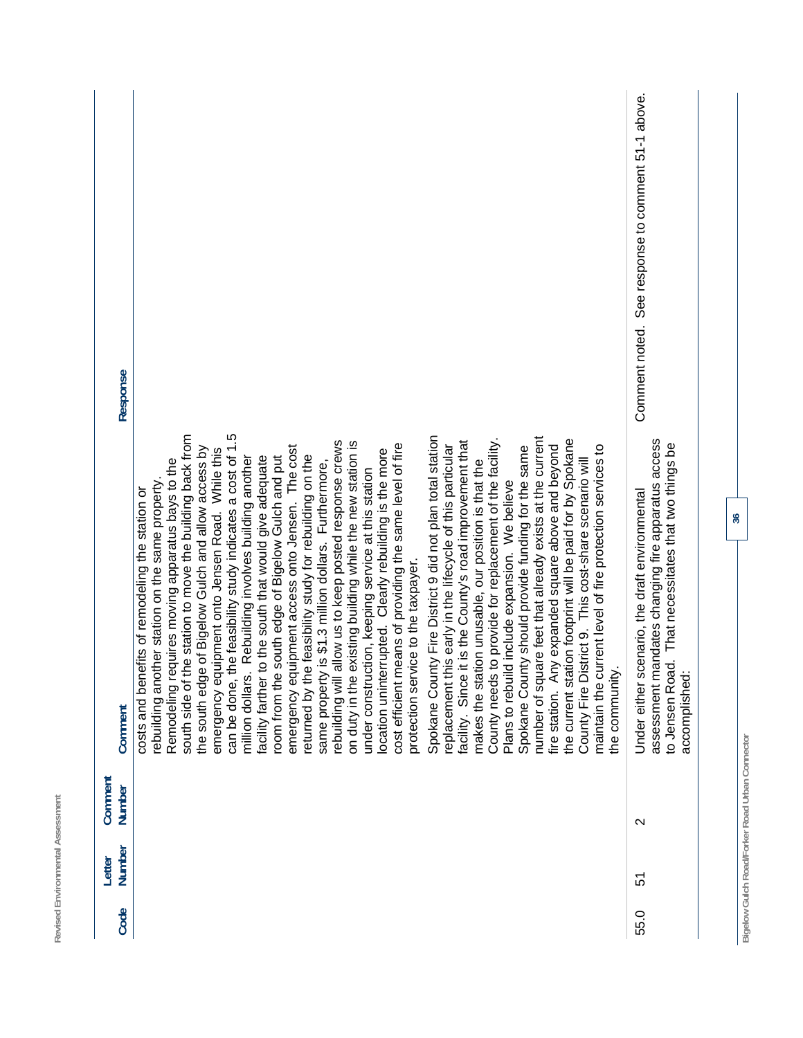| Code | Letter Number | Comment Number | Comment | Response |
|---|---|---|---|---|
| | | | costs and benefits of remodeling the station or rebuilding another station on the same property. Remodeling requires moving apparatus bays to the south side of the station to move the building back from the south edge of Bigelow Gulch and allow access by emergency equipment onto Jensen Road. While this can be done, the feasibility study indicates a cost of 1.5 million dollars. Rebuilding involves building another facility farther to the south that would give adequate room from the south edge of Bigelow Gulch and put emergency equipment access onto Jensen. The cost returned by the feasibility study for rebuilding on the same property is $1.3 million dollars. Furthermore, rebuilding will allow us to keep posted response crews on duty in the existing building while the new station is under construction, keeping service at this station location uninterrupted. Clearly rebuilding is the more cost efficient means of providing the same level of fire protection service to the taxpayer.<br><br>Spokane County Fire District 9 did not plan total station replacement this early in the lifecycle of this particular facility. Since it is the County's road improvement that makes the station unusable, our position is that the County needs to provide for replacement of the facility. Plans to rebuild include expansion. We believe Spokane County should provide funding for the same number of square feet that already exists at the current fire station. Any expanded square above and beyond the current station footprint will be paid for by Spokane County Fire District 9. This cost-share scenario will maintain the current level of fire protection services to the community. | |
| 55.0 | 51 | 2 | Under either scenario, the draft environmental assessment mandates changing fire apparatus access to Jensen Road. That necessitates that two things be accomplished: | Comment noted. See response to comment 51-1 above. |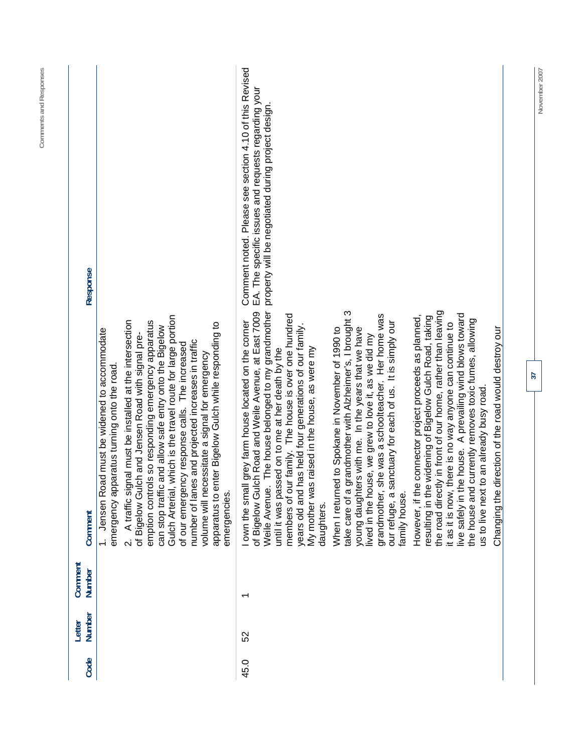| Code | Letter Number | Comment Number | Comment | Response |
|---|---|---|---|---|
| | | | 1. Jensen Road must be widened to accommodate emergency apparatus turning onto the road.<br><br>2. A traffic signal must be installed at the intersection of Bigelow Gulch and Jensen Road with signal pre-emption controls so responding emergency apparatus can stop traffic and allow safe entry onto the Bigelow Gulch Arterial, which is the travel route for large portion of our emergency response calls. The increased number of lanes and projected increases in traffic volume will necessitate a signal for emergency apparatus to enter Bigelow Gulch while responding to emergencies. | |
| 45.0 | 52 | 1 | I own the small grey farm house located on the corner of Bigelow Gulch Road and Weile Avenue, at East 7009 Weile Avenue. The house belonged to my grandmother until it was passed on to me at her death by the members of our family. The house is over one hundred years old and has held four generations of our family. My mother was raised in the house, as were my daughters.<br><br>When I returned to Spokane in November of 1990 to take care of a grandmother with Alzheimer's, I brought 3 young daughters with me. In the years that we have lived in the house, we grew to love it, as we did my grandmother, she was a schoolteacher. Her home was our refuge, a sanctuary for each of us. It is simply our family house.<br><br>However, if the connector project proceeds as planned, resulting in the widening of Bigelow Gulch Road, taking the road directly in front of our home, rather than leaving it as it is now, there is no way anyone can continue to live safely in the house. A prevailing wind blows toward the house and currently removes toxic fumes, allowing us to live next to an already busy road.<br><br>Changing the direction of the road would destroy our | Comment noted. Please see section 4.10 of this Revised EA. The specific issues and requests regarding your property will be negotiated during project design. |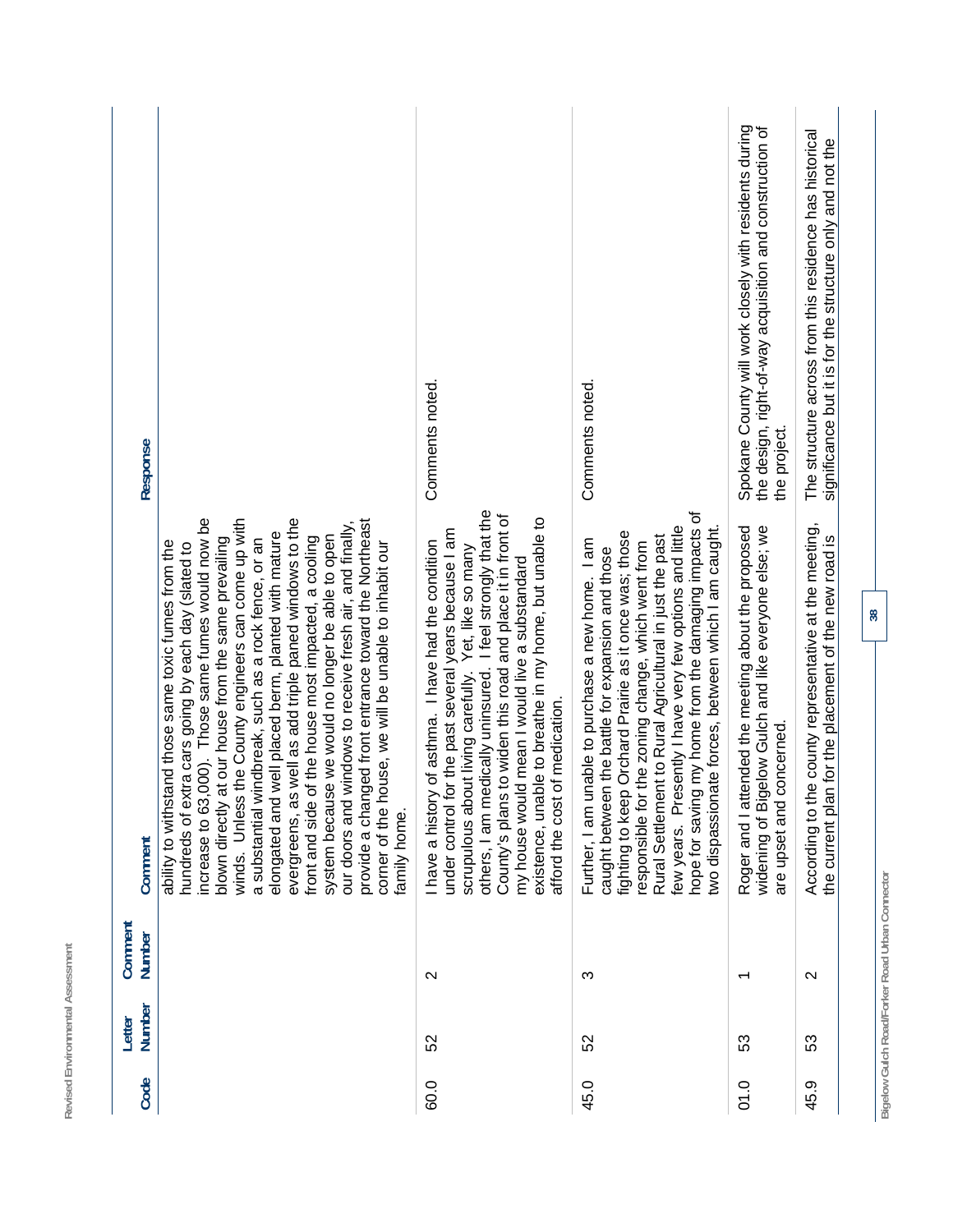| Code | Letter Number | Comment Number | Comment | Response |
|---|---|---|---|---|
| | | | ability to withstand those same toxic fumes from the hundreds of extra cars going by each day (slated to increase to 63,000). Those same fumes would now be blown directly at our house from the same prevailing winds. Unless the County engineers can come up with a substantial windbreak, such as a rock fence, or an elongated and well placed berm, planted with mature evergreens, as well as add triple paned windows to the front and side of the house most impacted, a cooling system because we would no longer be able to open our doors and windows to receive fresh air, and finally, provide a changed front entrance toward the Northeast corner of the house, we will be unable to inhabit our family home. | |
| 60.0 | 52 | 2 | I have a history of asthma. I have had the condition under control for the past several years because I am scrupulous about living carefully. Yet, like so many others, I am medically uninsured. I feel strongly that the County's plans to widen this road and place it in front of my house would mean I would live a substandard existence, unable to breathe in my home, but unable to afford the cost of medication. | Comments noted. |
| 45.0 | 52 | 3 | Further, I am unable to purchase a new home. I am caught between the battle for expansion and those fighting to keep Orchard Prairie as it once was; those responsible for the zoning change, which went from Rural Settlement to Rural Agricultural in just the past few years. Presently I have very few options and little hope for saving my home from the damaging impacts of two dispassionate forces, between which I am caught. | Comments noted. |
| 01.0 | 53 | 1 | Roger and I attended the meeting about the proposed widening of Bigelow Gulch and like everyone else; we are upset and concerned. | Spokane County will work closely with residents during the design, right-of-way acquisition and construction of the project. |
| 45.9 | 53 | 2 | According to the county representative at the meeting, the current plan for the placement of the new road is | The structure across from this residence has historical significance but it is for the structure only and not the |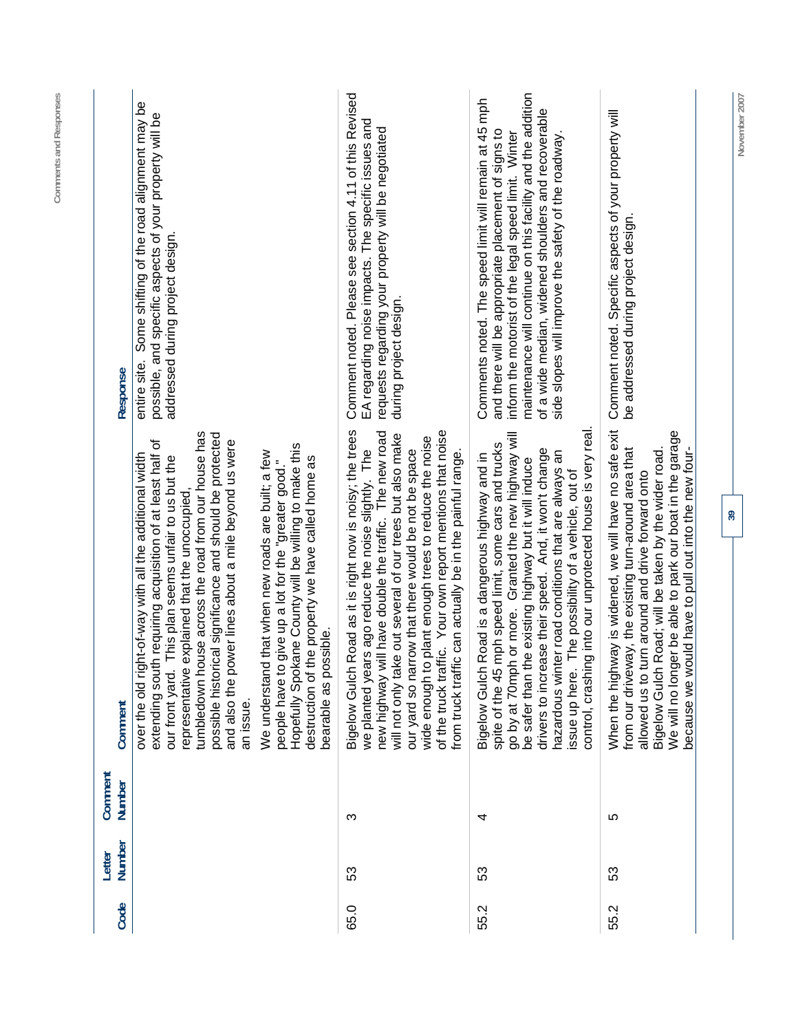| Code | Letter Number | Comment Number | Comment | Response |
|---|---|---|---|---|
| | | | over the old right-of-way with all the additional width extending south requiring acquisition of at least half of our front yard. This plan seems unfair to us but the representative explained that the unoccupied, tumbledown house across the road from our house has possible historical significance and should be protected and also the power lines about a mile beyond us were an issue.<br><br>We understand that when new roads are built; a few people have to give up a lot for the "greater good." Hopefully Spokane County will be willing to make this destruction of the property we have called home as bearable as possible. | entire site. Some shifting of the road alignment may be possible, and specific aspects of your property will be addressed during project design. |
| 65.0 | 53 | 3 | Bigelow Gulch Road as it is right now is noisy; the trees we planted years ago reduce the noise slightly. The new highway will have double the traffic. The new road will not only take out several of our trees but also make our yard so narrow that there would be not be space wide enough to plant enough trees to reduce the noise of the truck traffic. Your own report mentions that noise from truck traffic can actually be in the painful range. | Comment noted. Please see section 4.11 of this Revised EA regarding noise impacts. The specific issues and requests regarding your property will be negotiated during project design. |
| 55.2 | 53 | 4 | Bigelow Gulch Road is a dangerous highway and in spite of the 45 mph speed limit, some cars and trucks go by at 70mph or more. Granted the new highway will be safer than the existing highway but it will induce drivers to increase their speed. And, it won't change hazardous winter road conditions that are always an issue up here. The possibility of a vehicle, out of control, crashing into our unprotected house is very real. | Comments noted. The speed limit will remain at 45 mph and there will be appropriate placement of signs to inform the motorist of the legal speed limit. Winter maintenance will continue on this facility and the addition of a wide median, widened shoulders and recoverable side slopes will improve the safety of the roadway. |
| 55.2 | 53 | 5 | When the highway is widened, we will have no safe exit from our driveway, the existing turn-around area that allowed us to turn around and drive forward onto Bigelow Gulch Road; will be taken by the wider road. We will no longer be able to park our boat in the garage because we would have to pull out into the new four- | Comment noted. Specific aspects of your property will be addressed during project design. |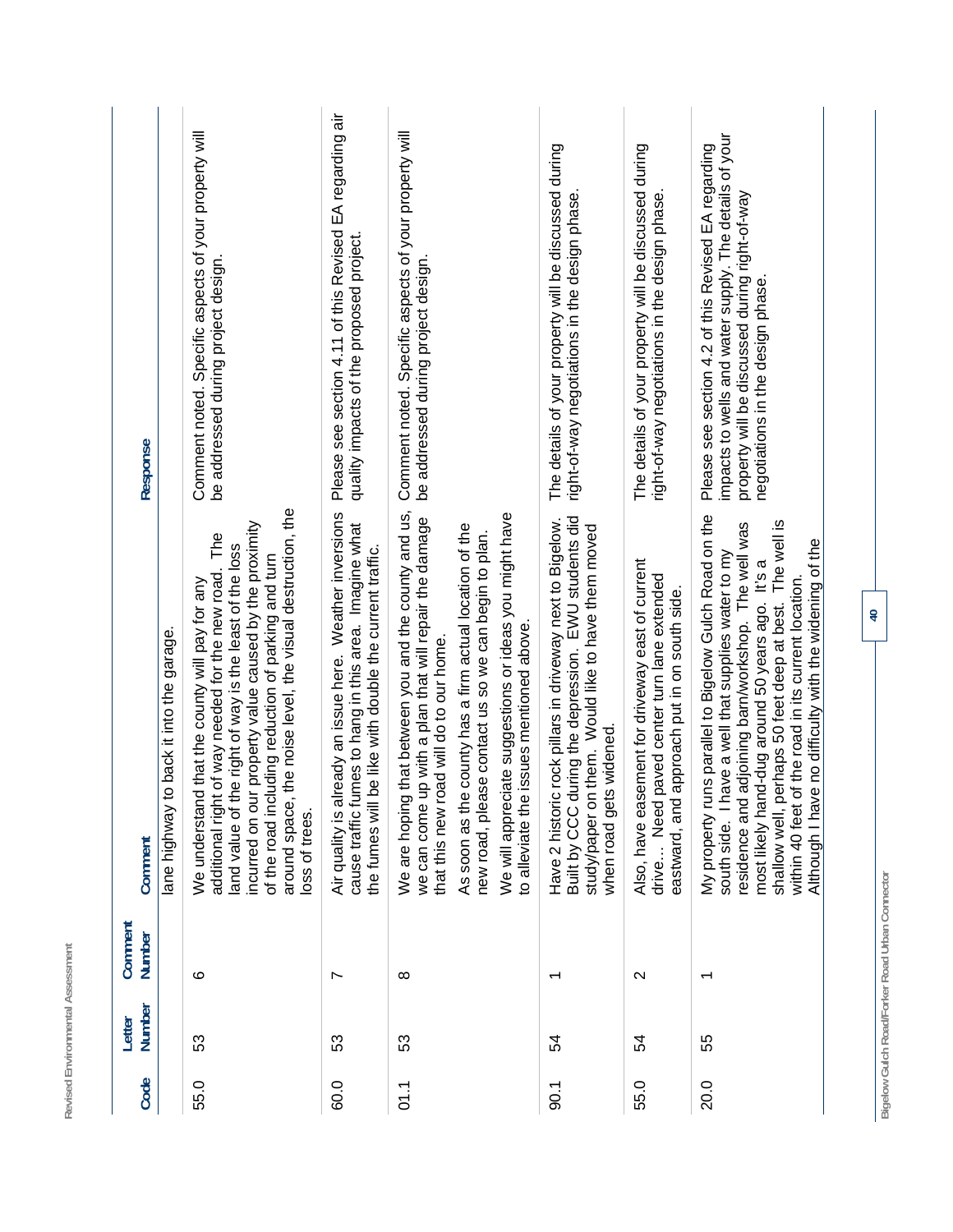| Code | Letter Number | Comment Number | Comment | Response |
|---|---|---|---|---|
| | | | lane highway to back it into the garage. | |
| 55.0 | 53 | 6 | We understand that the county will pay for any additional right of way needed for the new road. The land value of the right of way is the least of the loss incurred on our property value caused by the proximity of the road including reduction of parking and turn around space, the noise level, the visual destruction, the loss of trees. | Comment noted. Specific aspects of your property will be addressed during project design. |
| 60.0 | 53 | 7 | Air quality is already an issue here. Weather inversions cause traffic fumes to hang in this area. Imagine what the fumes will be like with double the current traffic. | Please see section 4.11 of this Revised EA regarding air quality impacts of the proposed project. |
| 01.1 | 53 | 8 | We are hoping that between you and the county and us, we can come up with a plan that will repair the damage that this new road will do to our home.<br><br>As soon as the county has a firm actual location of the new road, please contact us so we can begin to plan.<br><br>We will appreciate suggestions or ideas you might have to alleviate the issues mentioned above. | Comment noted. Specific aspects of your property will be addressed during project design. |
| 90.1 | 54 | 1 | Have 2 historic rock pillars in driveway next to Bigelow. Built by CCC during the depression. EWU students did study/paper on them. Would like to have them moved when road gets widened. | The details of your property will be discussed during right-of-way negotiations in the design phase. |
| 55.0 | 54 | 2 | Also, have easement for driveway east of current drive… Need paved center turn lane extended eastward, and approach put in on south side. | The details of your property will be discussed during right-of-way negotiations in the design phase. |
| 20.0 | 55 | 1 | My property runs parallel to Bigelow Gulch Road on the south side. I have a well that supplies water to my residence and adjoining barn/workshop. The well was most likely hand-dug around 50 years ago. It's a shallow well, perhaps 50 feet deep at best. The well is within 40 feet of the road in its current location. Although I have no difficulty with the widening of the | Please see section 4.2 of this Revised EA regarding impacts to wells and water supply. The details of your property will be discussed during right-of-way negotiations in the design phase. |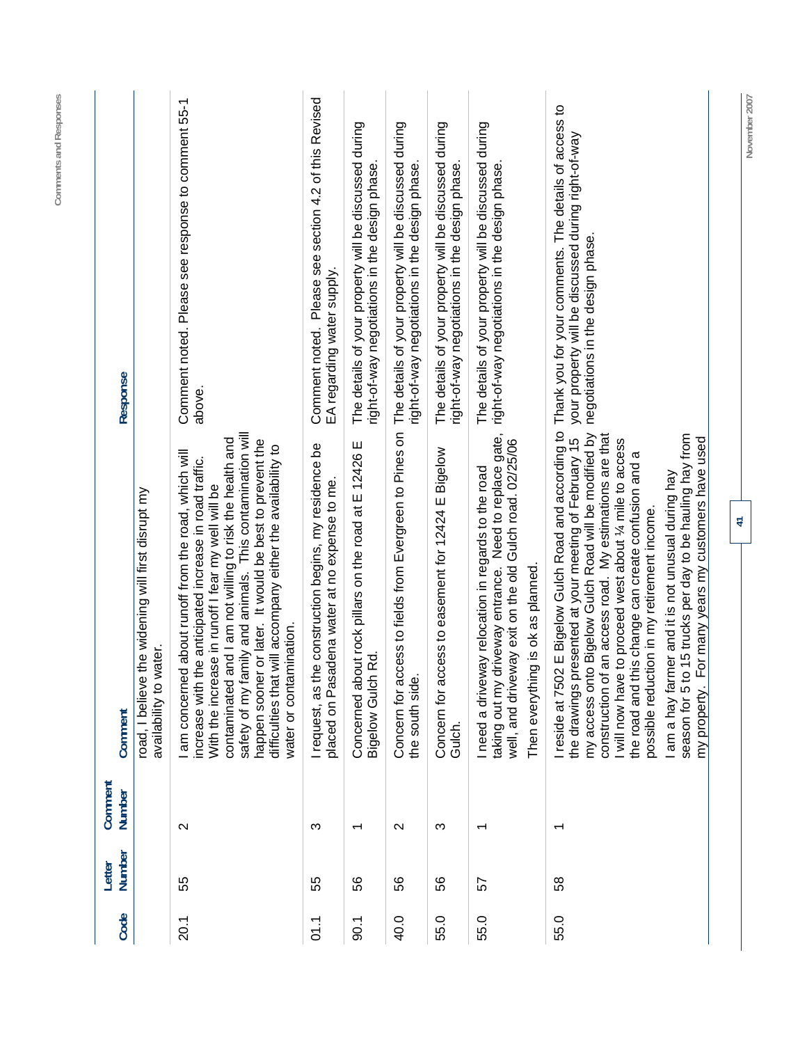| Code | Letter Number | Comment Number | Comment | Response |
|---|---|---|---|---|
| | | | road, I believe the widening will first disrupt my availability to water. | |
| 20.1 | 55 | 2 | I am concerned about runoff from the road, which will increase with the anticipated increase in road traffic. With the increase in runoff I fear my well will be contaminated and I am not willing to risk the health and safety of my family and animals. This contamination will happen sooner or later. It would be best to prevent the difficulties that will accompany either the availability to water or contamination. | Comment noted. Please see response to comment 55-1 above. |
| 01.1 | 55 | 3 | I request, as the construction begins, my residence be placed on Pasadena water at no expense to me. | Comment noted. Please see section 4.2 of this Revised EA regarding water supply. |
| 90.1 | 56 | 1 | Concerned about rock pillars on the road at E 12426 E Bigelow Gulch Rd. | The details of your property will be discussed during right-of-way negotiations in the design phase. |
| 40.0 | 56 | 2 | Concern for access to fields from Evergreen to Pines on the south side. | The details of your property will be discussed during right-of-way negotiations in the design phase. |
| 55.0 | 56 | 3 | Concern for access to easement for 12424 E Bigelow Gulch. | The details of your property will be discussed during right-of-way negotiations in the design phase. |
| 55.0 | 57 | 1 | I need a driveway relocation in regards to the road taking out my driveway entrance. Need to replace gate, well, and driveway exit on the old Gulch road. 02/25/06<br><br>Then everything is ok as planned. | The details of your property will be discussed during right-of-way negotiations in the design phase. |
| 55.0 | 58 | 1 | I reside at 7502 E Bigelow Gulch Road and according to the drawings presented at your meeting of February 15 my access onto Bigelow Gulch Road will be modified by construction of an access road. My estimations are that I will now have to proceed west about ¼ mile to access the road and this change can create confusion and a possible reduction in my retirement income.<br><br>I am a hay farmer and it is not unusual during hay season for 5 to 15 trucks per day to be hauling hay from my property. For many years my customers have used | Thank you for your comments. The details of access to your property will be discussed during right-of-way negotiations in the design phase. |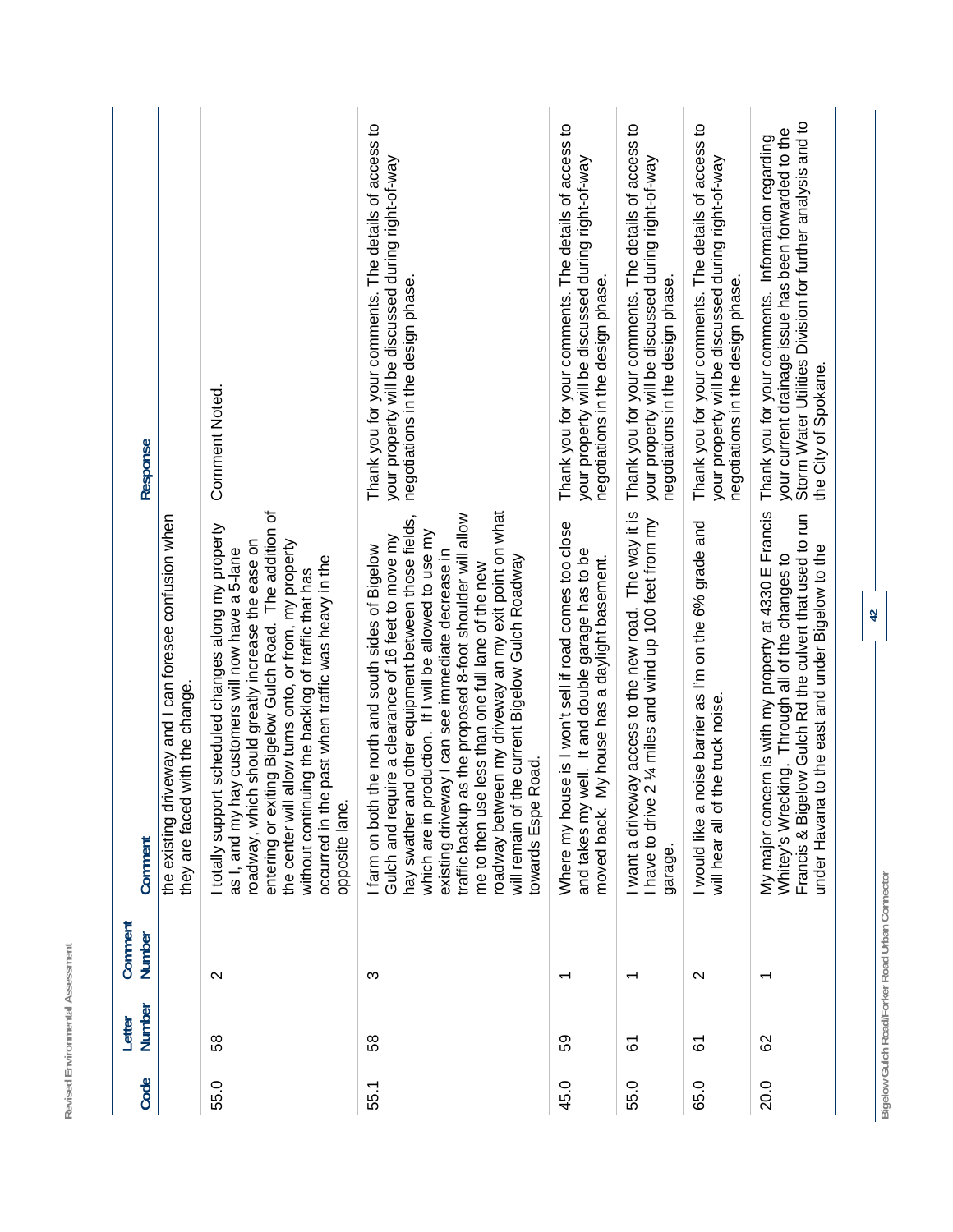| Code | Letter Number | Comment Number | Comment | Response |
|---|---|---|---|---|
| | | | the existing driveway and I can foresee confusion when they are faced with the change. | |
| 55.0 | 58 | 2 | I totally support scheduled changes along my property as I, and my hay customers will now have a 5-lane roadway, which should greatly increase the ease on entering or exiting Bigelow Gulch Road. The addition of the center will allow turns onto, or from, my property without continuing the backlog of traffic that has occurred in the past when traffic was heavy in the opposite lane. | Comment Noted. |
| 55.1 | 58 | 3 | I farm on both the north and south sides of Bigelow Gulch and require a clearance of 16 feet to move my hay swather and other equipment between those fields, which are in production. If I will be allowed to use my existing driveway I can see immediate decrease in traffic backup as the proposed 8-foot shoulder will allow me to then use less than one full lane of the new roadway between my driveway an my exit point on what will remain of the current Bigelow Gulch Roadway towards Espe Road. | Thank you for your comments. The details of access to your property will be discussed during right-of-way negotiations in the design phase. |
| 45.0 | 59 | 1 | Where my house is I won't sell if road comes too close and takes my well. It and double garage has to be moved back. My house has a daylight basement. | Thank you for your comments. The details of access to your property will be discussed during right-of-way negotiations in the design phase. |
| 55.0 | 61 | 1 | I want a driveway access to the new road. The way it is I have to drive 2 ¼ miles and wind up 100 feet from my garage. | Thank you for your comments. The details of access to your property will be discussed during right-of-way negotiations in the design phase. |
| 65.0 | 61 | 2 | I would like a noise barrier as I'm on the 6% grade and will hear all of the truck noise. | Thank you for your comments. The details of access to your property will be discussed during right-of-way negotiations in the design phase. |
| 20.0 | 62 | 1 | My major concern is with my property at 4330 E Francis Whitey's Wrecking. Through all of the changes to Francis & Bigelow Gulch Rd the culvert that used to run under Havana to the east and under Bigelow to the | Thank you for your comments. Information regarding your current drainage issue has been forwarded to the Storm Water Utilities Division for further analysis and to the City of Spokane. |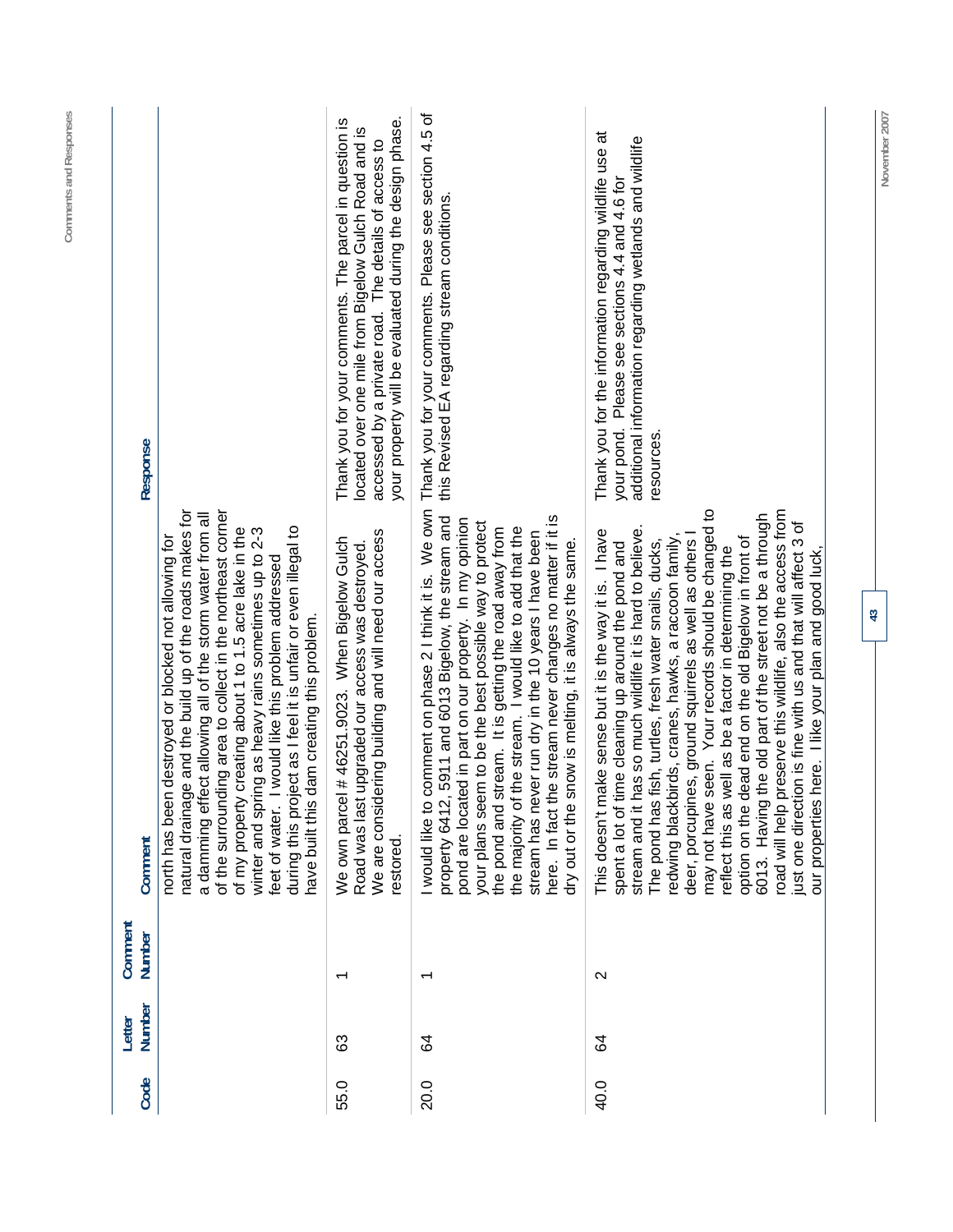| Code | Letter Number | Comment Number | Comment | Response |
|---|---|---|---|---|
| | | | north has been destroyed or blocked not allowing for natural drainage and the build up of the roads makes for a damming effect allowing all of the storm water from all of the surrounding area to collect in the northeast corner of my property creating about 1 to 1.5 acre lake in the winter and spring as heavy rains sometimes up to 2-3 feet of water. I would like this problem addressed during this project as I feel it is unfair or even illegal to have built this dam creating this problem. | |
| 55.0 | 63 | 1 | We own parcel # 46251.9023. When Bigelow Gulch Road was last upgraded our access was destroyed. We are considering building and will need our access restored. | Thank you for your comments. The parcel in question is located over one mile from Bigelow Gulch Road and is accessed by a private road. The details of access to your property will be evaluated during the design phase. |
| 20.0 | 64 | 1 | I would like to comment on phase 2 I think it is. We own property 6412, 5911 and 6013 Bigelow, the stream and pond are located in part on our property. In my opinion your plans seem to be the best possible way to protect the pond and stream. It is getting the road away from the majority of the stream. I would like to add that the stream has never run dry in the 10 years I have been here. In fact the stream never changes no matter if it is dry out or the snow is melting, it is always the same. | Thank you for your comments. Please see section 4.5 of this Revised EA regarding stream conditions. |
| 40.0 | 64 | 2 | This doesn't make sense but it is the way it is. I have spent a lot of time cleaning up around the pond and stream and it has so much wildlife it is hard to believe. The pond has fish, turtles, fresh water snails, ducks, redwing blackbirds, cranes, hawks, a raccoon family, deer, porcupines, ground squirrels as well as others I may not have seen. Your records should be changed to reflect this as well as be a factor in determining the option on the dead end on the old Bigelow in front of 6013. Having the old part of the street not be a through road will help preserve this wildlife, also the access from just one direction is fine with us and that will affect 3 of our properties here. I like your plan and good luck, | Thank you for the information regarding wildlife use at your pond. Please see sections 4.4 and 4.6 for additional information regarding wetlands and wildlife resources. |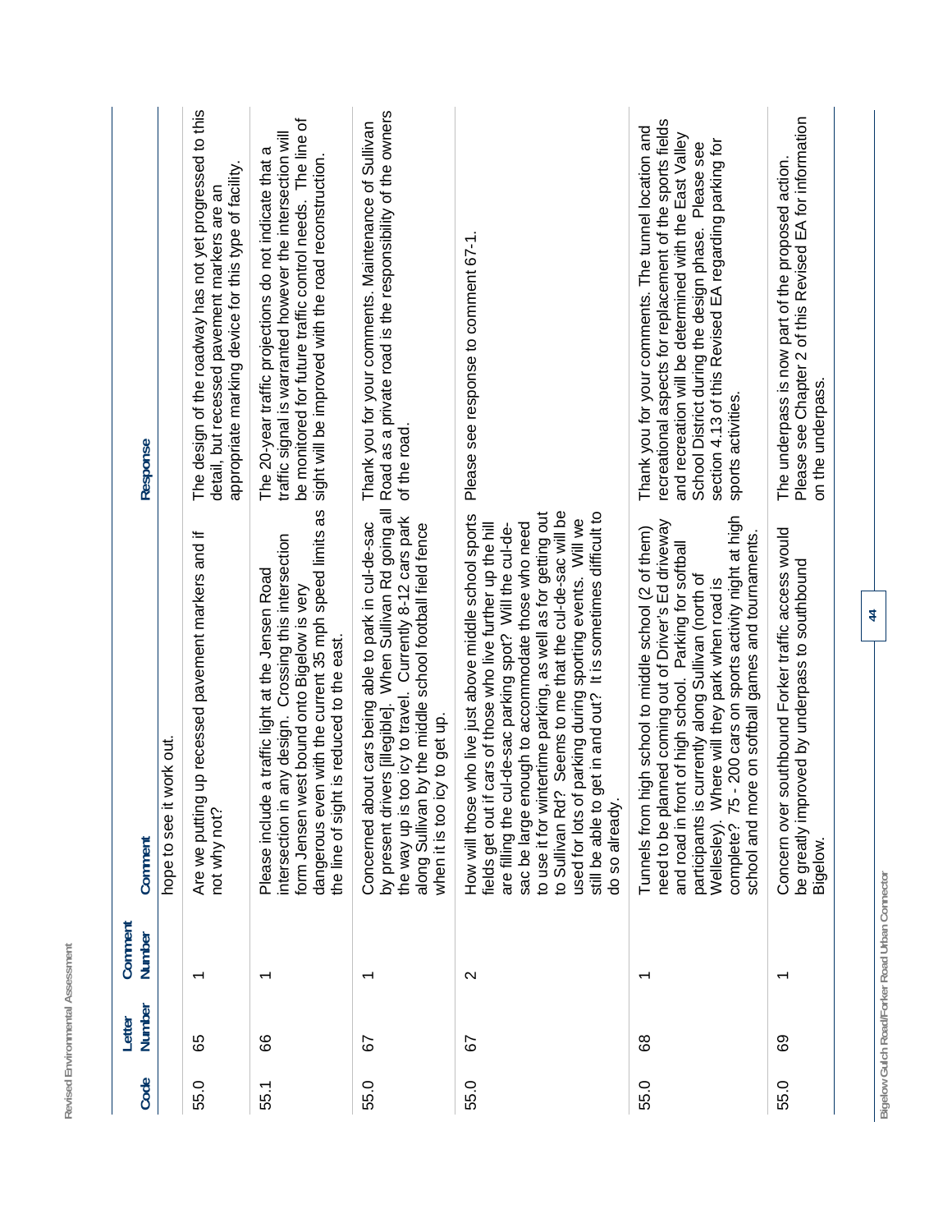| Code | Letter Number | Comment Number | Comment | Response |
|---|---|---|---|---|
| | | | hope to see it work out. | |
| 55.0 | 65 | 1 | Are we putting up recessed pavement markers and if not why not? | The design of the roadway has not yet progressed to this detail, but recessed pavement markers are an appropriate marking device for this type of facility. |
| 55.1 | 66 | 1 | Please include a traffic light at the Jensen Road intersection in any design. Crossing this intersection form Jensen west bound onto Bigelow is very dangerous even with the current 35 mph speed limits as the line of sight is reduced to the east. | The 20-year traffic projections do not indicate that a traffic signal is warranted however the intersection will be monitored for future traffic control needs. The line of sight will be improved with the road reconstruction. |
| 55.0 | 67 | 1 | Concerned about cars being able to park in cul-de-sac by present drivers [illegible]. When Sullivan Rd going all the way up is too icy to travel. Currently 8-12 cars park along Sullivan by the middle school football field fence when it is too icy to get up. | Thank you for your comments. Maintenance of Sullivan Road as a private road is the responsibility of the owners of the road. |
| 55.0 | 67 | 2 | How will those who live just above middle school sports fields get out if cars of those who live further up the hill are filling the cul-de-sac parking spot? Will the cul-de-sac be large enough to accommodate those who need to use it for wintertime parking, as well as for getting out to Sullivan Rd? Seems to me that the cul-de-sac will be used for lots of parking during sporting events. Will we still be able to get in and out? It is sometimes difficult to do so already. | Please see response to comment 67-1. |
| 55.0 | 68 | 1 | Tunnels from high school to middle school (2 of them) need to be planned coming out of Driver's Ed driveway and road in front of high school. Parking for softball participants is currently along Sullivan (north of Wellesley). Where will they park when road is complete? 75 - 200 cars on sports activity night at high school and more on softball games and tournaments. | Thank you for your comments. The tunnel location and recreational aspects for replacement of the sports fields and recreation will be determined with the East Valley School District during the design phase. Please see section 4.13 of this Revised EA regarding parking for sports activities. |
| 55.0 | 69 | 1 | Concern over southbound Forker traffic access would be greatly improved by underpass to southbound Bigelow. | The underpass is now part of the proposed action. Please see Chapter 2 of this Revised EA for information on the underpass. |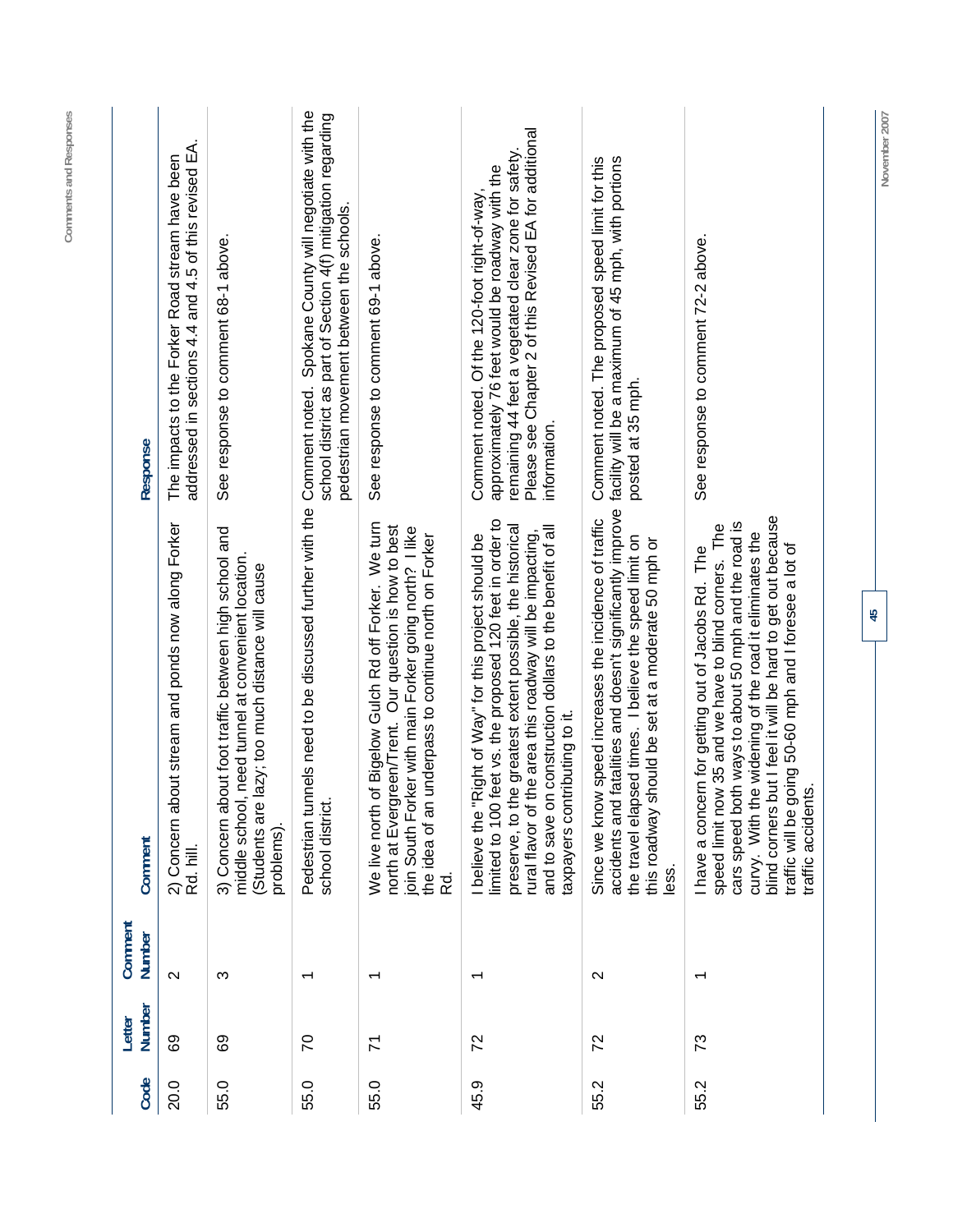| Code | Letter Number | Comment Number | Comment | Response |
|---|---|---|---|---|
| 20.0 | 69 | 2 | 2) Concern about stream and ponds now along Forker Rd. hill. | The impacts to the Forker Road stream have been addressed in sections 4.4 and 4.5 of this revised EA. |
| 55.0 | 69 | 3 | 3) Concern about foot traffic between high school and middle school, need tunnel at convenient location. (Students are lazy; too much distance will cause problems). | See response to comment 68-1 above. |
| 55.0 | 70 | 1 | Pedestrian tunnels need to be discussed further with the school district. | Comment noted. Spokane County will negotiate with the school district as part of Section 4(f) mitigation regarding pedestrian movement between the schools. |
| 55.0 | 71 | 1 | We live north of Bigelow Gulch Rd off Forker. We turn north at Evergreen/Trent. Our question is how to best join South Forker with main Forker going north? I like the idea of an underpass to continue north on Forker Rd. | See response to comment 69-1 above. |
| 45.9 | 72 | 1 | I believe the "Right of Way" for this project should be limited to 100 feet vs. the proposed 120 feet in order to preserve, to the greatest extent possible, the historical rural flavor of the area this roadway will be impacting, and to save on construction dollars to the benefit of all taxpayers contributing to it. | Comment noted. Of the 120-foot right-of-way, approximately 76 feet would be roadway with the remaining 44 feet a vegetated clear zone for safety. Please see Chapter 2 of this Revised EA for additional information. |
| 55.2 | 72 | 2 | Since we know speed increases the incidence of traffic accidents and fatalities and doesn't significantly improve the travel elapsed times. I believe the speed limit on this roadway should be set at a moderate 50 mph or less. | Comment noted. The proposed speed limit for this facility will be a maximum of 45 mph, with portions posted at 35 mph. |
| 55.2 | 73 | 1 | I have a concern for getting out of Jacobs Rd. The speed limit now 35 and we have to blind corners. The cars speed both ways to about 50 mph and the road is curvy. With the widening of the road it eliminates the blind corners but I feel it will be hard to get out because traffic will be going 50-60 mph and I foresee a lot of traffic accidents. | See response to comment 72-2 above. |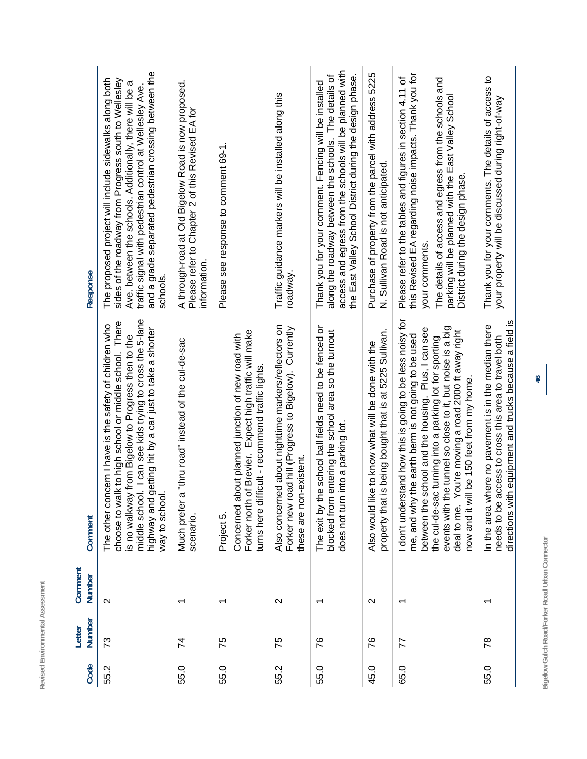| Code | Letter Number | Comment Number | Comment | Response |
|---|---|---|---|---|
| 55.2 | 73 | 2 | The other concern I have is the safety of children who choose to walk to high school or middle school. There is no walkway from Bigelow to Progress then to the middle school. I can see kids trying to cross the 5-lane highway and getting hit by a car just to take a shorter way to school. | The proposed project will include sidewalks along both sides of the roadway from Progress south to Wellesley Ave. between the schools. Additionally, there will be a traffic signal with pedestrian control at Wellesley Ave. and a grade separated pedestrian crossing between the schools. |
| 55.0 | 74 | 1 | Much prefer a "thru road" instead of the cul-de-sac scenario. | A through-road at Old Bigelow Road is now proposed. Please refer to Chapter 2 of this Revised EA for information. |
| 55.0 | 75 | 1 | Project 5.<br><br>Concerned about planned junction of new road with Forker north of Brevier. Expect high traffic will make turns here difficult - recommend traffic lights. | Please see response to comment 69-1. |
| 55.2 | 75 | 2 | Also concerned about nighttime markers/reflectors on Forker new road hill (Progress to Bigelow). Currently these are non-existent. | Traffic guidance markers will be installed along this roadway. |
| 55.0 | 76 | 1 | The exit by the school ball fields need to be fenced or blocked from entering the school area so the turnout does not turn into a parking lot. | Thank you for your comment. Fencing will be installed along the roadway between the schools. The details of access and egress from the schools will be planned with the East Valley School District during the design phase. |
| 45.0 | 76 | 2 | Also would like to know what will be done with the property that is being bought that is at 5225 Sullivan. | Purchase of property from the parcel with address 5225 N. Sullivan Road is not anticipated. |
| 65.0 | 77 | 1 | I don't understand how this is going to be less noisy for me, and why the earth berm is not going to be used between the school and the housing. Plus, I can see the cul-de-sac turning into a parking lot for sporting events with the tunnel so close to it, but noise is a big deal to me. You're moving a road 2000 ft away right now and it will be 150 feet from my home. | Please refer to the tables and figures in section 4.11 of this Revised EA regarding noise impacts. Thank you for your comments.<br><br>The details of access and egress from the schools and parking will be planned with the East Valley School District during the design phase. |
| 55.0 | 78 | 1 | In the area where no pavement is in the median there needs to be access to cross this area to travel both directions with equipment and trucks because a field is | Thank you for your comments. The details of access to your property will be discussed during right-of-way |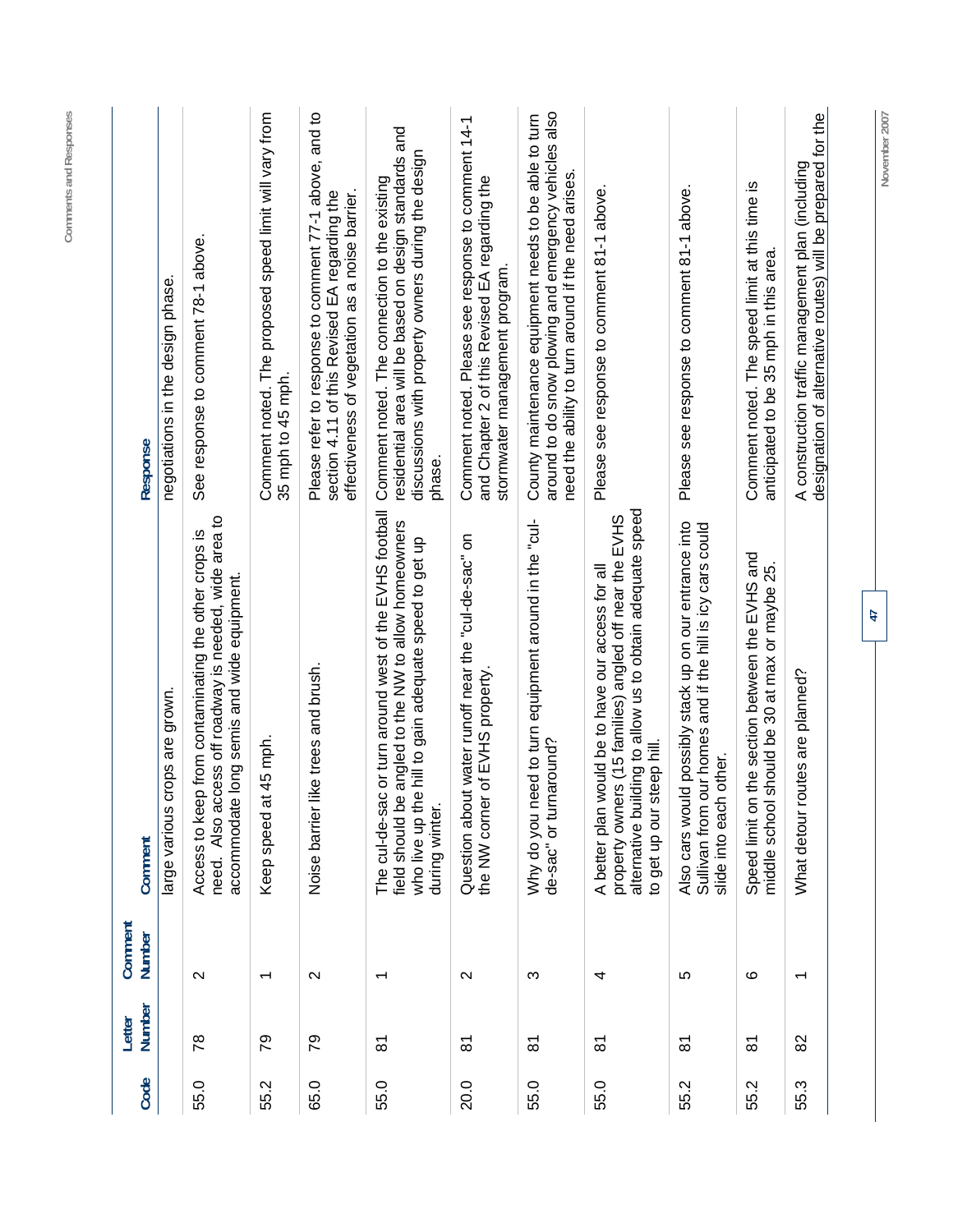| Code | Letter Number | Comment Number | Comment | Response |
|---|---|---|---|---|
| | | | large various crops are grown. | negotiations in the design phase. |
| 55.0 | 78 | 2 | Access to keep from contaminating the other crops is need. Also access off roadway is needed, wide area to accommodate long semis and wide equipment. | See response to comment 78-1 above. |
| 55.2 | 79 | 1 | Keep speed at 45 mph. | Comment noted. The proposed speed limit will vary from 35 mph to 45 mph. |
| 65.0 | 79 | 2 | Noise barrier like trees and brush. | Please refer to response to comment 77-1 above, and to section 4.11 of this Revised EA regarding the effectiveness of vegetation as a noise barrier. |
| 55.0 | 81 | 1 | The cul-de-sac or turn around west of the EVHS football field should be angled to the NW to allow homeowners who live up the hill to gain adequate speed to get up during winter. | Comment noted. The connection to the existing residential area will be based on design standards and discussions with property owners during the design phase. |
| 20.0 | 81 | 2 | Question about water runoff near the "cul-de-sac" on the NW corner of EVHS property. | Comment noted. Please see response to comment 14-1 and Chapter 2 of this Revised EA regarding the stormwater management program. |
| 55.0 | 81 | 3 | Why do you need to turn equipment around in the "cul-de-sac" or turnaround? | County maintenance equipment needs to be able to turn around to do snow plowing and emergency vehicles also need the ability to turn around if the need arises. |
| 55.0 | 81 | 4 | A better plan would be to have our access for all property owners (15 families) angled off near the EVHS alternative building to allow us to obtain adequate speed to get up our steep hill. | Please see response to comment 81-1 above. |
| 55.2 | 81 | 5 | Also cars would possibly stack up on our entrance into Sullivan from our homes and if the hill is icy cars could slide into each other. | Please see response to comment 81-1 above. |
| 55.2 | 81 | 6 | Speed limit on the section between the EVHS and middle school should be 30 at max or maybe 25. | Comment noted. The speed limit at this time is anticipated to be 35 mph in this area. |
| 55.3 | 82 | 1 | What detour routes are planned? | A construction traffic management plan (including designation of alternative routes) will be prepared for the |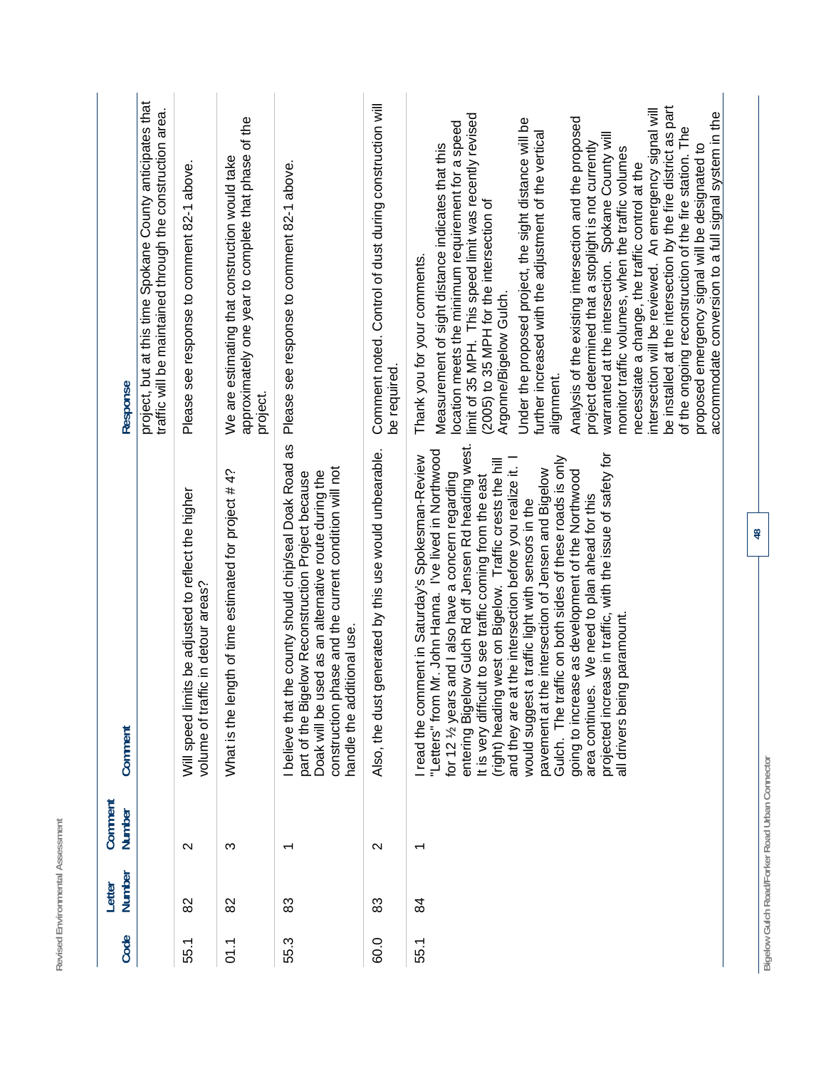| Code | Letter Number | Comment Number | Comment | Response |
|---|---|---|---|---|
| | | | | project, but at this time Spokane County anticipates that traffic will be maintained through the construction area. |
| 55.1 | 82 | 2 | Will speed limits be adjusted to reflect the higher volume of traffic in detour areas? | Please see response to comment 82-1 above. |
| 01.1 | 82 | 3 | What is the length of time estimated for project # 4? | We are estimating that construction would take approximately one year to complete that phase of the project. |
| 55.3 | 83 | 1 | I believe that the county should chip/seal Doak Road as part of the Bigelow Reconstruction Project because Doak will be used as an alternative route during the construction phase and the current condition will not handle the additional use. | Please see response to comment 82-1 above. |
| 60.0 | 83 | 2 | Also, the dust generated by this use would unbearable. | Comment noted. Control of dust during construction will be required. |
| 55.1 | 84 | 1 | I read the comment in Saturday's Spokesman-Review "Letters" from Mr. John Hanna. I've lived in Northwood for 12 ½ years and I also have a concern regarding entering Bigelow Gulch Rd off Jensen Rd heading west. It is very difficult to see traffic coming from the east (right) heading west on Bigelow. Traffic crests the hill and they are at the intersection before you realize it. I would suggest a traffic light with sensors in the pavement at the intersection of Jensen and Bigelow Gulch. The traffic on both sides of these roads is only going to increase as development of the Northwood area continues. We need to plan ahead for this projected increase in traffic, with the issue of safety for all drivers being paramount. | Thank you for your comments.<br><br>Measurement of sight distance indicates that this location meets the minimum requirement for a speed limit of 35 MPH. This speed limit was recently revised (2005) to 35 MPH for the intersection of Argonne/Bigelow Gulch.<br><br>Under the proposed project, the sight distance will be further increased with the adjustment of the vertical alignment.<br><br>Analysis of the existing intersection and the proposed project determined that a stoplight is not currently warranted at the intersection. Spokane County will monitor traffic volumes, when the traffic volumes necessitate a change, the traffic control at the intersection will be reviewed. An emergency signal will be installed at the intersection by the fire district as part of the ongoing reconstruction of the fire station. The proposed emergency signal will be designated to accommodate conversion to a full signal system in the |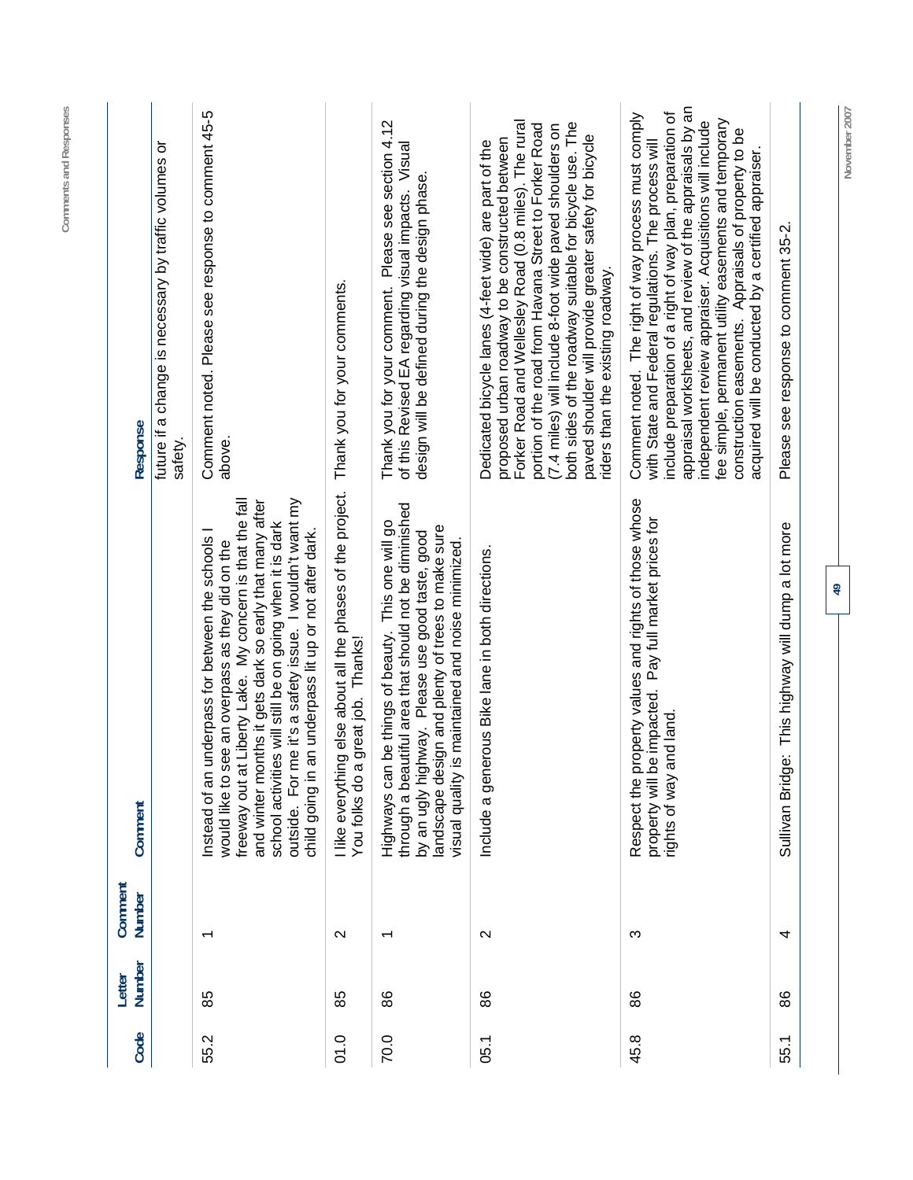| Code | Letter Number | Comment Number | Comment | Response |
|---|---|---|---|---|
| | | | | future if a change is necessary by traffic volumes or safety. |
| 55.2 | 85 | 1 | Instead of an underpass for between the schools I would like to see an overpass as they did on the freeway out at Liberty Lake. My concern is that the fall and winter months it gets dark so early that many after school activities will still be on going when it is dark outside. For me it's a safety issue. I wouldn't want my child going in an underpass lit up or not after dark. | Comment noted. Please see response to comment 45-5 above. |
| 01.0 | 85 | 2 | I like everything else about all the phases of the project. You folks do a great job. Thanks! | Thank you for your comments. |
| 70.0 | 86 | 1 | Highways can be things of beauty. This one will go through a beautiful area that should not be diminished by an ugly highway. Please use good taste, good landscape design and plenty of trees to make sure visual quality is maintained and noise minimized. | Thank you for your comment. Please see section 4.12 of this Revised EA regarding visual impacts. Visual design will be defined during the design phase. |
| 05.1 | 86 | 2 | Include a generous Bike lane in both directions. | Dedicated bicycle lanes (4-feet wide) are part of the proposed urban roadway to be constructed between Forker Road and Wellesley Road (0.8 miles). The rural portion of the road from Havana Street to Forker Road (7.4 miles) will include 8-foot wide paved shoulders on both sides of the roadway suitable for bicycle use. The paved shoulder will provide greater safety for bicycle riders than the existing roadway. |
| 45.8 | 86 | 3 | Respect the property values and rights of those whose property will be impacted. Pay full market prices for rights of way and land. | Comment noted. The right of way process must comply with State and Federal regulations. The process will include preparation of a right of way plan, preparation of appraisal worksheets, and review of the appraisals by an independent review appraiser. Acquisitions will include fee simple, permanent utility easements and temporary construction easements. Appraisals of property to be acquired will be conducted by a certified appraiser. |
| 55.1 | 86 | 4 | Sullivan Bridge: This highway will dump a lot more | Please see response to comment 35-2. |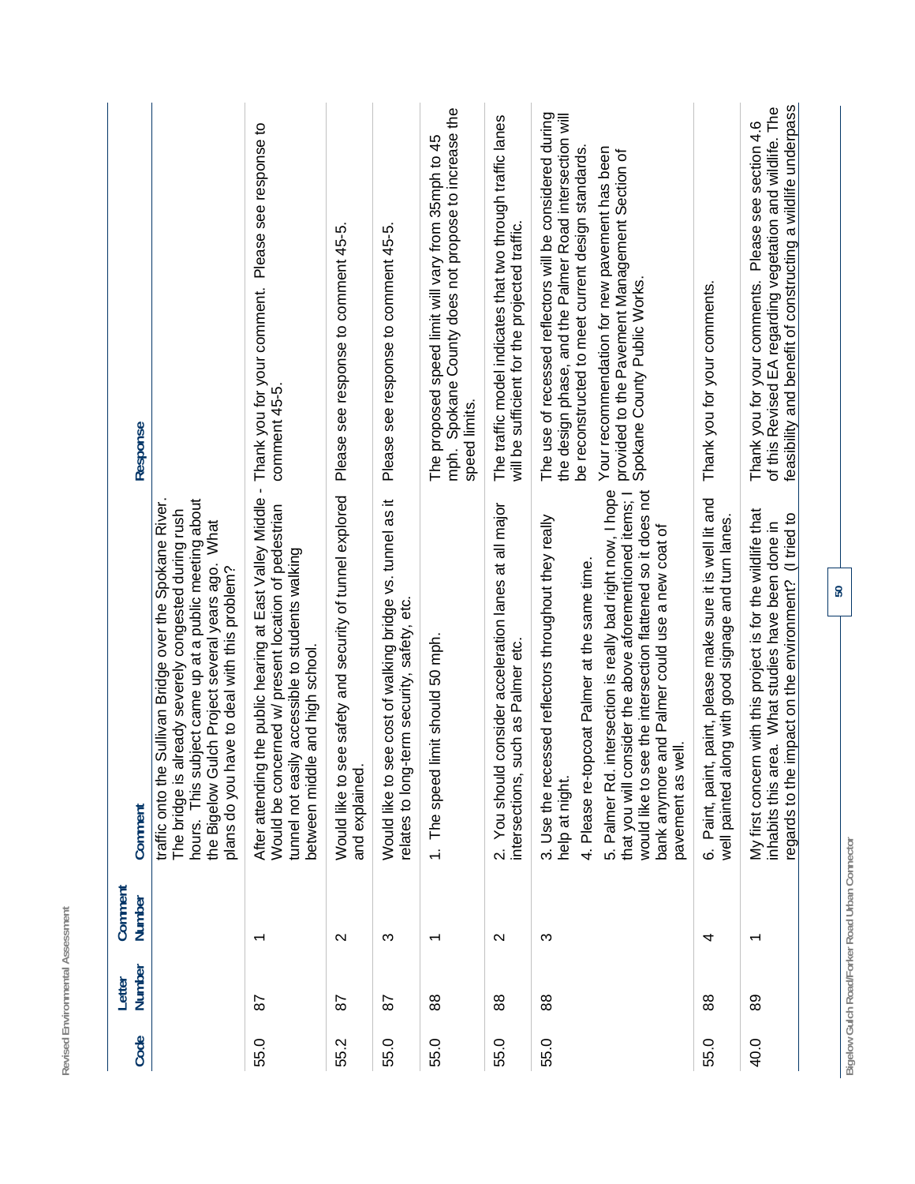| Code | Letter Number | Comment Number | Comment | Response |
|---|---|---|---|---|
| | | | traffic onto the Sullivan Bridge over the Spokane River. The bridge is already severely congested during rush hours. This subject came up at a public meeting about the Bigelow Gulch Project several years ago. What plans do you have to deal with this problem? | |
| 55.0 | 87 | 1 | After attending the public hearing at East Valley Middle - Would be concerned w/ present location of pedestrian tunnel not easily accessible to students walking between middle and high school. | Thank you for your comment. Please see response to comment 45-5. |
| 55.2 | 87 | 2 | Would like to see safety and security of tunnel explored and explained. | Please see response to comment 45-5. |
| 55.0 | 87 | 3 | Would like to see cost of walking bridge vs. tunnel as it relates to long-term security, safety, etc. | Please see response to comment 45-5. |
| 55.0 | 88 | 1 | 1. The speed limit should 50 mph. | The proposed speed limit will vary from 35mph to 45 mph. Spokane County does not propose to increase the speed limits. |
| 55.0 | 88 | 2 | 2. You should consider acceleration lanes at all major intersections, such as Palmer etc. | The traffic model indicates that two through traffic lanes will be sufficient for the projected traffic. |
| 55.0 | 88 | 3 | 3. Use the recessed reflectors throughout they really help at night.<br>4. Please re-topcoat Palmer at the same time.<br>5. Palmer Rd. intersection is really bad right now, I hope that you will consider the above aforementioned items; I would like to see the intersection flattened so it does not bank anymore and Palmer could use a new coat of pavement as well. | The use of recessed reflectors will be considered during the design phase, and the Palmer Road intersection will be reconstructed to meet current design standards.<br>Your recommendation for new pavement has been provided to the Pavement Management Section of Spokane County Public Works. |
| 55.0 | 88 | 4 | 6. Paint, paint, paint, please make sure it is well lit and well painted along with good signage and turn lanes. | Thank you for your comments. |
| 40.0 | 89 | 1 | My first concern with this project is for the wildlife that inhabits this area. What studies have been done in regards to the impact on the environment? (I tried to | Thank you for your comments. Please see section 4.6 of this Revised EA regarding vegetation and wildlife. The feasibility and benefit of constructing a wildlife underpass |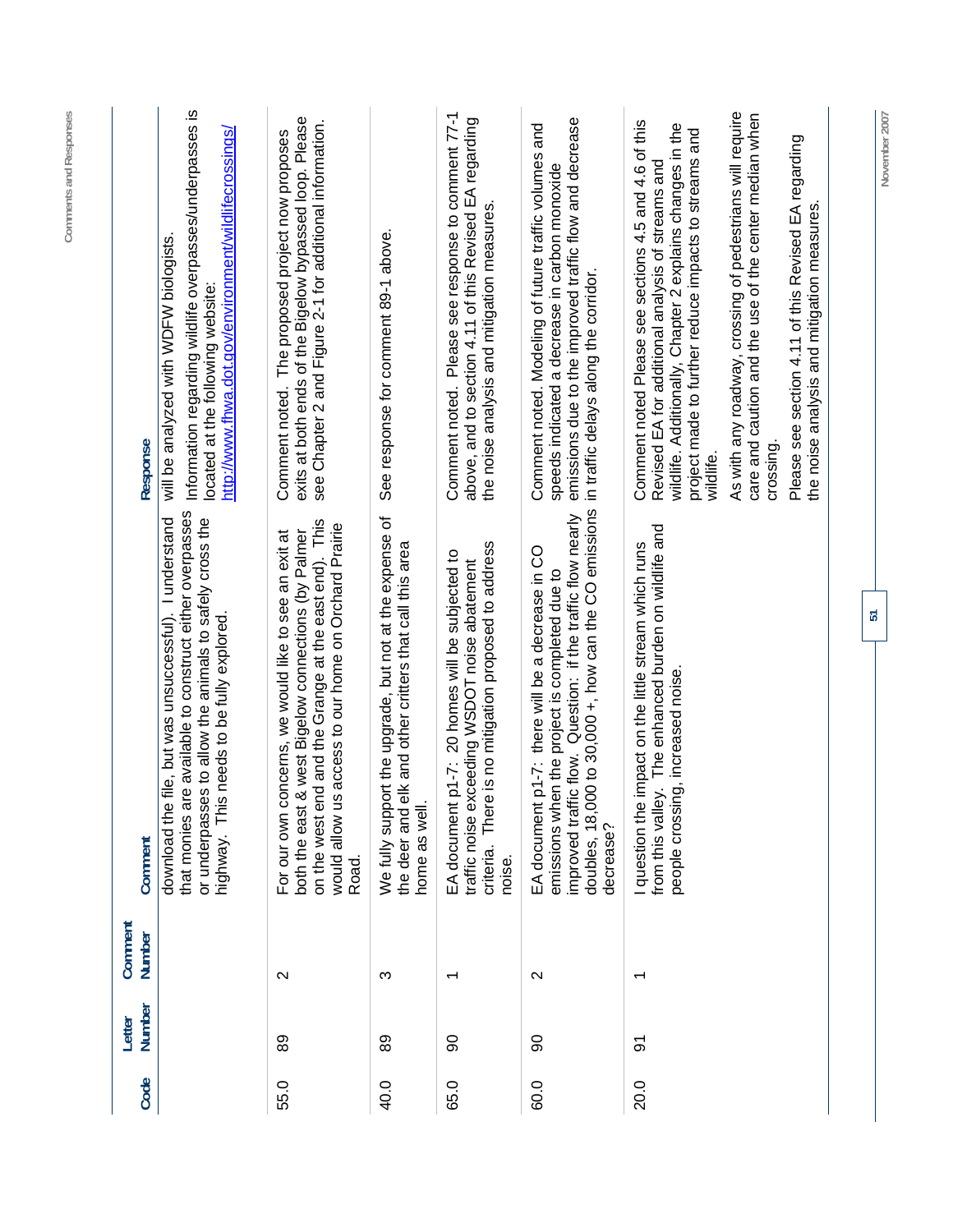| Code | Letter Number | Comment Number | Comment | Response |
|---|---|---|---|---|
| | | | download the file, but was unsuccessful). I understand that monies are available to construct either overpasses or underpasses to allow the animals to safely cross the highway. This needs to be fully explored. | will be analyzed with WDFW biologists. Information regarding wildlife overpasses/underpasses is located at the following website: http://www.fhwa.dot.gov/environment/wildlifecrossings/ |
| 55.0 | 89 | 2 | For our own concerns, we would like to see an exit at both the east & west Bigelow connections (by Palmer on the west end and the Grange at the east end). This would allow us access to our home on Orchard Prairie Road. | Comment noted. The proposed project now proposes exits at both ends of the Bigelow bypassed loop. Please see Chapter 2 and Figure 2-1 for additional information. |
| 40.0 | 89 | 3 | We fully support the upgrade, but not at the expense of the deer and elk and other critters that call this area home as well. | See response for comment 89-1 above. |
| 65.0 | 90 | 1 | EA document p1-7: 20 homes will be subjected to traffic noise exceeding WSDOT noise abatement criteria. There is no mitigation proposed to address noise. | Comment noted. Please see response to comment 77-1 above, and to section 4.11 of this Revised EA regarding the noise analysis and mitigation measures. |
| 60.0 | 90 | 2 | EA document p1-7: there will be a decrease in CO emissions when the project is completed due to improved traffic flow. Question: if the traffic flow nearly doubles, 18,000 to 30,000 +, how can the CO emissions decrease? | Comment noted. Modeling of future traffic volumes and speeds indicated a decrease in carbon monoxide emissions due to the improved traffic flow and decrease in traffic delays along the corridor. |
| 20.0 | 91 | 1 | I question the impact on the little stream which runs from this valley. The enhanced burden on wildlife and people crossing, increased noise. | Comment noted Please see sections 4.5 and 4.6 of this Revised EA for additional analysis of streams and wildlife. Additionally, Chapter 2 explains changes in the project made to further reduce impacts to streams and wildlife.<br><br>As with any roadway, crossing of pedestrians will require care and caution and the use of the center median when crossing.<br><br>Please see section 4.11 of this Revised EA regarding the noise analysis and mitigation measures. |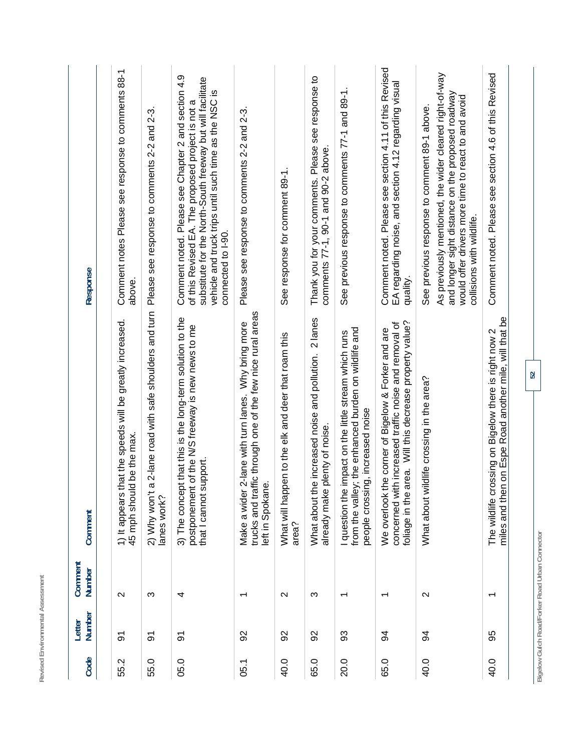| Code | Letter Number | Comment Number | Comment | Response |
|---|---|---|---|---|
| 55.2 | 91 | 2 | 1) It appears that the speeds will be greatly increased. 45 mph should be the max. | Comment notes Please see response to comments 88-1 above. |
| 55.0 | 91 | 3 | 2) Why won't a 2-lane road with safe shoulders and turn lanes work? | Please see response to comments 2-2 and 2-3. |
| 05.0 | 91 | 4 | 3) The concept that this is the long-term solution to the postponement of the N/S freeway is new news to me that I cannot support. | Comment noted. Please see Chapter 2 and section 4.9 of this Revised EA. The proposed project is not a substitute for the North-South freeway but will facilitate vehicle and truck trips until such time as the NSC is connected to I-90. |
| 05.1 | 92 | 1 | Make a wider 2-lane with turn lanes. Why bring more trucks and traffic through one of the few nice rural areas left in Spokane. | Please see response to comments 2-2 and 2-3. |
| 40.0 | 92 | 2 | What will happen to the elk and deer that roam this area? | See response for comment 89-1. |
| 65.0 | 92 | 3 | What about the increased noise and pollution. 2 lanes already make plenty of noise. | Thank you for your comments. Please see response to comments 77-1, 90-1 and 90-2 above. |
| 20.0 | 93 | 1 | I question the impact on the little stream which runs from the valley; the enhanced burden on wildlife and people crossing, increased noise | See previous response to comments 77-1 and 89-1. |
| 65.0 | 94 | 1 | We overlook the corner of Bigelow & Forker and are concerned with increased traffic noise and removal of foliage in the area. Will this decrease property value? | Comment noted. Please see section 4.11 of this Revised EA regarding noise, and section 4.12 regarding visual quality. |
| 40.0 | 94 | 2 | What about wildlife crossing in the area? | See previous response to comment 89-1 above. As previously mentioned, the wider cleared right-of-way and longer sight distance on the proposed roadway would offer drivers more time to react to and avoid collisions with wildlife. |
| 40.0 | 95 | 1 | The wildlife crossing on Bigelow there is right now 2 miles and then on Espe Road another mile, will that be | Comment noted. Please see section 4.6 of this Revised |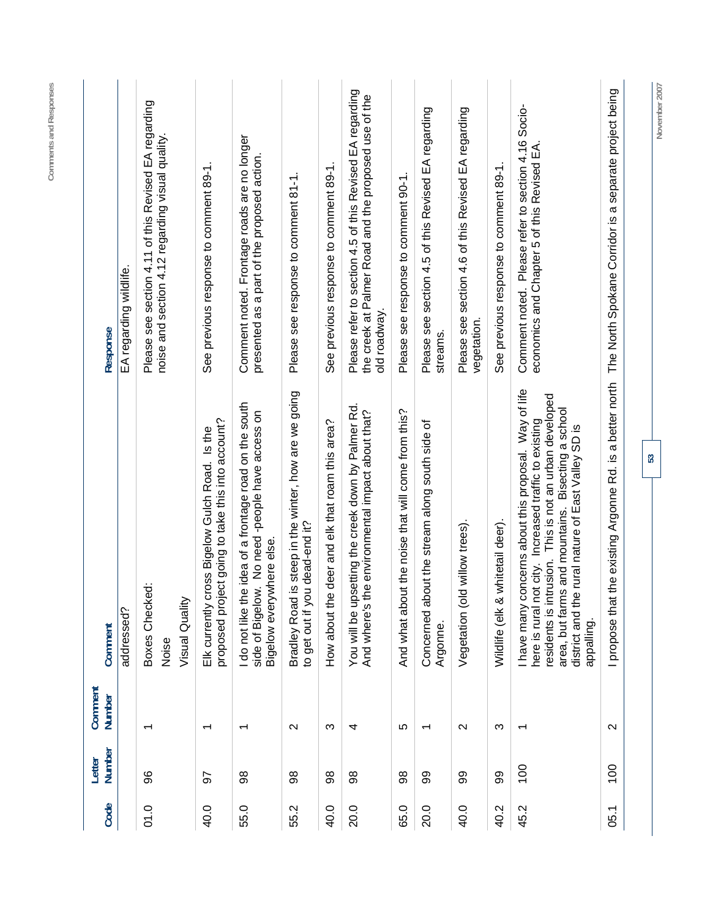| Code | Letter Number | Comment Number | Comment | Response |
|---|---|---|---|---|
| | | | addressed? | EA regarding wildlife. |
| 01.0 | 96 | 1 | Boxes Checked: Noise Visual Quality | Please see section 4.11 of this Revised EA regarding noise and section 4.12 regarding visual quality. |
| 40.0 | 97 | 1 | Elk currently cross Bigelow Gulch Road. Is the proposed project going to take this into account? | See previous response to comment 89-1. |
| 55.0 | 98 | 1 | I do not like the idea of a frontage road on the south side of Bigelow. No need -people have access on Bigelow everywhere else. | Comment noted. Frontage roads are no longer presented as a part of the proposed action. |
| 55.2 | 98 | 2 | Bradley Road is steep in the winter, how are we going to get out if you dead-end it? | Please see response to comment 81-1. |
| 40.0 | 98 | 3 | How about the deer and elk that roam this area? | See previous response to comment 89-1. |
| 20.0 | 98 | 4 | You will be upsetting the creek down by Palmer Rd. And where's the environmental impact about that? | Please refer to section 4.5 of this Revised EA regarding the creek at Palmer Road and the proposed use of the old roadway. |
| 65.0 | 98 | 5 | And what about the noise that will come from this? | Please see response to comment 90-1. |
| 20.0 | 99 | 1 | Concerned about the stream along south side of Argonne. | Please see section 4.5 of this Revised EA regarding streams. |
| 40.0 | 99 | 2 | Vegetation (old willow trees). | Please see section 4.6 of this Revised EA regarding vegetation. |
| 40.2 | 99 | 3 | Wildlife (elk & whitetail deer). | See previous response to comment 89-1. |
| 45.2 | 100 | 1 | I have many concerns about this proposal. Way of life here is rural not city. Increased traffic to existing residents is intrusion. This is not an urban developed area, but farms and mountains. Bisecting a school district and the rural nature of East Valley SD is appalling. | Comment noted. Please refer to section 4.16 Socio-economics and Chapter 5 of this Revised EA. |
| 05.1 | 100 | 2 | I propose that the existing Argonne Rd. is a better north | The North Spokane Corridor is a separate project being |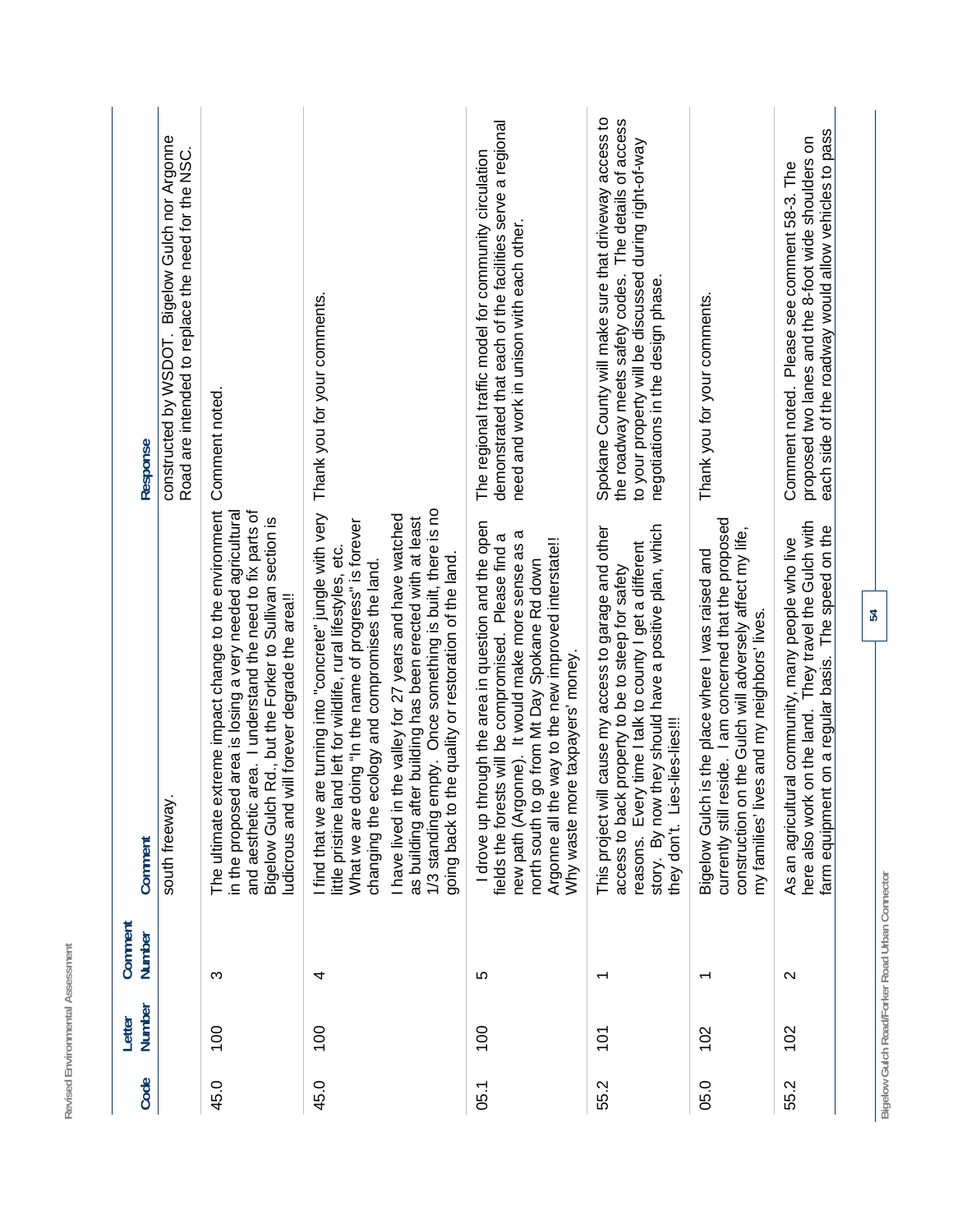| Code | Letter Number | Comment Number | Comment | Response |
|---|---|---|---|---|
| | | | south freeway. | constructed by WSDOT. Bigelow Gulch nor Argonne Road are intended to replace the need for the NSC. |
| 45.0 | 100 | 3 | The ultimate extreme impact change to the environment in the proposed area is losing a very needed agricultural and aesthetic area. I understand the need to fix parts of Bigelow Gulch Rd., but the Forker to Sullivan section is ludicrous and will forever degrade the area!! | Comment noted. |
| 45.0 | 100 | 4 | I find that we are turning into "concrete" jungle with very little pristine land left for wildlife, rural lifestyles, etc. What we are doing "In the name of progress" is forever changing the ecology and compromises the land. I have lived in the valley for 27 years and have watched as building after building has been erected with at least 1/3 standing empty. Once something is built, there is no going back to the quality or restoration of the land. | Thank you for your comments. |
| 05.1 | 100 | 5 | I drove up through the area in question and the open fields the forests will be compromised. Please find a new path (Argonne). It would make more sense as a north south to go from Mt Day Spokane Rd down Argonne all the way to the new improved interstate! Why waste more taxpayers' money. | The regional traffic model for community circulation demonstrated that each of the facilities serve a regional need and work in unison with each other. |
| 55.2 | 101 | 1 | This project will cause my access to garage and other access to back property to be to steep for safety reasons. Every time I talk to county I get a different story. By now they should have a positive plan, which they don't. Lies-lies-lies!!! | Spokane County will make sure that driveway access to the roadway meets safety codes. The details of access to your property will be discussed during right-of-way negotiations in the design phase. |
| 05.0 | 102 | 1 | Bigelow Gulch is the place where I was raised and currently still reside. I am concerned that the proposed construction on the Gulch will adversely affect my life, my families' lives and my neighbors' lives. | Thank you for your comments. |
| 55.2 | 102 | 2 | As an agricultural community, many people who live here also work on the land. They travel the Gulch with farm equipment on a regular basis. The speed on the | Comment noted. Please see comment 58-3. The proposed two lanes and the 8-foot wide shoulders on each side of the roadway would allow vehicles to pass |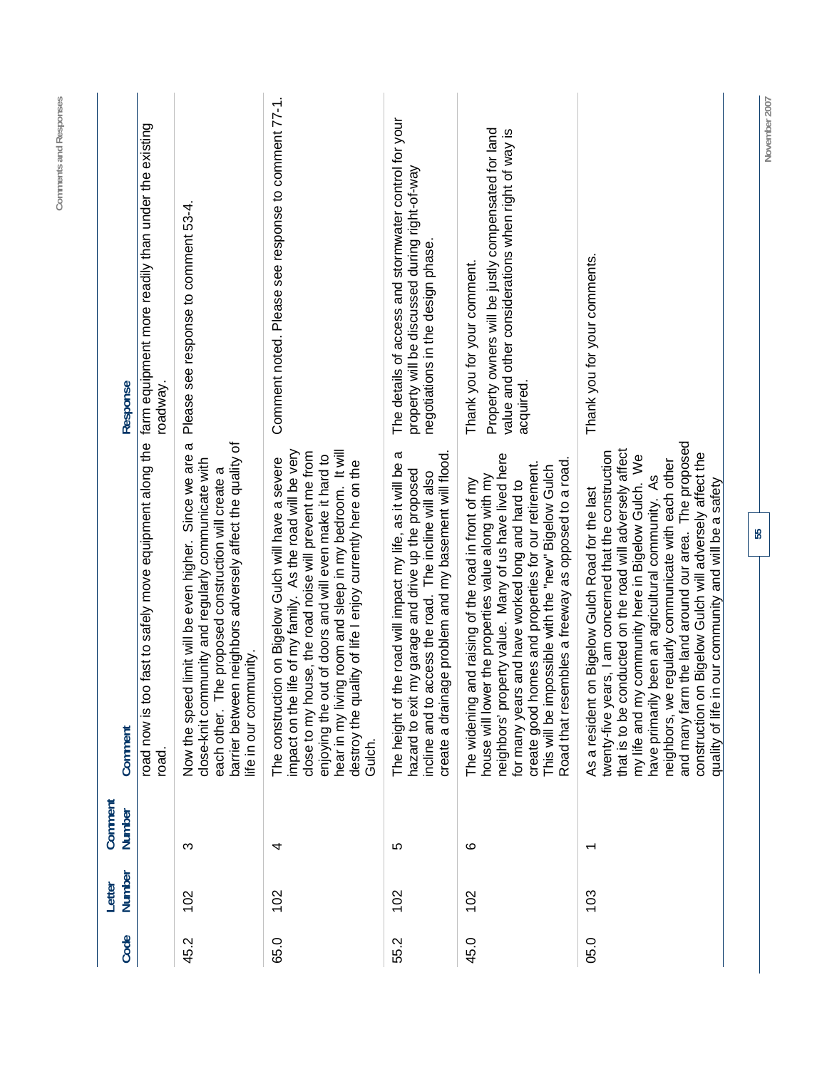| Code | Letter Number | Comment Number | Comment | Response |
|---|---|---|---|---|
| | | | road now is too fast to safely move equipment along the road. | farm equipment more readily than under the existing roadway. |
| 45.2 | 102 | 3 | Now the speed limit will be even higher. Since we are a close-knit community and regularly communicate with each other. The proposed construction will create a barrier between neighbors adversely affect the quality of life in our community. | Please see response to comment 53-4. |
| 65.0 | 102 | 4 | The construction on Bigelow Gulch will have a severe impact on the life of my family. As the road will be very close to my house, the road noise will prevent me from enjoying the out of doors and will even make it hard to hear in my living room and sleep in my bedroom. It will destroy the quality of life I enjoy currently here on the Gulch. | Comment noted. Please see response to comment 77-1. |
| 55.2 | 102 | 5 | The height of the road will impact my life, as it will be a hazard to exit my garage and drive up the proposed incline and to access the road. The incline will also create a drainage problem and my basement will flood. | The details of access and stormwater control for your property will be discussed during right-of-way negotiations in the design phase. |
| 45.0 | 102 | 6 | The widening and raising of the road in front of my house will lower the properties value along with my neighbors' property value. Many of us have lived here for many years and have worked long and hard to create good homes and properties for our retirement. This will be impossible with the "new" Bigelow Gulch Road that resembles a freeway as opposed to a road. | Thank you for your comment.<br><br>Property owners will be justly compensated for land value and other considerations when right of way is acquired. |
| 05.0 | 103 | 1 | As a resident on Bigelow Gulch Road for the last twenty-five years, I am concerned that the construction that is to be conducted on the road will adversely affect my life and my community here in Bigelow Gulch. We have primarily been an agricultural community. As neighbors, we regularly communicate with each other and many farm the land around our area. The proposed construction on Bigelow Gulch will adversely affect the quality of life in our community and will be a safety | Thank you for your comments. |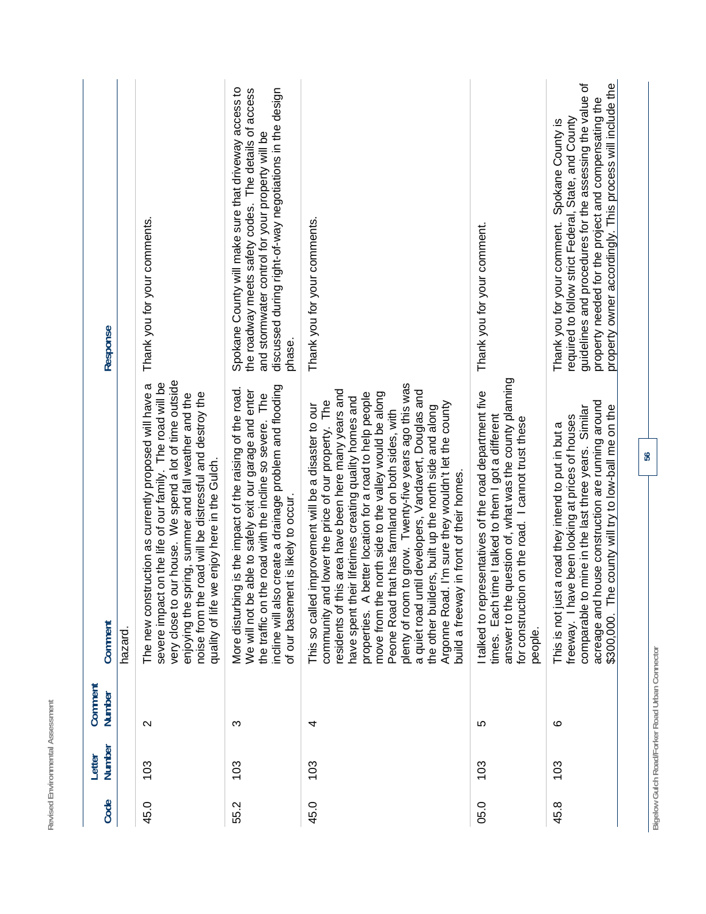| Code | Letter Number | Comment Number | Comment | Response |
|---|---|---|---|---|
| | | | hazard. | |
| 45.0 | 103 | 2 | The new construction as currently proposed will have a severe impact on the life of our family. The road will be very close to our house. We spend a lot of time outside enjoying the spring, summer and fall weather and the noise from the road will be distressful and destroy the quality of life we enjoy here in the Gulch. | Thank you for your comments. |
| 55.2 | 103 | 3 | More disturbing is the impact of the raising of the road. We will not be able to safely exit our garage and enter the traffic on the road with the incline so severe. The incline will also create a drainage problem and flooding of our basement is likely to occur. | Spokane County will make sure that driveway access to the roadway meets safety codes. The details of access and stormwater control for your property will be discussed during right-of-way negotiations in the design phase. |
| 45.0 | 103 | 4 | This so called improvement will be a disaster to our community and lower the price of our property. The residents of this area have been here many years and have spent their lifetimes creating quality homes and properties. A better location for a road to help people move from the north side to the valley would be along Peone Road that has farmland on both sides, with plenty of room to grow. Twenty-five years ago this was a quiet road until developers, Vandavert, Douglas and the other builders, built up the north side and along Argonne Road. I'm sure they wouldn't let the county build a freeway in front of their homes. | Thank you for your comments. |
| 05.0 | 103 | 5 | I talked to representatives of the road department five times. Each time I talked to them I got a different answer to the question of, what was the county planning for construction on the road. I cannot trust these people. | Thank you for your comment. |
| 45.8 | 103 | 6 | This is not just a road they intend to put in but a freeway. I have been looking at prices of houses comparable to mine in the last three years. Similar acreage and house construction are running around $300,000. The county will try to low-ball me on the | Thank you for your comment. Spokane County is required to follow strict Federal, State, and County guidelines and procedures for the assessing the value of property needed for the project and compensating the property owner accordingly. This process will include the |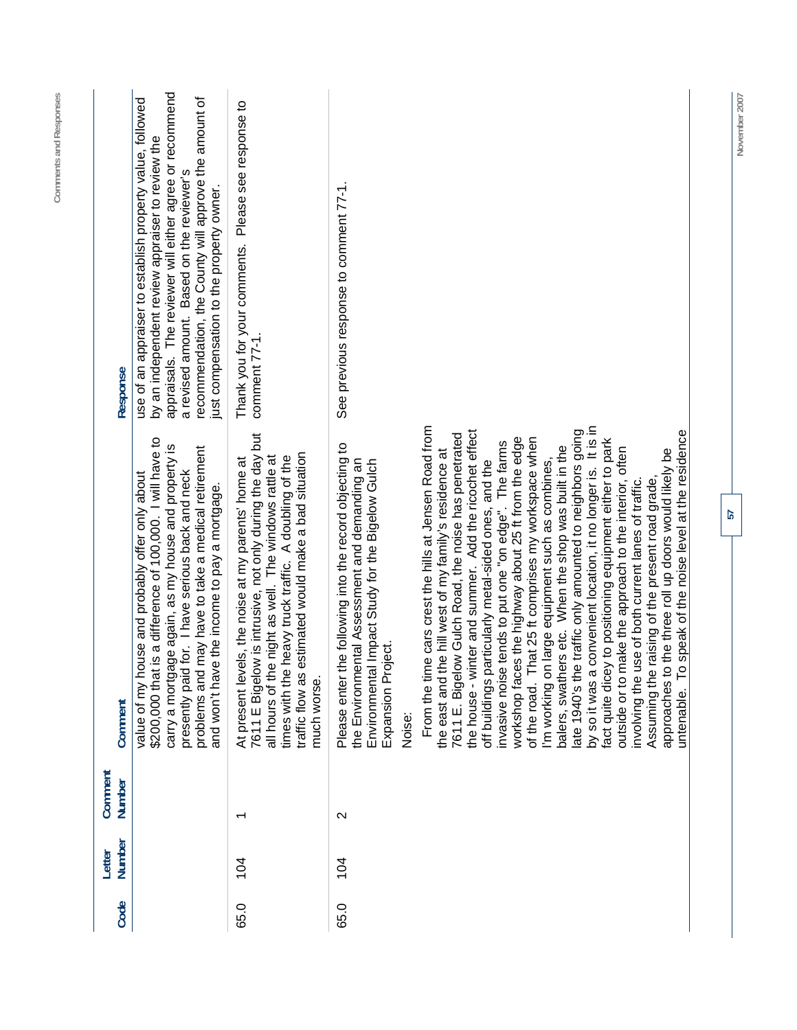| Code | Letter Number | Comment Number | Comment | Response |
|---|---|---|---|---|
| | | | value of my house and probably offer only about $200,000 that is a difference of 100,000. I will have to carry a mortgage again, as my house and property is presently paid for. I have serious back and neck problems and may have to take a medical retirement and won't have the income to pay a mortgage. | use of an appraiser to establish property value, followed by an independent review appraiser to review the appraisals. The reviewer will either agree or recommend a revised amount. Based on the reviewer's recommendation, the County will approve the amount of just compensation to the property owner. |
| 65.0 | 104 | 1 | At present levels, the noise at my parents' home at 7611 E Bigelow is intrusive, not only during the day but all hours of the night as well. The windows rattle at times with the heavy truck traffic. A doubling of the traffic flow as estimated would make a bad situation much worse. | Thank you for your comments. Please see response to comment 77-1. |
| 65.0 | 104 | 2 | Please enter the following into the record objecting to the Environmental Assessment and demanding an Environmental Impact Study for the Bigelow Gulch Expansion Project.<br><br>Noise:<br><br>From the time cars crest the hills at Jensen Road from the east and the hill west of my family's residence at 7611 E. Bigelow Gulch Road, the noise has penetrated the house - winter and summer. Add the ricochet effect off buildings particularly metal-sided ones, and the invasive noise tends to put one "on edge". The farms workshop faces the highway about 25 ft from the edge of the road. That 25 ft comprises my workspace when I'm working on large equipment such as combines, balers, swathers etc. When the shop was built in the late 1940's the traffic only amounted to neighbors going by so it was a convenient location, it no longer is. It is in fact quite dicey to positioning equipment either to park outside or to make the approach to the interior, often involving the use of both current lanes of traffic. Assuming the raising of the present road grade, approaches to the three roll up doors would likely be untenable. To speak of the noise level at the residence | See previous response to comment 77-1. |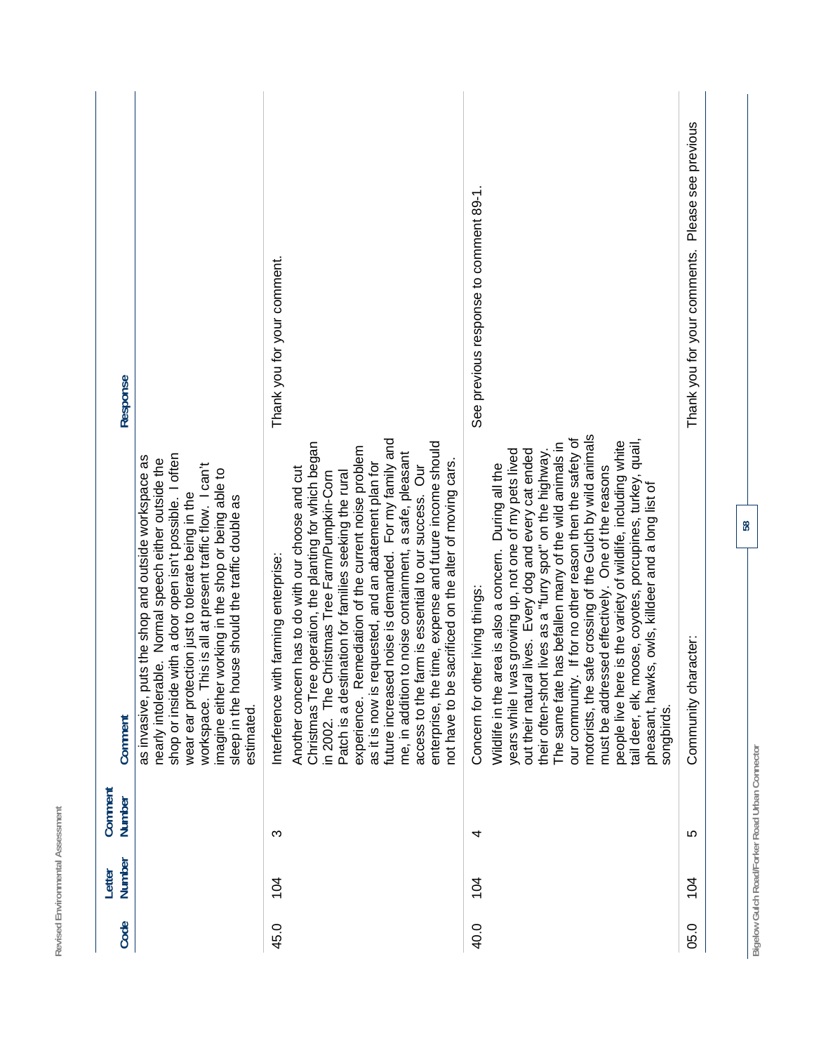| Code | Letter Number | Comment Number | Comment | Response |
|---|---|---|---|---|
| | | | as invasive, puts the shop and outside workspace as nearly intolerable. Normal speech either outside the shop or inside with a door open isn't possible. I often wear ear protection just to tolerate being in the workspace. This is all at present traffic flow. I can't imagine either working in the shop or being able to sleep in the house should the traffic double as estimated. | |
| 45.0 | 104 | 3 | Interference with farming enterprise:<br><br>Another concern has to do with our choose and cut Christmas Tree operation, the planting for which began in 2002. The Christmas Tree Farm/Pumpkin-Corn Patch is a destination for families seeking the rural experience. Remediation of the current noise problem as it is now is requested, and an abatement plan for future increased noise is demanded. For my family and me, in addition to noise containment, a safe, pleasant access to the farm is essential to our success. Our enterprise, the time, expense and future income should not have to be sacrificed on the alter of moving cars. | Thank you for your comment. |
| 40.0 | 104 | 4 | Concern for other living things:<br><br>Wildlife in the area is also a concern. During all the years while I was growing up, not one of my pets lived out their natural lives. Every dog and every cat ended their often-short lives as a "furry spot" on the highway. The same fate has befallen many of the wild animals in our community. If for no other reason then the safety of motorists, the safe crossing of the Gulch by wild animals must be addressed effectively. One of the reasons people live here is the variety of wildlife, including white tail deer, elk, moose, coyotes, porcupines, turkey, quail, pheasant, hawks, owls, killdeer and a long list of songbirds. | See previous response to comment 89-1. |
| 05.0 | 104 | 5 | Community character: | Thank you for your comments. Please see previous |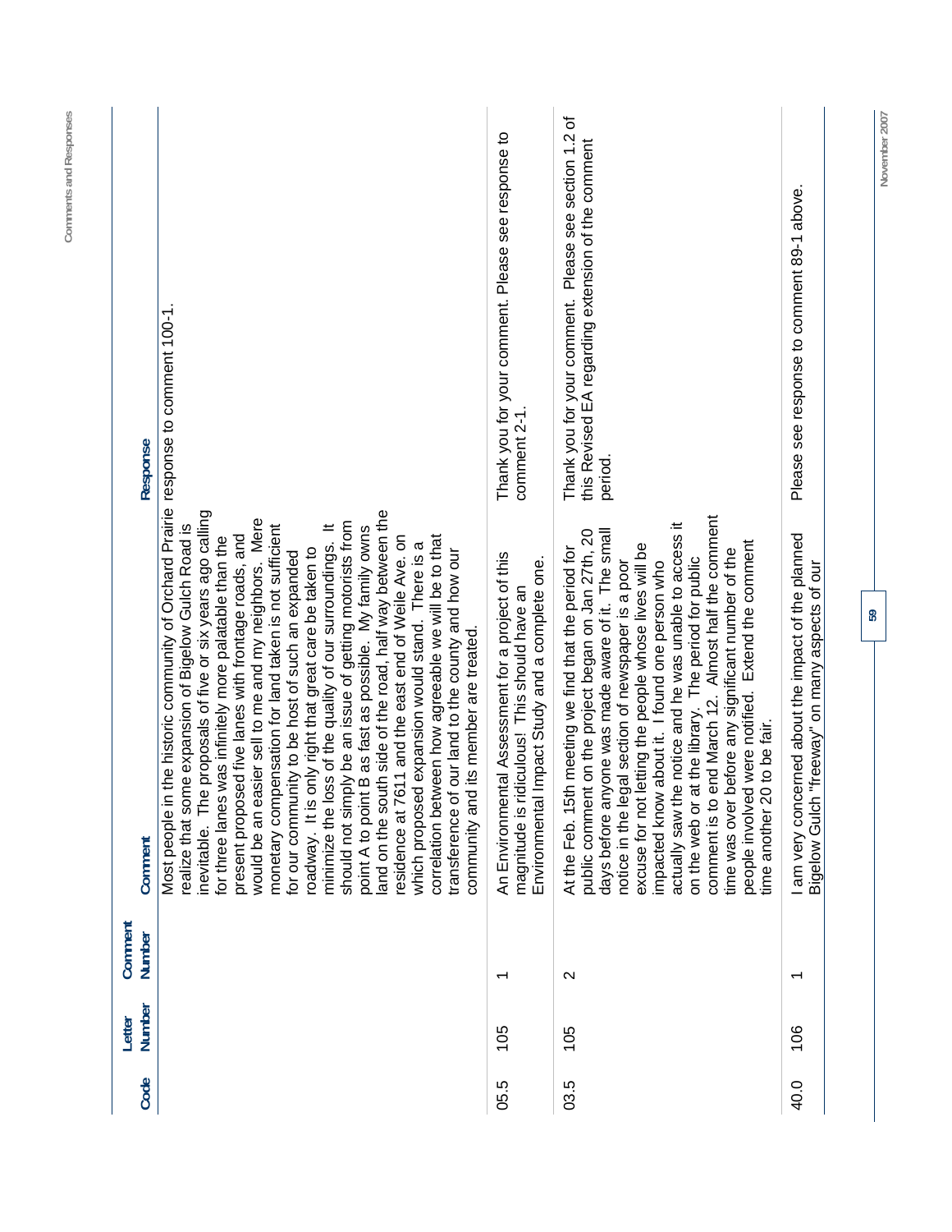| Code | Letter Number | Comment Number | Comment | Response |
| --- | --- | --- | --- | --- |
| | | | Most people in the historic community of Orchard Prairie realize that some expansion of Bigelow Gulch Road is inevitable. The proposals of five or six years ago calling for three lanes was infinitely more palatable than the present proposed five lanes with frontage roads, and would be an easier sell to me and my neighbors. Mere monetary compensation for land taken is not sufficient for our community to be host of such an expanded roadway. It is only right that great care be taken to minimize the loss of the quality of our surroundings. It should not simply be an issue of getting motorists from point A to point B as fast as possible. My family owns land on the south side of the road, half way between the residence at 7611 and the east end of Weile Ave. on which proposed expansion would stand. There is a correlation between how agreeable we will be to that transference of our land to the county and how our community and its member are treated. | response to comment 100-1. |
| 05.5 | 105 | 1 | An Environmental Assessment for a project of this magnitude is ridiculous! This should have an Environmental Impact Study and a complete one. | Thank you for your comment. Please see response to comment 2-1. |
| 03.5 | 105 | 2 | At the Feb. 15th meeting we find that the period for public comment on the project began on Jan 27th, 20 days before anyone was made aware of it. The small notice in the legal section of newspaper is a poor excuse for not letting the people whose lives will be impacted know about it. I found one person who actually saw the notice and he was unable to access it on the web or at the library. The period for public comment is to end March 12. Almost half the comment time was over before any significant number of the people involved were notified. Extend the comment time another 20 to be fair. | Thank you for your comment. Please see section 1.2 of this Revised EA regarding extension of the comment period. |
| 40.0 | 106 | 1 | I am very concerned about the impact of the planned Bigelow Gulch "freeway" on many aspects of our | Please see response to comment 89-1 above. |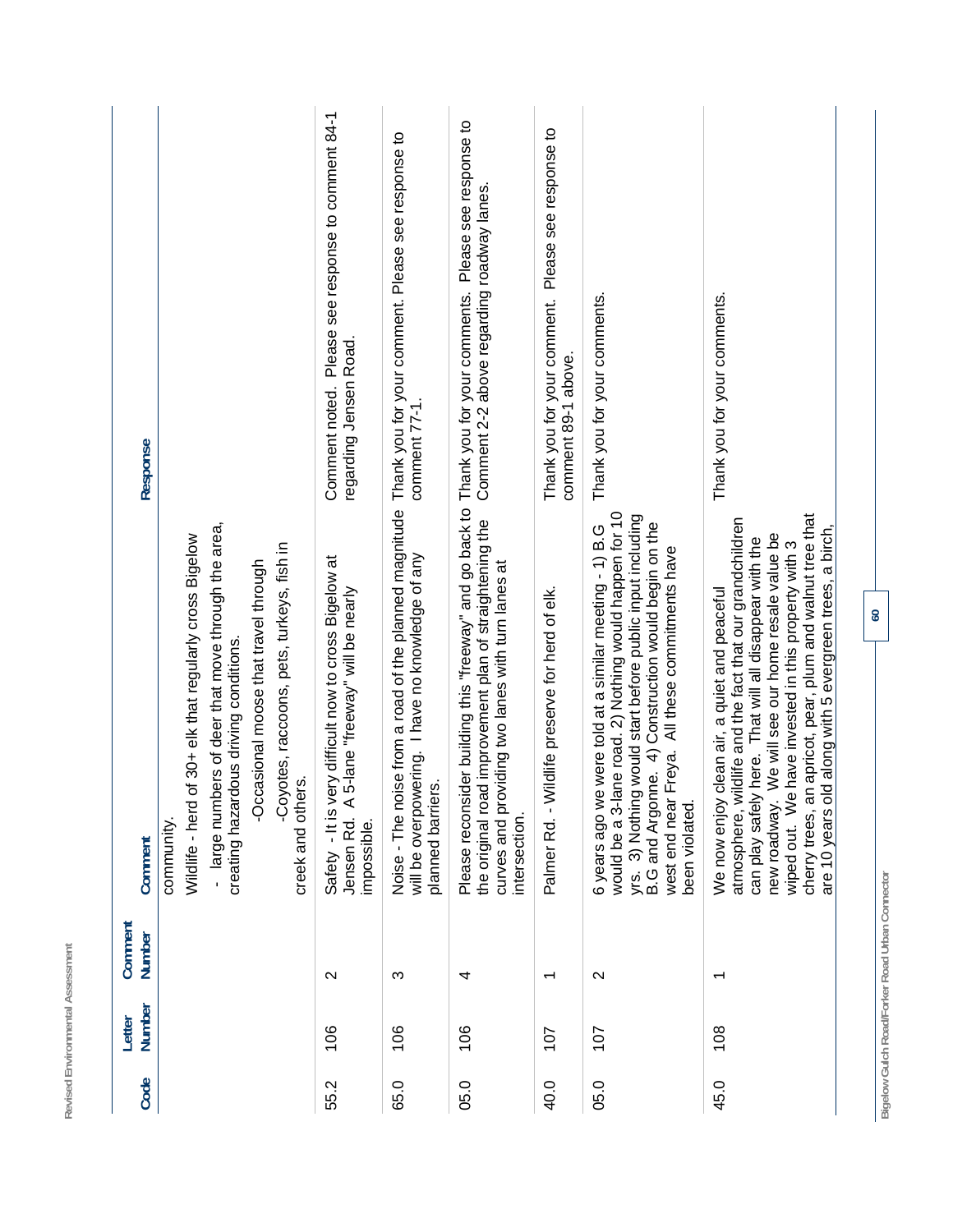| Code | Letter Number | Comment Number | Comment | Response |
|---|---|---|---|---|
| | | | community.<br>Wildlife - herd of 30+ elk that regularly cross Bigelow<br>- large numbers of deer that move through the area, creating hazardous driving conditions.<br>-Occasional moose that travel through<br>-Coyotes, raccoons, pets, turkeys, fish in creek and others. | |
| 55.2 | 106 | 2 | Safety - It is very difficult now to cross Bigelow at Jensen Rd. A 5-lane "freeway" will be nearly impossible. | Comment noted. Please see response to comment 84-1 regarding Jensen Road. |
| 65.0 | 106 | 3 | Noise - The noise from a road of the planned magnitude will be overpowering. I have no knowledge of any planned barriers. | Thank you for your comment. Please see response to comment 77-1. |
| 05.0 | 106 | 4 | Please reconsider building this "freeway" and go back to the original road improvement plan of straightening the curves and providing two lanes with turn lanes at intersection. | Thank you for your comments. Please see response to Comment 2-2 above regarding roadway lanes. |
| 40.0 | 107 | 1 | Palmer Rd. - Wildlife preserve for herd of elk. | Thank you for your comment. Please see response to comment 89-1 above. |
| 05.0 | 107 | 2 | 6 years ago we were told at a similar meeting - 1) B.G would be a 3-lane road. 2) Nothing would happen for 10 yrs. 3) Nothing would start before public input including B.G and Argonne. 4) Construction would begin on the west end near Freya. All these commitments have been violated. | Thank you for your comments. |
| 45.0 | 108 | 1 | We now enjoy clean air, a quiet and peaceful atmosphere, wildlife and the fact that our grandchildren can play safely here. That will all disappear with the new roadway. We will see our home resale value be wiped out. We have invested in this property with 3 cherry trees, an apricot, pear, plum and walnut tree that are 10 years old along with 5 evergreen trees, a birch, | Thank you for your comments. |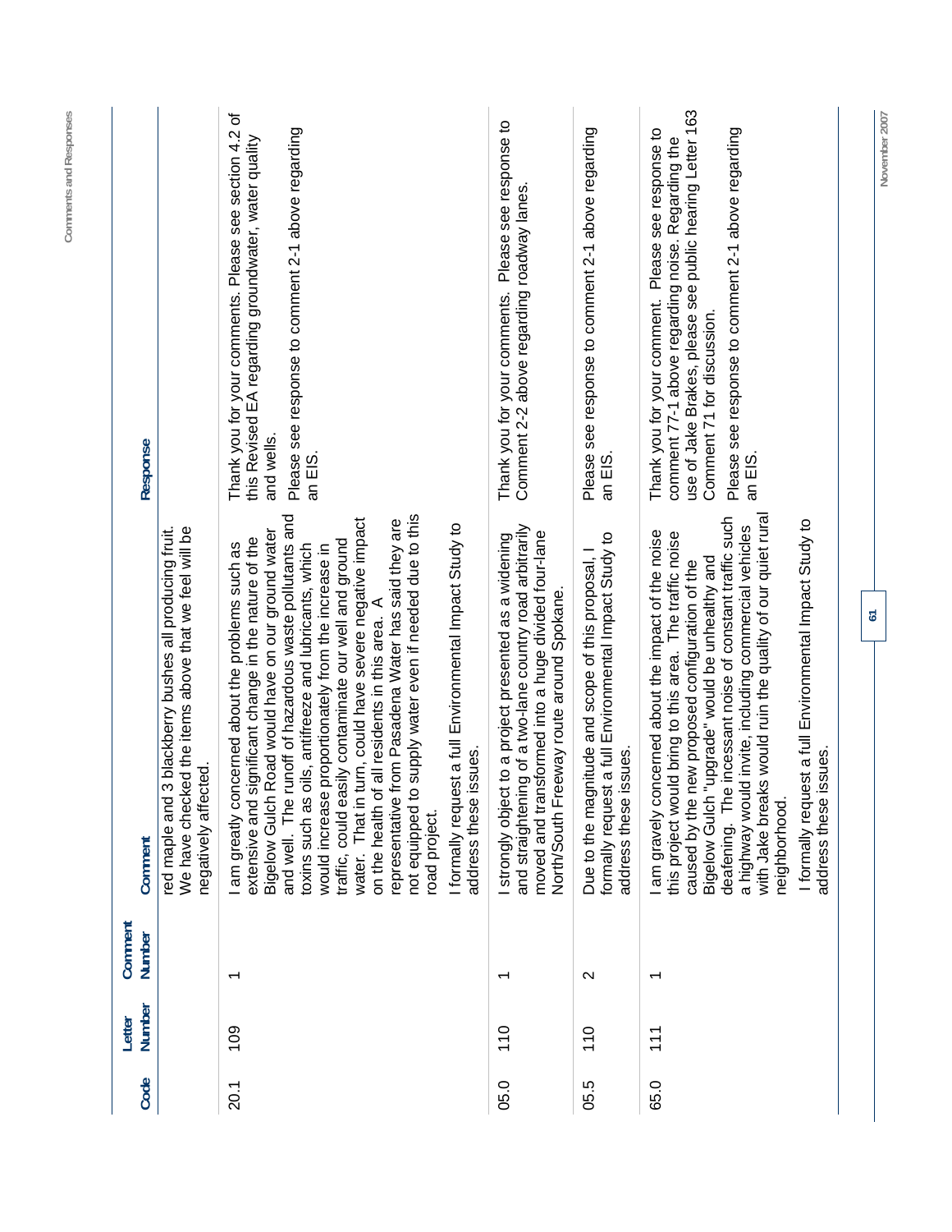| Code | Letter Number | Comment Number | Comment | Response |
|---|---|---|---|---|
| | | | red maple and 3 blackberry bushes all producing fruit. We have checked the items above that we feel will be negatively affected. | |
| 20.1 | 109 | 1 | I am greatly concerned about the problems such as extensive and significant change in the nature of the Bigelow Gulch Road would have on our ground water and well. The runoff of hazardous waste pollutants and toxins such as oils, antifreeze and lubricants, which would increase proportionately from the increase in traffic, could easily contaminate our well and ground water. That in turn, could have severe negative impact on the health of all residents in this area. A representative from Pasadena Water has said they are not equipped to supply water even if needed due to this road project.<br><br>I formally request a full Environmental Impact Study to address these issues. | Thank you for your comments. Please see section 4.2 of this Revised EA regarding groundwater, water quality and wells.<br><br>Please see response to comment 2-1 above regarding an EIS. |
| 05.0 | 110 | 1 | I strongly object to a project presented as a widening and straightening of a two-lane country road arbitrarily moved and transformed into a huge divided four-lane North/South Freeway route around Spokane. | Thank you for your comments. Please see response to Comment 2-2 above regarding roadway lanes. |
| 05.5 | 110 | 2 | Due to the magnitude and scope of this proposal, I formally request a full Environmental Impact Study to address these issues. | Please see response to comment 2-1 above regarding an EIS. |
| 65.0 | 111 | 1 | I am gravely concerned about the impact of the noise this project would bring to this area. The traffic noise caused by the new proposed configuration of the Bigelow Gulch "upgrade" would be unhealthy and deafening. The incessant noise of constant traffic such a highway would invite, including commercial vehicles with Jake breaks would ruin the quality of our quiet rural neighborhood.<br><br>I formally request a full Environmental Impact Study to address these issues. | Thank you for your comment. Please see response to comment 77-1 above regarding noise. Regarding the use of Jake Brakes, please see public hearing Letter 163 Comment 71 for discussion.<br><br>Please see response to comment 2-1 above regarding an EIS. |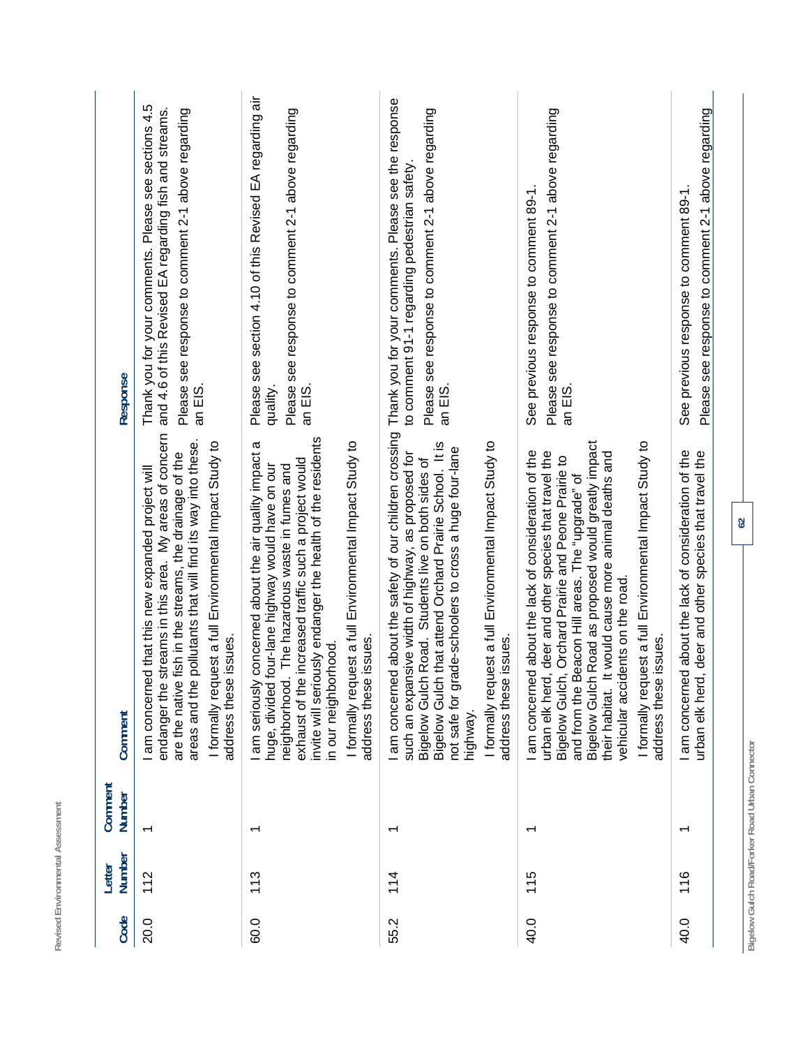| Code | Letter Number | Comment Number | Comment | Response |
|---|---|---|---|---|
| 20.0 | 112 | 1 | I am concerned that this new expanded project will endanger the streams in this area. My areas of concern are the native fish in the streams, the drainage of the areas and the pollutants that will find its way into these. I formally request a full Environmental Impact Study to address these issues. | Thank you for your comments. Please see sections 4.5 and 4.6 of this Revised EA regarding fish and streams. Please see response to comment 2-1 above regarding an EIS. |
| 60.0 | 113 | 1 | I am seriously concerned about the air quality impact a huge, divided four-lane highway would have on our neighborhood. The hazardous waste in fumes and exhaust of the increased traffic such a project would invite will seriously endanger the health of the residents in our neighborhood. I formally request a full Environmental Impact Study to address these issues. | Please see section 4.10 of this Revised EA regarding air quality. Please see response to comment 2-1 above regarding an EIS. |
| 55.2 | 114 | 1 | I am concerned about the safety of our children crossing such an expansive width of highway, as proposed for Bigelow Gulch Road. Students live on both sides of Bigelow Gulch that attend Orchard Prairie School. It is not safe for grade-schoolers to cross a huge four-lane highway. I formally request a full Environmental Impact Study to address these issues. | Thank you for your comments. Please see the response to comment 91-1 regarding pedestrian safety. Please see response to comment 2-1 above regarding an EIS. |
| 40.0 | 115 | 1 | I am concerned about the lack of consideration of the urban elk herd, deer and other species that travel the Bigelow Gulch, Orchard Prairie and Peone Prairie to and from the Beacon Hill areas. The "upgrade" of Bigelow Gulch Road as proposed would greatly impact their habitat. It would cause more animal deaths and vehicular accidents on the road. I formally request a full Environmental Impact Study to address these issues. | See previous response to comment 89-1. Please see response to comment 2-1 above regarding an EIS. |
| 40.0 | 116 | 1 | I am concerned about the lack of consideration of the urban elk herd, deer and other species that travel the | See previous response to comment 89-1. Please see response to comment 2-1 above regarding |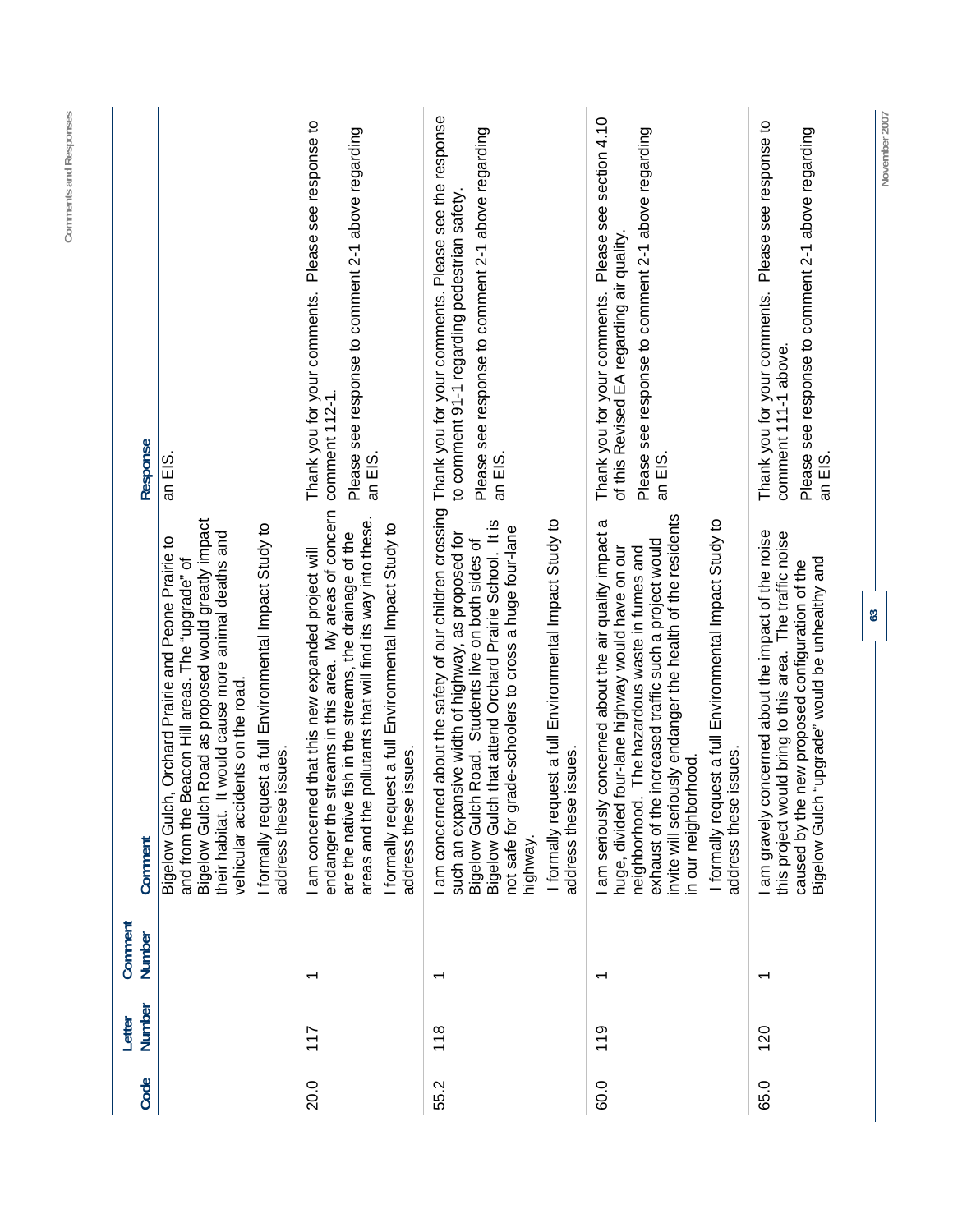| Code | Letter Number | Comment Number | Comment | Response |
| --- | --- | --- | --- | --- |
| | | | Bigelow Gulch, Orchard Prairie and Peone Prairie to and from the Beacon Hill areas. The "upgrade" of Bigelow Gulch Road as proposed would greatly impact their habitat. It would cause more animal deaths and vehicular accidents on the road. I formally request a full Environmental Impact Study to address these issues. | an EIS. |
| 20.0 | 117 | 1 | I am concerned that this new expanded project will endanger the streams in this area. My areas of concern are the native fish in the streams, the drainage of the areas and the pollutants that will find its way into these. I formally request a full Environmental Impact Study to address these issues. | Thank you for your comments. Please see response to comment 112-1. Please see response to comment 2-1 above regarding an EIS. |
| 55.2 | 118 | 1 | I am concerned about the safety of our children crossing such an expansive width of highway, as proposed for Bigelow Gulch Road. Students live on both sides of Bigelow Gulch that attend Orchard Prairie School. It is not safe for grade-schoolers to cross a huge four-lane highway. I formally request a full Environmental Impact Study to address these issues. | Thank you for your comments. Please see the response to comment 91-1 regarding pedestrian safety. Please see response to comment 2-1 above regarding an EIS. |
| 60.0 | 119 | 1 | I am seriously concerned about the air quality impact a huge, divided four-lane highway would have on our neighborhood. The hazardous waste in fumes and exhaust of the increased traffic such a project would invite will seriously endanger the health of the residents in our neighborhood. I formally request a full Environmental Impact Study to address these issues. | Thank you for your comments. Please see section 4.10 of this Revised EA regarding air quality. Please see response to comment 2-1 above regarding an EIS. |
| 65.0 | 120 | 1 | I am gravely concerned about the impact of the noise this project would bring to this area. The traffic noise caused by the new proposed configuration of the Bigelow Gulch "upgrade" would be unhealthy and | Thank you for your comments. Please see response to comment 111-1 above. Please see response to comment 2-1 above regarding an EIS. |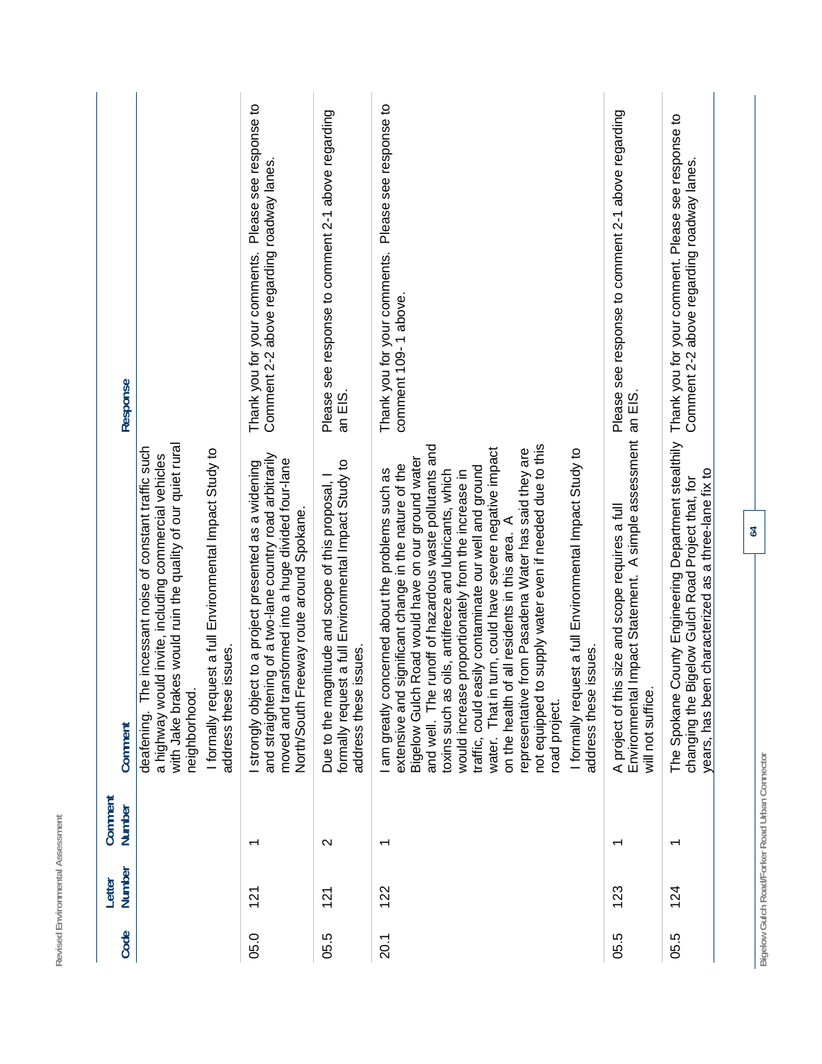| Code | Letter Number | Comment Number | Comment | Response |
|---|---|---|---|---|
| | | | deafening. The incessant noise of constant traffic such a highway would invite, including commercial vehicles with Jake brakes would ruin the quality of our quiet rural neighborhood.<br><br>I formally request a full Environmental Impact Study to address these issues. | |
| 05.0 | 121 | 1 | I strongly object to a project presented as a widening and straightening of a two-lane country road arbitrarily moved and transformed into a huge divided four-lane North/South Freeway route around Spokane. | Thank you for your comments. Please see response to Comment 2-2 above regarding roadway lanes. |
| 05.5 | 121 | 2 | Due to the magnitude and scope of this proposal, I formally request a full Environmental Impact Study to address these issues. | Please see response to comment 2-1 above regarding an EIS. |
| 20.1 | 122 | 1 | I am greatly concerned about the problems such as extensive and significant change in the nature of the Bigelow Gulch Road would have on our ground water and well. The runoff of hazardous waste pollutants and toxins such as oils, antifreeze and lubricants, which would increase proportionately from the increase in traffic, could easily contaminate our well and ground water. That in turn, could have severe negative impact on the health of all residents in this area. A representative from Pasadena Water has said they are not equipped to supply water even if needed due to this road project.<br><br>I formally request a full Environmental Impact Study to address these issues. | Thank you for your comments. Please see response to comment 109- 1 above. |
| 05.5 | 123 | 1 | A project of this size and scope requires a full Environmental Impact Statement. A simple assessment will not suffice. | Please see response to comment 2-1 above regarding an EIS. |
| 05.5 | 124 | 1 | The Spokane County Engineering Department stealthily changing the Bigelow Gulch Road Project that, for years, has been characterized as a three-lane fix to | Thank you for your comment. Please see response to Comment 2-2 above regarding roadway lanes. |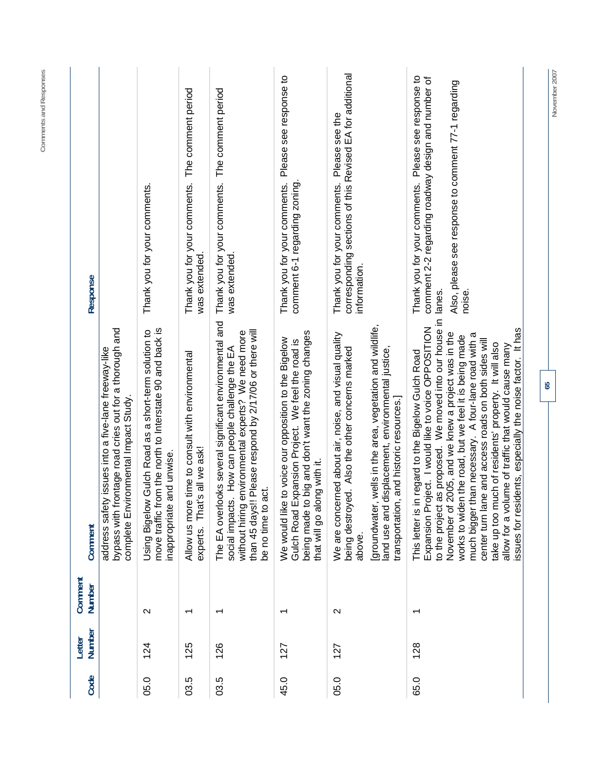| Code | Letter Number | Comment Number | Comment | Response |
|---|---|---|---|---|
| | | | address safety issues into a five-lane freeway-like bypass with frontage road cries out for a thorough and complete Environmental Impact Study. | |
| 05.0 | 124 | 2 | Using Bigelow Gulch Road as a short-term solution to move traffic from the north to Interstate 90 and back is inappropriate and unwise. | Thank you for your comments. |
| 03.5 | 125 | 1 | Allow us more time to consult with environmental experts. That's all we ask! | Thank you for your comments. The comment period was extended. |
| 03.5 | 126 | 1 | The EA overlooks several significant environmental and social impacts. How can people challenge the EA without hiring environmental experts? We need more than 45 days!! Please respond by 2/17/06 or there will be no time to act. | Thank you for your comments. The comment period was extended. |
| 45.0 | 127 | 1 | We would like to voice our opposition to the Bigelow Gulch Road Expansion Project. We feel the road is being made to big and don't want the zoning changes that will go along with it. | Thank you for your comments. Please see response to comment 6-1 regarding zoning. |
| 05.0 | 127 | 2 | We are concerned about air, noise, and visual quality being destroyed. Also the other concerns marked above.<br><br>[groundwater, wells in the area, vegetation and wildlife, land use and displacement, environmental justice, transportation, and historic resources.] | Thank you for your comments. Please see the corresponding sections of this Revised EA for additional information. |
| 65.0 | 128 | 1 | This letter is in regard to the Bigelow Gulch Road Expansion Project. I would like to voice OPPOSITION to the project as proposed. We moved into our house in November of 2005, and we knew a project was in the works to widen the road, but we feel it is being made much bigger than necessary. A four-lane road with a center turn lane and access roads on both sides will take up too much of residents' property. It will also allow for a volume of traffic that would cause many issues for residents, especially the noise factor. It has | Thank you for your comments. Please see response to comment 2-2 regarding roadway design and number of lanes.<br><br>Also, please see response to comment 77-1 regarding noise. |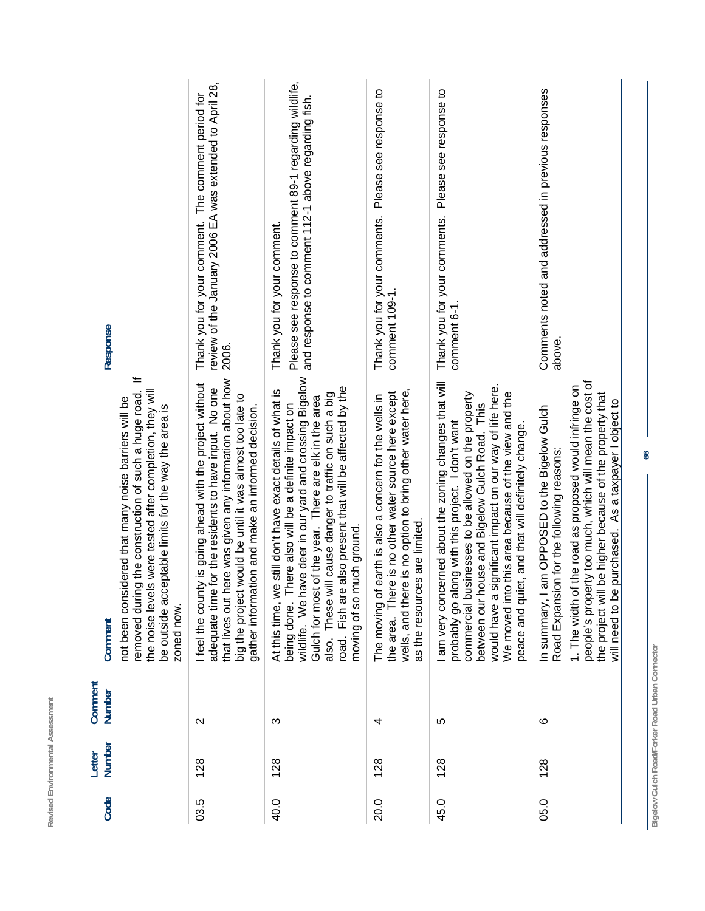| Code | Letter Number | Comment Number | Comment | Response |
|---|---|---|---|---|
| | | | not been considered that many noise barriers will be removed during the construction of such a huge road. If the noise levels were tested after completion, they will be outside acceptable limits for the way the area is zoned now. | |
| 03.5 | 128 | 2 | I feel the county is going ahead with the project without adequate time for the residents to have input. No one that lives out here was given any information about how big the project would be until it was almost too late to gather information and make an informed decision. | Thank you for your comment. The comment period for review of the January 2006 EA was extended to April 28, 2006. |
| 40.0 | 128 | 3 | At this time, we still don't have exact details of what is being done. There also will be a definite impact on wildlife. We have deer in our yard and crossing Bigelow Gulch for most of the year. There are elk in the area also. These will cause danger to traffic on such a big road. Fish are also present that will be affected by the moving of so much ground. | Thank you for your comment.<br><br>Please see response to comment 89-1 regarding wildlife, and response to comment 112-1 above regarding fish. |
| 20.0 | 128 | 4 | The moving of earth is also a concern for the wells in the area. There is no other water source here except wells, and there is no option to bring other water here, as the resources are limited. | Thank you for your comments. Please see response to comment 109-1. |
| 45.0 | 128 | 5 | I am very concerned about the zoning changes that will probably go along with this project. I don't want commercial businesses to be allowed on the property between our house and Bigelow Gulch Road. This would have a significant impact on our way of life here. We moved into this area because of the view and the peace and quiet, and that will definitely change. | Thank you for your comments. Please see response to comment 6-1. |
| 05.0 | 128 | 6 | In summary, I am OPPOSED to the Bigelow Gulch Road Expansion for the following reasons:<br><br>1. The width of the road as proposed would infringe on people's property too much, which will mean the cost of the project will be higher because of the property that will need to be purchased. As a taxpayer I object to | Comments noted and addressed in previous responses above. |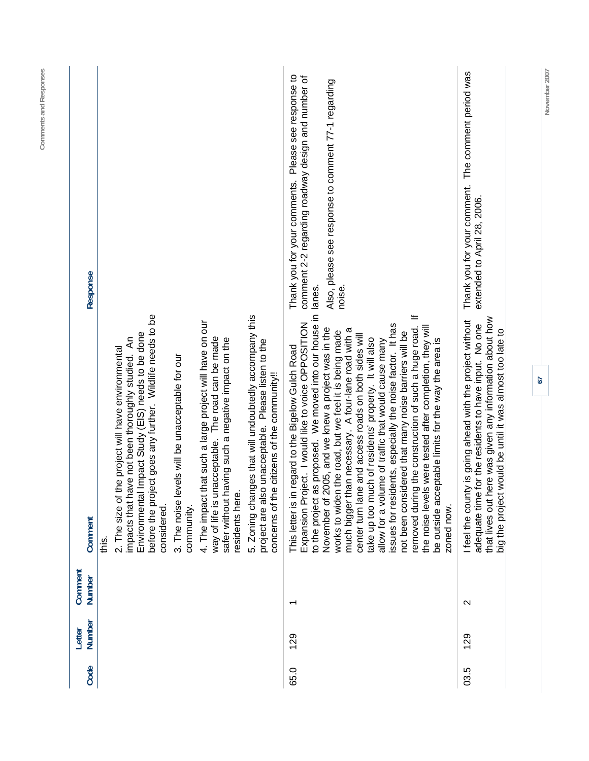| Code | Letter Number | Comment Number | Comment | Response |
|---|---|---|---|---|
| | | | this.<br>2. The size of the project will have environmental impacts that have not been thoroughly studied. An Environmental Impact Study (EIS) needs to be done before the project goes any further. Wildlife needs to be considered.<br>3. The noise levels will be unacceptable for our community.<br>4. The impact that such a large project will have on our way of life is unacceptable. The road can be made safer without having such a negative impact on the residents here.<br>5. Zoning changes that will undoubtedly accompany this project are also unacceptable. Please listen to the concerns of the citizens of the community!! | |
| 65.0 | 129 | 1 | This letter is in regard to the Bigelow Gulch Road Expansion Project. I would like to voice OPPOSITION to the project as proposed. We moved into our house in November of 2005, and we knew a project was in the works to widen the road, but we feel it is being made much bigger than necessary. A four-lane road with a center turn lane and access roads on both sides will take up too much of residents' property. It will also allow for a volume of traffic that would cause many issues for residents, especially the noise factor. It has not been considered that many noise barriers will be removed during the construction of such a huge road. If the noise levels were tested after completion, they will be outside acceptable limits for the way the area is zoned now. | Thank you for your comments. Please see response to comment 2-2 regarding roadway design and number of lanes.<br>Also, please see response to comment 77-1 regarding noise. |
| 03.5 | 129 | 2 | I feel the county is going ahead with the project without adequate time for the residents to have input. No one that lives out here was given any information about how big the project would be until it was almost too late to | Thank you for your comment. The comment period was extended to April 28, 2006. |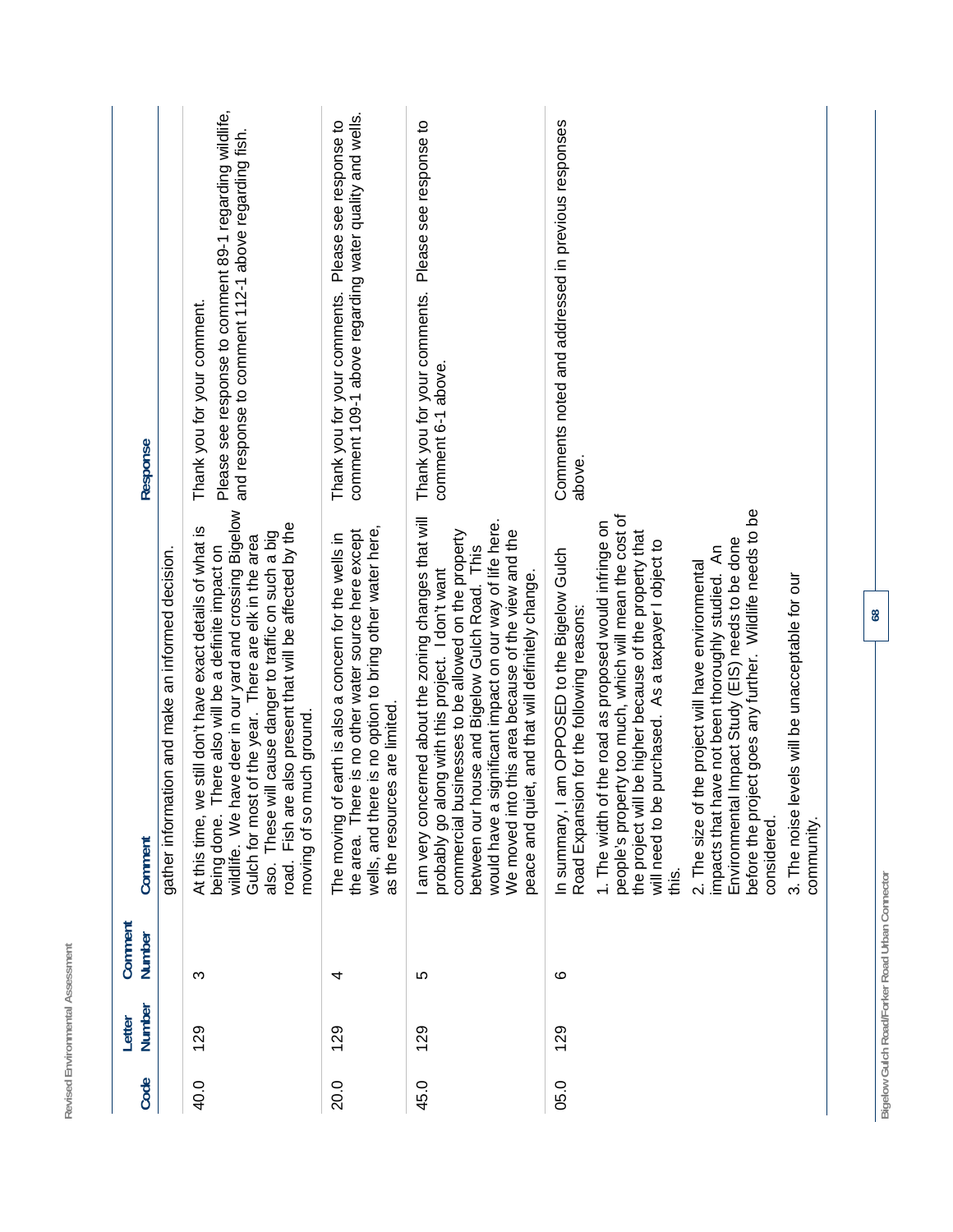| Code | Letter Number | Comment Number | Comment | Response |
|---|---|---|---|---|
| | | | gather information and make an informed decision. | |
| 40.0 | 129 | 3 | At this time, we still don't have exact details of what is being done. There also will be a definite impact on wildlife. We have deer in our yard and crossing Bigelow Gulch for most of the year. There are elk in the area also. These will cause danger to traffic on such a big road. Fish are also present that will be affected by the moving of so much ground. | Thank you for your comment.<br><br>Please see response to comment 89-1 regarding wildlife, and response to comment 112-1 above regarding fish. |
| 20.0 | 129 | 4 | The moving of earth is also a concern for the wells in the area. There is no other water source here except wells, and there is no option to bring other water here, as the resources are limited. | Thank you for your comments. Please see response to comment 109-1 above regarding water quality and wells. |
| 45.0 | 129 | 5 | I am very concerned about the zoning changes that will probably go along with this project. I don't want commercial businesses to be allowed on the property between our house and Bigelow Gulch Road. This would have a significant impact on our way of life here. We moved into this area because of the view and the peace and quiet, and that will definitely change. | Thank you for your comments. Please see response to comment 6-1 above. |
| 05.0 | 129 | 6 | In summary, I am OPPOSED to the Bigelow Gulch Road Expansion for the following reasons:<br><br>1. The width of the road as proposed would infringe on people's property too much, which will mean the cost of the project will be higher because of the property that will need to be purchased. As a taxpayer I object to this.<br><br>2. The size of the project will have environmental impacts that have not been thoroughly studied. An Environmental Impact Study (EIS) needs to be done before the project goes any further. Wildlife needs to be considered.<br><br>3. The noise levels will be unacceptable for our community. | Comments noted and addressed in previous responses above. |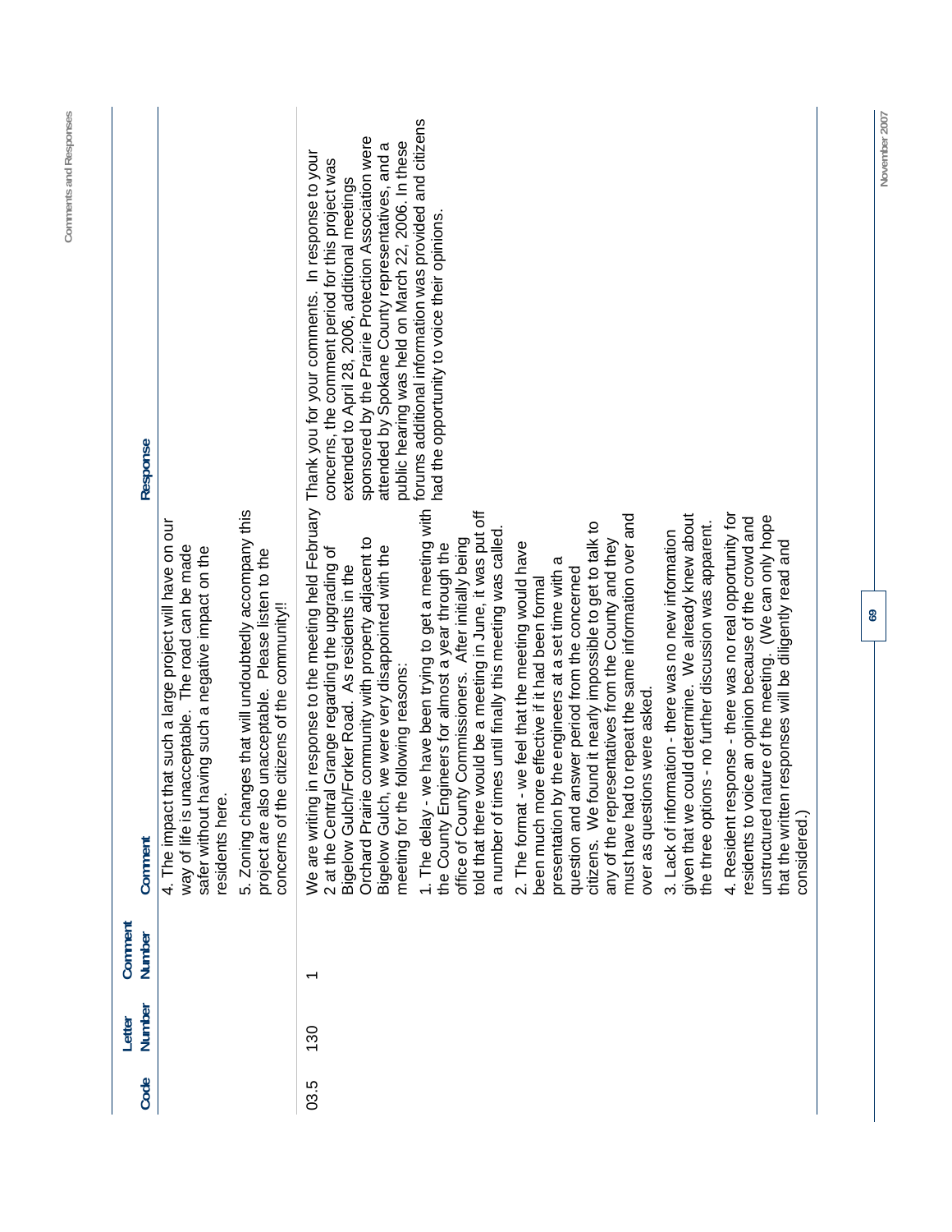| Code | Letter Number | Comment Number | Comment | Response |
|---|---|---|---|---|
| | | | 4. The impact that such a large project will have on our way of life is unacceptable. The road can be made safer without having such a negative impact on the residents here.<br><br>5. Zoning changes that will undoubtedly accompany this project are also unacceptable. Please listen to the concerns of the citizens of the community!! | |
| 03.5 | 130 | 1 | We are writing in response to the meeting held February 2 at the Central Grange regarding the upgrading of Bigelow Gulch/Forker Road. As residents in the Orchard Prairie community with property adjacent to Bigelow Gulch, we were very disappointed with the meeting for the following reasons:<br><br>1. The delay - we have been trying to get a meeting with the County Engineers for almost a year through the office of County Commissioners. After initially being told that there would be a meeting in June, it was put off a number of times until finally this meeting was called.<br><br>2. The format - we feel that the meeting would have been much more effective if it had been formal presentation by the engineers at a set time with a question and answer period from the concerned citizens. We found it nearly impossible to get to talk to any of the representatives from the County and they must have had to repeat the same information over and over as questions were asked.<br><br>3. Lack of information - there was no new information given that we could determine. We already knew about the three options - no further discussion was apparent.<br><br>4. Resident response - there was no real opportunity for residents to voice an opinion because of the crowd and unstructured nature of the meeting. (We can only hope that the written responses will be diligently read and considered.) | Thank you for your comments. In response to your concerns, the comment period for this project was extended to April 28, 2006, additional meetings sponsored by the Prairie Protection Association were attended by Spokane County representatives, and a public hearing was held on March 22, 2006. In these forums additional information was provided and citizens had the opportunity to voice their opinions. |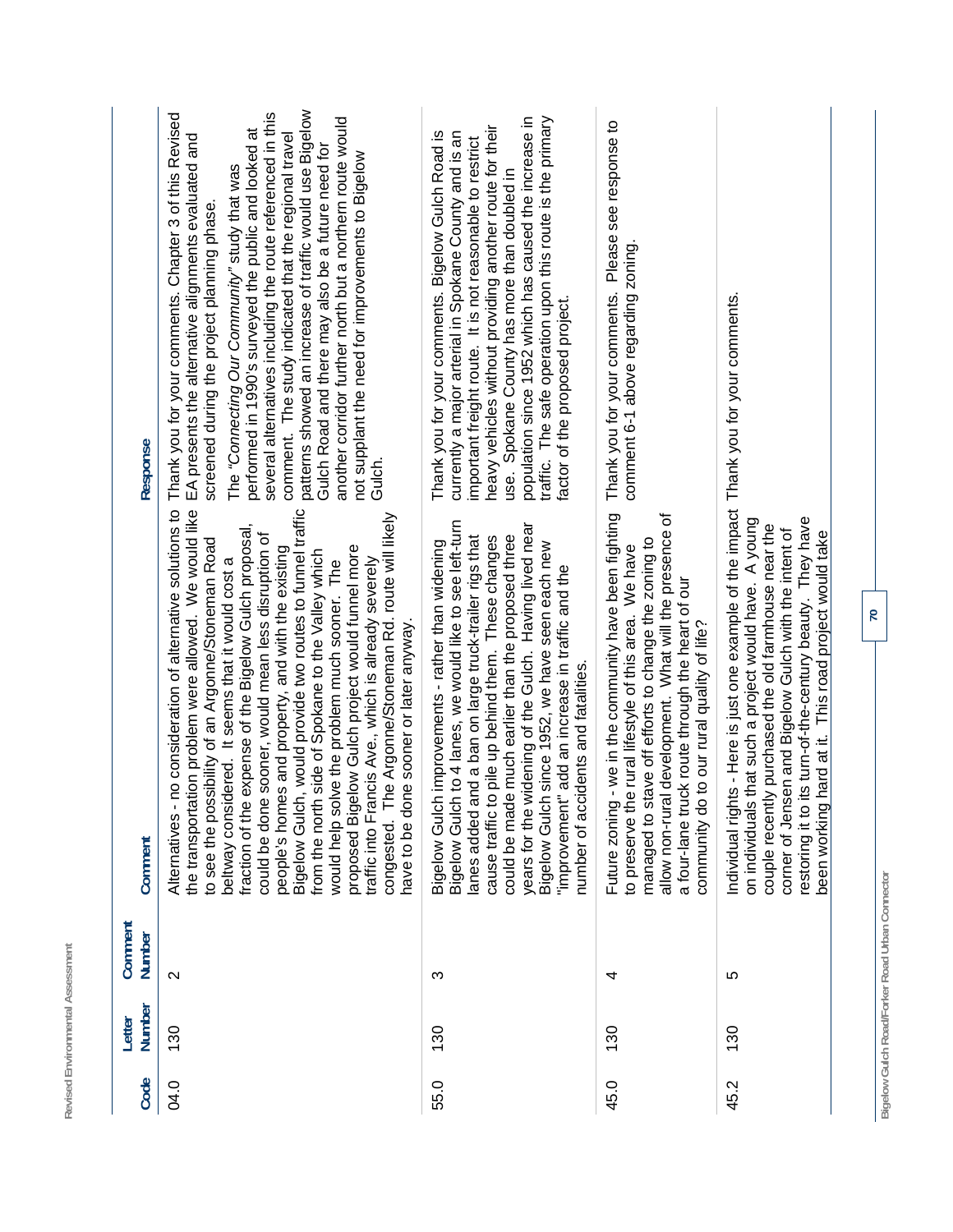| Code | Letter Number | Comment Number | Comment | Response |
|---|---|---|---|---|
| 04.0 | 130 | 2 | Alternatives - no consideration of alternative solutions to the transportation problem were allowed. We would like to see the possibility of an Argonne/Stoneman Road beltway considered. It seems that it would cost a fraction of the expense of the Bigelow Gulch proposal, could be done sooner, would mean less disruption of people's homes and property, and with the existing Bigelow Gulch, would provide two routes to funnel traffic from the north side of Spokane to the Valley which would help solve the problem much sooner. The proposed Bigelow Gulch project would funnel more traffic into Francis Ave., which is already severely congested. The Argonne/Stoneman Rd. route will likely have to be done sooner or later anyway. | Thank you for your comments. Chapter 3 of this Revised EA presents the alternative alignments evaluated and screened during the project planning phase. The "*Connecting Our Community*" study that was performed in 1990's surveyed the public and looked at several alternatives including the route referenced in this comment. The study indicated that the regional travel patterns showed an increase of traffic would use Bigelow Gulch Road and there may also be a future need for another corridor further north but a northern route would not supplant the need for improvements to Bigelow Gulch. |
| 55.0 | 130 | 3 | Bigelow Gulch improvements - rather than widening Bigelow Gulch to 4 lanes, we would like to see left-turn lanes added and a ban on large truck-trailer rigs that cause traffic to pile up behind them. These changes could be made much earlier than the proposed three years for the widening of the Gulch. Having lived near Bigelow Gulch since 1952, we have seen each new "improvement" add an increase in traffic and the number of accidents and fatalities. | Thank you for your comments. Bigelow Gulch Road is currently a major arterial in Spokane County and is an important freight route. It is not reasonable to restrict heavy vehicles without providing another route for their use. Spokane County has more than doubled in population since 1952 which has caused the increase in traffic. The safe operation upon this route is the primary factor of the proposed project. |
| 45.0 | 130 | 4 | Future zoning - we in the community have been fighting to preserve the rural lifestyle of this area. We have managed to stave off efforts to change the zoning to allow non-rural development. What will the presence of a four-lane truck route through the heart of our community do to our rural quality of life? | Thank you for your comments. Please see response to comment 6-1 above regarding zoning. |
| 45.2 | 130 | 5 | Individual rights - Here is just one example of the impact on individuals that such a project would have. A young couple recently purchased the old farmhouse near the corner of Jensen and Bigelow Gulch with the intent of restoring it to its turn-of-the-century beauty. They have been working hard at it. This road project would take | Thank you for your comments. |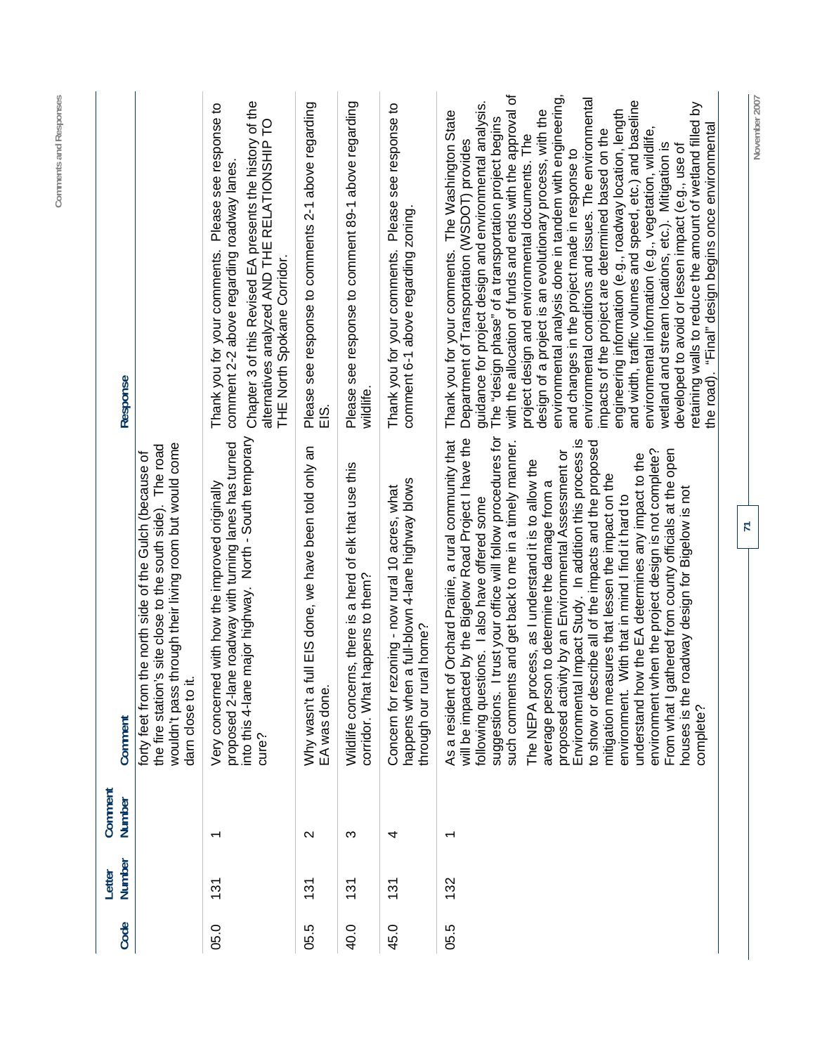| Code | Letter Number | Comment Number | Comment | Response |
|---|---|---|---|---|
| | | | forty feet from the north side of the Gulch (because of the fire station's site close to the south side). The road wouldn't pass through their living room but would come darn close to it. | |
| 05.0 | 131 | 1 | Very concerned with how the improved originally proposed 2-lane roadway with turning lanes has turned into this 4-lane major highway. North - South temporary cure? | Thank you for your comments. Please see response to comment 2-2 above regarding roadway lanes. Chapter 3 of this Revised EA presents the history of the alternatives analyzed AND THE RELATIONSHIP TO THE North Spokane Corridor. |
| 05.5 | 131 | 2 | Why wasn't a full EIS done, we have been told only an EA was done. | Please see response to comments 2-1 above regarding EIS. |
| 40.0 | 131 | 3 | Wildlife concerns, there is a herd of elk that use this corridor. What happens to them? | Please see response to comment 89-1 above regarding wildlife. |
| 45.0 | 131 | 4 | Concern for rezoning - now rural 10 acres, what happens when a full-blown 4-lane highway blows through our rural home? | Thank you for your comments. Please see response to comment 6-1 above regarding zoning. |
| 05.5 | 132 | 1 | As a resident of Orchard Prairie, a rural community that will be impacted by the Bigelow Road Project I have the following questions. I also have offered some suggestions. I trust your office will follow procedures for such comments and get back to me in a timely manner. The NEPA process, as I understand it is to allow the average person to determine the damage from a proposed activity by an Environmental Assessment or Environmental Impact Study. In addition this process is to show or describe all of the impacts and the proposed mitigation measures that lessen the impact on the environment. With that in mind I find it hard to understand how the EA determines any impact to the environment when the project design is not complete? From what I gathered from county officials at the open houses is the roadway design for Bigelow is not complete? | Thank you for your comments. The Washington State Department of Transportation (WSDOT) provides guidance for project design and environmental analysis. The "design phase" of a transportation project begins with the allocation of funds and ends with the approval of project design and environmental documents. The design of a project is an evolutionary process, with the environmental analysis done in tandem with engineering, and changes in the project made in response to environmental conditions and issues. The environmental impacts of the project are determined based on the engineering information (e.g., roadway location, length and width, traffic volumes and speed, etc.) and baseline environmental information (e.g., vegetation, wildlife, wetland and stream locations, etc.). Mitigation is developed to avoid or lessen impact (e.g., use of retaining walls to reduce the amount of wetland filled by the road). "Final" design begins once environmental |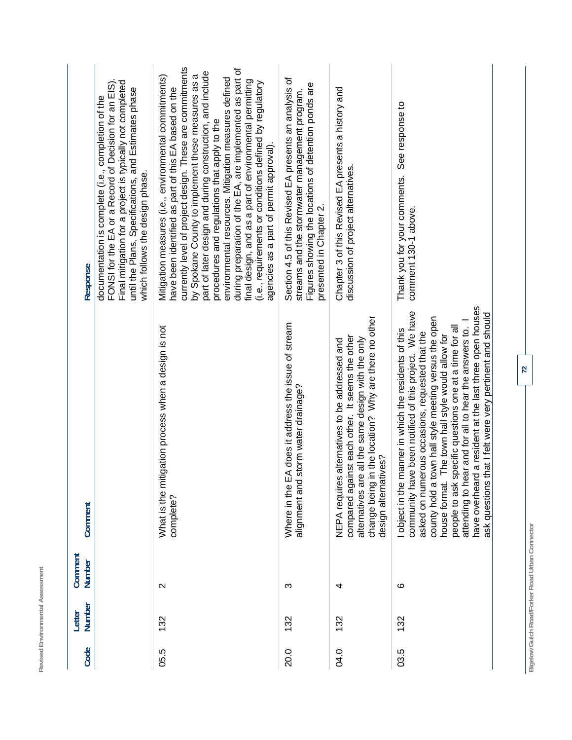| Code | Letter Number | Comment Number | Comment | Response |
|---|---|---|---|---|
| | | | | documentation is complete (i.e., completion of the FONSI for the EA or a Record of Decision for an EIS). Final mitigation for a project is typically not completed until the Plans, Specifications, and Estimates phase which follows the design phase. |
| 05.5 | 132 | 2 | What is the mitigation process when a design is not complete? | Mitigation measures (i.e., environmental commitments) have been identified as part of this EA based on the currently level of project design. These are commitments by Spokane County to implement these measures as a part of later design and during construction, and include procedures and regulations that apply to the environmental resources. Mitigation measures defined during preparation of the EA, are implemented as part of final design, and as a part of environmental permitting (i.e., requirements or conditions defined by regulatory agencies as a part of permit approval). |
| 20.0 | 132 | 3 | Where in the EA does it address the issue of stream alignment and storm water drainage? | Section 4.5 of this Revised EA presents an analysis of streams and the stormwater management program. Figures showing the locations of detention ponds are presented in Chapter 2. |
| 04.0 | 132 | 4 | NEPA requires alternatives to be addressed and compared against each other. It seems the other alternatives are all the same design with the only change being in the location? Why are there no other design alternatives? | Chapter 3 of this Revised EA presents a history and discussion of project alternatives. |
| 03.5 | 132 | 6 | I object in the manner in which the residents of this community have been notified of this project. We have asked on numerous occasions, requested that the county hold a town hall style meeting versus the open house format. The town hall style would allow for people to ask specific questions one at a time for all attending to hear and for all to hear the answers to. I have overheard a resident at the last three open houses ask questions that I felt were very pertinent and should | Thank you for your comments. See response to comment 130-1 above. |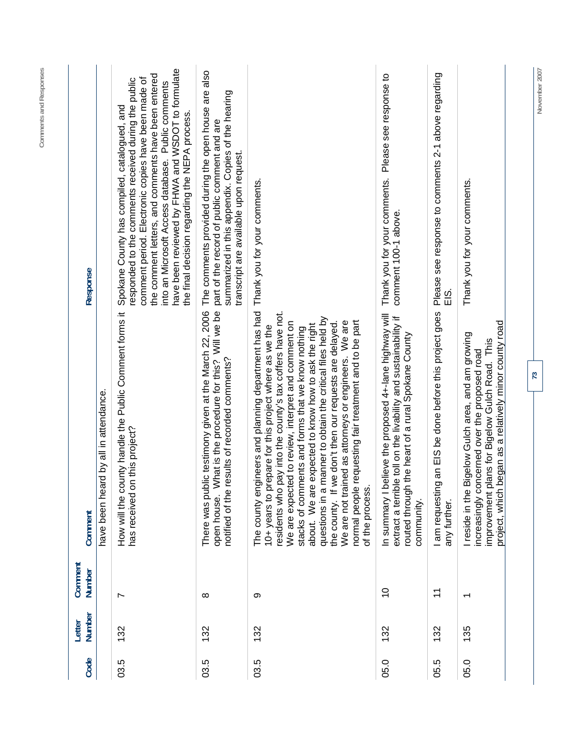| Code | Letter Number | Comment Number | Comment | Response |
|---|---|---|---|---|
| | | | have been heard by all in attendance. | |
| 03.5 | 132 | 7 | How will the county handle the Public Comment forms it has received on this project? | Spokane County has compiled, catalogued, and responded to the comments received during the public comment period. Electronic copies have been made of the comment letters, and comments have been entered into an Microsoft Access database. Public comments have been reviewed by FHWA and WSDOT to formulate the final decision regarding the NEPA process. |
| 03.5 | 132 | 8 | There was public testimony given at the March 22, 2006 open house. What is the procedure for this? Will we be notified of the results of recorded comments? | The comments provided during the open house are also part of the record of public comment and are summarized in this appendix. Copies of the hearing transcript are available upon request. |
| 03.5 | 132 | 9 | The county engineers and planning department has had 10+ years to prepare for this project where as we the residents who pay into the county's tax coffers have not. We are expected to review, interpret and comment on stacks of comments and forms that we know nothing about. We are expected to know how to ask the right questions in a manner to obtain the critical files held by the county. If we don't then our requests are delayed. We are not trained as attorneys or engineers. We are normal people requesting fair treatment and to be part of the process. | Thank you for your comments. |
| 05.0 | 132 | 10 | In summary I believe the proposed 4+-lane highway will extract a terrible toll on the livability and sustainability if routed through the heart of a rural Spokane County community. | Thank you for your comments. Please see response to comment 100-1 above. |
| 05.5 | 132 | 11 | I am requesting an EIS be done before this project goes any further. | Please see response to comments 2-1 above regarding EIS. |
| 05.0 | 135 | 1 | I reside in the Bigelow Gulch area, and am growing increasingly concerned over the proposed road improvement plans for Bigelow Gulch Road. This project, which began as a relatively minor county road | Thank you for your comments. |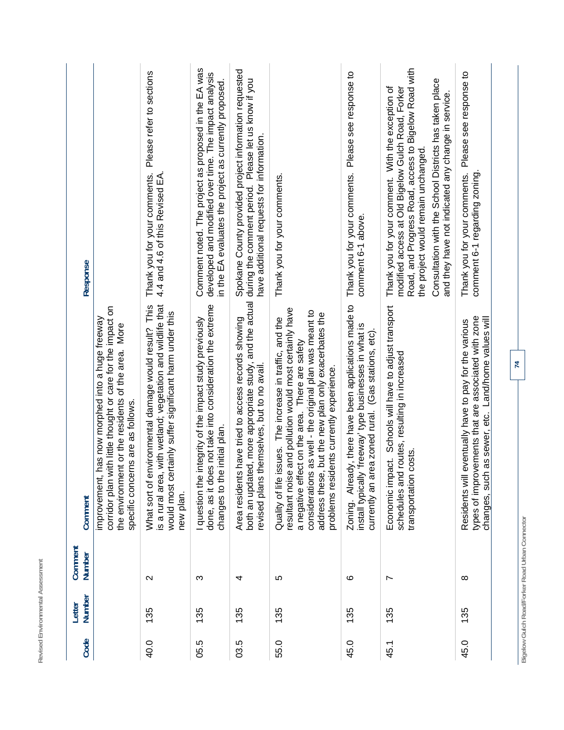| Code | Letter Number | Comment Number | Comment | Response |
|---|---|---|---|---|
| | | | improvement, has now morphed into a huge freeway corridor plan with little thought or care for the impact on the environment or the residents of the area. More specific concerns are as follows. | |
| 40.0 | 135 | 2 | What sort of environmental damage would result? This is a rural area, with wetland; vegetation and wildlife that would most certainly suffer significant harm under this new plan. | Thank you for your comments. Please refer to sections 4.4 and 4.6 of this Revised EA. |
| 05.5 | 135 | 3 | I question the integrity of the impact study previously done, as it does not take into consideration the extreme changes to the initial plan. | Comment noted. The project as proposed in the EA was developed and modified over time. The impact analysis in the EA evaluates the project as currently proposed. |
| 03.5 | 135 | 4 | Area residents have tried to access records showing both an updated, more appropriate study, and the actual revised plans themselves, but to no avail. | Spokane County provided project information requested during the comment period. Please let us know if you have additional requests for information. |
| 55.0 | 135 | 5 | Quality of life issues. The increase in traffic, and the resultant noise and pollution would most certainly have a negative effect on the area. There are safety considerations as well - the original plan was meant to address these, but the new plan only exacerbates the problems residents currently experience. | Thank you for your comments. |
| 45.0 | 135 | 6 | Zoning. Already, there have been applications made to install typically 'freeway' type businesses in what is currently an area zoned rural. (Gas stations, etc). | Thank you for your comments. Please see response to comment 6-1 above. |
| 45.1 | 135 | 7 | Economic impact. Schools will have to adjust transport schedules and routes, resulting in increased transportation costs. | Thank you for your comment. With the exception of modified access at Old Bigelow Gulch Road, Forker Road, and Progress Road, access to Bigelow Road with the project would remain unchanged.<br><br>Consultation with the School Districts has taken place and they have not indicated any change in service. |
| 45.0 | 135 | 8 | Residents will eventually have to pay for the various types of improvements that are associated with zone changes, such as sewer, etc. Land/home values will | Thank you for your comments. Please see response to comment 6-1 regarding zoning. |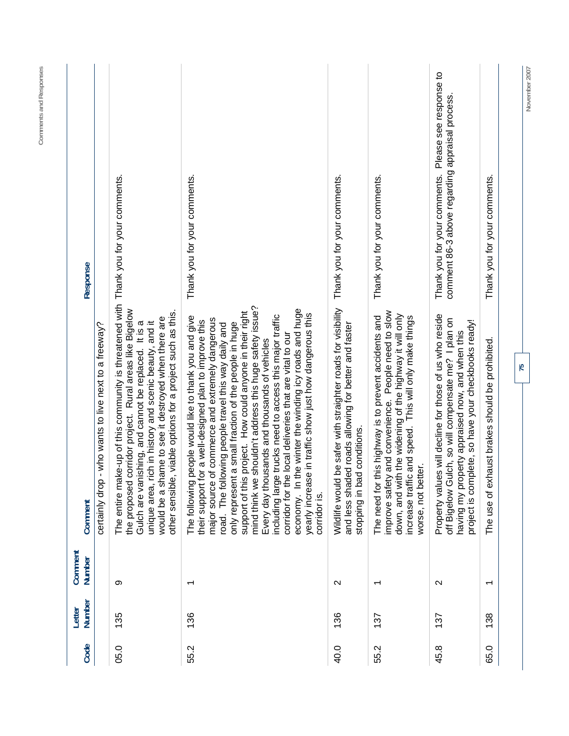| Code | Letter Number | Comment Number | Comment | Response |
|---|---|---|---|---|
| | | | certainly drop - who wants to live next to a freeway? | |
| 05.0 | 135 | 9 | The entire make-up of this community is threatened with the proposed corridor project. Rural areas like Bigelow Gulch are vanishing, and cannot be replaced. It is a unique area, rich in history and scenic beauty, and it would be a shame to see it destroyed when there are other sensible, viable options for a project such as this. | Thank you for your comments. |
| 55.2 | 136 | 1 | The following people would like to thank you and give their support for a well-designed plan to improve this major source of commerce and extremely dangerous road. The following people travel this way daily and only represent a small fraction of the people in huge support of this project. How could anyone in their right mind think we shouldn't address this huge safety issue? Every day thousands and thousands of vehicles including large trucks need to access this major traffic corridor for the local deliveries that are vital to our economy. In the winter the winding icy roads and huge yearly increase in traffic show just how dangerous this corridor is. | Thank you for your comments. |
| 40.0 | 136 | 2 | Wildlife would be safer with straighter roads for visibility and less shaded roads allowing for better and faster stopping in bad conditions. | Thank you for your comments. |
| 55.2 | 137 | 1 | The need for this highway is to prevent accidents and improve safety and convenience. People need to slow down, and with the widening of the highway it will only increase traffic and speed. This will only make things worse, not better. | Thank you for your comments. |
| 45.8 | 137 | 2 | Property values will decline for those of us who reside off Bigelow Gulch, so will compensate me? I plan on having my property appraised now, and when this project is complete, so have your checkbooks ready! | Thank you for your comments. Please see response to comment 86-3 above regarding appraisal process. |
| 65.0 | 138 | 1 | The use of exhaust brakes should be prohibited. | Thank you for your comments. |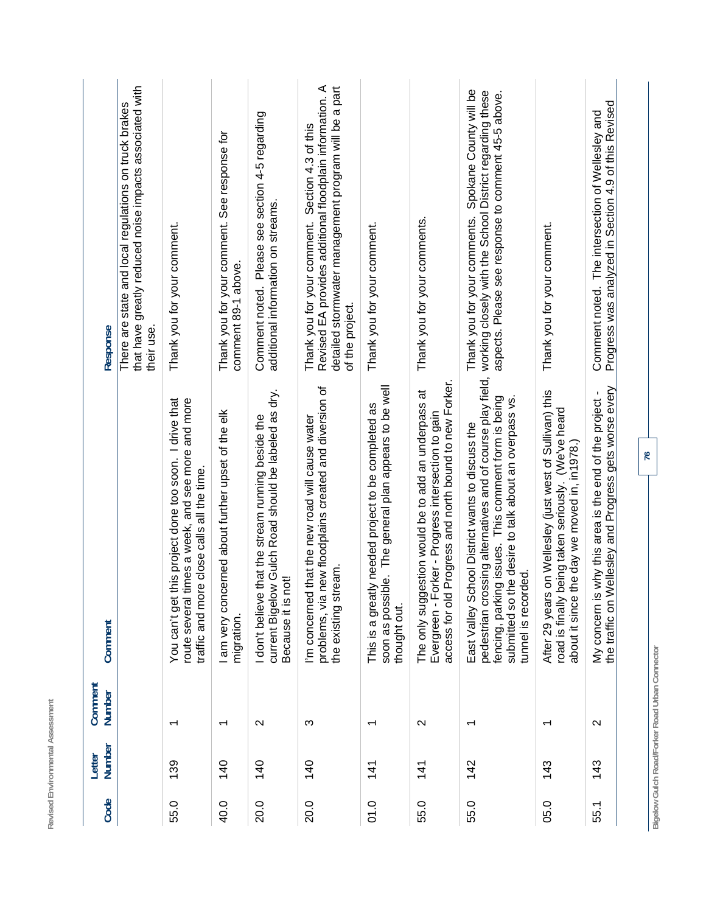| Code | Letter Number | Comment Number | Comment | Response |
|---|---|---|---|---|
| | | | | There are state and local regulations on truck brakes that have greatly reduced noise impacts associated with their use. |
| 55.0 | 139 | 1 | You can't get this project done too soon. I drive that route several times a week, and see more and more traffic and more close calls all the time. | Thank you for your comment. |
| 40.0 | 140 | 1 | I am very concerned about further upset of the elk migration. | Thank you for your comment. See response for comment 89-1 above. |
| 20.0 | 140 | 2 | I don't believe that the stream running beside the current Bigelow Gulch Road should be labeled as dry. Because it is not! | Comment noted. Please see section 4-5 regarding additional information on streams. |
| 20.0 | 140 | 3 | I'm concerned that the new road will cause water problems, via new floodplains created and diversion of the existing stream. | Thank you for your comment. Section 4.3 of this Revised EA provides additional floodplain information. A detailed stormwater management program will be a part of the project. |
| 01.0 | 141 | 1 | This is a greatly needed project to be completed as soon as possible. The general plan appears to be well thought out. | Thank you for your comment. |
| 55.0 | 141 | 2 | The only suggestion would be to add an underpass at Evergreen - Forker - Progress intersection to gain access for old Progress and north bound to new Forker. | Thank you for your comments. |
| 55.0 | 142 | 1 | East Valley School District wants to discuss the pedestrian crossing alternatives and of course play field, fencing, parking issues. This comment form is being submitted so the desire to talk about an overpass vs. tunnel is recorded. | Thank you for your comments. Spokane County will be working closely with the School District regarding these aspects. Please see response to comment 45-5 above. |
| 05.0 | 143 | 1 | After 29 years on Wellesley (just west of Sullivan) this road is finally being taken seriously. (We've heard about it since the day we moved in, in1978.) | Thank you for your comment. |
| 55.1 | 143 | 2 | My concern is why this area is the end of the project - the traffic on Wellesley and Progress gets worse every | Comment noted. The intersection of Wellesley and Progress was analyzed in Section 4.9 of this Revised |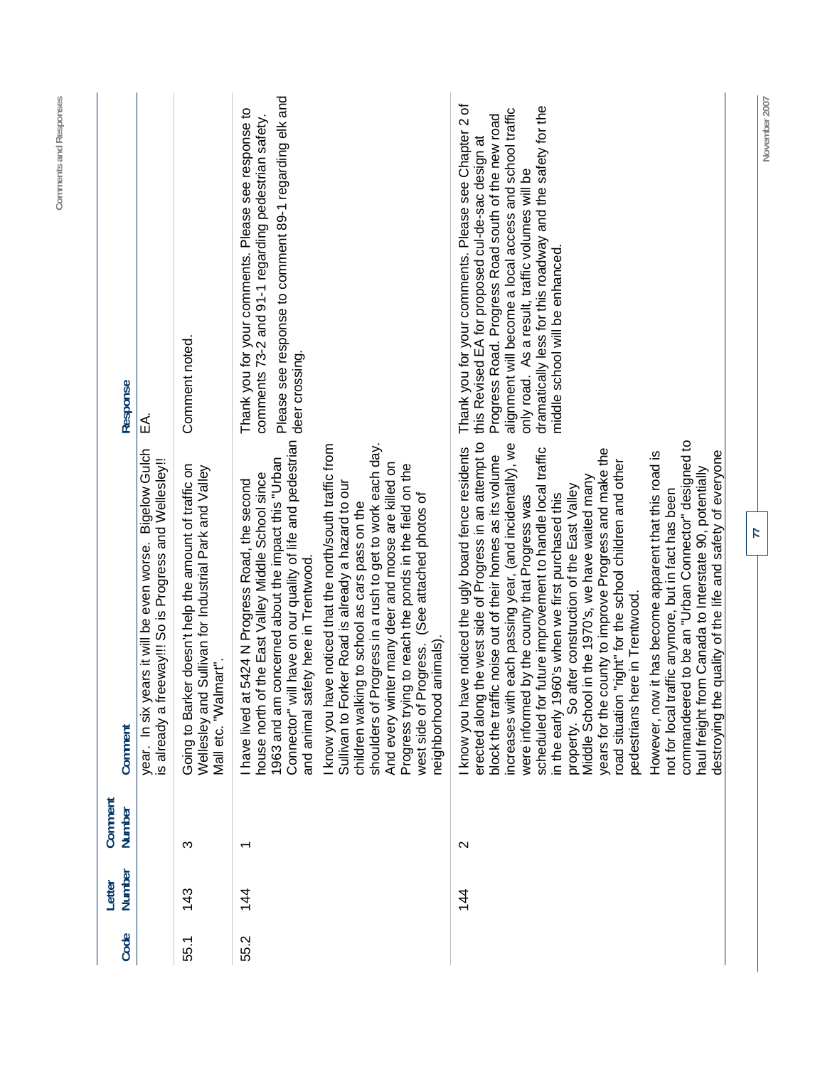| Code | Letter Number | Comment Number | Comment | Response |
|---|---|---|---|---|
| | | | year. In six years it will be even worse. Bigelow Gulch is already a freeway!!! So is Progress and Wellesley!! | EA. |
| 55.1 | 143 | 3 | Going to Barker doesn't help the amount of traffic on Wellesley and Sullivan for Industrial Park and Valley Mall etc. "Walmart". | Comment noted. |
| 55.2 | 144 | 1 | I have lived at 5424 N Progress Road, the second house north of the East Valley Middle School since 1963 and am concerned about the impact this "Urban Connector" will have on our quality of life and pedestrian and animal safety here in Trentwood.<br><br>I know you have noticed that the north/south traffic from Sullivan to Forker Road is already a hazard to our children walking to school as cars pass on the shoulders of Progress in a rush to get to work each day. And every winter many deer and moose are killed on Progress trying to reach the ponds in the field on the west side of Progress. (See attached photos of neighborhood animals). | Thank you for your comments. Please see response to comments 73-2 and 91-1 regarding pedestrian safety.<br><br>Please see response to comment 89-1 regarding elk and deer crossing. |
| | 144 | 2 | I know you have noticed the ugly board fence residents erected along the west side of Progress in an attempt to block the traffic noise out of their homes as its volume increases with each passing year, (and incidentally), we were informed by the county that Progress was scheduled for future improvement to handle local traffic in the early 1960's when we first purchased this property. So after construction of the East Valley Middle School in the 1970's, we have waited many years for the county to improve Progress and make the road situation "right" for the school children and other pedestrians here in Trentwood.<br><br>However, now it has become apparent that this road is not for local traffic anymore, but in fact has been commandeered to be an "Urban Connector" designed to haul freight from Canada to Interstate 90, potentially destroying the quality of the life and safety of everyone | Thank you for your comments. Please see Chapter 2 of this Revised EA for proposed cul-de-sac design at Progress Road. Progress Road south of the new road alignment will become a local access and school traffic only road. As a result, traffic volumes will be dramatically less for this roadway and the safety for the middle school will be enhanced. |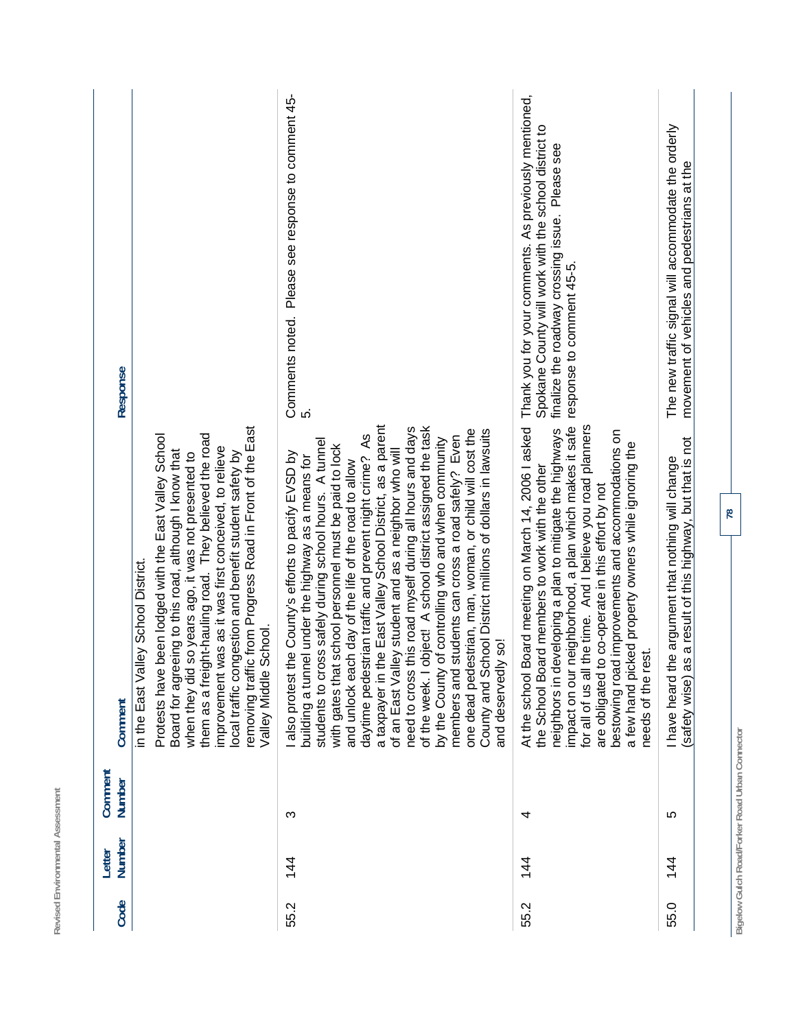| Code | Letter Number | Comment Number | Comment | Response |
|---|---|---|---|---|
| | | | in the East Valley School District.<br><br>Protests have been lodged with the East Valley School Board for agreeing to this road, although I know that when they did so years ago, it was not presented to them as a freight-hauling road. They believed the road improvement was as it was first conceived, to relieve local traffic congestion and benefit student safety by removing traffic from Progress Road in Front of the East Valley Middle School. | |
| 55.2 | 144 | 3 | I also protest the County's efforts to pacify EVSD by building a tunnel under the highway as a means for students to cross safely during school hours. A tunnel with gates that school personnel must be paid to lock and unlock each day of the life of the road to allow daytime pedestrian traffic and prevent night crime? As a taxpayer in the East Valley School District, as a parent of an East Valley student and as a neighbor who will need to cross this road myself during all hours and days of the week. I object! A school district assigned the task by the County of controlling who and when community members and students can cross a road safely? Even one dead pedestrian, man, woman, or child will cost the County and School District millions of dollars in lawsuits and deservedly so! | Comments noted. Please see response to comment 45-5. |
| 55.2 | 144 | 4 | At the school Board meeting on March 14, 2006 I asked the School Board members to work with the other neighbors in developing a plan to mitigate the highways impact on our neighborhood, a plan which makes it safe for all of us all the time. And I believe you road planners are obligated to co-operate in this effort by not bestowing road improvements and accommodations on a few hand picked property owners while ignoring the needs of the rest. | Thank you for your comments. As previously mentioned, Spokane County will work with the school district to finalize the roadway crossing issue. Please see response to comment 45-5. |
| 55.0 | 144 | 5 | I have heard the argument that nothing will change (safety wise) as a result of this highway, but that is not | The new traffic signal will accommodate the orderly movement of vehicles and pedestrians at the |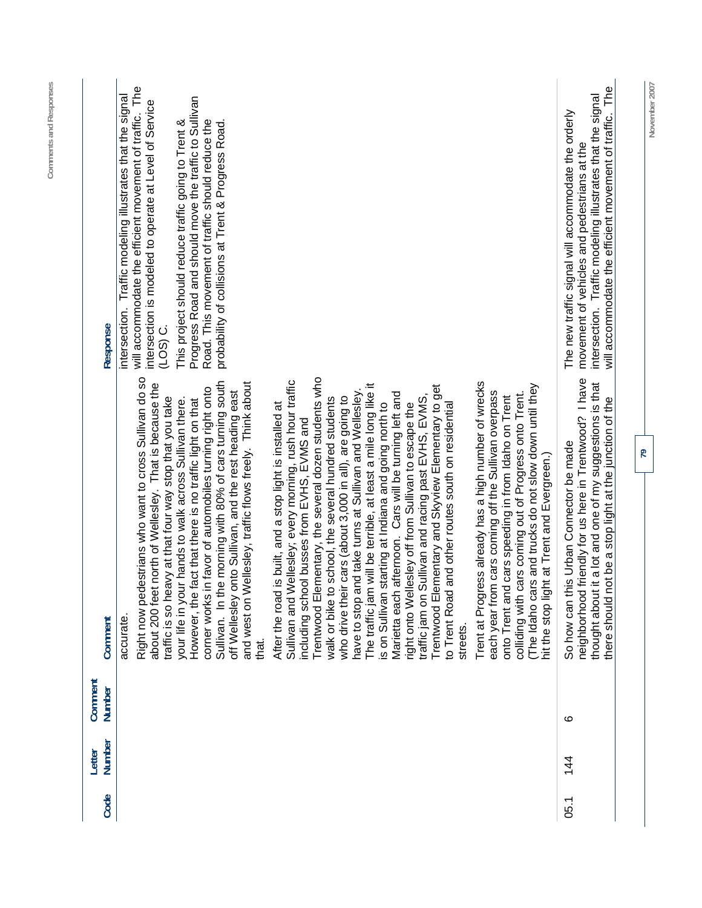| Code | Letter Number | Comment Number | Comment | Response |
|---|---|---|---|---|
| | | | accurate.<br><br>Right now pedestrians who want to cross Sullivan do so about 200 feet north of Wellesley. That is because the traffic is so heavy at that four way stop that you take your life in your hands to walk across Sullivan there. However, the fact that there is no traffic light on that corner works in favor of automobiles turning right onto Sullivan. In the morning with 80% of cars turning south off Wellesley onto Sullivan, and the rest heading east and west on Wellesley, traffic flows freely. Think about that.<br><br>After the road is built, and a stop light is installed at Sullivan and Wellesley; every morning, rush hour traffic including school busses from EVHS, EVMS and Trentwood Elementary, the several dozen students who walk or bike to school, the several hundred students who drive their cars (about 3,000 in all), are going to have to stop and take turns at Sullivan and Wellesley. The traffic jam will be terrible, at least a mile long like it is on Sullivan starting at Indiana and going north to Marietta each afternoon. Cars will be turning left and right onto Wellesley off from Sullivan to escape the traffic jam on Sullivan and racing past EVHS, EVMS, Trentwood Elementary and Skyview Elementary to get to Trent Road and other routes south on residential streets.<br><br>Trent at Progress already has a high number of wrecks each year from cars coming off of the Sullivan overpass onto Trent and cars speeding in from Idaho on Trent colliding with cars coming out of Progress onto Trent. (The Idaho cars and trucks do not slow down until they hit the stop light at Trent and Evergreen.) | intersection. Traffic modeling illustrates that the signal will accommodate the efficient movement of traffic. The intersection is modeled to operate at Level of Service (LOS) C.<br><br>This project should reduce traffic going to Trent & Progress Road and should move the traffic to Sullivan Road. This movement of traffic should reduce the probability of collisions at Trent & Progress Road. |
| 05.1 | 144 | 6 | So how can this Urban Connector be made neighborhood friendly for us here in Trentwood? I have thought about it a lot and one of my suggestions is that there should not be a stop light at the junction of the | The new traffic signal will accommodate the orderly movement of vehicles and pedestrians at the intersection. Traffic modeling illustrates that the signal will accommodate the efficient movement of traffic. The |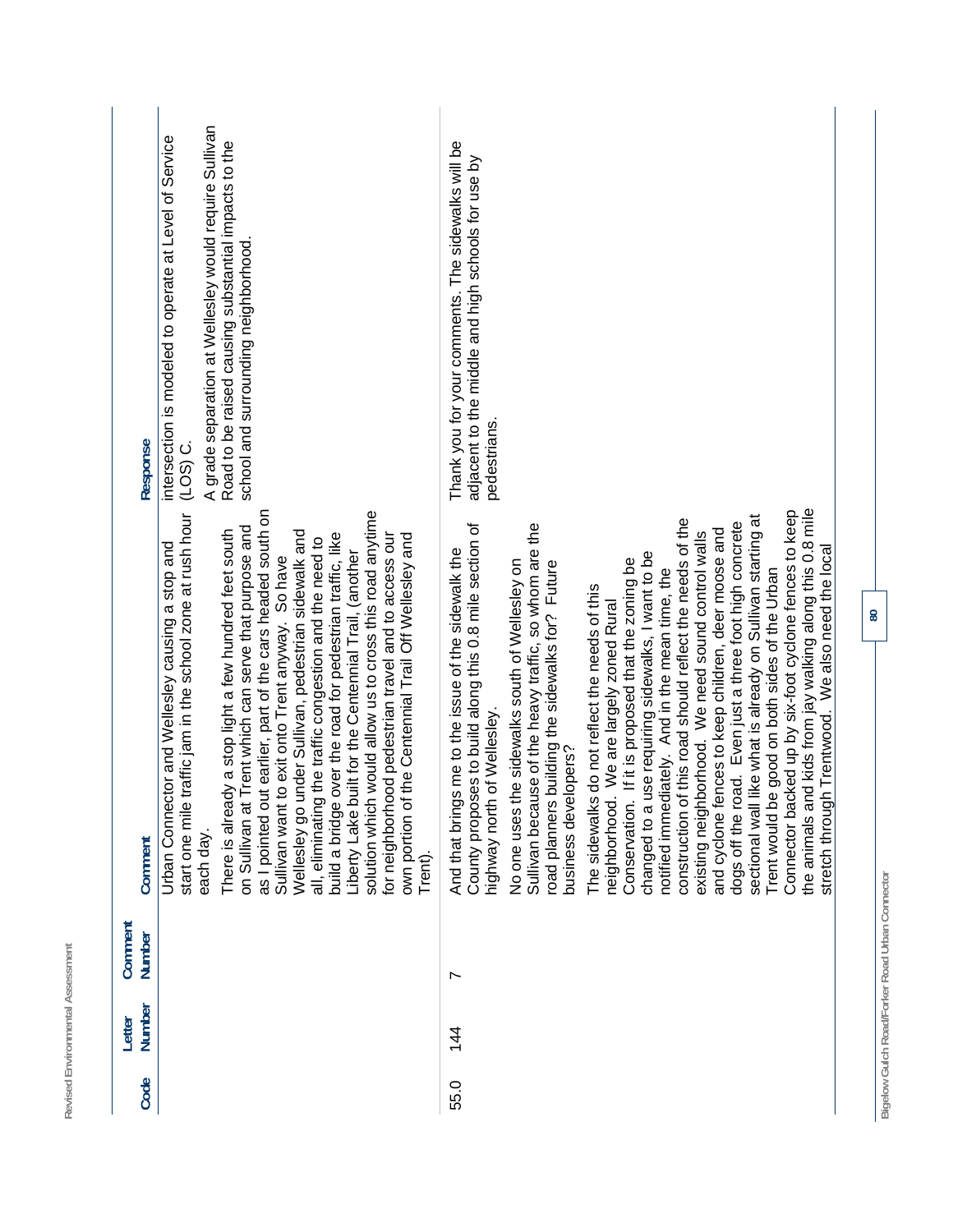| Code | Letter Number | Comment Number | Comment | Response |
|---|---|---|---|---|
| | | | Urban Connector and Wellesley causing a stop and start one mile traffic jam in the school zone at rush hour each day.<br><br>There is already a stop light a few hundred feet south on Sullivan at Trent which can serve that purpose and as I pointed out earlier, part of the cars headed south on Sullivan want to exit onto Trent anyway. So have Wellesley go under Sullivan, pedestrian sidewalk and all, eliminating the traffic congestion and the need to build a bridge over the road for pedestrian traffic, like Liberty Lake built for the Centennial Trail, (another solution which would allow us to cross this road anytime for neighborhood pedestrian travel and to access our own portion of the Centennial Trail Off Wellesley and Trent). | intersection is modeled to operate at Level of Service (LOS) C.<br><br>A grade separation at Wellesley would require Sullivan Road to be raised causing substantial impacts to the school and surrounding neighborhood. |
| 55.0 | 144 | 7 | And that brings me to the issue of the sidewalk the County proposes to build along this 0.8 mile section of highway north of Wellesley.<br><br>No one uses the sidewalks south of Wellesley on Sullivan because of the heavy traffic, so whom are the road planners building the sidewalks for? Future business developers?<br><br>The sidewalks do not reflect the needs of this neighborhood. We are largely zoned Rural Conservation. If it is proposed that the zoning be changed to a use requiring sidewalks, I want to be notified immediately. And in the mean time, the construction of this road should reflect the needs of the existing neighborhood. We need sound control walls and cyclone fences to keep children, deer moose and dogs off the road. Even just a three foot high concrete sectional wall like what is already on Sullivan starting at Trent would be good on both sides of the Urban Connector backed up by six-foot cyclone fences to keep the animals and kids from jay walking along this 0.8 mile stretch through Trentwood. We also need the local | Thank you for your comments. The sidewalks will be adjacent to the middle and high schools for use by pedestrians. |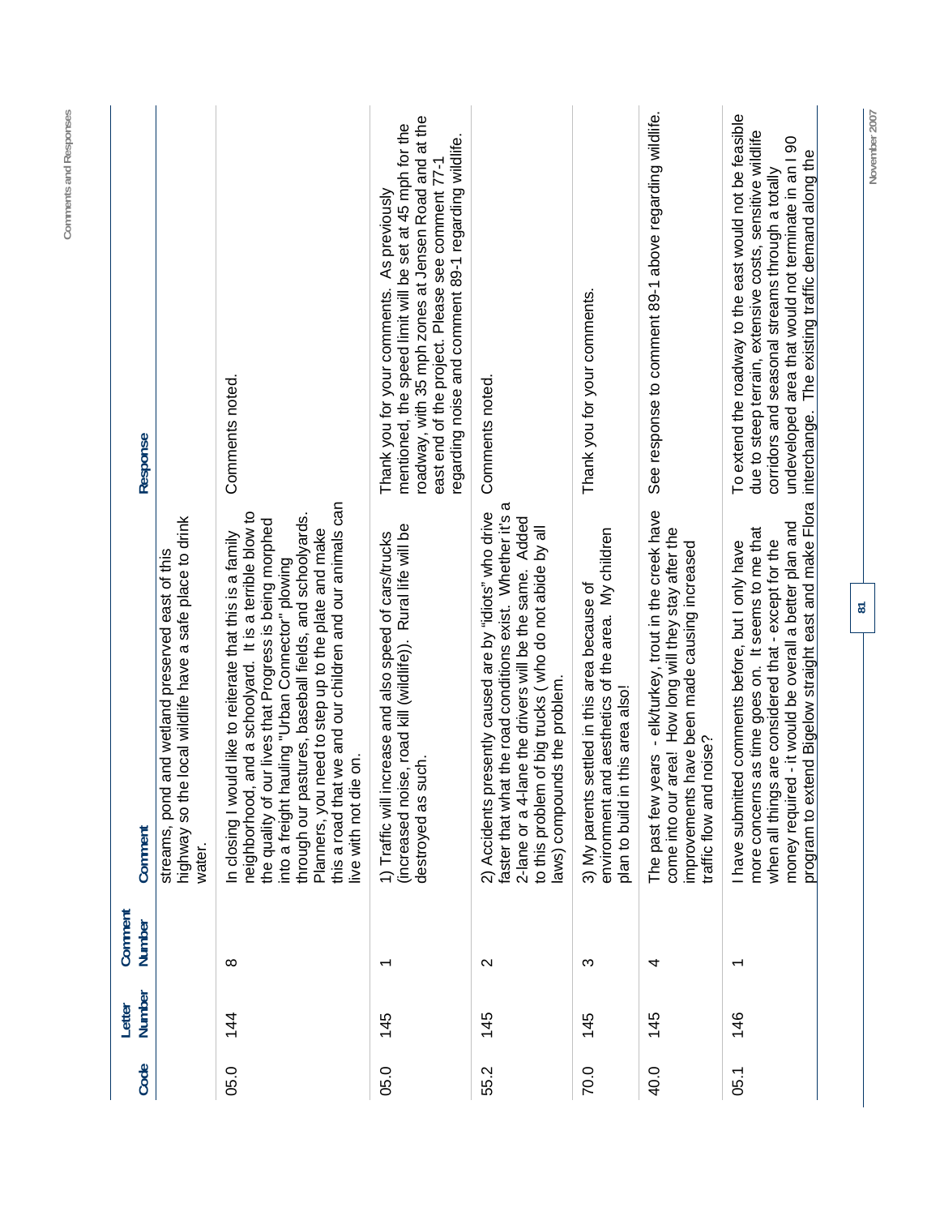| Code | Letter Number | Comment Number | Comment | Response |
|---|---|---|---|---|
| | | | streams, pond and wetland preserved east of this highway so the local wildlife have a safe place to drink water. | |
| 05.0 | 144 | 8 | In closing I would like to reiterate that this is a family neighborhood, and a schoolyard. It is a terrible blow to the quality of our lives that Progress is being morphed into a freight hauling "Urban Connector" plowing through our pastures, baseball fields, and schoolyards. Planners, you need to step up to the plate and make this a road that we and our children and our animals can live with not die on. | Comments noted. |
| 05.0 | 145 | 1 | 1) Traffic will increase and also speed of cars/trucks (increased noise, road kill (wildlife)). Rural life will be destroyed as such. | Thank you for your comments. As previously mentioned, the speed limit will be set at 45 mph for the roadway, with 35 mph zones at Jensen Road and at the east end of the project. Please see comment 77-1 regarding noise and comment 89-1 regarding wildlife. |
| 55.2 | 145 | 2 | 2) Accidents presently caused are by "idiots" who drive faster that what the road conditions exist. Whether it's a 2-lane or a 4-lane the drivers will be the same. Added to this problem of big trucks ( who do not abide by all laws) compounds the problem. | Comments noted. |
| 70.0 | 145 | 3 | 3) My parents settled in this area because of environment and aesthetics of the area. My children plan to build in this area also! | Thank you for your comments. |
| 40.0 | 145 | 4 | The past few years - elk/turkey, trout in the creek have come into our area! How long will they stay after the improvements have been made causing increased traffic flow and noise? | See response to comment 89-1 above regarding wildlife. |
| 05.1 | 146 | 1 | I have submitted comments before, but I only have more concerns as time goes on. It seems to me that when all things are considered that - except for the money required - it would be overall a better plan and program to extend Bigelow straight east and make Flora | To extend the roadway to the east would not be feasible due to steep terrain, extensive costs, sensitive wildlife corridors and seasonal streams through a totally undeveloped area that would not terminate in an I 90 interchange. The existing traffic demand along the |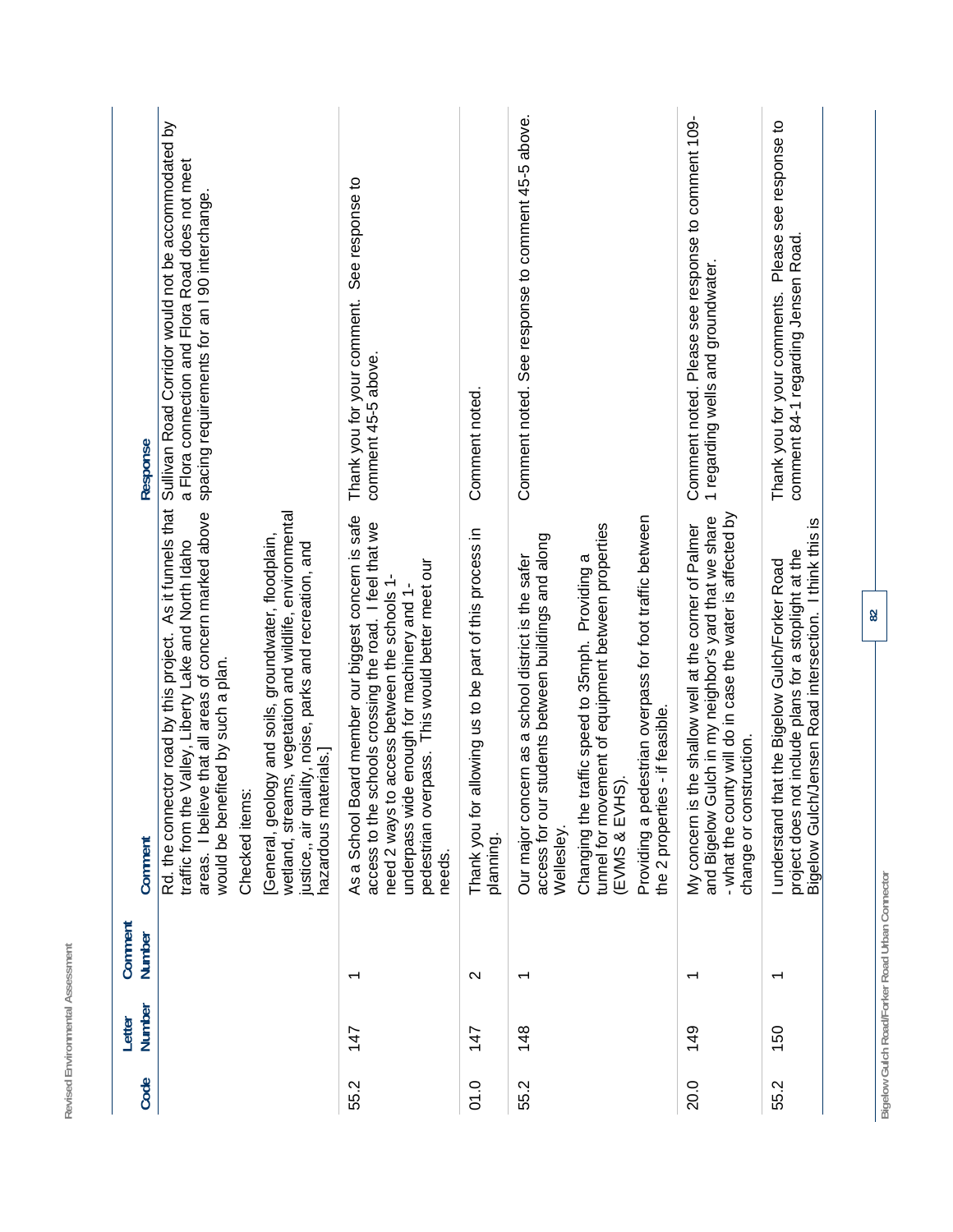| Code | Letter Number | Comment Number | Comment | Response |
|---|---|---|---|---|
| | | | Rd. the connector road by this project. As it funnels that traffic from the Valley, Liberty Lake and North Idaho areas. I believe that all areas of concern marked above would be benefited by such a plan.<br><br>Checked items:<br><br>[General, geology and soils, groundwater, floodplain, wetland, streams, vegetation and wildlife, environmental justice,, air quality, noise, parks and recreation, and hazardous materials.] | Sullivan Road Corridor would not be accommodated by a Flora connection and Flora Road does not meet spacing requirements for an I 90 interchange. |
| 55.2 | 147 | 1 | As a School Board member our biggest concern is safe access to the schools crossing the road. I feel that we need 2 ways to access between the schools 1-underpass wide enough for machinery and 1-pedestrian overpass. This would better meet our needs. | Thank you for your comment. See response to comment 45-5 above. |
| 01.0 | 147 | 2 | Thank you for allowing us to be part of this process in planning. | Comment noted. |
| 55.2 | 148 | 1 | Our major concern as a school district is the safer access for our students between buildings and along Wellesley.<br><br>Changing the traffic speed to 35mph. Providing a tunnel for movement of equipment between properties (EVMS & EVHS).<br><br>Providing a pedestrian overpass for foot traffic between the 2 properties - if feasible. | Comment noted. See response to comment 45-5 above. |
| 20.0 | 149 | 1 | My concern is the shallow well at the corner of Palmer and Bigelow Gulch in my neighbor's yard that we share - what the county will do in case the water is affected by change or construction. | Comment noted. Please see response to comment 109-1 regarding wells and groundwater. |
| 55.2 | 150 | 1 | I understand that the Bigelow Gulch/Forker Road project does not include plans for a stoplight at the Bigelow Gulch/Jensen Road intersection. I think this is | Thank you for your comments. Please see response to comment 84-1 regarding Jensen Road. |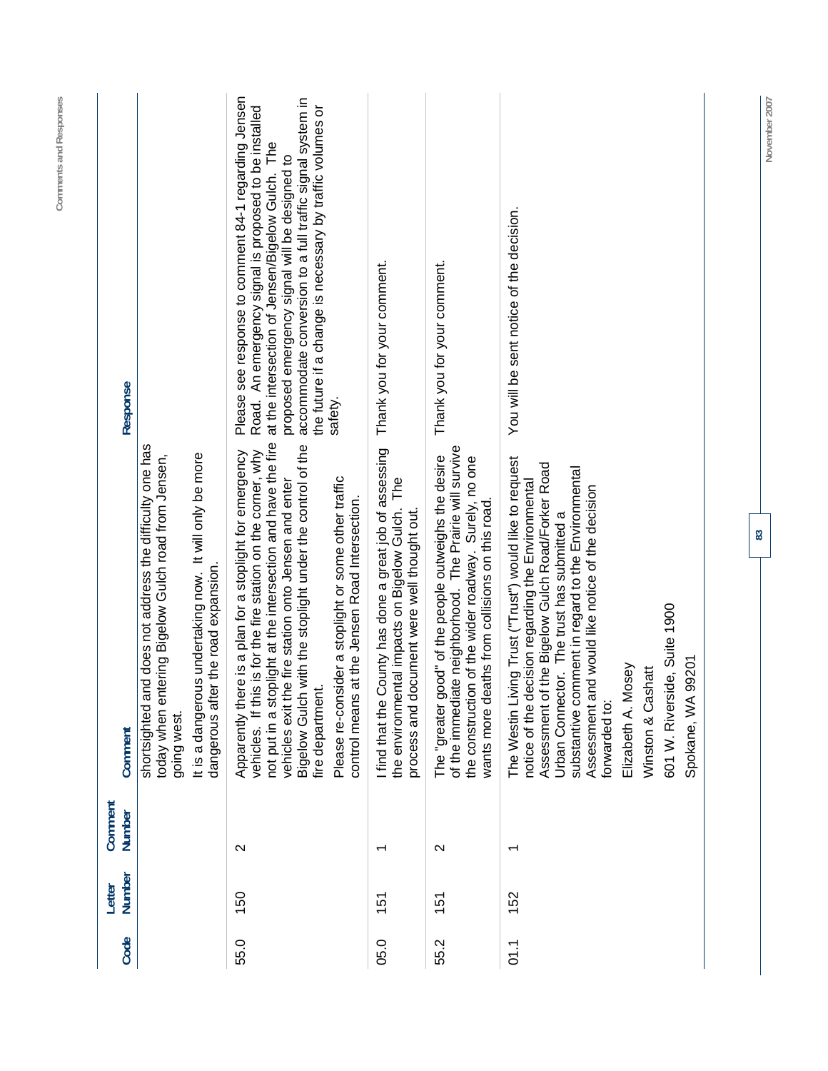| Code | Letter Number | Comment Number | Comment | Response |
|---|---|---|---|---|
| | | | shortsighted and does not address the difficulty one has today when entering Bigelow Gulch road from Jensen, going west.<br><br>It is a dangerous undertaking now. It will only be more dangerous after the road expansion. | |
| 55.0 | 150 | 2 | Apparently there is a plan for a stoplight for emergency vehicles. If this is for the fire station on the corner, why not put in a stoplight at the intersection and have the fire vehicles exit the fire station onto Jensen and enter Bigelow Gulch with the stoplight under the control of the fire department.<br><br>Please re-consider a stoplight or some other traffic control means at the Jensen Road Intersection. | Please see response to comment 84-1 regarding Jensen Road. An emergency signal is proposed to be installed at the intersection of Jensen/Bigelow Gulch. The proposed emergency signal will be designed to accommodate conversion to a full traffic signal system in the future if a change is necessary by traffic volumes or safety. |
| 05.0 | 151 | 1 | I find that the County has done a great job of assessing the environmental impacts on Bigelow Gulch. The process and document were well thought out. | Thank you for your comment. |
| 55.2 | 151 | 2 | The "greater good" of the people outweighs the desire of the immediate neighborhood. The Prairie will survive the construction of the wider roadway. Surely, no one wants more deaths from collisions on this road. | Thank you for your comment. |
| 01.1 | 152 | 1 | The Westin Living Trust ("Trust") would like to request notice of the decision regarding the Environmental Assessment of the Bigelow Gulch Road/Forker Road Urban Connector. The trust has submitted a substantive comment in regard to the Environmental Assessment and would like notice of the decision forwarded to:<br><br>Elizabeth A. Mosey<br><br>Winston & Cashatt<br><br>601 W. Riverside, Suite 1900<br><br>Spokane, WA 99201 | You will be sent notice of the decision. |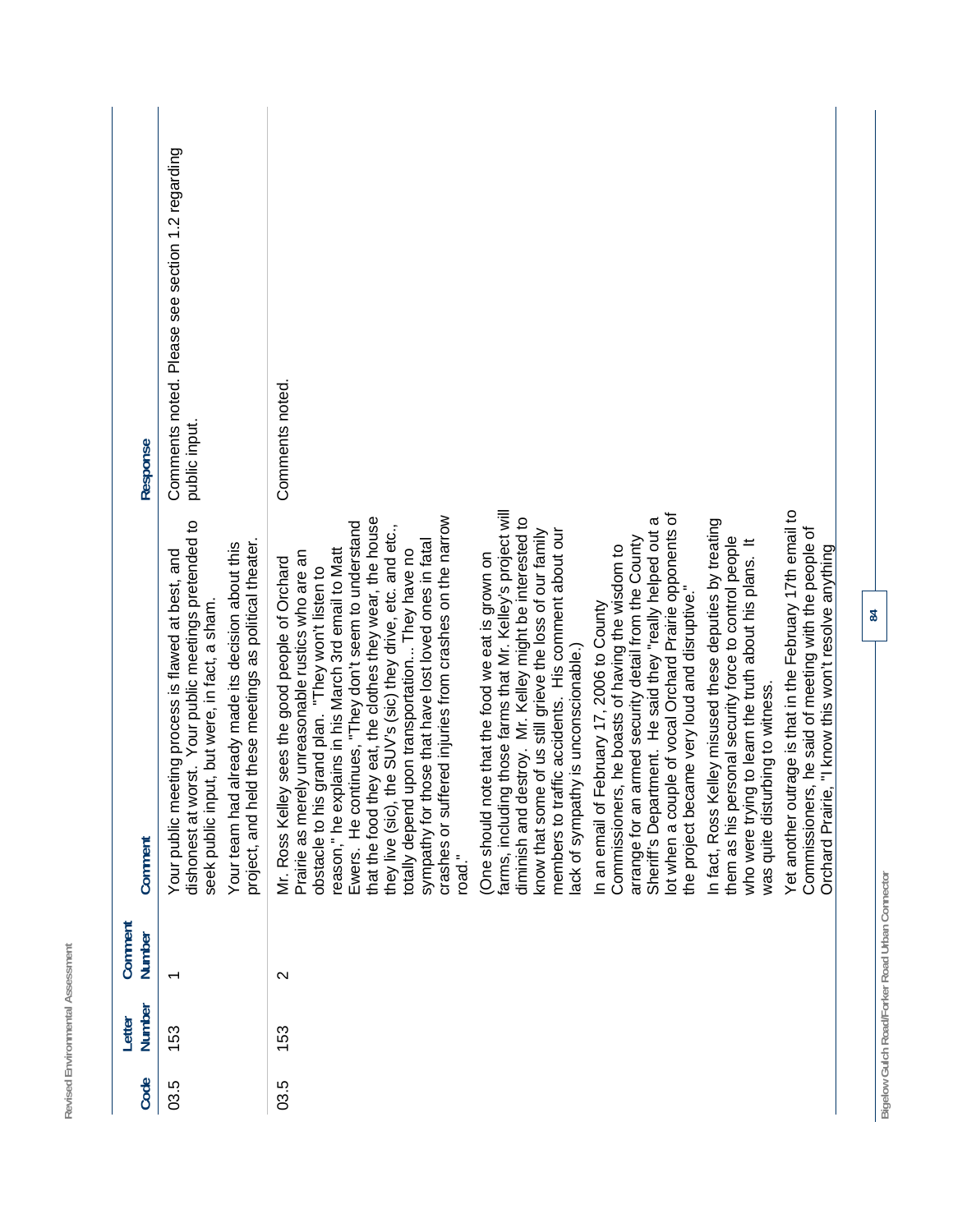| Code | Letter Number | Comment Number | Comment | Response |
|---|---|---|---|---|
| 03.5 | 153 | 1 | Your public meeting process is flawed at best, and dishonest at worst. Your public meetings pretended to seek public input, but were, in fact, a sham.<br><br>Your team had already made its decision about this project, and held these meetings as political theater. | Comments noted. Please see section 1.2 regarding public input. |
| 03.5 | 153 | 2 | Mr. Ross Kelley sees the good people of Orchard Prairie as merely unreasonable rustics who are an obstacle to his grand plan. "They won't listen to reason," he explains in his March 3rd email to Matt Ewers. He continues, "They don't seem to understand that the food they eat, the clothes they wear, the house they live (sic), the SUV's (sic) they drive, etc. and etc., totally depend upon transportation... They have no sympathy for those that have lost loved ones in fatal crashes or suffered injuries from crashes on the narrow road."<br><br>(One should note that the food we eat is grown on farms, including those farms that Mr. Kelley's project will diminish and destroy. Mr. Kelley might be interested to know that some of us still grieve the loss of our family members to traffic accidents. His comment about our lack of sympathy is unconscionable.)<br><br>In an email of February 17, 2006 to County Commissioners, he boasts of having the wisdom to arrange for an armed security detail from the County Sheriff's Department. He said they "really helped out a lot when a couple of vocal Orchard Prairie opponents of the project became very loud and disruptive."<br><br>In fact, Ross Kelley misused these deputies by treating them as his personal security force to control people who were trying to learn the truth about his plans. It was quite disturbing to witness.<br><br>Yet another outrage is that in the February 17th email to Commissioners, he said of meeting with the people of Orchard Prairie, "I know this won't resolve anything | Comments noted. |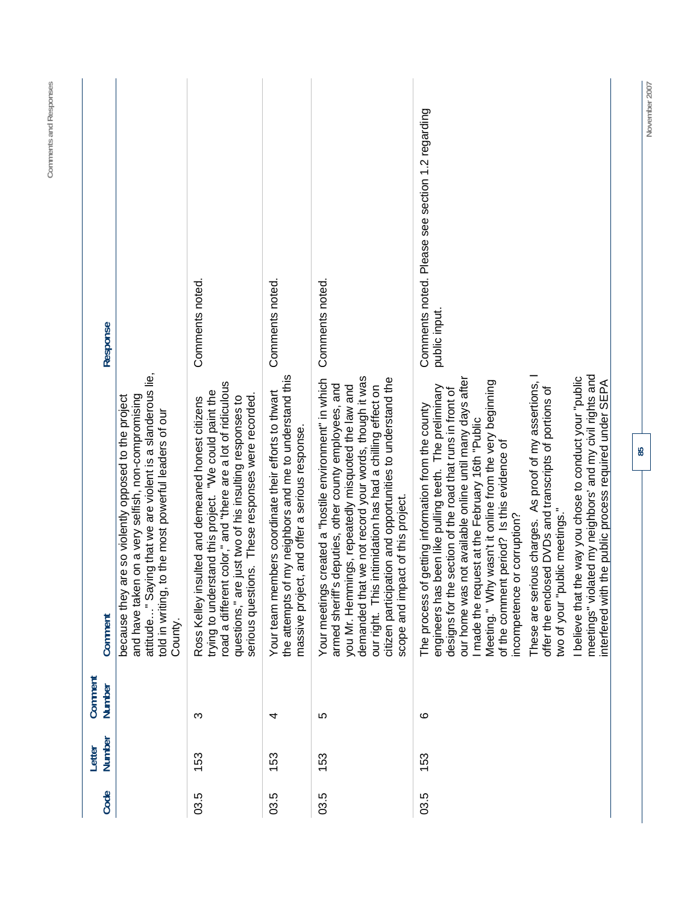| Code | Letter Number | Comment Number | Comment | Response |
|---|---|---|---|---|
| | | | because they are so violently opposed to the project and have taken on a very selfish, non-compromising attitude…" Saying that we are violent is a slanderous lie, told in writing, to the most powerful leaders of our County. | |
| 03.5 | 153 | 3 | Ross Kelley insulted and demeaned honest citizens trying to understand this project. "We could paint the road a different color," and "there are a lot of ridiculous questions," are just two of his insulting responses to serious questions. These responses were recorded. | Comments noted. |
| 03.5 | 153 | 4 | Your team members coordinate their efforts to thwart the attempts of my neighbors and me to understand this massive project, and offer a serious response. | Comments noted. |
| 03.5 | 153 | 5 | Your meetings created a "hostile environment" in which armed sheriff's deputies, other county employees, and you Mr. Hemmings, repeatedly misquoted the law and demanded that we not record your words, though it was our right. This intimidation has had a chilling effect on citizen participation and opportunities to understand the scope and impact of this project. | Comments noted. |
| 03.5 | 153 | 6 | The process of getting information from the county engineers has been like pulling teeth. The preliminary designs for the section of the road that runs in front of our home was not available online until many days after I made the request at the February 16th "Public Meeting." Why wasn't it online from the very beginning of the comment period? Is this evidence of incompetence or corruption?<br><br>These are serious charges. As proof of my assertions, I offer the enclosed DVDs and transcripts of portions of two of your "public meetings."<br><br>I believe that the way you chose to conduct your "public meetings" violated my neighbors' and my civil rights and interfered with the public process required under SEPA | Comments noted. Please see section 1.2 regarding public input. |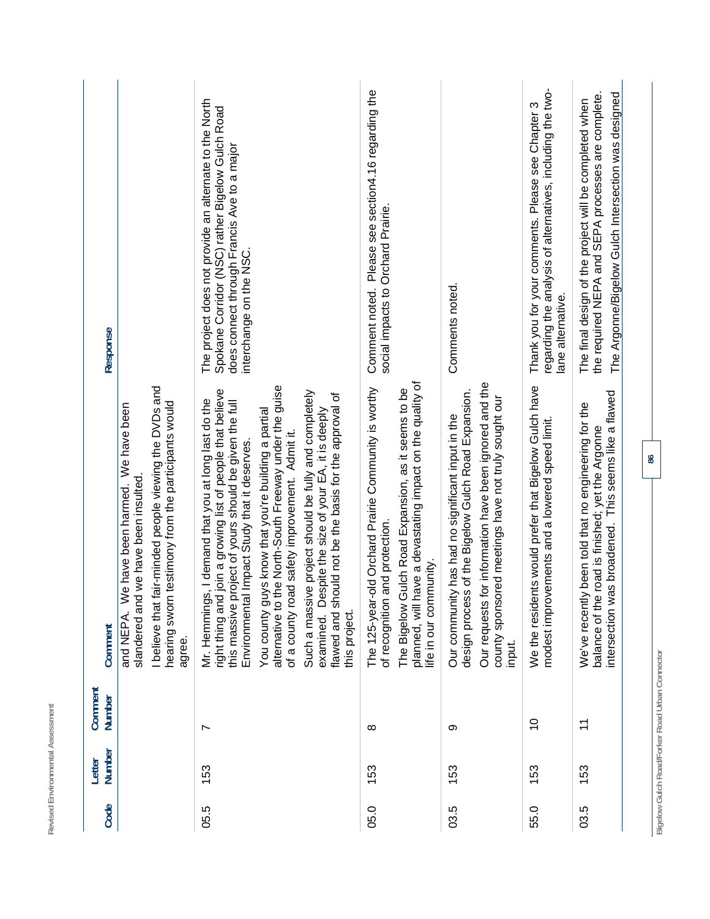| Code | Letter Number | Comment Number | Comment | Response |
|---|---|---|---|---|
| | | | and NEPA. We have been harmed. We have been slandered and we have been insulted.<br><br>I believe that fair-minded people viewing the DVDs and hearing sworn testimony from the participants would agree. | |
| 05.5 | 153 | 7 | Mr. Hemmings, I demand that you at long last do the right thing and join a growing list of people that believe this massive project of yours should be given the full Environmental Impact Study that it deserves.<br><br>You county guys know that you're building a partial alternative to the North-South Freeway under the guise of a county road safety improvement. Admit it.<br><br>Such a massive project should be fully and completely examined. Despite the size of your EA, it is deeply flawed and should not be the basis for the approval of this project. | The project does not provide an alternate to the North Spokane Corridor (NSC) rather Bigelow Gulch Road does connect through Francis Ave to a major interchange on the NSC. |
| 05.0 | 153 | 8 | The 125-year-old Orchard Prairie Community is worthy of recognition and protection.<br><br>The Bigelow Gulch Road Expansion, as it seems to be planned, will have a devastating impact on the quality of life in our community. | Comment noted. Please see section4.16 regarding the social impacts to Orchard Prairie. |
| 03.5 | 153 | 9 | Our community has had no significant input in the design process of the Bigelow Gulch Road Expansion.<br><br>Our requests for information have been ignored and the county sponsored meetings have not truly sought our input. | Comments noted. |
| 55.0 | 153 | 10 | We the residents would prefer that Bigelow Gulch have modest improvements and a lowered speed limit. | Thank you for your comments. Please see Chapter 3 regarding the analysis of alternatives, including the two-lane alternative. |
| 03.5 | 153 | 11 | We've recently been told that no engineering for the balance of the road is finished; yet the Argonne intersection was broadened. This seems like a flawed | The final design of the project will be completed when the required NEPA and SEPA processes are complete. The Argonne/Bigelow Gulch Intersection was designed |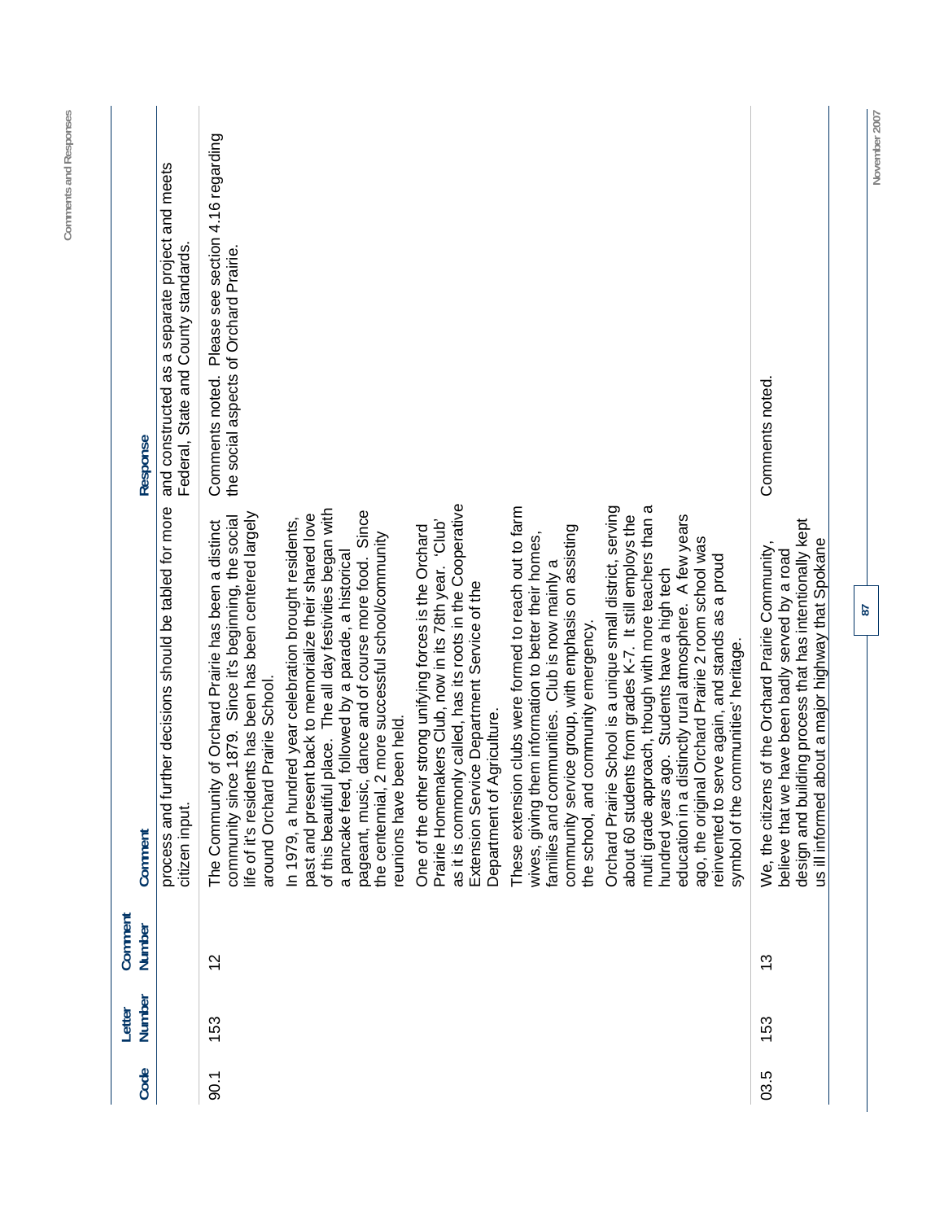| Code | Letter Number | Comment Number | Comment | Response |
|---|---|---|---|---|
| | | | process and further decisions should be tabled for more citizen input. | and constructed as a separate project and meets Federal, State and County standards. |
| 90.1 | 153 | 12 | The Community of Orchard Prairie has been a distinct community since 1879. Since it's beginning, the social life of it's residents has been centered largely around Orchard Prairie School.<br><br>In 1979, a hundred year celebration brought residents, past and present back to memorialize their shared love of this beautiful place. The all day festivities began with a pancake feed, followed by a parade, a historical pageant, music, dance and of course more food. Since the centennial, 2 more successful school/community reunions have been held.<br><br>One of the other strong unifying forces is the Orchard Prairie Homemakers Club, now in its 78th year. 'Club' as it is commonly called, has its roots in the Cooperative Extension Service Department Service of the Department of Agriculture.<br><br>These extension clubs were formed to reach out to farm wives, giving them information to better their homes, families and communities. Club is now mainly a community service group, with emphasis on assisting the school, and community emergency.<br><br>Orchard Prairie School is a unique small district, serving about 60 students from grades K-7. It still employs the multi grade approach, though with more teachers than a hundred years ago. Students have a high tech education in a distinctly rural atmosphere. A few years ago, the original Orchard Prairie 2 room school was reinvented to serve again, and stands as a proud symbol of the communities' heritage. | Comments noted. Please see section 4.16 regarding the social aspects of Orchard Prairie. |
| 03.5 | 153 | 13 | We, the citizens of the Orchard Prairie Community, believe that we have been badly served by a road design and building process that has intentionally kept us ill informed about a major highway that Spokane | Comments noted. |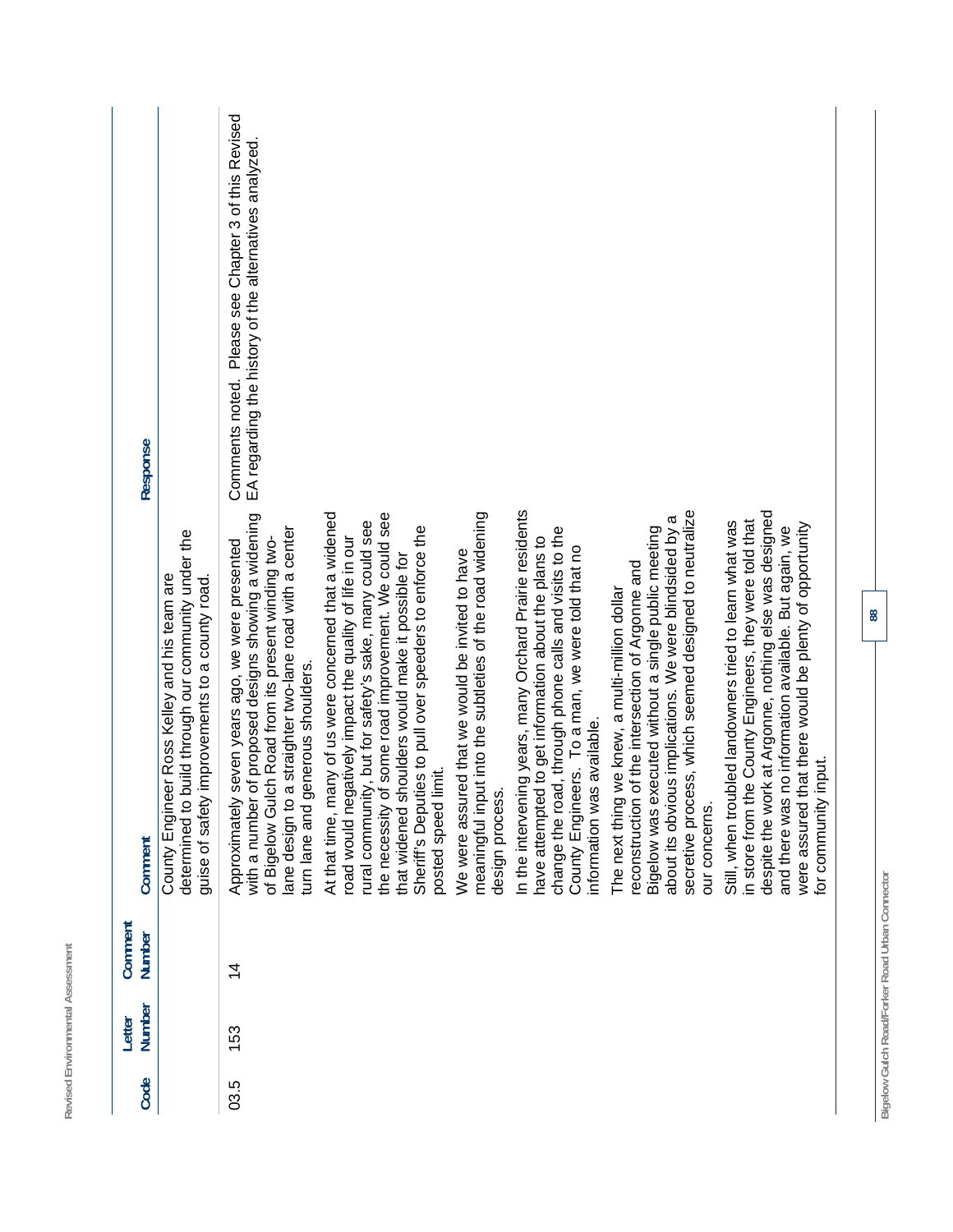| Code | Letter Number | Comment Number | Comment | Response |
|---|---|---|---|---|
| | | | County Engineer Ross Kelley and his team are determined to build through our community under the guise of safety improvements to a county road. | |
| 03.5 | 153 | 14 | Approximately seven years ago, we were presented with a number of proposed designs showing a widening of Bigelow Gulch Road from its present winding two-lane design to a straighter two-lane road with a center turn lane and generous shoulders.<br><br>At that time, many of us were concerned that a widened road would negatively impact the quality of life in our rural community, but for safety's sake, many could see the necessity of some road improvement. We could see that widened shoulders would make it possible for Sheriff's Deputies to pull over speeders to enforce the posted speed limit.<br><br>We were assured that we would be invited to have meaningful input into the subtleties of the road widening design process.<br><br>In the intervening years, many Orchard Prairie residents have attempted to get information about the plans to change the road, through phone calls and visits to the County Engineers. To a man, we were told that no information was available.<br><br>The next thing we knew, a multi-million dollar reconstruction of the intersection of Argonne and Bigelow was executed without a single public meeting about its obvious implications. We were blindsided by a secretive process, which seemed designed to neutralize our concerns.<br><br>Still, when troubled landowners tried to learn what was in store from the County Engineers, they were told that despite the work at Argonne, nothing else was designed and there was no information available. But again, we were assured that there would be plenty of opportunity for community input. | Comments noted. Please see Chapter 3 of this Revised EA regarding the history of the alternatives analyzed. |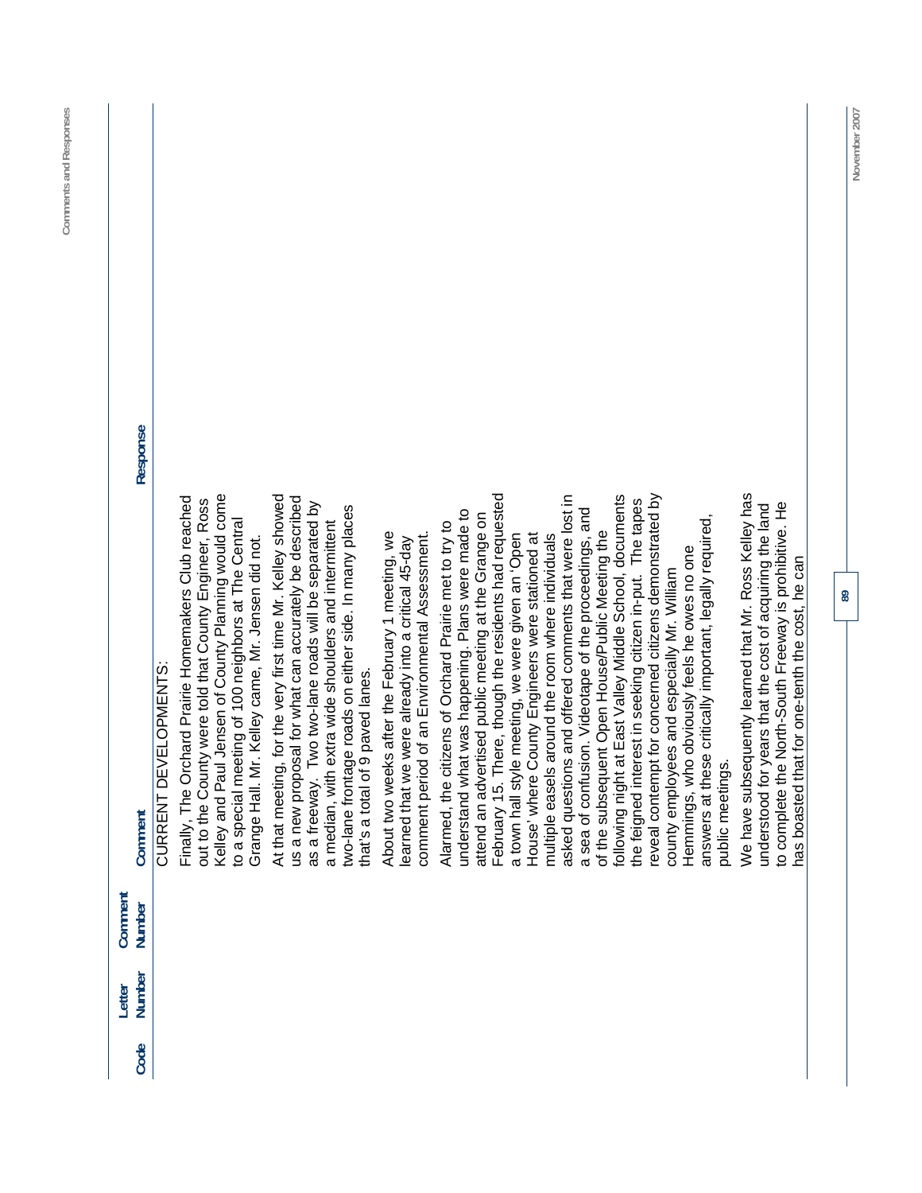| Code | Letter Number | Comment Number | Comment | Response |
|---|---|---|---|---|
| | | | CURRENT DEVELOPMENTS:<br><br>Finally, The Orchard Prairie Homemakers Club reached out to the County were told that County Engineer, Ross Kelley and Paul Jensen of County Planning would come to a special meeting of 100 neighbors at The Central Grange Hall. Mr. Kelley came, Mr. Jensen did not.<br><br>At that meeting, for the very first time Mr. Kelley showed us a new proposal for what can accurately be described as a freeway. Two two-lane roads will be separated by a median, with extra wide shoulders and intermittent two-lane frontage roads on either side. In many places that's a total of 9 paved lanes.<br><br>About two weeks after the February 1 meeting, we learned that we were already into a critical 45-day comment period of an Environmental Assessment.<br><br>Alarmed, the citizens of Orchard Prairie met to try to understand what was happening. Plans were made to attend an advertised public meeting at the Grange on February 15. There, though the residents had requested a town hall style meeting, we were given an 'Open House' where County Engineers were stationed at multiple easels around the room where individuals asked questions and offered comments that were lost in a sea of confusion. Videotape of the proceedings, and of the subsequent Open House/Public Meeting the following night at East Valley Middle School, documents the feigned interest in seeking citizen in-put. The tapes reveal contempt for concerned citizens demonstrated by county employees and especially Mr. William Hemmings, who obviously feels he owes no one answers at these critically important, legally required, public meetings.<br><br>We have subsequently learned that Mr. Ross Kelley has understood for years that the cost of acquiring the land to complete the North-South Freeway is prohibitive. He has boasted that for one-tenth the cost, he can | |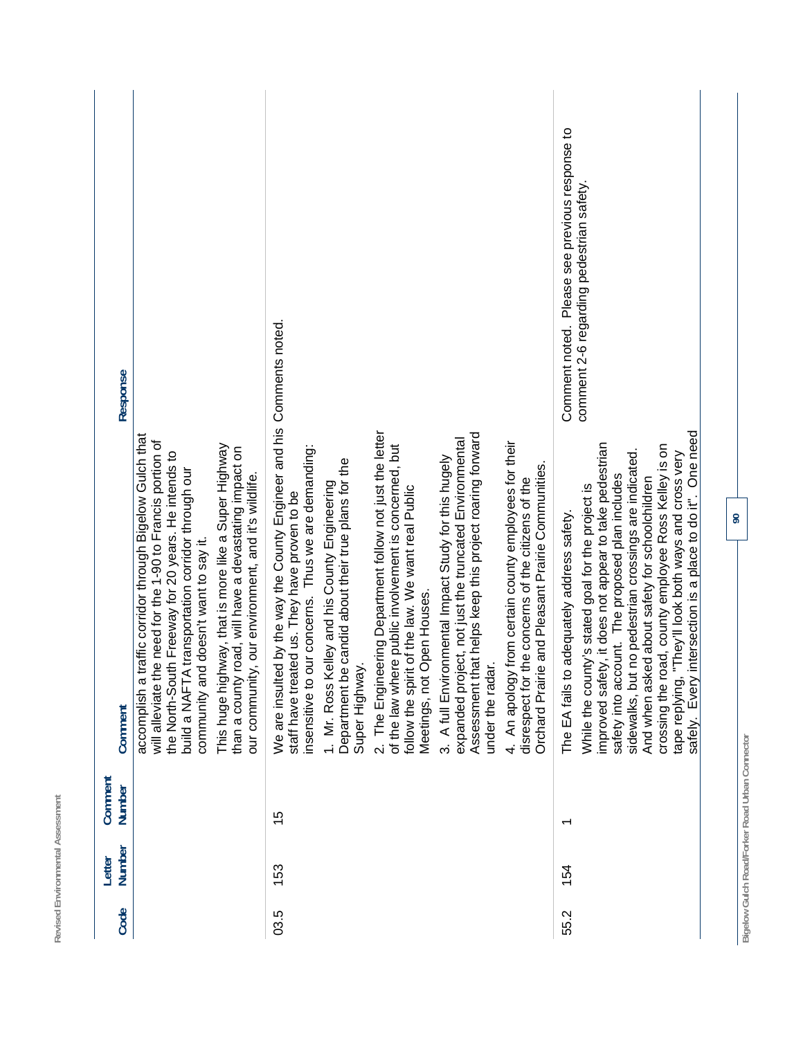| Code | Letter Number | Comment Number | Comment | Response |
|---|---|---|---|---|
| | | | accomplish a traffic corridor through Bigelow Gulch that will alleviate the need for the 1-90 to Francis portion of the North-South Freeway for 20 years. He intends to build a NAFTA transportation corridor through our community and doesn't want to say it. This huge highway, that is more like a Super Highway than a county road, will have a devastating impact on our community, our environment, and it's wildlife. | |
| 03.5 | 153 | 15 | We are insulted by the way the County Engineer and his staff have treated us. They have proven to be insensitive to our concerns. Thus we are demanding: 1. Mr. Ross Kelley and his County Engineering Department be candid about their true plans for the Super Highway. 2. The Engineering Department follow not just the letter of the law where public involvement is concerned, but follow the spirit of the law. We want real Public Meetings, not Open Houses. 3. A full Environmental Impact Study for this hugely expanded project, not just the truncated Environmental Assessment that helps keep this project roaring forward under the radar. 4. An apology from certain county employees for their disrespect for the concerns of the citizens of the Orchard Prairie and Pleasant Prairie Communities. | Comments noted. |
| 55.2 | 154 | 1 | The EA fails to adequately address safety. While the county's stated goal for the project is improved safety, it does not appear to take pedestrian safety into account. The proposed plan includes sidewalks, but no pedestrian crossings are indicated. And when asked about safety for schoolchildren crossing the road, county employee Ross Kelley is on tape replying, "They'll look both ways and cross very safely. Every intersection is a place to do it". One need | Comment noted. Please see previous response to comment 2-6 regarding pedestrian safety. |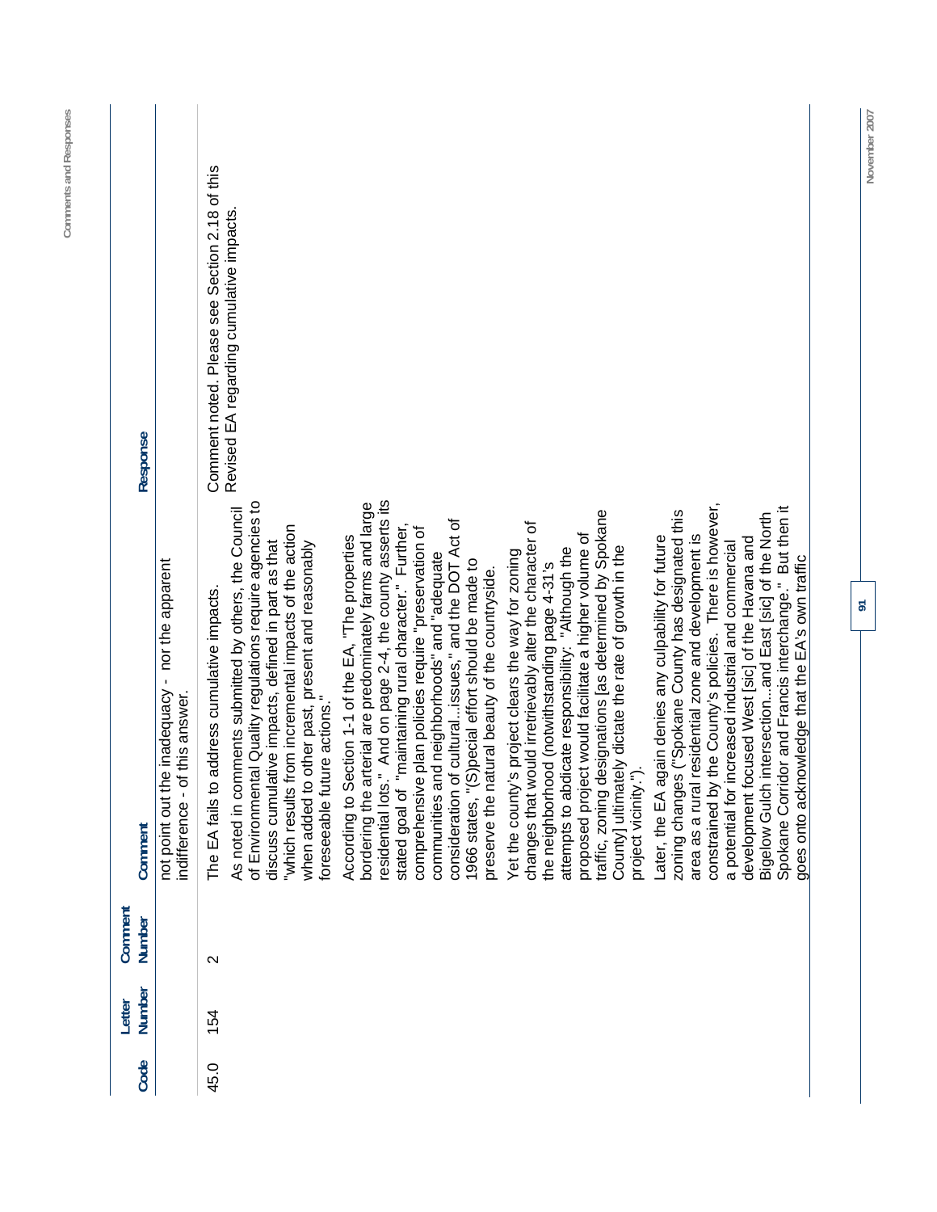| Code | Letter Number | Comment Number | Comment | Response |
|---|---|---|---|---|
| | | | not point out the inadequacy - nor the apparent indifference - of this answer. | |
| 45.0 | 154 | 2 | The EA fails to address cumulative impacts.<br><br>As noted in comments submitted by others, the Council of Environmental Quality regulations require agencies to discuss cumulative impacts, defined in part as that "which results from incremental impacts of the action when added to other past, present and reasonably foreseeable future actions."<br><br>According to Section 1-1 of the EA, "The properties bordering the arterial are predominately farms and large residential lots." And on page 2-4, the county asserts its stated goal of "maintaining rural character." Further, comprehensive plan policies require "preservation of communities and neighborhoods" and "adequate consideration of cultural...issues," and the DOT Act of 1966 states, "(S)pecial effort should be made to preserve the natural beauty of the countryside.<br><br>Yet the county's project clears the way for zoning changes that would irretrievably alter the character of the neighborhood (notwithstanding page 4-31's attempts to abdicate responsibility: "Although the proposed project would facilitate a higher volume of traffic, zoning designations [as determined by Spokane County] ultimately dictate the rate of growth in the project vicinity.").<br><br>Later, the EA again denies any culpability for future zoning changes ("Spokane County has designated this area as a rural residential zone and development is constrained by the County's policies. There is however, a potential for increased industrial and commercial development focused West [sic] of the Havana and Bigelow Gulch intersection....and East [sic] of the North Spokane Corridor and Francis interchange." But then it goes onto acknowledge that the EA's own traffic | Comment noted. Please see Section 2.18 of this Revised EA regarding cumulative impacts. |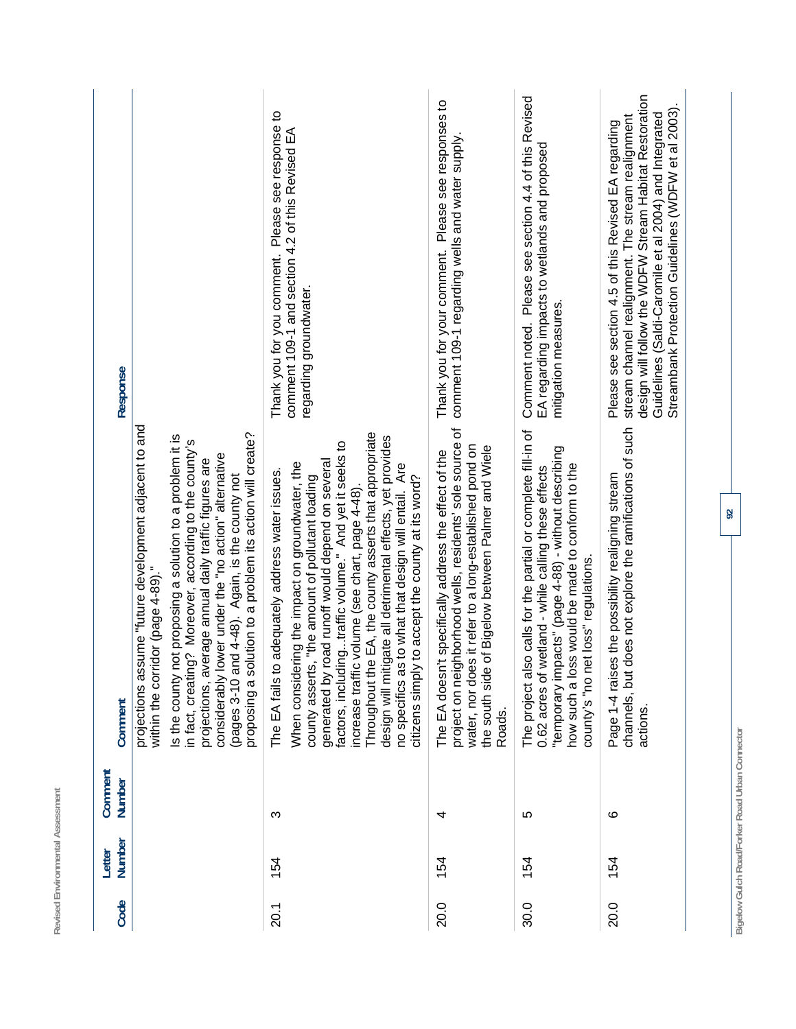| Code | Letter Number | Comment Number | Comment | Response |
|---|---|---|---|---|
| | | | projections assume "future development adjacent to and within the corridor (page 4-89)." Is the county not proposing a solution to a problem it is in fact, creating? Moreover, according to the county's projections, average annual daily traffic figures are considerably lower under the "no action" alternative (pages 3-10 and 4-48). Again, is the county not proposing a solution to a problem its action will create? | |
| 20.1 | 154 | 3 | The EA fails to adequately address water issues. When considering the impact on groundwater, the county asserts, "the amount of pollutant loading generated by road runoff would depend on several factors, including...traffic volume." And yet it seeks to increase traffic volume (see chart, page 4-48). Throughout the EA, the county asserts that appropriate design will mitigate all detrimental effects, yet provides no specifics as to what that design will entail. Are citizens simply to accept the county at its word? | Thank you for you comment. Please see response to comment 109-1 and section 4.2 of this Revised EA regarding groundwater. |
| 20.0 | 154 | 4 | The EA doesn't specifically address the effect of the project on neighborhood wells, residents' sole source of water, nor does it refer to a long-established pond on the south side of Bigelow between Palmer and Wiele Roads. | Thank you for your comment. Please see responses to comment 109-1 regarding wells and water supply. |
| 30.0 | 154 | 5 | The project also calls for the partial or complete fill-in of 0.62 acres of wetland - while calling these effects "temporary impacts" (page 4-88) - without describing how such a loss would be made to conform to the county's "no net loss" regulations. | Comment noted. Please see section 4.4 of this Revised EA regarding impacts to wetlands and proposed mitigation measures. |
| 20.0 | 154 | 6 | Page 1-4 raises the possibility realigning stream channels, but does not explore the ramifications of such actions. | Please see section 4.5 of this Revised EA regarding stream channel realignment. The stream realignment design will follow the WDFW Stream Habitat Restoration Guidelines (Saldi-Caromile et al 2004) and Integrated Streambank Protection Guidelines (WDFW et al 2003). |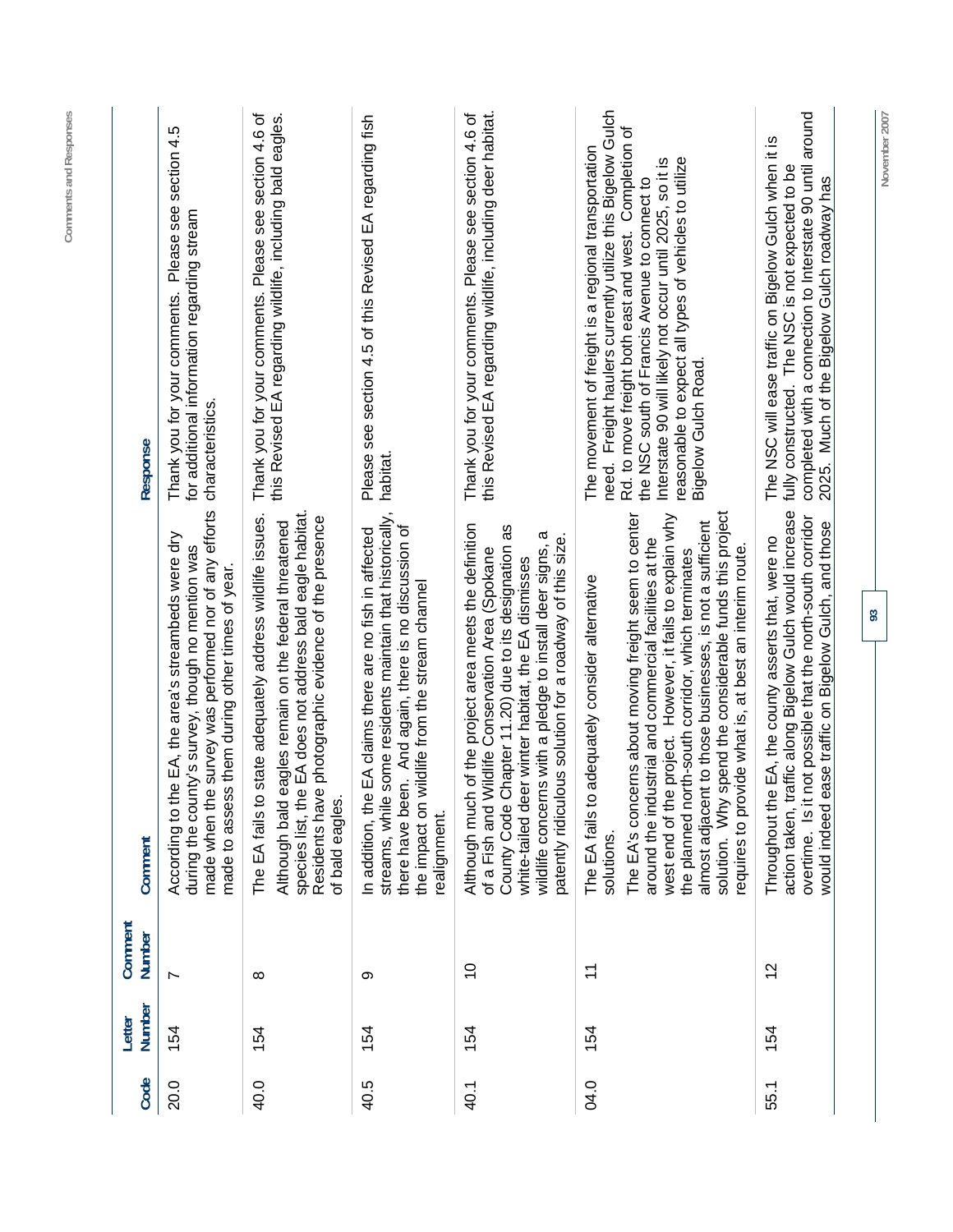| Code | Letter Number | Comment Number | Comment | Response |
|---|---|---|---|---|
| 20.0 | 154 | 7 | According to the EA, the area's streambeds were dry during the county's survey, though no mention was made when the survey was performed nor of any efforts made to assess them during other times of year. | Thank you for your comments. Please see section 4.5 for additional information regarding stream characteristics. |
| 40.0 | 154 | 8 | The EA fails to state adequately address wildlife issues. Although bald eagles remain on the federal threatened species list, the EA does not address bald eagle habitat. Residents have photographic evidence of the presence of bald eagles. | Thank you for your comments. Please see section 4.6 of this Revised EA regarding wildlife, including bald eagles. |
| 40.5 | 154 | 9 | In addition, the EA claims there are no fish in affected streams, while some residents maintain that historically, there have been. And again, there is no discussion of the impact on wildlife from the stream channel realignment. | Please see section 4.5 of this Revised EA regarding fish habitat. |
| 40.1 | 154 | 10 | Although much of the project area meets the definition of a Fish and Wildlife Conservation Area (Spokane County Code Chapter 11.20) due to its designation as white-tailed deer winter habitat, the EA dismisses wildlife concerns with a pledge to install deer signs, a patently ridiculous solution for a roadway of this size. | Thank you for your comments. Please see section 4.6 of this Revised EA regarding wildlife, including deer habitat. |
| 04.0 | 154 | 11 | The EA fails to adequately consider alternative solutions.<br><br>The EA's concerns about moving freight seem to center around the industrial and commercial facilities at the west end of the project. However, it fails to explain why the planned north-south corridor, which terminates almost adjacent to those businesses, is not a sufficient solution. Why spend the considerable funds this project requires to provide what is, at best an interim route. | The movement of freight is a regional transportation need. Freight haulers currently utilize this Bigelow Gulch Rd. to move freight both east and west. Completion of the NSC south of Francis Avenue to connect to Interstate 90 will likely not occur until 2025, so it is reasonable to expect all types of vehicles to utilize Bigelow Gulch Road. |
| 55.1 | 154 | 12 | Throughout the EA, the county asserts that, were no action taken, traffic along Bigelow Gulch would increase overtime. Is it not possible that the north-south corridor would indeed ease traffic on Bigelow Gulch, and those | The NSC will ease traffic on Bigelow Gulch when it is fully constructed. The NSC is not expected to be completed with a connection to Interstate 90 until around 2025. Much of the Bigelow Gulch roadway has |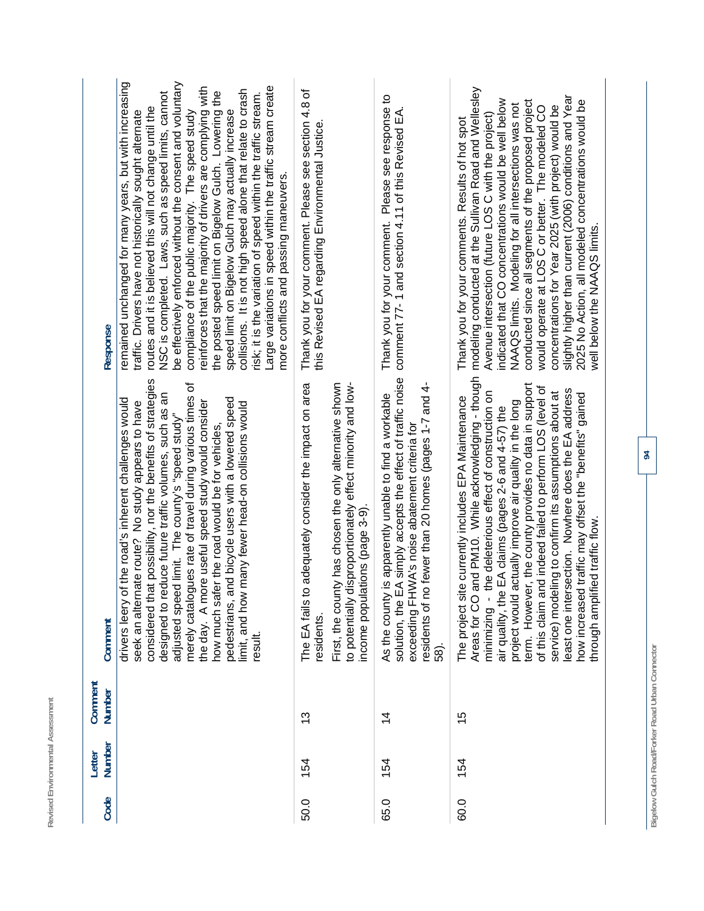| Code | Letter Number | Comment Number | Comment | Response |
|---|---|---|---|---|
| | | | drivers leery of the road's inherent challenges would seek an alternate route? No study appears to have considered that possibility, nor the benefits of strategies designed to reduce future traffic volumes, such as an adjusted speed limit. The county's "speed study" merely catalogues rate of travel during various times of the day. A more useful speed study would consider how much safer the road would be for vehicles, pedestrians, and bicycle users with a lowered speed limit, and how many fewer head-on collisions would result. | remained unchanged for many years, but with increasing traffic. Drivers have not historically sought alternate routes and it is believed this will not change until the NSC is completed. Laws, such as speed limits, cannot be effectively enforced without the consent and voluntary compliance of the public majority. The speed study reinforces that the majority of drivers are complying with the posted speed limit on Bigelow Gulch. Lowering the speed limit on Bigelow Gulch may actually increase collisions. It is not high speed alone that relate to crash risk; it is the variation of speed within the traffic stream. Large variations in speed within the traffic stream create more conflicts and passing maneuvers. |
| 50.0 | 154 | 13 | The EA fails to adequately consider the impact on area residents.<br><br>First, the county has chosen the only alternative shown to potentially disproportionately effect minority and low-income populations (page 3-9). | Thank you for your comment. Please see section 4.8 of this Revised EA regarding Environmental Justice. |
| 65.0 | 154 | 14 | As the county is apparently unable to find a workable solution, the EA simply accepts the effect of traffic noise exceeding FHWA's noise abatement criteria for residents of no fewer than 20 homes (pages 1-7 and 4-58). | Thank you for your comment. Please see response to comment 77- 1 and section 4.11 of this Revised EA. |
| 60.0 | 154 | 15 | The project site currently includes EPA Maintenance Areas for CO and PM10. While acknowledging - though minimizing - the deleterious effect of construction on air quality, the EA claims (pages 2-6 and 4-57) the project would actually improve air quality in the long term. However, the county provides no data in support of this claim and indeed failed to perform LOS (level of service) modeling to confirm its assumptions about at least one intersection. Nowhere does the EA address how increased traffic may offset the "benefits" gained through amplified traffic flow. | Thank you for your comments. Results of hot spot modeling conducted at the Sullivan Road and Wellesley Avenue intersection (future LOS C with the project) indicated that CO concentrations would be well below NAAQS limits. Modeling for all intersections was not conducted since all segments of the proposed project would operate at LOS C or better. The modeled CO concentrations for Year 2025 (with project) would be slightly higher than current (2006) conditions and Year 2025 No Action, all modeled concentrations would be well below the NAAQS limits. |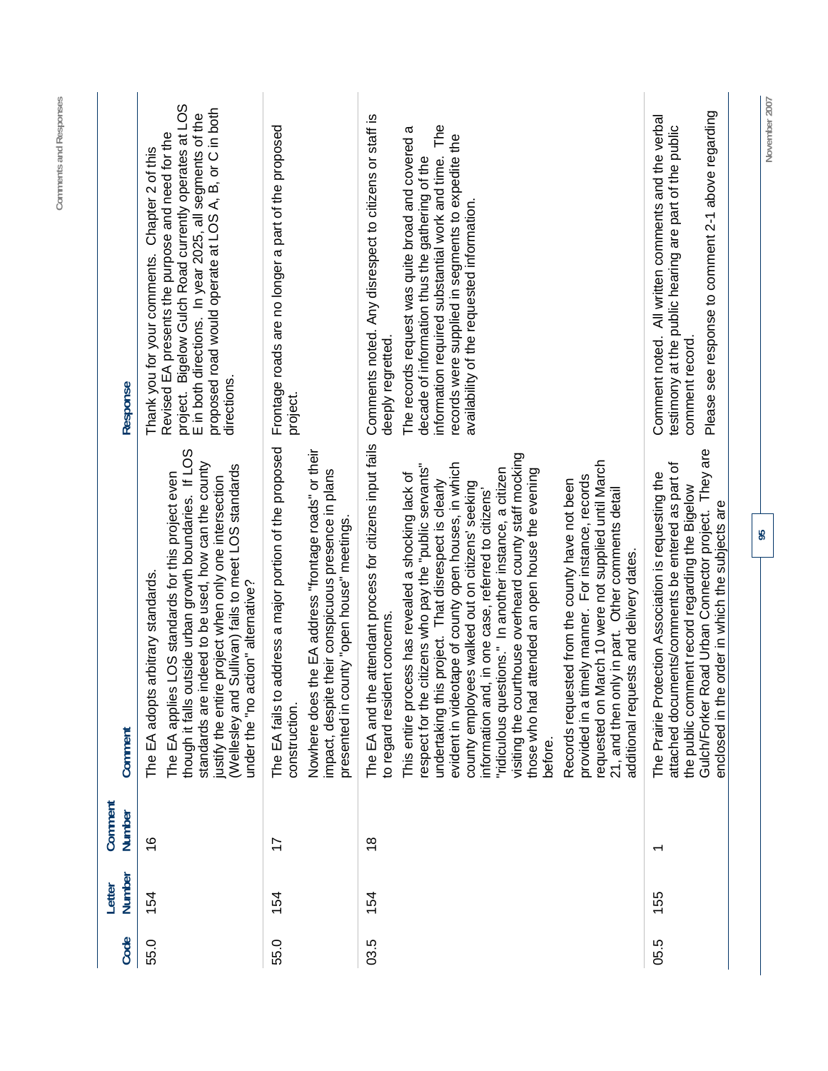| Code | Letter Number | Comment Number | Comment | Response |
|---|---|---|---|---|
| 55.0 | 154 | 16 | The EA adopts arbitrary standards.<br><br>The EA applies LOS standards for this project even though it falls outside urban growth boundaries. If LOS standards are indeed to be used, how can the county justify the entire project when only one intersection (Wellesley and Sullivan) fails to meet LOS standards under the "no action" alternative? | Thank you for your comments. Chapter 2 of this Revised EA presents the purpose and need for the project. Bigelow Gulch Road currently operates at LOS E in both directions. In year 2025, all segments of the proposed road would operate at LOS A, B, or C in both directions. |
| 55.0 | 154 | 17 | The EA fails to address a major portion of the proposed construction.<br><br>Nowhere does the EA address "frontage roads" or their impact, despite their conspicuous presence in plans presented in county "open house" meetings. | Frontage roads are no longer a part of the proposed project. |
| 03.5 | 154 | 18 | The EA and the attendant process for citizens input fails to regard resident concerns.<br><br>This entire process has revealed a shocking lack of respect for the citizens who pay the "public servants" undertaking this project. That disrespect is clearly evident in videotape of county open houses, in which county employees walked out on citizens' seeking information and, in one case, referred to citizens' "ridiculous questions." In another instance, a citizen visiting the courthouse overheard county staff mocking those who had attended an open house the evening before.<br><br>Records requested from the county have not been provided in a timely manner. For instance, records requested on March 10 were not supplied until March 21, and then only in part. Other comments detail additional requests and delivery dates. | Comments noted. Any disrespect to citizens or staff is deeply regretted.<br><br>The records request was quite broad and covered a decade of information thus the gathering of the information required substantial work and time. The records were supplied in segments to expedite the availability of the requested information. |
| 05.5 | 155 | 1 | The Prairie Protection Association is requesting the attached documents/comments be entered as part of the public comment record regarding the Bigelow Gulch/Forker Road Urban Connector project. They are enclosed in the order in which the subjects are | Comment noted. All written comments and the verbal testimony at the public hearing are part of the public comment record.<br><br>Please see response to comment 2-1 above regarding |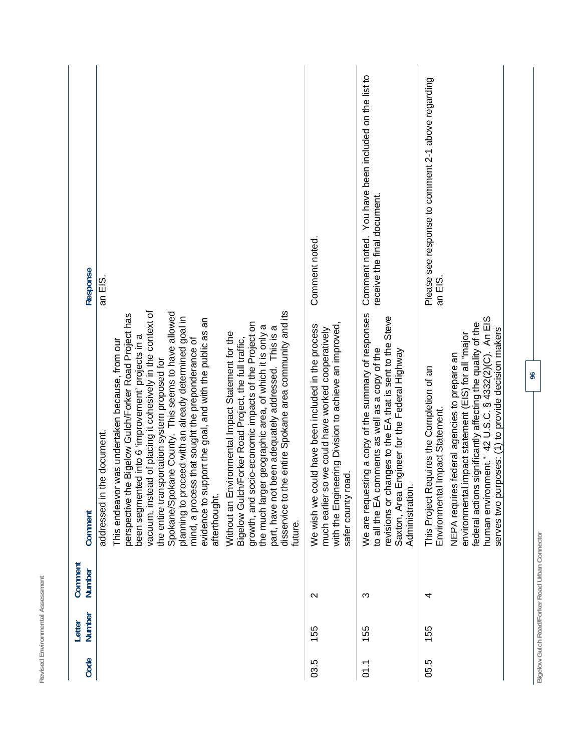| Code | Letter Number | Comment Number | Comment | Response |
|---|---|---|---|---|
| | | | addressed in the document.<br><br>This endeavor was undertaken because, from our perspective the Bigelow Gulch/Forker Road Project has been segmented into 6 'improvement' projects in a vacuum, instead of placing it cohesively in the context of the entire transportation system proposed for Spokane/Spokane County. This seems to have allowed planning to proceed with an already determined goal in mind, a process that sought the preponderance of evidence to support the goal, and with the public as an afterthought.<br><br>Without an Environmental Impact Statement for the Bigelow Gulch/Forker Road Project, the full traffic, growth, and socio-economic impacts of the Project on the much larger geographic area, of which it is only a part, have not been adequately addressed. This is a disservice to the entire Spokane area community and its future. | an EIS. |
| 03.5 | 155 | 2 | We wish we could have been included in the process much earlier so we could have worked cooperatively with the Engineering Division to achieve an improved, safer county road. | Comment noted. |
| 01.1 | 155 | 3 | We are requesting a copy of the summary of responses to all the EA comments as well as a copy of the revisions or changes to the EA that is sent to the Steve Saxton, Area Engineer for the Federal Highway Administration. | Comment noted. You have been included on the list to receive the final document. |
| 05.5 | 155 | 4 | This Project Requires the Completion of an Environmental Impact Statement.<br><br>NEPA requires federal agencies to prepare an environmental impact statement (EIS) for all "major federal actions significantly affecting the quality of the human environment." 42 U.S.C. § 4332(2)(C). An EIS serves two purposes: (1) to provide decision makers | Please see response to comment 2-1 above regarding an EIS. |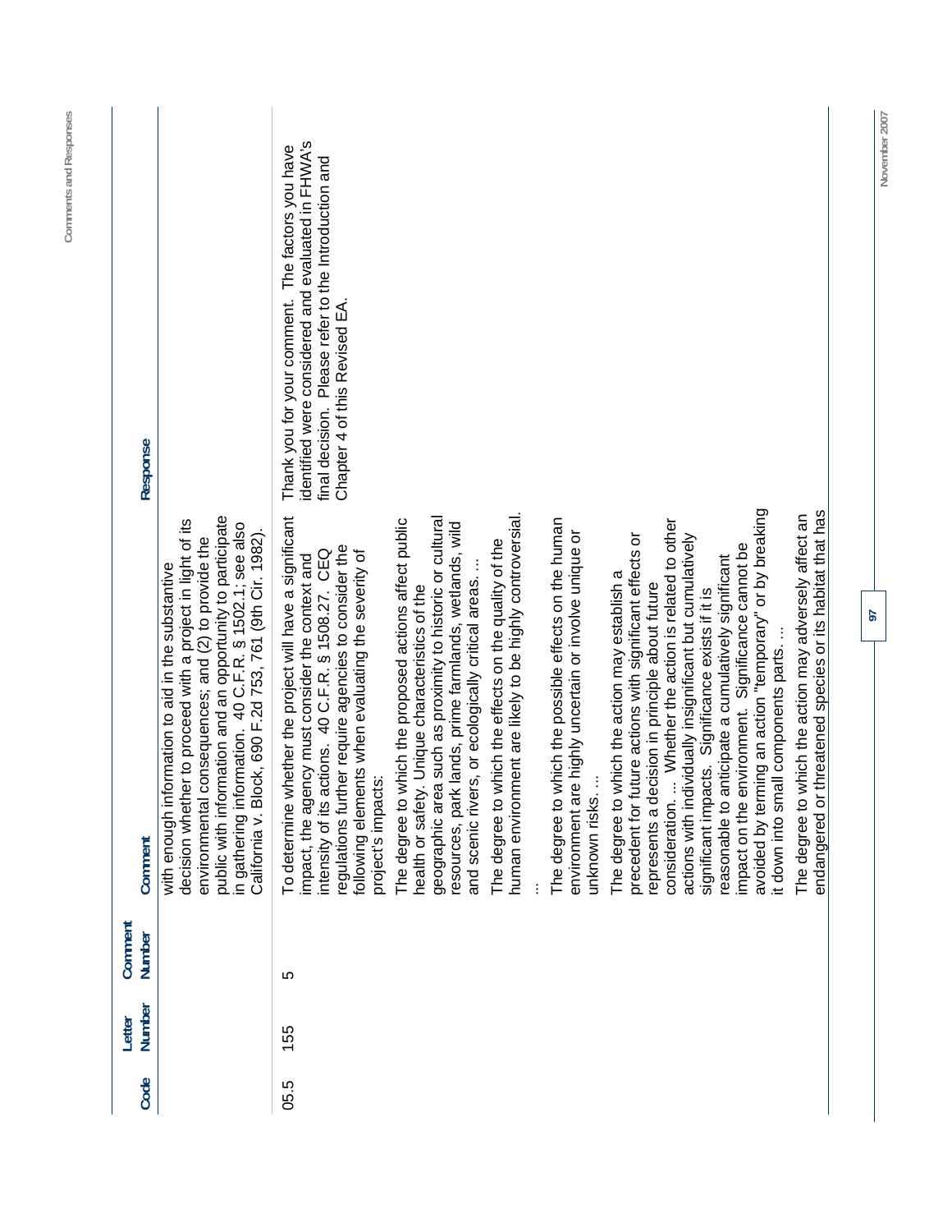| Code | Letter Number | Comment Number | Comment | Response |
|---|---|---|---|---|
| | | | with enough information to aid in the substantive decision whether to proceed with a project in light of its environmental consequences; and (2) to provide the public with information and an opportunity to participate in gathering information. 40 C.F.R. § 1502.1; see also California v. Block, 690 F.2d 753, 761 (9th Cir. 1982). | |
| 05.5 | 155 | 5 | To determine whether the project will have a significant impact, the agency must consider the context and intensity of its actions. 40 C.F.R. § 1508.27. CEQ regulations further require agencies to consider the following elements when evaluating the severity of project's impacts:<br><br>The degree to which the proposed actions affect public health or safety. Unique characteristics of the geographic area such as proximity to historic or cultural resources, park lands, prime farmlands, wetlands, wild and scenic rivers, or ecologically critical areas. …<br><br>The degree to which the effects on the quality of the human environment are likely to be highly controversial.<br><br>…<br><br>The degree to which the possible effects on the human environment are highly uncertain or involve unique or unknown risks. …<br><br>The degree to which the action may establish a precedent for future actions with significant effects or represents a decision in principle about future consideration. … Whether the action is related to other actions with individually insignificant but cumulatively significant impacts. Significance exists if it is reasonable to anticipate a cumulatively significant impact on the environment. Significance cannot be avoided by terming an action "temporary" or by breaking it down into small components parts. …<br><br>The degree to which the action may adversely affect an endangered or threatened species or its habitat that has | Thank you for your comment. The factors you have identified were considered and evaluated in FHWA's final decision. Please refer to the Introduction and Chapter 4 of this Revised EA. |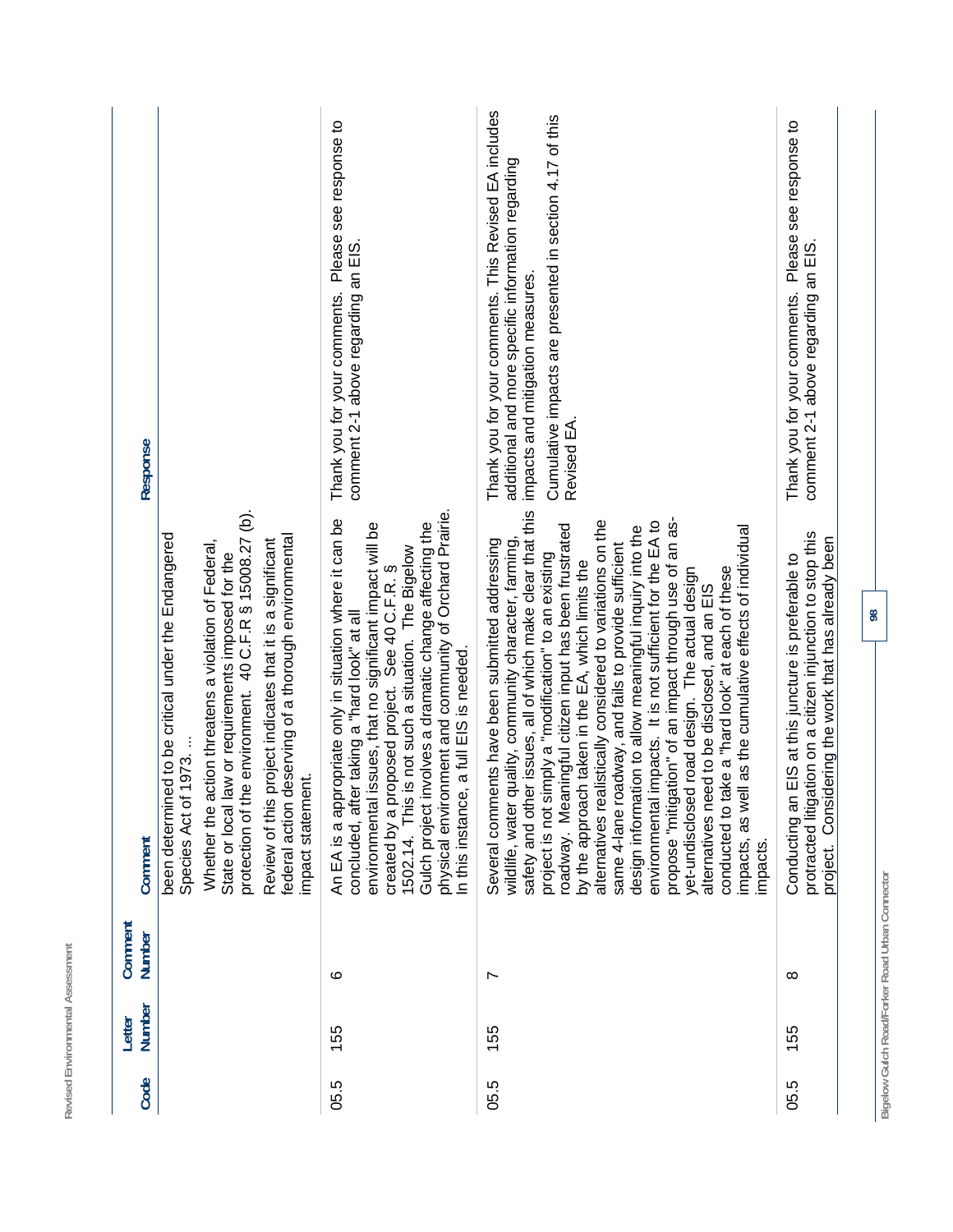| Code | Letter Number | Comment Number | Comment | Response |
|---|---|---|---|---|
| | | | been determined to be critical under the Endangered Species Act of 1973. ...<br><br>Whether the action threatens a violation of Federal, State or local law or requirements imposed for the protection of the environment. 40 C.F.R § 15008.27 (b).<br><br>Review of this project indicates that it is a significant federal action deserving of a thorough environmental impact statement. | |
| 05.5 | 155 | 6 | An EA is a appropriate only in situation where it can be concluded, after taking a "hard look" at all environmental issues, that no significant impact will be created by a proposed project. See 40 C.F.R. § 1502.14. This is not such a situation. The Bigelow Gulch project involves a dramatic change affecting the physical environment and community of Orchard Prairie. In this instance, a full EIS is needed. | Thank you for your comments. Please see response to comment 2-1 above regarding an EIS. |
| 05.5 | 155 | 7 | Several comments have been submitted addressing wildlife, water quality, community character, farming, safety and other issues, all of which make clear that this project is not simply a "modification" to an existing roadway. Meaningful citizen input has been frustrated by the approach taken in the EA, which limits the alternatives realistically considered to variations on the same 4-lane roadway, and fails to provide sufficient design information to allow meaningful inquiry into the environmental impacts. It is not sufficient for the EA to propose "mitigation" of an impact through use of an as-yet-undisclosed road design. The actual design alternatives need to be disclosed, and an EIS conducted to take a "hard look" at each of these impacts, as well as the cumulative effects of individual impacts. | Thank you for your comments. This Revised EA includes additional and more specific information regarding impacts and mitigation measures.<br><br>Cumulative impacts are presented in section 4.17 of this Revised EA. |
| 05.5 | 155 | 8 | Conducting an EIS at this juncture is preferable to protracted litigation on a citizen injunction to stop this project. Considering the work that has already been | Thank you for your comments. Please see response to comment 2-1 above regarding an EIS. |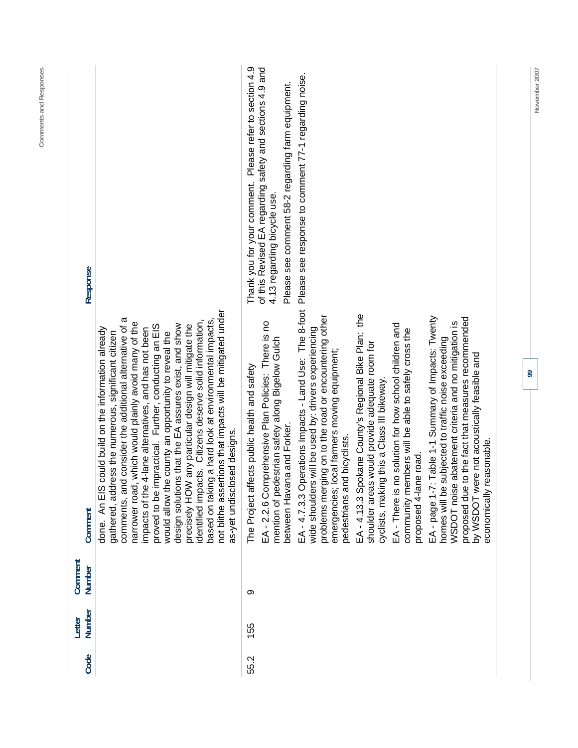| Code | Letter Number | Comment Number | Comment | Response |
|---|---|---|---|---|
| | | | done. An EIS could build on the information already gathered, address the numerous, significant citizen comments, and consider the additional alternative of a narrower road, which would plainly avoid many of the impacts of the 4-lane alternatives, and has not been proved to be impractical. Further, conducting an EIS would allow the county an opportunity to reveal the design solutions that the EA assures exist, and show precisely HOW any particular design will mitigate the identified impacts. Citizens deserve solid information, based on taking a hard look at environmental impacts, not blithe assertions that impacts will be mitigated under as-yet undisclosed designs. | |
| 55.2 | 155 | 9 | The Project affects public health and safety<br><br>EA - 2.2.6 Comprehensive Plan Policies: There is no mention of pedestrian safety along Bigelow Gulch between Havana and Forker.<br><br>EA - 4.7.3.3 Operations Impacts - Land Use: The 8-foot wide shoulders will be used by: drivers experiencing problems merging on to the road or encountering other emergencies; local farmers moving equipment; pedestrians and bicyclists.<br><br>EA - 4.13.3 Spokane County's Regional Bike Plan: the shoulder areas would provide adequate room for cyclists, making this a Class III bikeway.<br><br>EA - There is no solution for how school children and community members will be able to safely cross the proposed 4-lane road.<br><br>EA - page 1-7: Table 1-1 Summary of Impacts: Twenty homes will be subjected to traffic noise exceeding WSDOT noise abatement criteria and no mitigation is proposed due to the fact that measures recommended by WSDOT were not acoustically feasible and economically reasonable. | Thank you for your comment. Please refer to section 4.9 of this Revised EA regarding safety and sections 4.9 and 4.13 regarding bicycle use.<br><br>Please see comment 58-2 regarding farm equipment.<br><br>Please see response to comment 77-1 regarding noise. |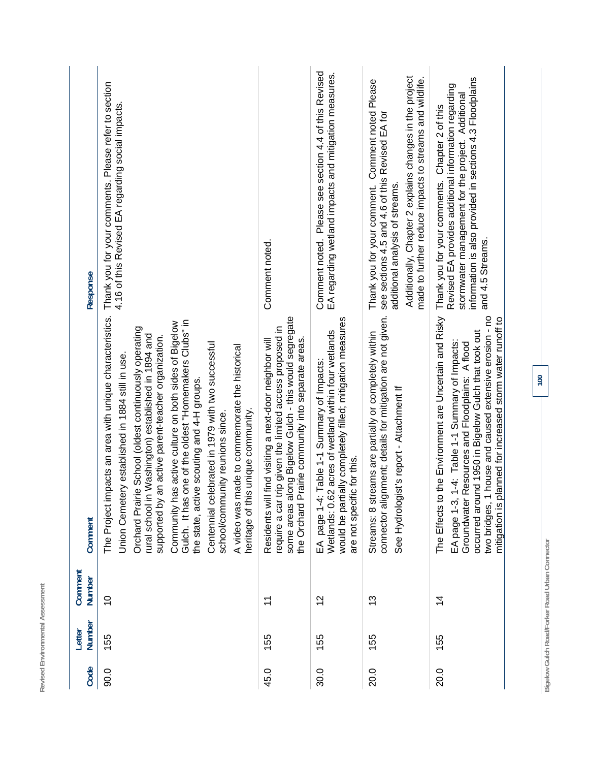| Code | Letter Number | Comment Number | Comment | Response |
|---|---|---|---|---|
| 90.0 | 155 | 10 | The Project impacts an area with unique characteristics.<br><br>Union Cemetery established in 1884 still in use.<br><br>Orchard Prairie School (oldest continuously operating rural school in Washington) established in 1894 and supported by an active parent-teacher organization.<br><br>Community has active culture on both sides of Bigelow Gulch. It has one of the oldest "Homemakers Clubs" in the state, active scouting and 4-H groups.<br><br>Centennial celebrated in 1979 with two successful school/community reunions since.<br><br>A video was made to commemorate the historical heritage of this unique community. | Thank you for your comments. Please refer to section 4.16 of this Revised EA regarding social impacts. |
| 45.0 | 155 | 11 | Residents will find visiting a next-door neighbor will require a car trip given the limited access proposed in some areas along Bigelow Gulch - this would segregate the Orchard Prairie community into separate areas. | Comment noted. |
| 30.0 | 155 | 12 | EA page 1-4: Table 1-1 Summary of Impacts: Wetlands: 0.62 acres of wetland within four wetlands would be partially completely filled; mitigation measures are not specific for this. | Comment noted. Please see section 4.4 of this Revised EA regarding wetland impacts and mitigation measures. |
| 20.0 | 155 | 13 | Streams: 8 streams are partially or completely within connector alignment; details for mitigation are not given.<br><br>See Hydrologist's report - Attachment If | Thank you for your comment. Comment noted Please see sections 4.5 and 4.6 of this Revised EA for additional analysis of streams.<br><br>Additionally, Chapter 2 explains changes in the project made to further reduce impacts to streams and wildlife. |
| 20.0 | 155 | 14 | The Effects to the Environment are Uncertain and Risky<br><br>EA page 1-3, 1-4: Table 1-1 Summary of Impacts: Groundwater Resources and Floodplains: A flood occurred around 1950 in Bigelow Gulch that took out two bridges, 1 house and caused extensive erosion - no mitigation is planned for increased storm water runoff to | Thank you for your comments. Chapter 2 of this Revised EA provides additional information regarding stormwater management for the project. Additional information is also provided in sections 4.3 Floodplains and 4.5 Streams. |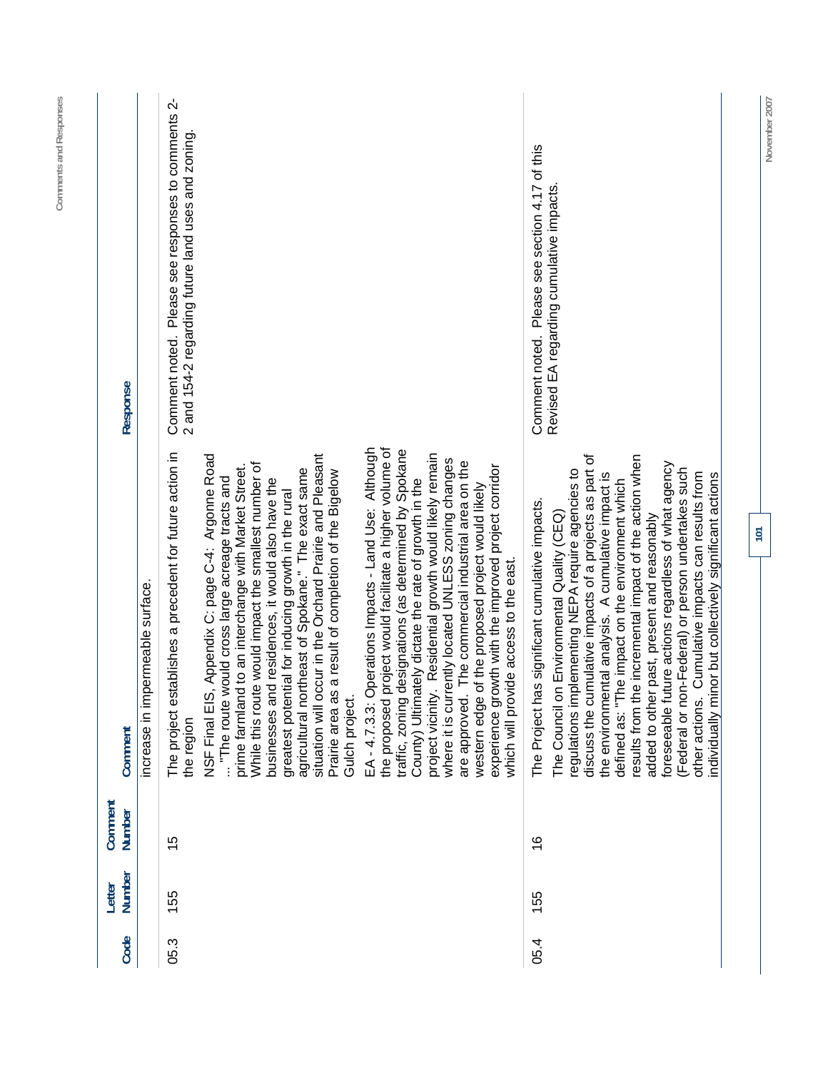| Code | Letter Number | Comment Number | Comment | Response |
|---|---|---|---|---|
| | | | increase in impermeable surface. | |
| 05.3 | 155 | 15 | The project establishes a precedent for future action in the region<br><br>NSF Final EIS, Appendix C: page C-4: Argonne Road ... "The route would cross large acreage tracts and prime farmland to an interchange with Market Street. While this route would impact the smallest number of businesses and residences, it would also have the greatest potential for inducing growth in the rural agricultural northeast of Spokane." The exact same situation will occur in the Orchard Prairie and Pleasant Prairie area as a result of completion of the Bigelow Gulch project.<br><br>EA - 4.7.3.3: Operations Impacts - Land Use: Although the proposed project would facilitate a higher volume of traffic, zoning designations (as determined by Spokane County) Ultimately dictate the rate of growth in the project vicinity. Residential growth would likely remain where it is currently located UNLESS zoning changes are approved. The commercial industrial area on the western edge of the proposed project would likely experience growth with the improved project corridor which will provide access to the east. | Comment noted. Please see responses to comments 2-2 and 154-2 regarding future land uses and zoning. |
| 05.4 | 155 | 16 | The Project has significant cumulative impacts.<br><br>The Council on Environmental Quality (CEQ) regulations implementing NEPA require agencies to discuss the cumulative impacts of a projects as part of the environmental analysis. A cumulative impact is defined as: "The impact on the environment which results from the incremental impact of the action when added to other past, present and reasonably foreseeable future actions regardless of what agency (Federal or non-Federal) or person undertakes such other actions. Cumulative impacts can results from individually minor but collectively significant actions | Comment noted. Please see section 4.17 of this Revised EA regarding cumulative impacts. |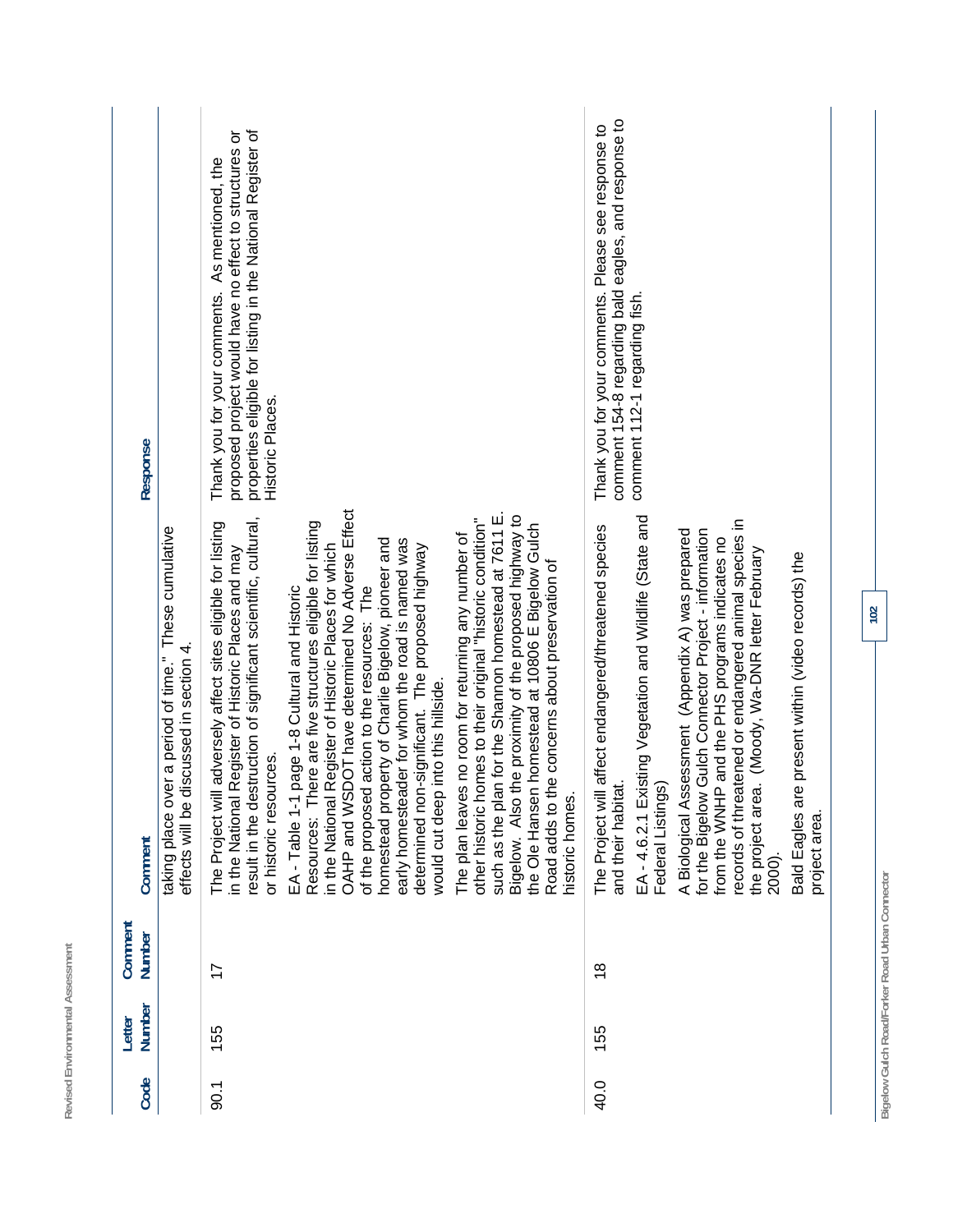| Code | Letter Number | Comment Number | Comment | Response |
|---|---|---|---|---|
| | | | taking place over a period of time." These cumulative effects will be discussed in section 4. | |
| 90.1 | 155 | 17 | The Project will adversely affect sites eligible for listing in the National Register of Historic Places and may result in the destruction of significant scientific, cultural, or historic resources.<br><br>EA - Table 1-1 page 1-8 Cultural and Historic Resources: There are five structures eligible for listing in the National Register of Historic Places for which OAHP and WSDOT have determined No Adverse Effect of the proposed action to the resources: The homestead property of Charlie Bigelow, pioneer and early homesteader for whom the road is named was determined non-significant. The proposed highway would cut deep into this hillside.<br><br>The plan leaves no room for returning any number of other historic homes to their original "historic condition" such as the plan for the Shannon homestead at 7611 E. Bigelow. Also the proximity of the proposed highway to the Ole Hansen homestead at 10806 E Bigelow Gulch Road adds to the concerns about preservation of historic homes. | Thank you for your comments. As mentioned, the proposed project would have no effect to structures or properties eligible for listing in the National Register of Historic Places. |
| 40.0 | 155 | 18 | The Project will affect endangered/threatened species and their habitat.<br><br>EA - 4.6.2.1 Existing Vegetation and Wildlife (State and Federal Listings)<br><br>A Biological Assessment (Appendix A) was prepared for the Bigelow Gulch Connector Project - information from the WNHP and the PHS programs indicates no records of threatened or endangered animal species in the project area. (Moody, Wa-DNR letter February 2000).<br><br>Bald Eagles are present within (video records) the project area. | Thank you for your comments. Please see response to comment 154-8 regarding bald eagles, and response to comment 112-1 regarding fish. |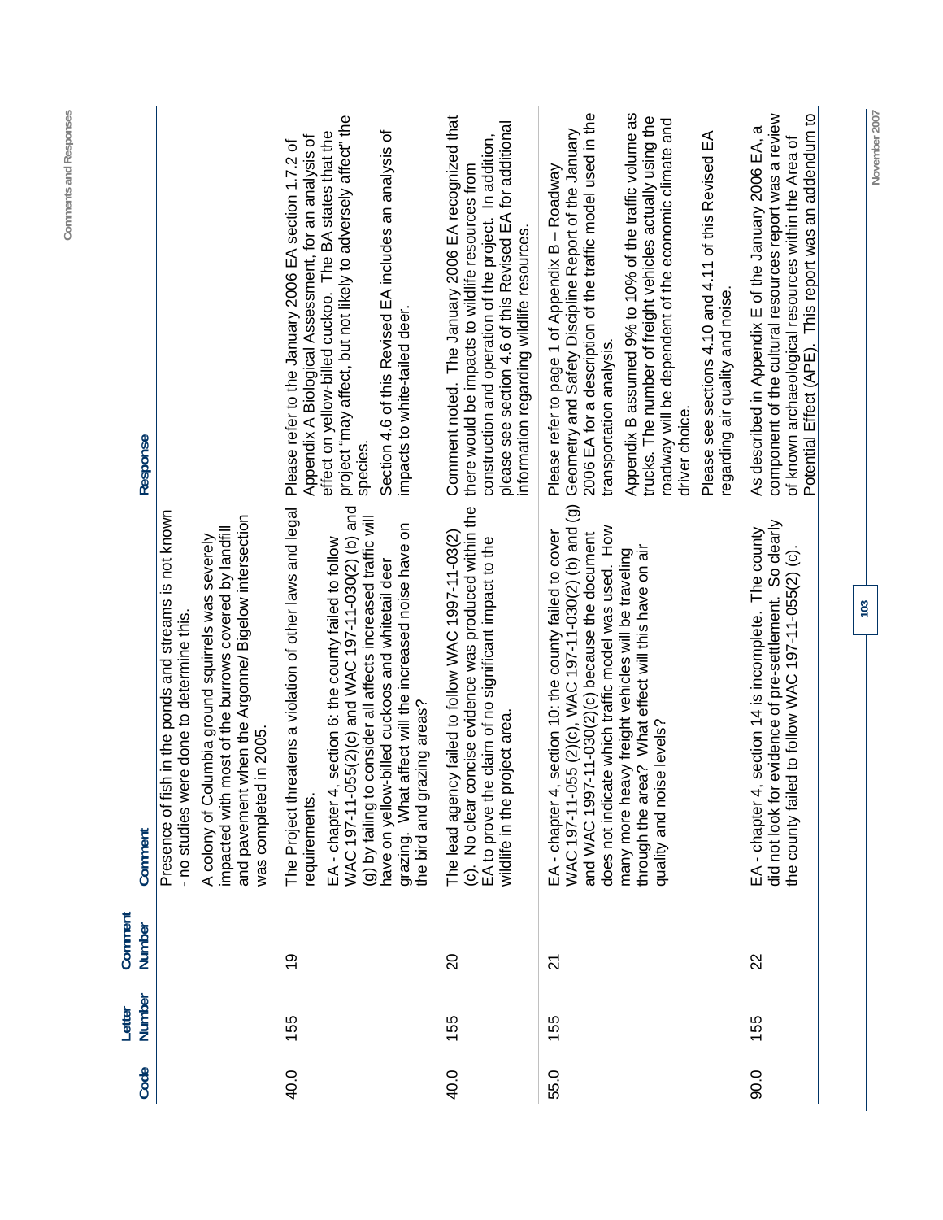| Code | Letter Number | Comment Number | Comment | Response |
|---|---|---|---|---|
| | | | Presence of fish in the ponds and streams is not known - no studies were done to determine this.<br><br>A colony of Columbia ground squirrels was severely impacted with most of the burrows covered by landfill and pavement when the Argonne/ Bigelow intersection was completed in 2005. | |
| 40.0 | 155 | 19 | The Project threatens a violation of other laws and legal requirements.<br><br>EA - chapter 4, section 6: the county failed to follow WAC 197-11-055(2)(c) and WAC 197-11-030(2) (b) and (g) by failing to consider all affects increased traffic will have on yellow-billed cuckoos and whitetail deer grazing. What affect will the increased noise have on the bird and grazing areas? | Please refer to the January 2006 EA section 1.7.2 of Appendix A Biological Assessment, for an analysis of effect on yellow-billed cuckoo. The BA states that the project "may affect, but not likely to adversely affect" the species.<br><br>Section 4.6 of this Revised EA includes an analysis of impacts to white-tailed deer. |
| 40.0 | 155 | 20 | The lead agency failed to follow WAC 1997-11-03(2) (c). No clear concise evidence was produced within the EA to prove the claim of no significant impact to the wildlife in the project area. | Comment noted. The January 2006 EA recognized that there would be impacts to wildlife resources from construction and operation of the project. In addition, please see section 4.6 of this Revised EA for additional information regarding wildlife resources. |
| 55.0 | 155 | 21 | EA - chapter 4, section 10: the county failed to cover WAC 197-11-055 (2)(c), WAC 197-11-030(2) (b) and (g) and WAC 1997-11-030(2)(c) because the document does not indicate which traffic model was used. How many more heavy freight vehicles will be traveling through the area? What effect will this have on air quality and noise levels? | Please refer to page 1 of Appendix B – Roadway Geometry and Safety Discipline Report of the January 2006 EA for a description of the traffic model used in the transportation analysis.<br><br>Appendix B assumed 9% to 10% of the traffic volume as trucks. The number of freight vehicles actually using the roadway will be dependent of the economic climate and driver choice.<br><br>Please see sections 4.10 and 4.11 of this Revised EA regarding air quality and noise. |
| 90.0 | 155 | 22 | EA - chapter 4, section 14 is incomplete. The county did not look for evidence of pre-settlement. So clearly the county failed to follow WAC 197-11-055(2) (c). | As described in Appendix E of the January 2006 EA, a component of the cultural resources report was a review of known archaeological resources within the Area of Potential Effect (APE). This report was an addendum to |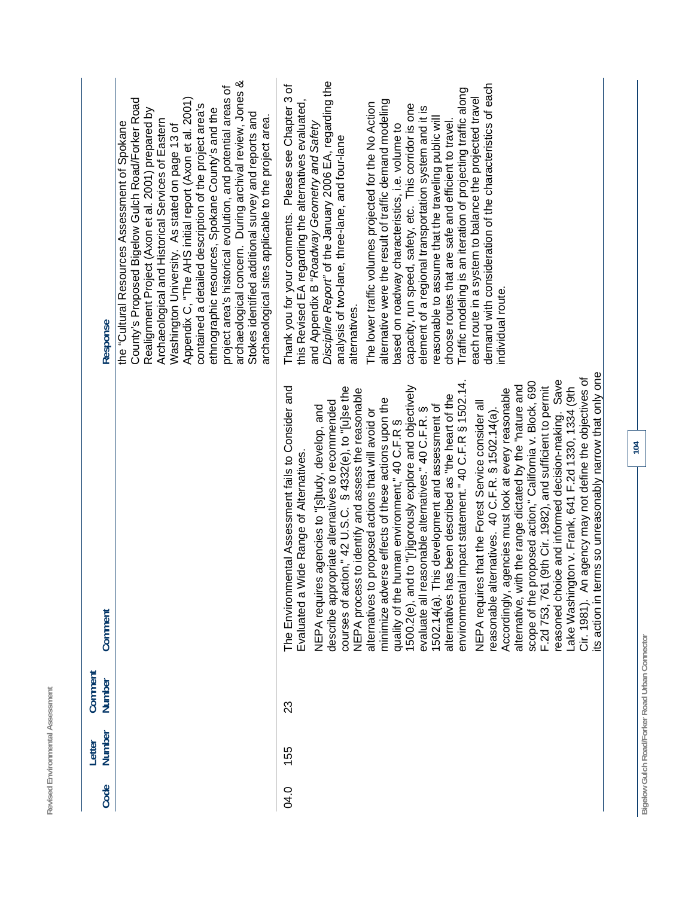| Code | Letter Number | Comment Number | Comment | Response |
|---|---|---|---|---|
| | | | | the "Cultural Resources Assessment of Spokane County's Proposed Bigelow Gulch Road/Forker Road Realignment Project (Axon et al. 2001) prepared by Archaeological and Historical Services of Eastern Washington University. As stated on page 13 of Appendix C, "The AHS initial report (Axon et al. 2001) contained a detailed description of the project area's ethnographic resources, Spokane County's and the project area's historical evolution, and potential areas of archaeological concern. During archival review, Jones & Stokes identified additional survey and reports and archaeological sites applicable to the project area. |
| 04.0 | 155 | 23 | The Environmental Assessment fails to Consider and Evaluated a Wide Range of Alternatives.<br><br>NEPA requires agencies to "[s]tudy, develop, and describe appropriate alternatives to recommended courses of action," 42 U.S.C. § 4332(e), to "[u]se the NEPA process to identify and assess the reasonable alternatives to proposed actions that will avoid or minimize adverse effects of these actions upon the quality of the human environment," 40 C.F.R § 1500.2(e), and to "[r]igorously explore and objectively evaluate all reasonable alternatives." 40 C.F.R. § 1502.14(a). This development and assessment of alternatives has been described as "the heart of the environmental impact statement." 40 C.F.R § 1502.14.<br><br>NEPA requires that the Forest Service consider all reasonable alternatives. 40 C.F.R. § 1502.14(a). Accordingly, agencies must look at every reasonable alternative, with the range dictated by the "nature and scope of the proposed action," California v. Block, 690 F.2d 753, 761 (9th Cir. 1982), and sufficient to permit reasoned choice and informed decision-making. Save Lake Washington v. Frank, 641 F.2d 1330, 1334 (9th Cir. 1981). An agency may not define the objectives of its action in terms so unreasonably narrow that only one | Thank you for your comments. Please see Chapter 3 of this Revised EA regarding the alternatives evaluated, and Appendix B *"Roadway Geometry and Safety Discipline Report"* of the January 2006 EA, regarding the analysis of two-lane, three-lane, and four-lane alternatives.<br><br>The lower traffic volumes projected for the No Action alternative were the result of traffic demand modeling based on roadway characteristics, i.e. volume to capacity, run speed, safety, etc. This corridor is one element of a regional transportation system and it is reasonable to assume that the traveling public will choose routes that are safe and efficient to travel. Traffic modeling is an iteration of projecting traffic along each route in a system to balance the projected travel demand with consideration of the characteristics of each individual route. |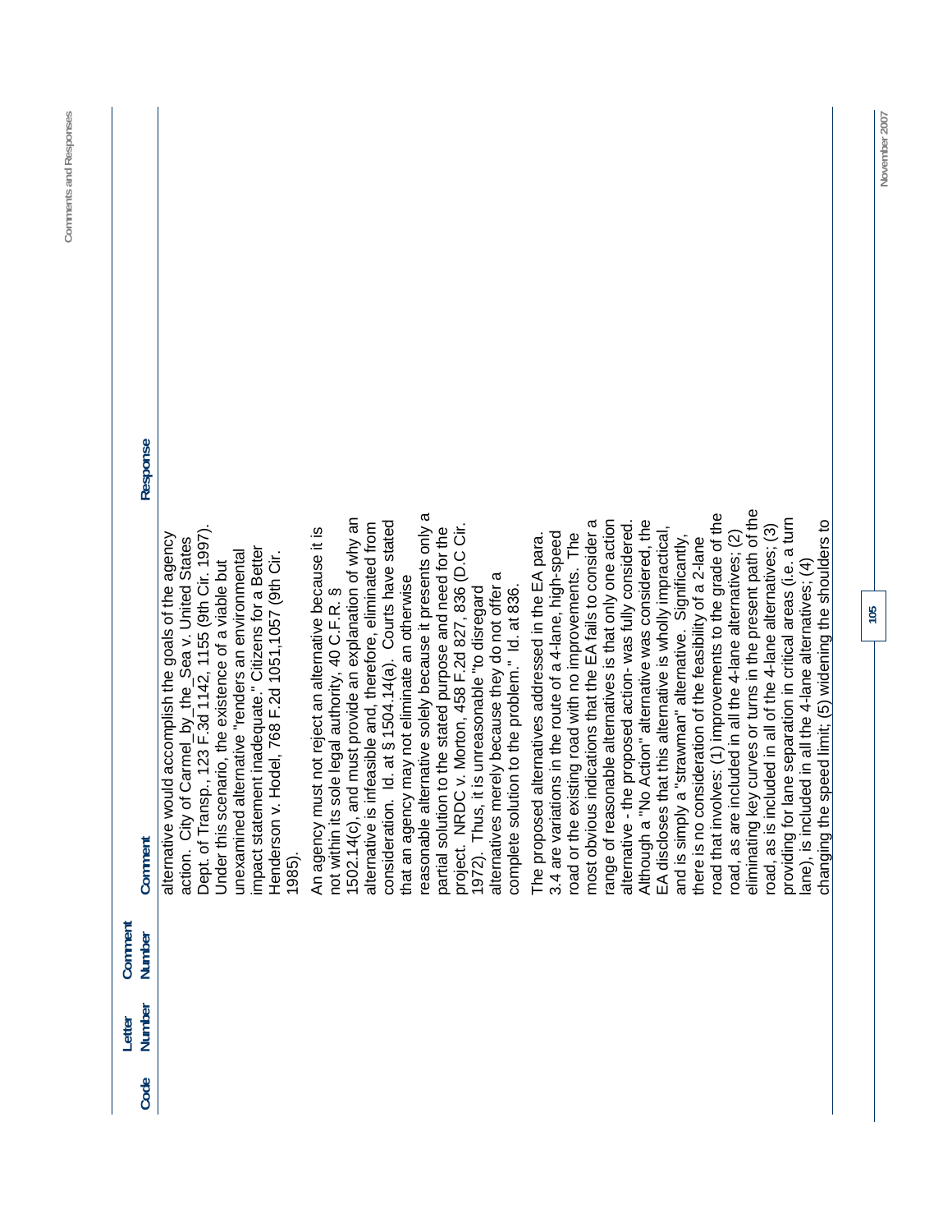| Code | Letter Number | Comment Number | Comment | Response |
|---|---|---|---|---|
| | | | alternative would accomplish the goals of the agency action. City of Carmel_by_the_Sea v. United States Dept. of Transp., 123 F.3d 1142, 1155 (9th Cir. 1997). Under this scenario, the existence of a viable but unexamined alternative "renders an environmental impact statement inadequate." Citizens for a Better Henderson v. Hodel, 768 F.2d 1051,1057 (9th Cir. 1985).<br><br>An agency must not reject an alternative because it is not within its sole legal authority, 40 C.F.R. § 1502.14(c), and must provide an explanation of why an alternative is infeasible and, therefore, eliminated from consideration. Id. at § 1504.14(a). Courts have stated that an agency may not eliminate an otherwise reasonable alternative solely because it presents only a partial solution to the stated purpose and need for the project. NRDC v. Morton, 458 F.2d 827, 836 (D.C Cir. 1972). Thus, it is unreasonable "to disregard alternatives merely because they do not offer a complete solution to the problem." Id. at 836.<br><br>The proposed alternatives addressed in the EA para. 3.4 are variations in the route of a 4-lane, high-speed road or the existing road with no improvements. The most obvious indications that the EA fails to consider a range of reasonable alternatives is that only one action alternative - the proposed action- was fully considered. Although a "No Action" alternative was considered, the EA discloses that this alternative is wholly impractical, and is simply a "strawman" alternative. Significantly, there is no consideration of the feasibility of a 2-lane road that involves: (1) improvements to the grade of the road, as are included in all the 4-lane alternatives; (2) eliminating key curves or turns in the present path of the road, as is included in all of the 4-lane alternatives; (3) providing for lane separation in critical areas (i.e. a turn lane), is included in all the 4-lane alternatives; (4) changing the speed limit; (5) widening the shoulders to | |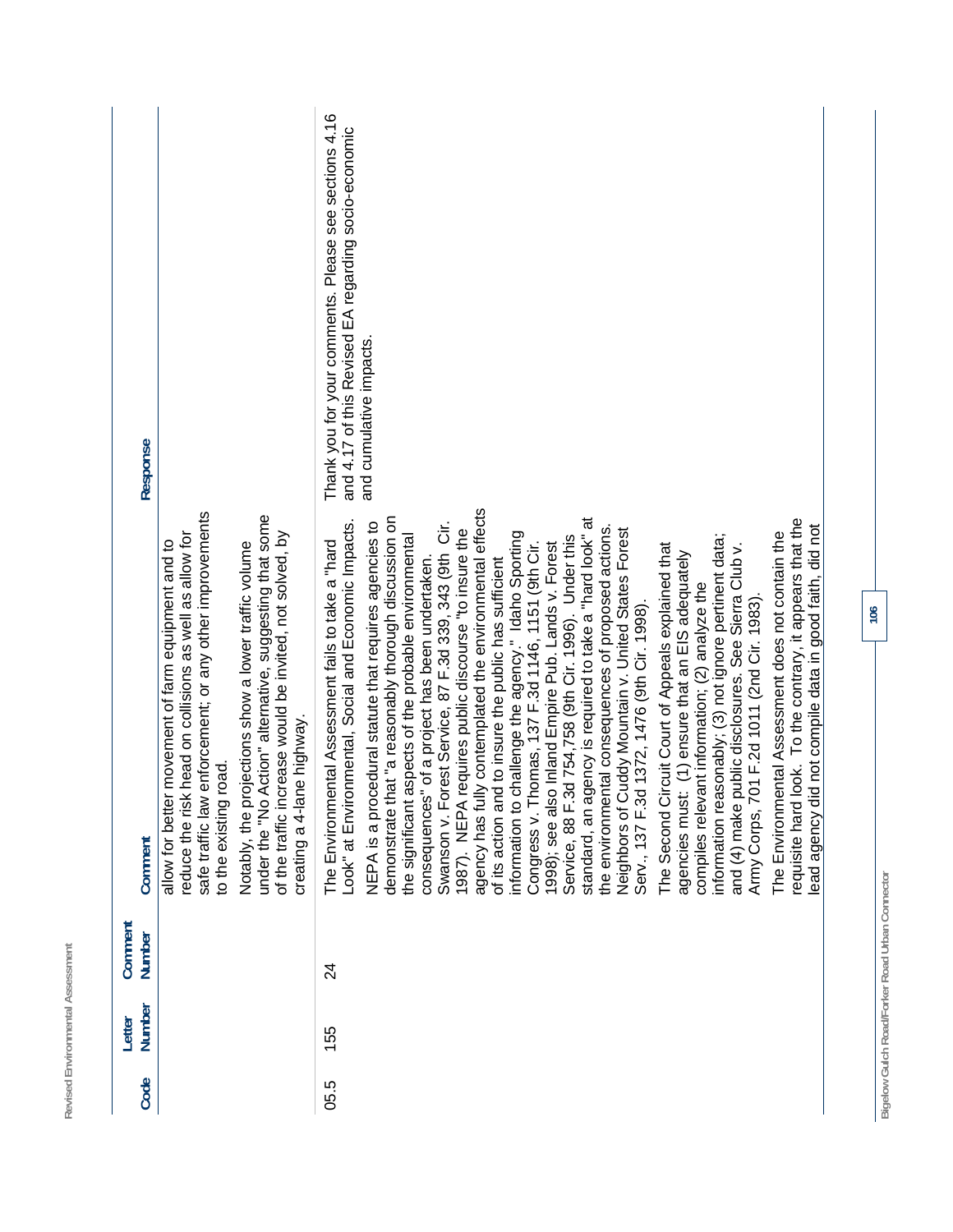| Code | Letter Number | Comment Number | Comment | Response |
|---|---|---|---|---|
| | | | allow for better movement of farm equipment and to reduce the risk head on collisions as well as allow for safe traffic law enforcement; or any other improvements to the existing road.<br><br>Notably, the projections show a lower traffic volume under the "No Action" alternative, suggesting that some of the traffic increase would be invited, not solved, by creating a 4-lane highway. | |
| 05.5 | 155 | 24 | The Environmental Assessment fails to take a "hard Look" at Environmental, Social and Economic Impacts.<br><br>NEPA is a procedural statute that requires agencies to demonstrate that "a reasonably thorough discussion on the significant aspects of the probable environmental consequences" of a project has been undertaken. Swanson v. Forest Service, 87 F.3d 339, 343 (9th Cir. 1987). NEPA requires public discourse "to insure the agency has fully contemplated the environmental effects of its action and to insure the public has sufficient information to challenge the agency." Idaho Sporting Congress v. Thomas, 137 F.3d 1146, 1151 (9th Cir. 1998); see also Inland Empire Pub. Lands v. Forest Service, 88 F.3d 754,758 (9th Cir. 1996). Under this standard, an agency is required to take a "hard look" at the environmental consequences of proposed actions. Neighbors of Cuddy Mountain v. United States Forest Serv., 137 F.3d 1372, 1476 (9th Cir. 1998).<br><br>The Second Circuit Court of Appeals explained that agencies must: (1) ensure that an EIS adequately compiles relevant information; (2) analyze the information reasonably; (3) not ignore pertinent data; and (4) make public disclosures. See Sierra Club v. Army Corps, 701 F.2d 1011 (2nd Cir. 1983).<br><br>The Environmental Assessment does not contain the requisite hard look. To the contrary, it appears that the lead agency did not compile data in good faith, did not | Thank you for your comments. Please see sections 4.16 and 4.17 of this Revised EA regarding socio-economic and cumulative impacts. |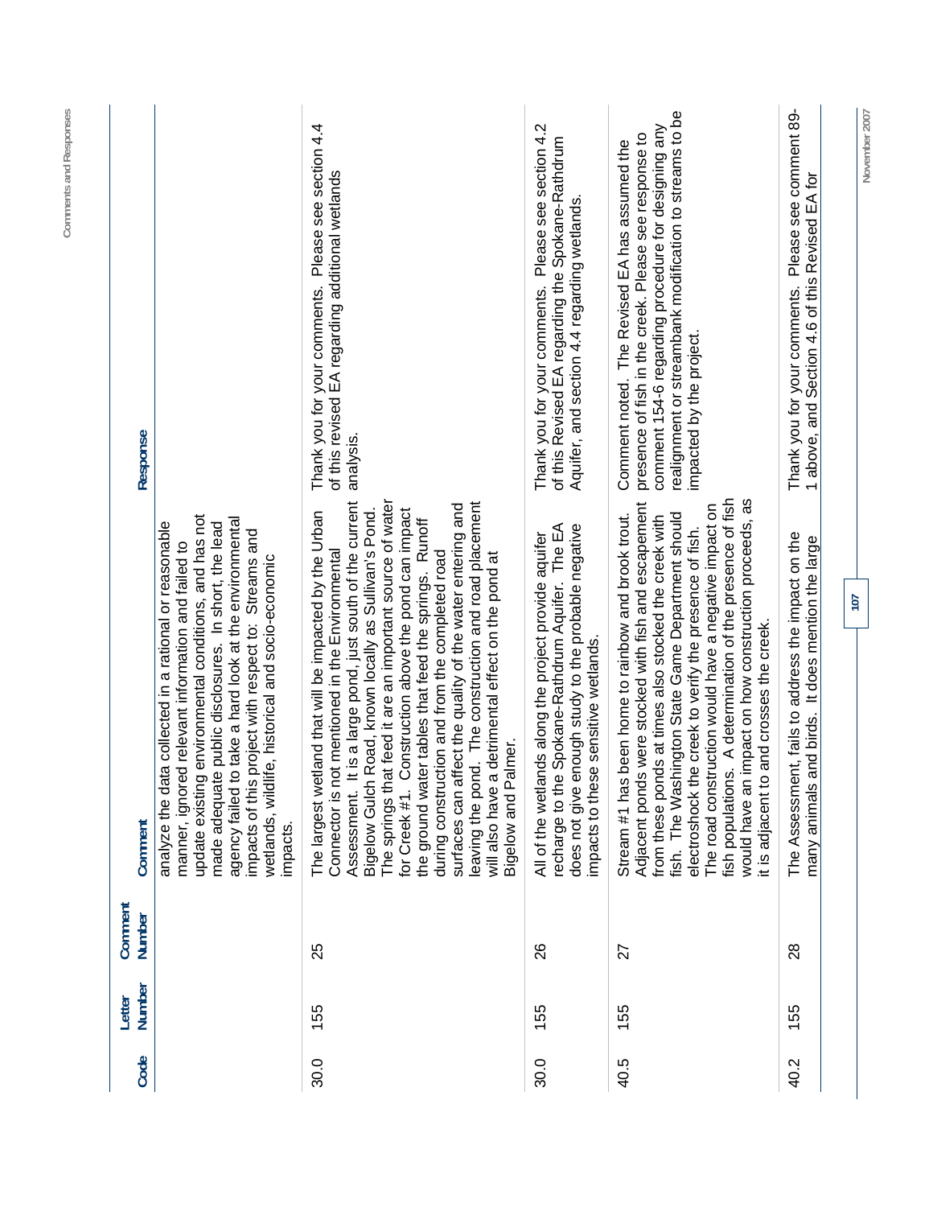| Code | Letter Number | Comment Number | Comment | Response |
|---|---|---|---|---|
| | | | analyze the data collected in a rational or reasonable manner, ignored relevant information and failed to update existing environmental conditions, and has not made adequate public disclosures. In short, the lead agency failed to take a hard look at the environmental impacts of this project with respect to: Streams and wetlands, wildlife, historical and socio-economic impacts. | |
| 30.0 | 155 | 25 | The largest wetland that will be impacted by the Urban Connector is not mentioned in the Environmental Assessment. It is a large pond, just south of the current Bigelow Gulch Road, known locally as Sullivan's Pond. The springs that feed it are an important source of water for Creek #1. Construction above the pond can impact the ground water tables that feed the springs. Runoff during construction and from the completed road surfaces can affect the quality of the water entering and leaving the pond. The construction and road placement will also have a detrimental effect on the pond at Bigelow and Palmer. | Thank you for your comments. Please see section 4.4 of this revised EA regarding additional wetlands analysis. |
| 30.0 | 155 | 26 | All of the wetlands along the project provide aquifer recharge to the Spokane-Rathdrum Aquifer. The EA does not give enough study to the probable negative impacts to these sensitive wetlands. | Thank you for your comments. Please see section 4.2 of this Revised EA regarding the Spokane-Rathdrum Aquifer, and section 4.4 regarding wetlands. |
| 40.5 | 155 | 27 | Stream #1 has been home to rainbow and brook trout. Adjacent ponds were stocked with fish and escapement from these ponds at times also stocked the creek with fish. The Washington State Game Department should electroshock the creek to verify the presence of fish. The road construction would have a negative impact on fish populations. A determination of the presence of fish would have an impact on how construction proceeds, as it is adjacent to and crosses the creek. | Comment noted. The Revised EA has assumed the presence of fish in the creek. Please see response to comment 154-6 regarding procedure for designing any realignment or streambank modification to streams to be impacted by the project. |
| 40.2 | 155 | 28 | The Assessment, fails to address the impact on the many animals and birds. It does mention the large | Thank you for your comments. Please see comment 89-1 above, and Section 4.6 of this Revised EA for |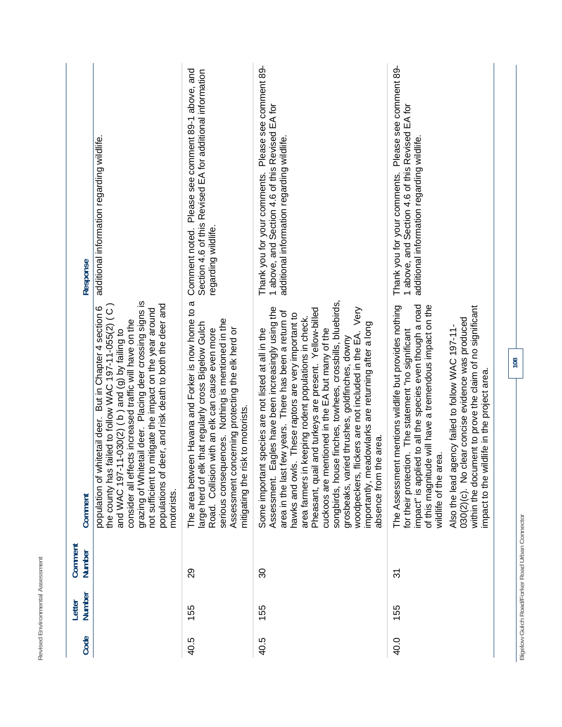| Code | Letter Number | Comment Number | Comment | Response |
|---|---|---|---|---|
| | | | population of whitetail deer. But in Chapter 4 section 6 the county has failed to follow WAC 197-11-055(2) ( C ) and WAC 197-11-030(2) ( b ) and (g) by failing to consider all effects increased traffic will have on the grazing of Whitetail deer. Placing deer crossing signs is not sufficient to mitigate the impact on the year around populations of deer, and risk death to both the deer and motorists. | additional information regarding wildlife. |
| 40.5 | 155 | 29 | The area between Havana and Forker is now home to a large herd of elk that regularly cross Bigelow Gulch Road. Collision with an elk can cause even more serious consequences. Nothing is mentioned in the Assessment concerning protecting the elk herd or mitigating the risk to motorists. | Comment noted. Please see comment 89-1 above, and Section 4.6 of this Revised EA for additional information regarding wildlife. |
| 40.5 | 155 | 30 | Some important species are not listed at all in the Assessment. Eagles have been increasingly using the area in the last few years. There has been a return of hawks and owls. These raptors are very important to area farmers in keeping rodent populations in check. Pheasant, quail and turkeys are present. Yellow-billed cuckoos are mentioned in the EA but many of the songbirds, house finches, towhees, crossbills, bluebirds, grosbeaks, varied thrushes, goldfinches, downy woodpeckers, flickers are not included in the EA. Very importantly, meadowlarks are returning after a long absence from the area. | Thank you for your comments. Please see comment 89-1 above, and Section 4.6 of this Revised EA for additional information regarding wildlife. |
| 40.0 | 155 | 31 | The Assessment mentions wildlife but provides nothing for their protection. The statement "no significant impact" is applied to all the species even though a road of this magnitude will have a tremendous impact on the wildlife of the area.<br><br>Also the lead agency failed to follow WAC 197-11-030(2)(c). No clear concise evidence was produced within the document to prove the claim of no significant impact to the wildlife in the project area. | Thank you for your comments. Please see comment 89-1 above, and Section 4.6 of this Revised EA for additional information regarding wildlife. |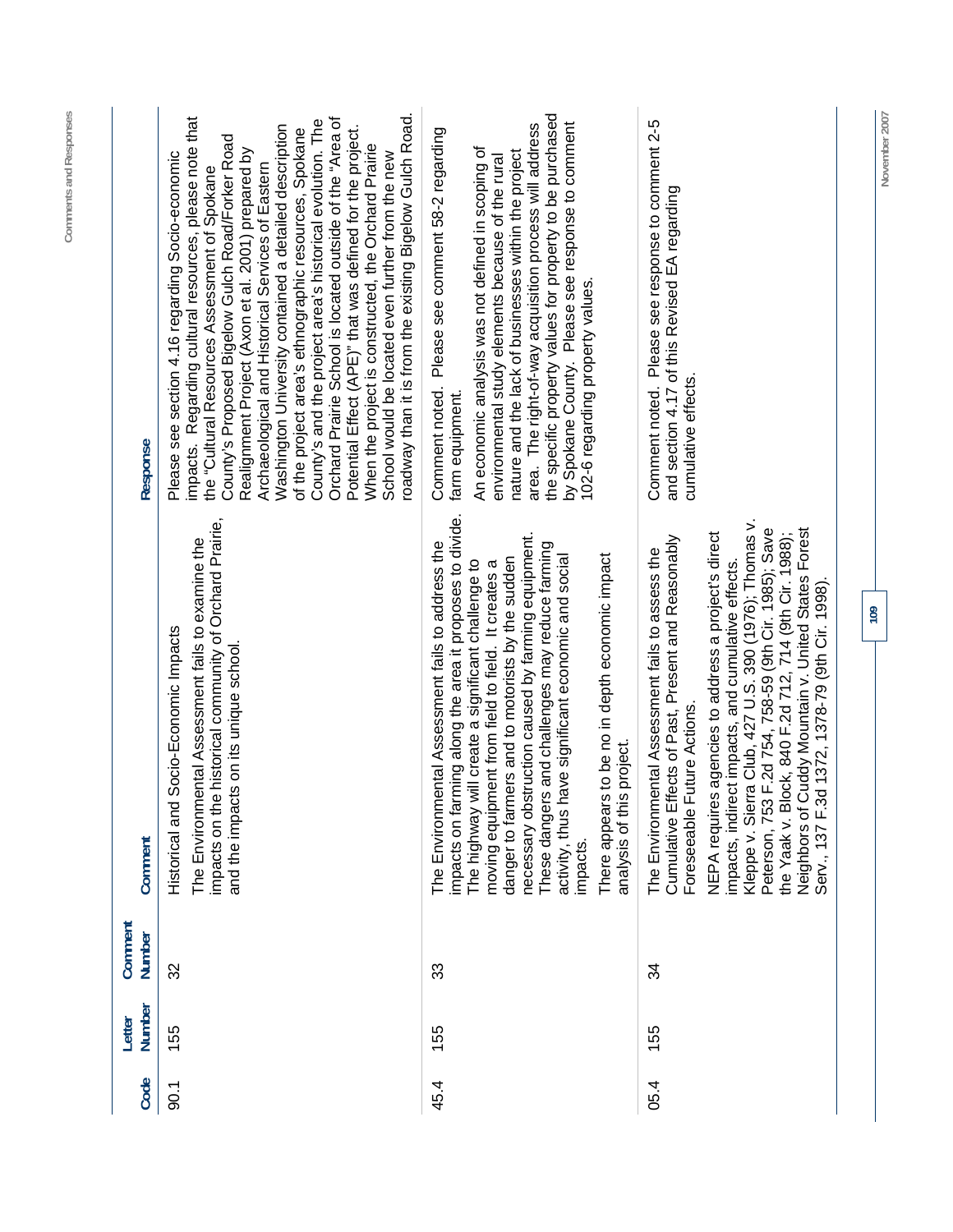| Code | Letter Number | Comment Number | Comment | Response |
|---|---|---|---|---|
| 90.1 | 155 | 32 | Historical and Socio-Economic Impacts<br><br>The Environmental Assessment fails to examine the impacts on the historical community of Orchard Prairie, and the impacts on its unique school. | Please see section 4.16 regarding Socio-economic impacts. Regarding cultural resources, please note that the "Cultural Resources Assessment of Spokane County's Proposed Bigelow Gulch Road/Forker Road Realignment Project (Axon et al. 2001) prepared by Archaeological and Historical Services of Eastern Washington University contained a detailed description of the project area's ethnographic resources, Spokane County's and the project area's historical evolution. The Orchard Prairie School is located outside of the "Area of Potential Effect (APE)" that was defined for the project. When the project is constructed, the Orchard Prairie School would be located even further from the new roadway than it is from the existing Bigelow Gulch Road. |
| 45.4 | 155 | 33 | The Environmental Assessment fails to address the impacts on farming along the area it proposes to divide. The highway will create a significant challenge to moving equipment from field to field. It creates a danger to farmers and to motorists by the sudden necessary obstruction caused by farming equipment. These dangers and challenges may reduce farming activity, thus have significant economic and social impacts.<br><br>There appears to be no in depth economic impact analysis of this project. | Comment noted. Please see comment 58-2 regarding farm equipment.<br><br>An economic analysis was not defined in scoping of environmental study elements because of the rural nature and the lack of businesses within the project area. The right-of-way acquisition process will address the specific property values for property to be purchased by Spokane County. Please see response to comment 102-6 regarding property values. |
| 05.4 | 155 | 34 | The Environmental Assessment fails to assess the Cumulative Effects of Past, Present and Reasonably Foreseeable Future Actions.<br><br>NEPA requires agencies to address a project's direct impacts, indirect impacts, and cumulative effects. Kleppe v. Sierra Club, 427 U.S. 390 (1976); Thomas v. Peterson, 753 F.2d 754, 758-59 (9th Cir. 1985); Save the Yaak v. Block, 840 F.2d 712, 714 (9th Cir. 1988); Neighbors of Cuddy Mountain v. United States Forest Serv., 137 F.3d 1372, 1378-79 (9th Cir. 1998). | Comment noted. Please see response to comment 2-5 and section 4.17 of this Revised EA regarding cumulative effects. |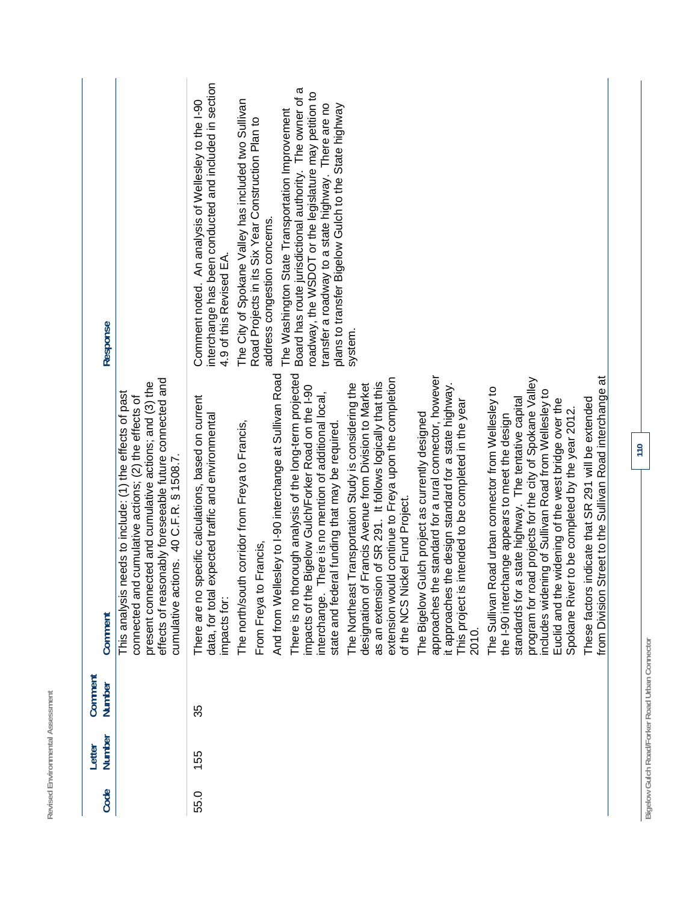| Code | Letter Number | Comment Number | Comment | Response |
|---|---|---|---|---|
| | | | This analysis needs to include: (1) the effects of past connected and cumulative actions; (2) the effects of present connected and cumulative actions; and (3) the effects of reasonably foreseeable future connected and cumulative actions. 40 C.F.R. § 1508.7. | |
| 55.0 | 155 | 35 | There are no specific calculations, based on current data, for total expected traffic and environmental impacts for:<br><br>The north/south corridor from Freya to Francis,<br><br>From Freya to Francis,<br><br>And from Wellesley to I-90 interchange at Sullivan Road<br><br>There is no thorough analysis of the long-term projected impacts of the Bigelow Gulch/Forker Road on the I-90 interchange. There is no mention of additional local, state and federal funding that may be required.<br><br>The Northeast Transportation Study is considering the designation of Francis Avenue from Division to Market as an extension of SR 291. It follows logically that this extension would continue to Freya upon the completion of the NCS Nickel Fund Project.<br><br>The Bigelow Gulch project as currently designed approaches the standard for a rural connector, however it approaches the design standard for a state highway. This project is intended to be completed in the year 2010.<br><br>The Sullivan Road urban connector from Wellesley to the I-90 interchange appears to meet the design standards for a state highway. The tentative capital program for road projects for the city of Spokane Valley includes widening of Sullivan Road from Wellesley to Euclid and the widening of the west bridge over the Spokane River to be completed by the year 2012.<br><br>These factors indicate that SR 291 will be extended from Division Street to the Sullivan Road interchange at | Comment noted. An analysis of Wellesley to the I-90 interchange has been conducted and included in section 4.9 of this Revised EA.<br><br>The City of Spokane Valley has included two Sullivan Road Projects in its Six Year Construction Plan to address congestion concerns.<br><br>The Washington State Transportation Improvement Board has route jurisdictional authority. The owner of a roadway, the WSDOT or the legislature may petition to transfer a roadway to a state highway. There are no plans to transfer Bigelow Gulch to the State highway system. |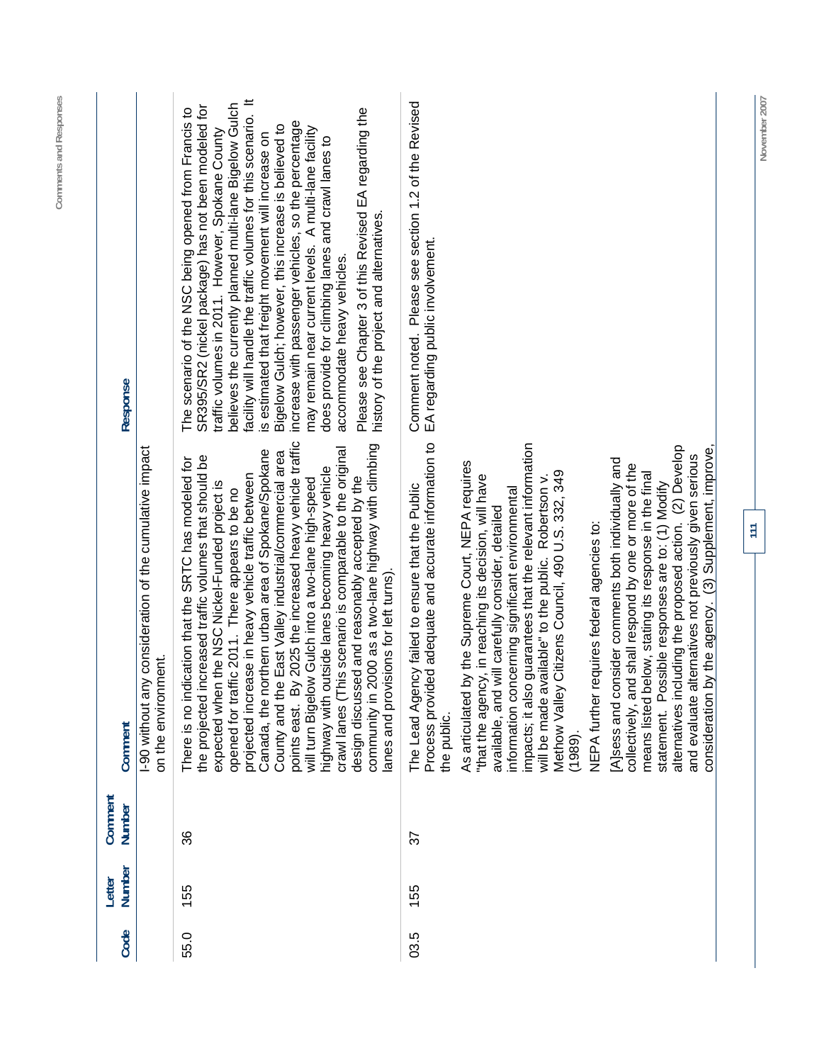| Code | Letter Number | Comment Number | Comment | Response |
|---|---|---|---|---|
| | | | I-90 without any consideration of the cumulative impact on the environment. | |
| 55.0 | 155 | 36 | There is no indication that the SRTC has modeled for the projected increased traffic volumes that should be expected when the NSC Nickel-Funded project is opened for traffic 2011. There appears to be no projected increase in heavy vehicle traffic between Canada, the northern urban area of Spokane/Spokane County and the East Valley industrial/commercial area points east. By 2025 the increased heavy vehicle traffic will turn Bigelow Gulch into a two-lane high-speed highway with outside lanes becoming heavy vehicle crawl lanes (This scenario is comparable to the original design discussed and reasonably accepted by the community in 2000 as a two-lane highway with climbing lanes and provisions for left turns). | The scenario of the NSC being opened from Francis to SR395/SR2 (nickel package) has not been modeled for traffic volumes in 2011. However, Spokane County believes the currently planned multi-lane Bigelow Gulch facility will handle the traffic volumes for this scenario. It is estimated that freight movement will increase on Bigelow Gulch; however, this increase is believed to increase with passenger vehicles, so the percentage may remain near current levels. A multi-lane facility does provide for climbing lanes and crawl lanes to accommodate heavy vehicles.<br><br>Please see Chapter 3 of this Revised EA regarding the history of the project and alternatives. |
| 03.5 | 155 | 37 | The Lead Agency failed to ensure that the Public Process provided adequate and accurate information to the public.<br><br>As articulated by the Supreme Court, NEPA requires "that the agency, in reaching its decision, will have available, and will carefully consider, detailed information concerning significant environmental impacts; it also guarantees that the relevant information will be made available" to the public. Robertson v. Methow Valley Citizens Council, 490 U.S. 332, 349 (1989).<br><br>NEPA further requires federal agencies to:<br><br>[A]ssess and consider comments both individually and collectively, and shall respond by one or more of the means listed below, stating its response in the final statement. Possible responses are to: (1) Modify alternatives including the proposed action. (2) Develop and evaluate alternatives not previously given serious consideration by the agency. (3) Supplement, improve, | Comment noted. Please see section 1.2 of the Revised EA regarding public involvement. |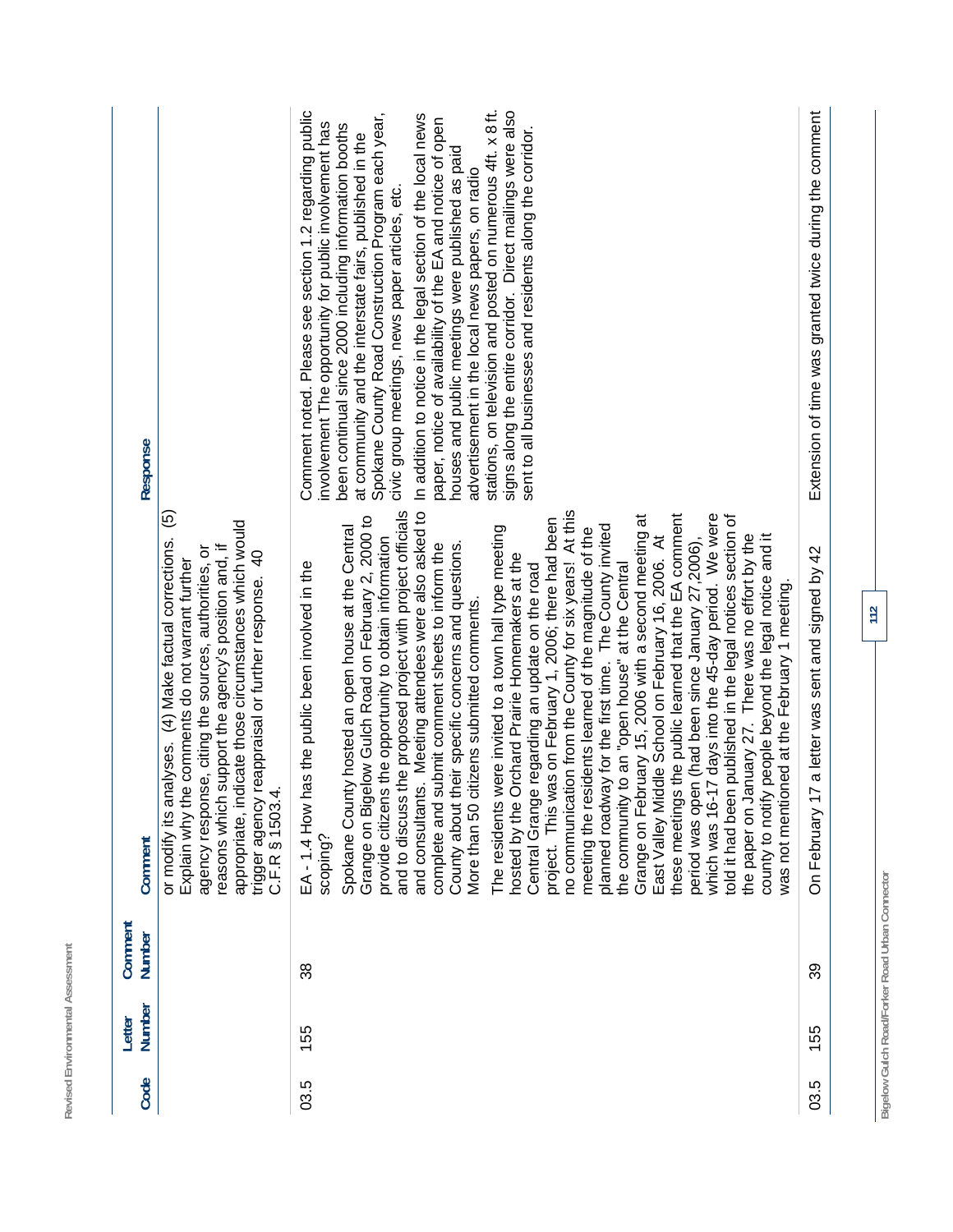| Code | Letter Number | Comment Number | Comment | Response |
|---|---|---|---|---|
| | | | or modify its analyses. (4) Make factual corrections. (5) Explain why the comments do not warrant further agency response, citing the sources, authorities, or reasons which support the agency's position and, if appropriate, indicate those circumstances which would trigger agency reappraisal or further response. 40 C.F.R § 1503.4. | |
| 03.5 | 155 | 38 | EA - 1.4 How has the public been involved in the scoping?<br><br>Spokane County hosted an open house at the Central Grange on Bigelow Gulch Road on February 2, 2000 to provide citizens the opportunity to obtain information and to discuss the proposed project with project officials and consultants. Meeting attendees were also asked to complete and submit comment sheets to inform the County about their specific concerns and questions. More than 50 citizens submitted comments.<br><br>The residents were invited to a town hall type meeting hosted by the Orchard Prairie Homemakers at the Central Grange regarding an update on the road project. This was on February 1, 2006; there had been no communication from the County for six years! At this meeting the residents learned of the magnitude of the planned roadway for the first time. The County invited the community to an "open house" at the Central Grange on February 15, 2006 with a second meeting at East Valley Middle School on February 16, 2006. At these meetings the public learned that the EA comment period was open (had been since January 27,2006), which was 16-17 days into the 45-day period. We were told it had been published in the legal notices section of the paper on January 27. There was no effort by the county to notify people beyond the legal notice and it was not mentioned at the February 1 meeting. | Comment noted. Please see section 1.2 regarding public involvement The opportunity for public involvement has been continual since 2000 including information booths at community and the interstate fairs, published in the Spokane County Road Construction Program each year, civic group meetings, news paper articles, etc.<br><br>In addition to notice in the legal section of the local news paper, notice of availability of the EA and notice of open houses and public meetings were published as paid advertisement in the local news papers, on radio stations, on television and posted on numerous 4ft. x 8 ft. signs along the entire corridor. Direct mailings were also sent to all businesses and residents along the corridor. |
| 03.5 | 155 | 39 | On February 17 a letter was sent and signed by 42 | Extension of time was granted twice during the comment |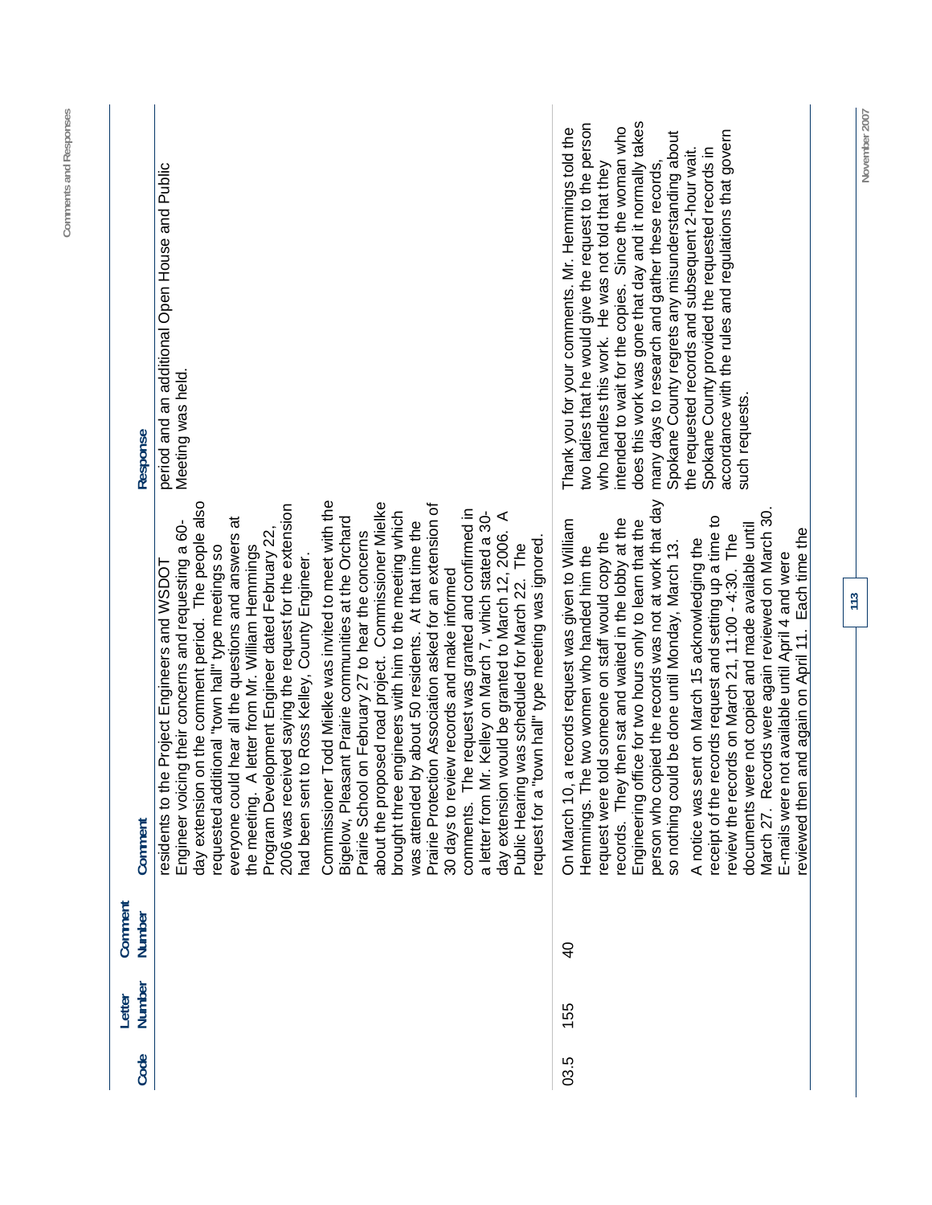| Code | Letter Number | Comment Number | Comment | Response |
|---|---|---|---|---|
| | | | residents to the Project Engineers and WSDOT Engineer voicing their concerns and requesting a 60-day extension on the comment period. The people also requested additional "town hall" type meetings so everyone could hear all the questions and answers at the meeting. A letter from Mr. William Hemmings Program Development Engineer dated February 22, 2006 was received saying the request for the extension had been sent to Ross Kelley, County Engineer.<br><br>Commissioner Todd Mielke was invited to meet with the Bigelow, Pleasant Prairie communities at the Orchard Prairie School on February 27 to hear the concerns about the proposed road project. Commissioner Mielke brought three engineers with him to the meeting which was attended by about 50 residents. At that time the Prairie Protection Association asked for an extension of 30 days to review records and make informed comments. The request was granted and confirmed in a letter from Mr. Kelley on March 7, which stated a 30-day extension would be granted to March 12, 2006. A Public Hearing was scheduled for March 22. The request for a "town hall" type meeting was ignored. | period and an additional Open House and Public Meeting was held. |
| 03.5 | 155 | 40 | On March 10, a records request was given to William Hemmings. The two women who handed him the request were told someone on staff would copy the records. They then sat and waited in the lobby at the Engineering office for two hours only to learn that the person who copied the records was not at work that day so nothing could be done until Monday, March 13.<br><br>A notice was sent on March 15 acknowledging the receipt of the records request and setting up a time to review the records on March 21, 11:00 - 4:30. The documents were not copied and made available until March 27. Records were again reviewed on March 30. E-mails were not available until April 4 and were reviewed then and again on April 11. Each time the | Thank you for your comments. Mr. Hemmings told the two ladies that he would give the request to the person who handles this work. He was not told that they intended to wait for the copies. Since the woman who does this work was gone that day and it normally takes many days to research and gather these records, Spokane County regrets any misunderstanding about the requested records and subsequent 2-hour wait. Spokane County provided the requested records in accordance with the rules and regulations that govern such requests. |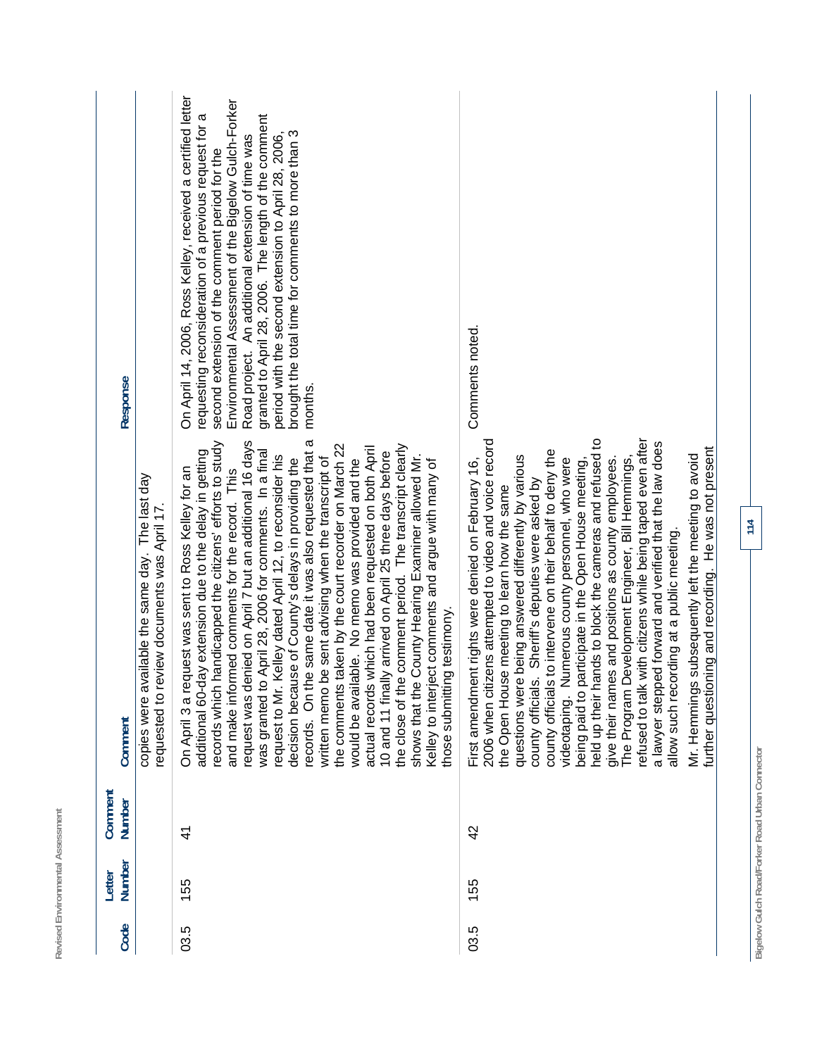| Code | Letter Number | Comment Number | Comment | Response |
|---|---|---|---|---|
| | | | copies were available the same day. The last day requested to review documents was April 17. | |
| 03.5 | 155 | 41 | On April 3 a request was sent to Ross Kelley for an additional 60-day extension due to the delay in getting records which handicapped the citizens' efforts to study and make informed comments for the record. This request was denied on April 7 but an additional 16 days was granted to April 28, 2006 for comments. In a final request to Mr. Kelley dated April 12, to reconsider his decision because of County's delays in providing the records. On the same date it was also requested that a written memo be sent advising when the transcript of the comments taken by the court recorder on March 22 would be available. No memo was provided and the actual records which had been requested on both April 10 and 11 finally arrived on April 25 three days before the close of the comment period. The transcript clearly shows that the County Hearing Examiner allowed Mr. Kelley to interject comments and argue with many of those submitting testimony. | On April 14, 2006, Ross Kelley, received a certified letter requesting reconsideration of a previous request for a second extension of the comment period for the Environmental Assessment of the Bigelow Gulch-Forker Road project. An additional extension of time was granted to April 28, 2006. The length of the comment period with the second extension to April 28, 2006, brought the total time for comments to more than 3 months. |
| 03.5 | 155 | 42 | First amendment rights were denied on February 16, 2006 when citizens attempted to video and voice record the Open House meeting to learn how the same questions were being answered differently by various county officials. Sheriff's deputies were asked by county officials to intervene on their behalf to deny the videotaping. Numerous county personnel, who were being paid to participate in the Open House meeting, held up their hands to block the cameras and refused to give their names and positions as county employees. The Program Development Engineer, Bill Hemmings, refused to talk with citizens while being taped even after a lawyer stepped forward and verified that the law does allow such recording at a public meeting.<br><br>Mr. Hemmings subsequently left the meeting to avoid further questioning and recording. He was not present | Comments noted. |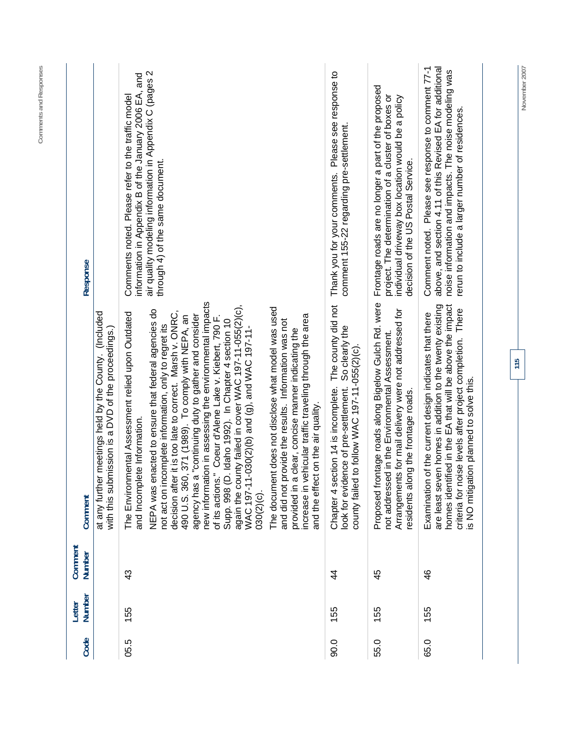| Code | Letter Number | Comment Number | Comment | Response |
|---|---|---|---|---|
| | | | at any further meetings held by the County. (Included with this submission is a DVD of the proceedings.) | |
| 05.5 | 155 | 43 | The Environmental Assessment relied upon Outdated and Incomplete Information.<br><br>NEPA was enacted to ensure that federal agencies do not act on incomplete information, only to regret its decision after it is too late to correct. Marsh v. ONRC, 490 U.S. 360, 371 (1989). To comply with NEPA, an agency has a "continuing duty to gather and consider new information in assessing the environmental impacts of its actions." Coeur d'Alene Lake v. Kiebert, 790 F. Supp. 998 (D. Idaho 1992). In Chapter 4 section 10 again the county failed in cover WAC 197-11-055(2)(c), WAC 197-11-030(2)(b) and (g), and WAC 197-11-030(2)(c).<br><br>The document does not disclose what model was used and did not provide the results. Information was not provided in a clear, concise manner indicating the increase in vehicular traffic traveling through the area and the effect on the air quality. | Comments noted. Please refer to the traffic model information in Appendix B of the January 2006 EA, and air quality modeling information in Appendix C (pages 2 through 4) of the same document. |
| 90.0 | 155 | 44 | Chapter 4 section 14 is incomplete. The county did not look for evidence of pre-settlement. So clearly the county failed to follow WAC 197-11-055(2)(c). | Thank you for your comments. Please see response to comment 155-22 regarding pre-settlement. |
| 55.0 | 155 | 45 | Proposed frontage roads along Bigelow Gulch Rd. were not addressed in the Environmental Assessment. Arrangements for mail delivery were not addressed for residents along the frontage roads. | Frontage roads are no longer a part of the proposed project. The determination of a cluster of boxes or individual driveway box location would be a policy decision of the US Postal Service. |
| 65.0 | 155 | 46 | Examination of the current design indicates that there are least seven homes in addition to the twenty existing homes identified in the EA that will be above the impact criteria for noise levels after project completion. There is NO mitigation planned to solve this. | Comment noted. Please see response to comment 77-1 above, and section 4.11 of this Revised EA for additional noise information and impacts. The noise modeling was rerun to include a larger number of residences. |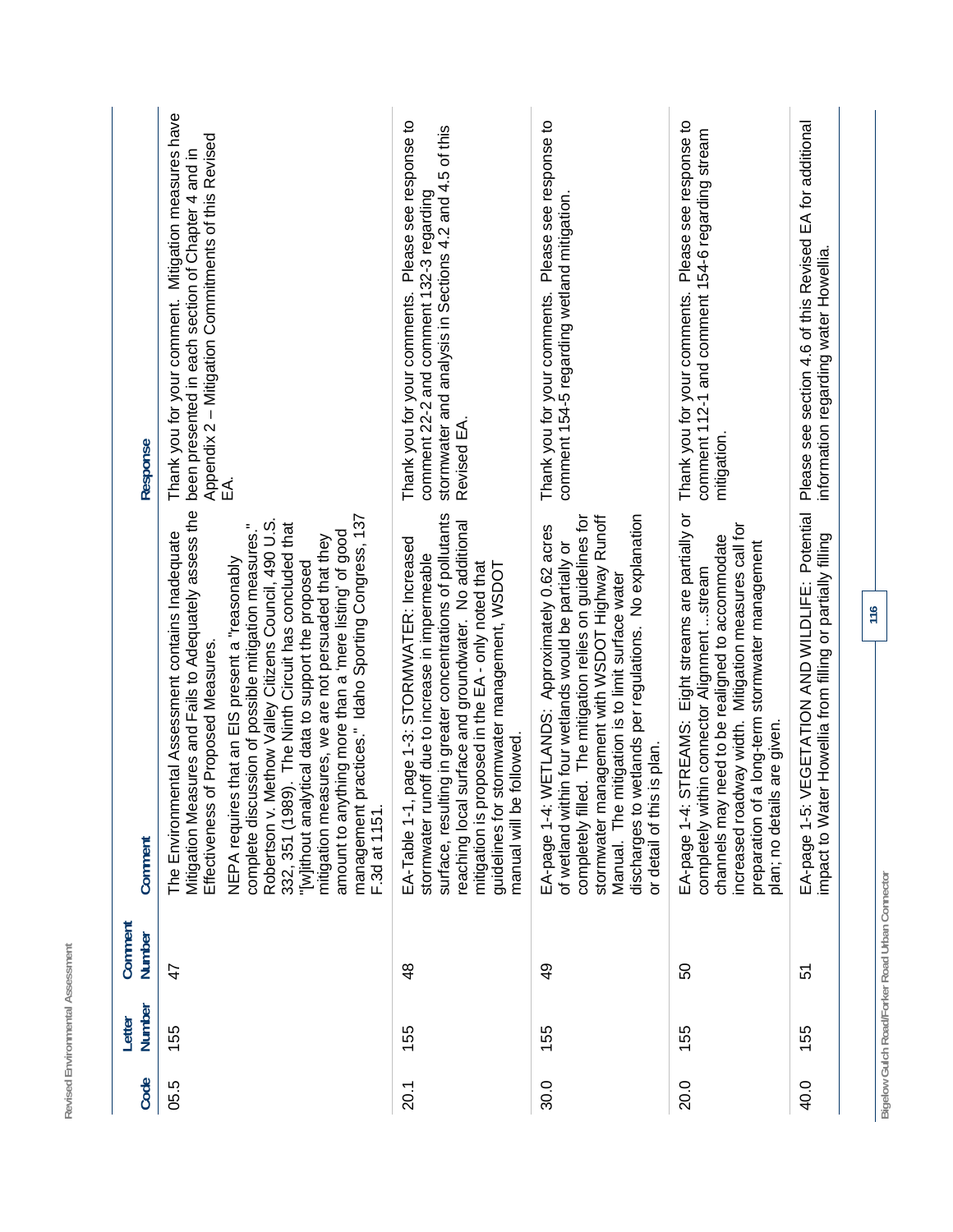| Code | Letter Number | Comment Number | Comment | Response |
|---|---|---|---|---|
| 05.5 | 155 | 47 | The Environmental Assessment contains Inadequate Mitigation Measures and Fails to Adequately assess the Effectiveness of Proposed Measures. NEPA requires that an EIS present a "reasonably complete discussion of possible mitigation measures." Robertson v. Methow Valley Citizens Council, 490 U.S. 332, 351 (1989). The Ninth Circuit has concluded that "[w]ithout analytical data to support the proposed mitigation measures, we are not persuaded that they amount to anything more than a 'mere listing' of good management practices." Idaho Sporting Congress, 137 F.3d at 1151. | Thank you for your comment. Mitigation measures have been presented in each section of Chapter 4 and in Appendix 2 – Mitigation Commitments of this Revised EA. |
| 20.1 | 155 | 48 | EA-Table 1-1, page 1-3: STORMWATER: Increased stormwater runoff due to increase in impermeable surface, resulting in greater concentrations of pollutants reaching local surface and groundwater. No additional mitigation is proposed in the EA - only noted that guidelines for stormwater management, WSDOT manual will be followed. | Thank you for your comments. Please see response to comment 22-2 and comment 132-3 regarding stormwater and analysis in Sections 4.2 and 4.5 of this Revised EA. |
| 30.0 | 155 | 49 | EA-page 1-4: WETLANDS: Approximately 0.62 acres of wetland within four wetlands would be partially or completely filled. The mitigation relies on guidelines for stormwater management with WSDOT Highway Runoff Manual. The mitigation is to limit surface water discharges to wetlands per regulations. No explanation or detail of this is plan. | Thank you for your comments. Please see response to comment 154-5 regarding wetland mitigation. |
| 20.0 | 155 | 50 | EA-page 1-4: STREAMS: Eight streams are partially or completely within connector Alignment ...stream channels may need to be realigned to accommodate increased roadway width. Mitigation measures call for preparation of a long-term stormwater management plan; no details are given. | Thank you for your comments. Please see response to comment 112-1 and comment 154-6 regarding stream mitigation. |
| 40.0 | 155 | 51 | EA-page 1-5: VEGETATION AND WILDLIFE: Potential impact to Water Howellia from filling or partially filling | Please see section 4.6 of this Revised EA for additional information regarding water Howellia. |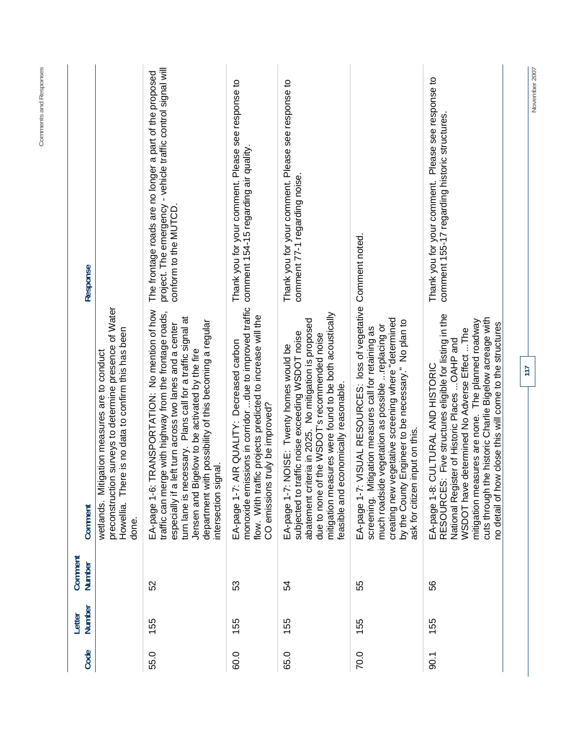| Code | Letter Number | Comment Number | Comment | Response |
|---|---|---|---|---|
| | | | wetlands. Mitigation measures are to conduct preconstruction surveys to determine presence of Water Howellia. There is no data to confirm this has been done. | |
| 55.0 | 155 | 52 | EA-page 1-6: TRANSPORTATION: No mention of how traffic can merge with highway from the frontage roads, especially if a left turn across two lanes and a center turn lane is necessary. Plans call for a traffic signal at Jensen and Bigelow to be activated by the fire department with possibility of this becoming a regular intersection signal. | The frontage roads are no longer a part of the proposed project. The emergency - vehicle traffic control signal will conform to the MUTCD. |
| 60.0 | 155 | 53 | EA-page 1-7: AIR QUALITY: Decreased carbon monoxide emissions in corridor ...due to improved traffic flow. With traffic projects predicted to increase will the CO emissions truly be improved? | Thank you for your comment. Please see response to comment 154-15 regarding air quality. |
| 65.0 | 155 | 54 | EA-page 1-7: NOISE: Twenty homes would be subjected to traffic noise exceeding WSDOT noise abatement criteria in 2025. No mitigation is proposed due to none of the WSDOT's recommended noise mitigation measures were found to be both acoustically feasible and economically reasonable. | Thank you for your comment. Please see response to comment 77-1 regarding noise. |
| 70.0 | 155 | 55 | EA-page 1-7: VISUAL RESOURCES: loss of vegetative screening. Mitigation measures call for retaining as much roadside vegetation as possible ...replacing or creating new vegetative screening where "determined by the County Engineer to be necessary." No plan to ask for citizen input on this. | Comment noted. |
| 90.1 | 155 | 56 | EA-page 1-8: CULTURAL AND HISTORIC RESOURCES: Five structures eligible for listing in the National Register of Historic Places ...OAHP and WSDOT have determined No Adverse Effect ...The mitigation measures are none. The planned roadway cuts through the historic Charlie Bigelow acreage with no detail of how close this will come to the structures | Thank you for your comment. Please see response to comment 155-17 regarding historic structures. |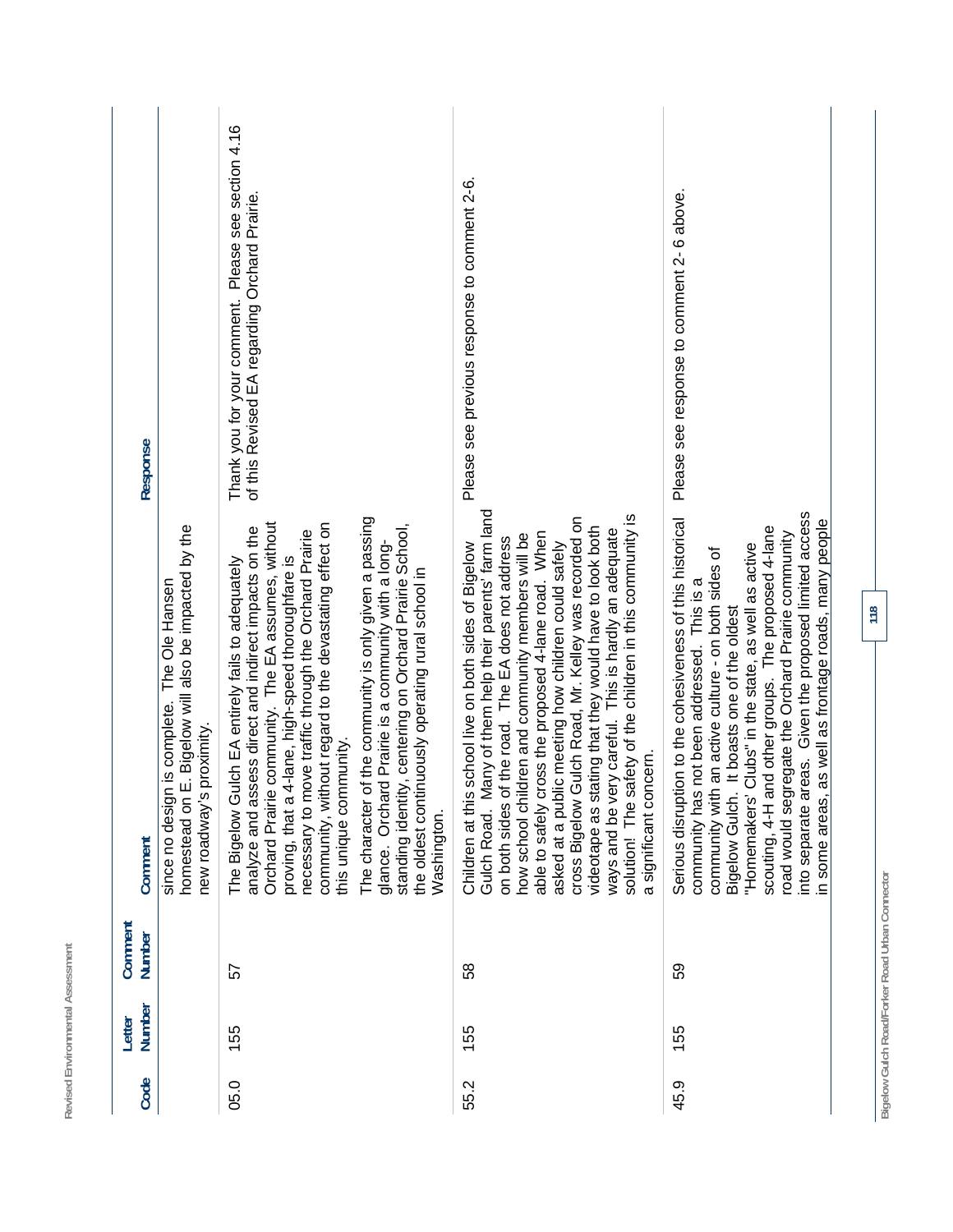| Code | Letter Number | Comment Number | Comment | Response |
|---|---|---|---|---|
| | | | since no design is complete. The Ole Hansen homestead on E. Bigelow will also be impacted by the new roadway's proximity. | |
| 05.0 | 155 | 57 | The Bigelow Gulch EA entirely fails to adequately analyze and assess direct and indirect impacts on the Orchard Prairie community. The EA assumes, without proving, that a 4-lane, high-speed thoroughfare is necessary to move traffic through the Orchard Prairie community, without regard to the devastating effect on this unique community.<br><br>The character of the community is only given a passing glance. Orchard Prairie is a community with a long-standing identity, centering on Orchard Prairie School, the oldest continuously operating rural school in Washington. | Thank you for your comment. Please see section 4.16 of this Revised EA regarding Orchard Prairie. |
| 55.2 | 155 | 58 | Children at this school live on both sides of Bigelow Gulch Road. Many of them help their parents' farm land on both sides of the road. The EA does not address how school children and community members will be able to safely cross the proposed 4-lane road. When asked at a public meeting how children could safely cross Bigelow Gulch Road, Mr. Kelley was recorded on videotape as stating that they would have to look both ways and be very careful. This is hardly an adequate solution! The safety of the children in this community is a significant concern. | Please see previous response to comment 2-6. |
| 45.9 | 155 | 59 | Serious disruption to the cohesiveness of this historical community has not been addressed. This is a community with an active culture - on both sides of Bigelow Gulch. It boasts one of the oldest "Homemakers' Clubs" in the state, as well as active scouting, 4-H and other groups. The proposed 4-lane road would segregate the Orchard Prairie community into separate areas. Given the proposed limited access in some areas, as well as frontage roads, many people | Please see response to comment 2- 6 above. |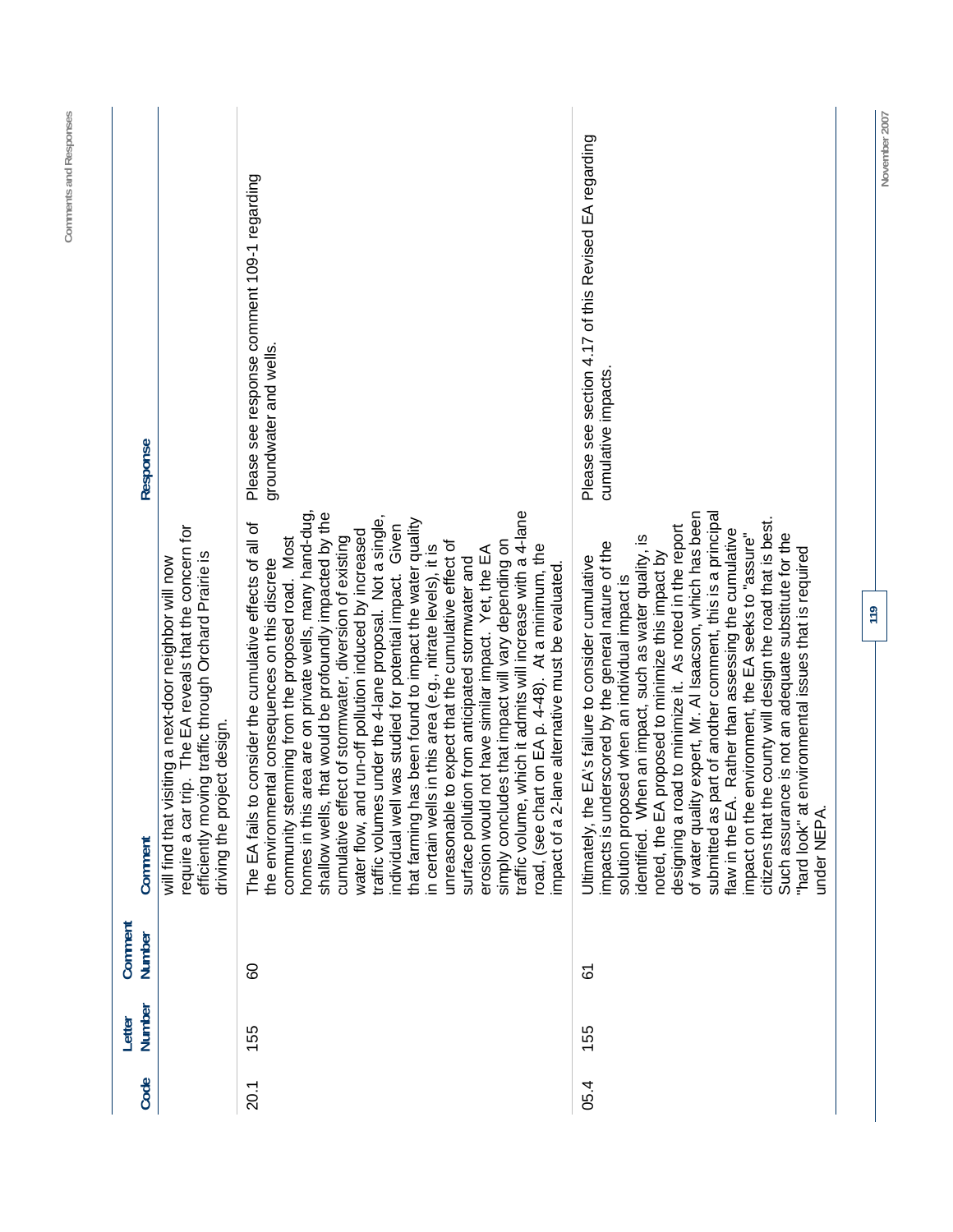| Code | Letter Number | Comment Number | Comment | Response |
|---|---|---|---|---|
| | | | will find that visiting a next-door neighbor will now require a car trip. The EA reveals that the concern for efficiently moving traffic through Orchard Prairie is driving the project design. | |
| 20.1 | 155 | 60 | The EA fails to consider the cumulative effects of all of the environmental consequences on this discrete community stemming from the proposed road. Most homes in this area are on private wells, many hand-dug, shallow wells, that would be profoundly impacted by the cumulative effect of stormwater, diversion of existing water flow, and run-off pollution induced by increased traffic volumes under the 4-lane proposal. Not a single, individual well was studied for potential impact. Given that farming has been found to impact the water quality in certain wells in this area (e.g., nitrate levels), it is unreasonable to expect that the cumulative effect of surface pollution from anticipated stormwater and erosion would not have similar impact. Yet, the EA simply concludes that impact will vary depending on traffic volume, which it admits will increase with a 4-lane road, (see chart on EA p. 4-48). At a minimum, the impact of a 2-lane alternative must be evaluated. | Please see response comment 109-1 regarding groundwater and wells. |
| 05.4 | 155 | 61 | Ultimately, the EA's failure to consider cumulative impacts is underscored by the general nature of the solution proposed when an individual impact is identified. When an impact, such as water quality, is noted, the EA proposed to minimize this impact by designing a road to minimize it. As noted in the report of water quality expert, Mr. Al Isaacson, which has been submitted as part of another comment, this is a principal flaw in the EA. Rather than assessing the cumulative impact on the environment, the EA seeks to "assure" citizens that the county will design the road that is best. Such assurance is not an adequate substitute for the "hard look" at environmental issues that is required under NEPA. | Please see section 4.17 of this Revised EA regarding cumulative impacts. |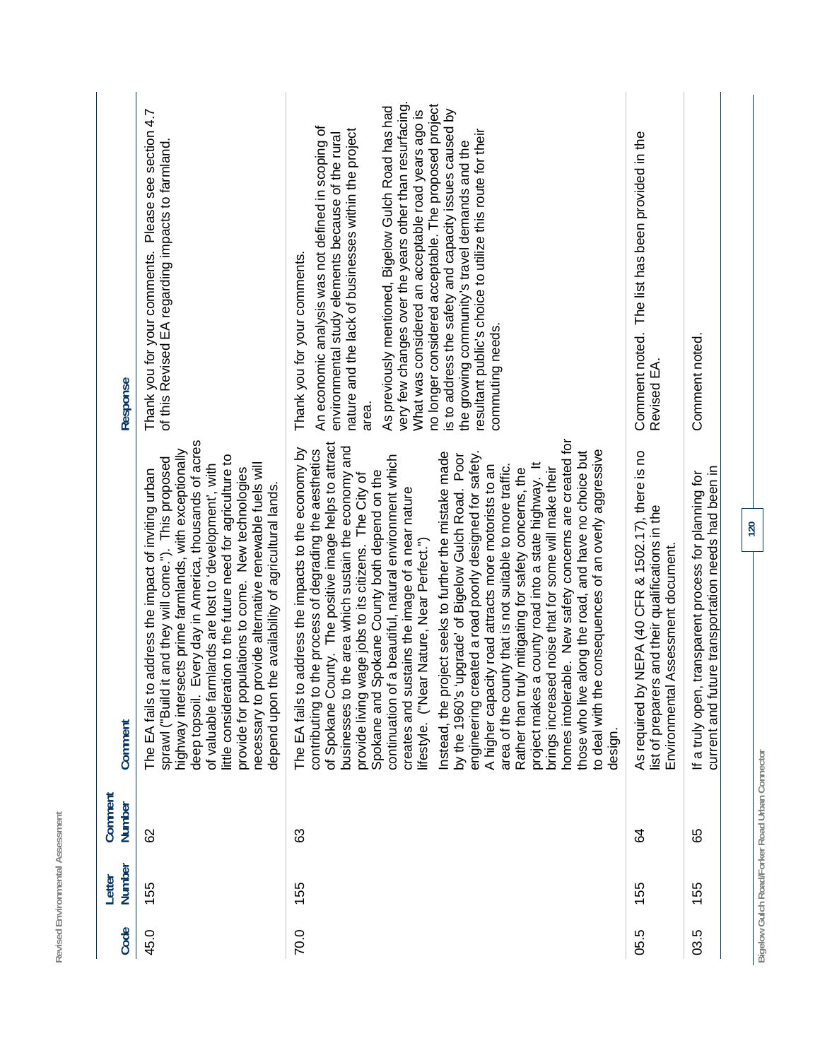| Code | Letter Number | Comment Number | Comment | Response |
|---|---|---|---|---|
| 45.0 | 155 | 62 | The EA fails to address the impact of inviting urban sprawl ("Build it and they will come."). This proposed highway intersects prime farmlands, with exceptionally deep topsoil. Every day in America, thousands of acres of valuable farmlands are lost to 'development', with little consideration to the future need for agriculture to provide for populations to come. New technologies necessary to provide alternative renewable fuels will depend upon the availability of agricultural lands. | Thank you for your comments. Please see section 4.7 of this Revised EA regarding impacts to farmland. |
| 70.0 | 155 | 63 | The EA fails to address the impacts to the economy by contributing to the process of degrading the aesthetics of Spokane County. The positive image helps to attract businesses to the area which sustain the economy and provide living wage jobs to its citizens. The City of Spokane and Spokane County both depend on the continuation of a beautiful, natural environment which creates and sustains the image of a near nature lifestyle. ("Near Nature, Near Perfect.")<br><br>Instead, the project seeks to further the mistake made by the 1960's 'upgrade' of Bigelow Gulch Road. Poor engineering created a road poorly designed for safety. A higher capacity road attracts more motorists to an area of the county that is not suitable to more traffic. Rather than truly mitigating for safety concerns, the project makes a county road into a state highway. It brings increased noise that for some will make their homes intolerable. New safety concerns are created for those who live along the road, and have no choice but to deal with the consequences of an overly aggressive design. | Thank you for your comments.<br><br>An economic analysis was not defined in scoping of environmental study elements because of the rural nature and the lack of businesses within the project area.<br><br>As previously mentioned, Bigelow Gulch Road has had very few changes over the years other than resurfacing. What was considered an acceptable road years ago is no longer considered acceptable. The proposed project is to address the safety and capacity issues caused by the growing community's travel demands and the resultant public's choice to utilize this route for their commuting needs. |
| 05.5 | 155 | 64 | As required by NEPA (40 CFR & 1502.17), there is no list of preparers and their qualifications in the Environmental Assessment document. | Comment noted. The list has been provided in the Revised EA. |
| 03.5 | 155 | 65 | If a truly open, transparent process for planning for current and future transportation needs had been in | Comment noted. |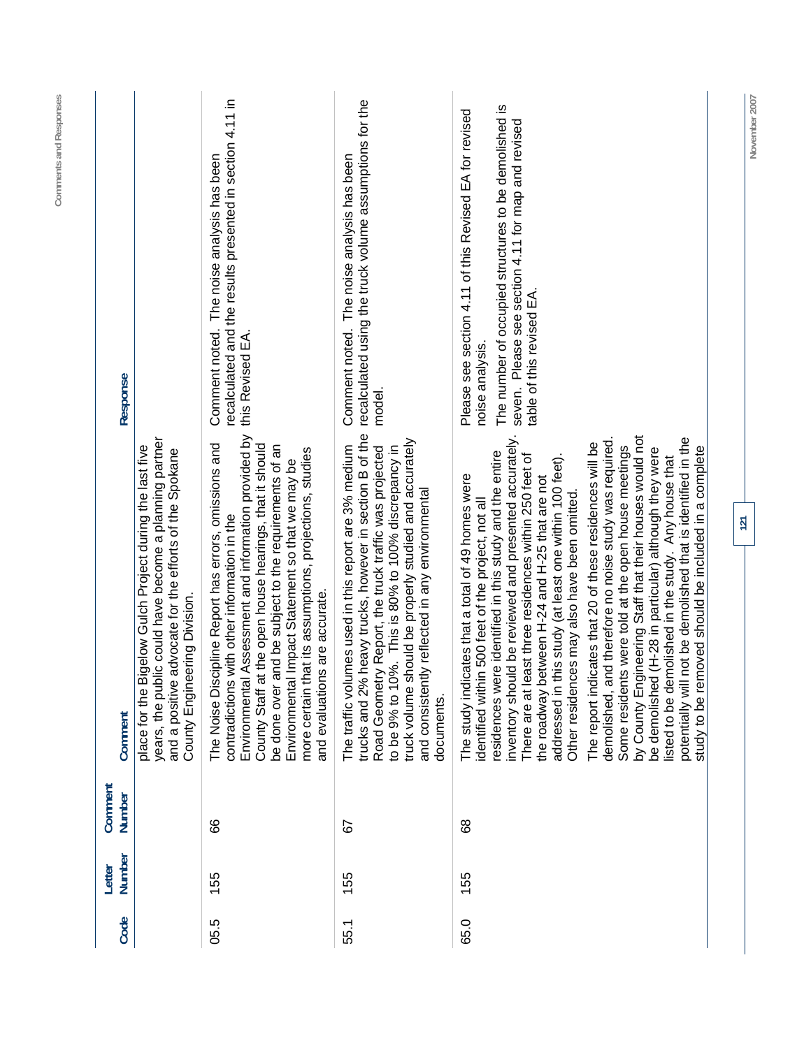| Code | Letter Number | Comment Number | Comment | Response |
|---|---|---|---|---|
| | | | place for the Bigelow Gulch Project during the last five years, the public could have become a planning partner and a positive advocate for the efforts of the Spokane County Engineering Division. | |
| 05.5 | 155 | 66 | The Noise Discipline Report has errors, omissions and contradictions with other information in the Environmental Assessment and information provided by County Staff at the open house hearings, that it should be done over and be subject to the requirements of an Environmental Impact Statement so that we may be more certain that its assumptions, projections, studies and evaluations are accurate. | Comment noted. The noise analysis has been recalculated and the results presented in section 4.11 in this Revised EA. |
| 55.1 | 155 | 67 | The traffic volumes used in this report are 3% medium trucks and 2% heavy trucks, however in section B of the Road Geometry Report, the truck traffic was projected to be 9% to 10%. This is 80% to 100% discrepancy in truck volume should be properly studied and accurately and consistently reflected in any environmental documents. | Comment noted. The noise analysis has been recalculated using the truck volume assumptions for the model. |
| 65.0 | 155 | 68 | The study indicates that a total of 49 homes were identified within 500 feet of the project, not all residences were identified in this study and the entire inventory should be reviewed and presented accurately. There are at least three residences within 250 feet of the roadway between H-24 and H-25 that are not addressed in this study (at least one within 100 feet). Other residences may also have been omitted.<br><br>The report indicates that 20 of these residences will be demolished, and therefore no noise study was required. Some residents were told at the open house meetings by County Engineering Staff that their houses would not be demolished (H-28 in particular) although they were listed to be demolished in the study. Any house that potentially will not be demolished that is identified in the study to be removed should be included in a complete | Please see section 4.11 of this Revised EA for revised noise analysis.<br><br>The number of occupied structures to be demolished is seven. Please see section 4.11 for map and revised table of this revised EA. |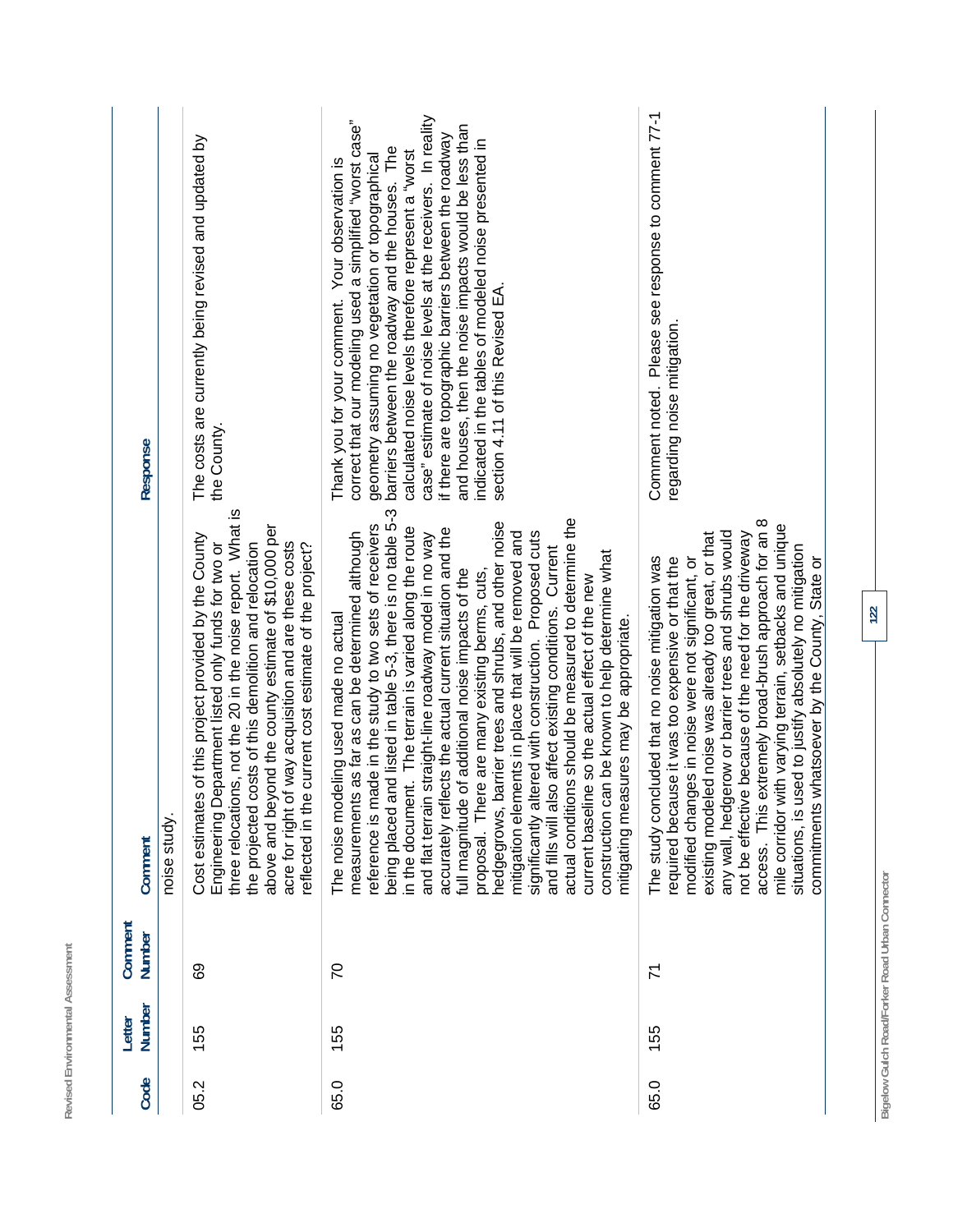| Code | Letter Number | Comment Number | Comment | Response |
|---|---|---|---|---|
| | | | noise study. | |
| 05.2 | 155 | 69 | Cost estimates of this project provided by the County Engineering Department listed only funds for two or three relocations, not the 20 in the noise report. What is the projected costs of this demolition and relocation above and beyond the county estimate of $10,000 per acre for right of way acquisition and are these costs reflected in the current cost estimate of the project? | The costs are currently being revised and updated by the County. |
| 65.0 | 155 | 70 | The noise modeling used made no actual measurements as far as can be determined although reference is made in the study to two sets of receivers being placed and listed in table 5-3, there is no table 5-3 in the document. The terrain is varied along the route and flat terrain straight-line roadway model in no way accurately reflects the actual current situation and the full magnitude of additional noise impacts of the proposal. There are many existing berms, cuts, hedgegrows, barrier trees and shrubs, and other noise mitigation elements in place that will be removed and significantly altered with construction. Proposed cuts and fills will also affect existing conditions. Current actual conditions should be measured to determine the current baseline so the actual effect of the new construction can be known to help determine what mitigating measures may be appropriate. | Thank you for your comment. Your observation is correct that our modeling used a simplified "worst case" geometry assuming no vegetation or topographical barriers between the roadway and the houses. The calculated noise levels therefore represent a "worst case" estimate of noise levels at the receivers. In reality if there are topographic barriers between the roadway and houses, then the noise impacts would be less than indicated in the tables of modeled noise presented in section 4.11 of this Revised EA. |
| 65.0 | 155 | 71 | The study concluded that no noise mitigation was required because it was too expensive or that the modified changes in noise were not significant, or existing modeled noise was already too great, or that any wall, hedgerow or barrier trees and shrubs would not be effective because of the need for the driveway access. This extremely broad-brush approach for an 8 mile corridor with varying terrain, setbacks and unique situations, is used to justify absolutely no mitigation commitments whatsoever by the County, State or | Comment noted. Please see response to comment 77-1 regarding noise mitigation. |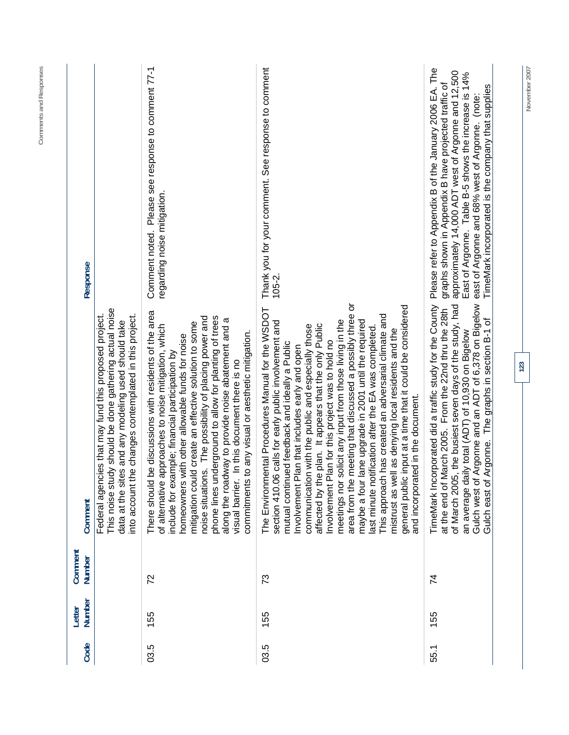| Code | Letter Number | Comment Number | Comment | Response |
|---|---|---|---|---|
| | | | Federal agencies that may fund this proposed project. This noise study should be done gathering actual noise data at the sites and any modeling used should take into account the changes contemplated in this project. | |
| 03.5 | 155 | 72 | There should be discussions with residents of the area of alternative approaches to noise mitigation, which include for example; financial participation by homeowners with other allowable funds for noise mitigation could create an effective solution to some noise situations. The possibility of placing power and phone lines underground to allow for planting of trees along the roadway to provide noise abatement and a visual barrier. In this document there is no commitments to any visual or aesthetic mitigation. | Comment noted. Please see response to comment 77-1 regarding noise mitigation. |
| 03.5 | 155 | 73 | The Environmental Procedures Manual for the WSDOT section 410.06 calls for early public involvement and mutual continued feedback and ideally a Public Involvement Plan that includes early and open communication with the public and especially those affected by the plan. It appears that the only Public Involvement Plan for this project was to hold no meetings nor solicit any input from those living in the area from the meeting that discussed a possibly three or maybe a four lane upgrade in 2001 until the required last minute notification after the EA was completed. This approach has created an adversarial climate and mistrust as well as denying local residents and the general public input at a time that it could be considered and incorporated in the document. | Thank you for your comment. See response to comment 105-2. |
| 55.1 | 155 | 74 | TimeMark Incorporated did a traffic study for the County at the end of March 2005. From the 22nd thru the 28th of March 2005, the busiest seven days of the study, had an average daily total (ADT) of 10,930 on Bigelow Gulch west of Argonne and an ADT of 6,378 on Bigelow Gulch east of Argonne. The graphs in section B-1 of | Please refer to Appendix B of the January 2006 EA. The graphs shown in Appendix B have projected traffic of approximately 14,000 ADT west of Argonne and 12,500 East of Argonne. Table B-5 shows the increase is 14% east of Argonne and 68% west of Argonne. (note: TimeMark incorporated is the company that supplies |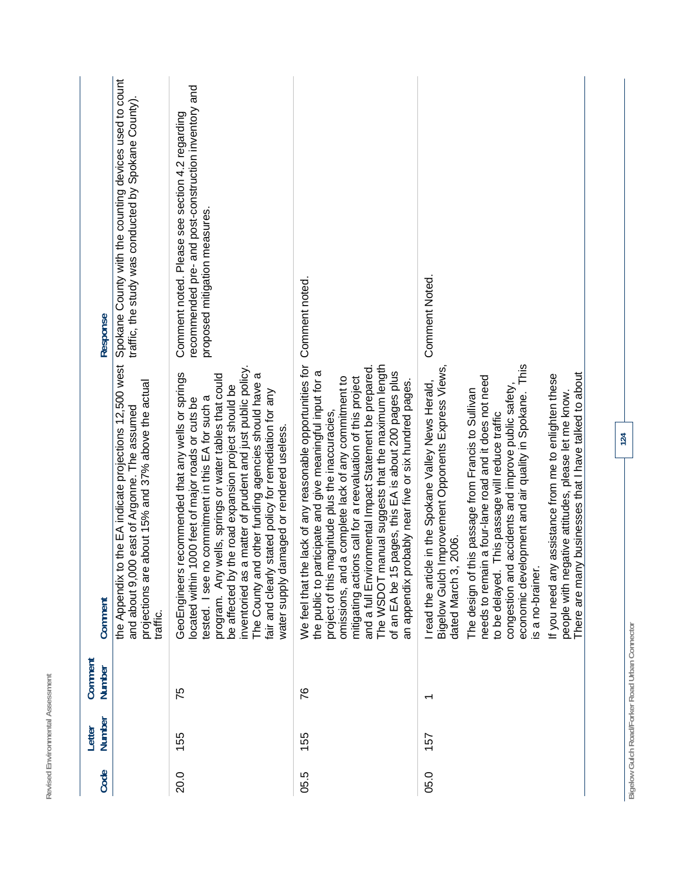| Code | Letter Number | Comment Number | Comment | Response |
|---|---|---|---|---|
| | | | the Appendix to the EA indicate projections 12,500 west and about 9,000 east of Argonne. The assumed projections are about 15% and 37% above the actual traffic. | Spokane County with the counting devices used to count traffic, the study was conducted by Spokane County). |
| 20.0 | 155 | 75 | GeoEngineers recommended that any wells or springs located within 1000 feet of major roads or cuts be tested. I see no commitment in this EA for such a program. Any wells, springs or water tables that could be affected by the road expansion project should be inventoried as a matter of prudent and just public policy. The County and other funding agencies should have a fair and clearly stated policy for remediation for any water supply damaged or rendered useless. | Comment noted. Please see section 4.2 regarding recommended pre- and post-construction inventory and proposed mitigation measures. |
| 05.5 | 155 | 76 | We feel that the lack of any reasonable opportunities for the public to participate and give meaningful input for a project of this magnitude plus the inaccuracies, omissions, and a complete lack of any commitment to mitigating actions call for a reevaluation of this project and a full Environmental Impact Statement be prepared. The WSDOT manual suggests that the maximum length of an EA be 15 pages, this EA is about 200 pages plus an appendix probably near five or six hundred pages. | Comment noted. |
| 05.0 | 157 | 1 | I read the article in the Spokane Valley News Herald, Bigelow Gulch Improvement Opponents Express Views, dated March 3, 2006.<br><br>The design of this passage from Francis to Sullivan needs to remain a four-lane road and it does not need to be delayed. This passage will reduce traffic congestion and accidents and improve public safety, economic development and air quality in Spokane. This is a no-brainer.<br><br>If you need any assistance from me to enlighten these people with negative attitudes, please let me know. There are many businesses that I have talked to about | Comment Noted. |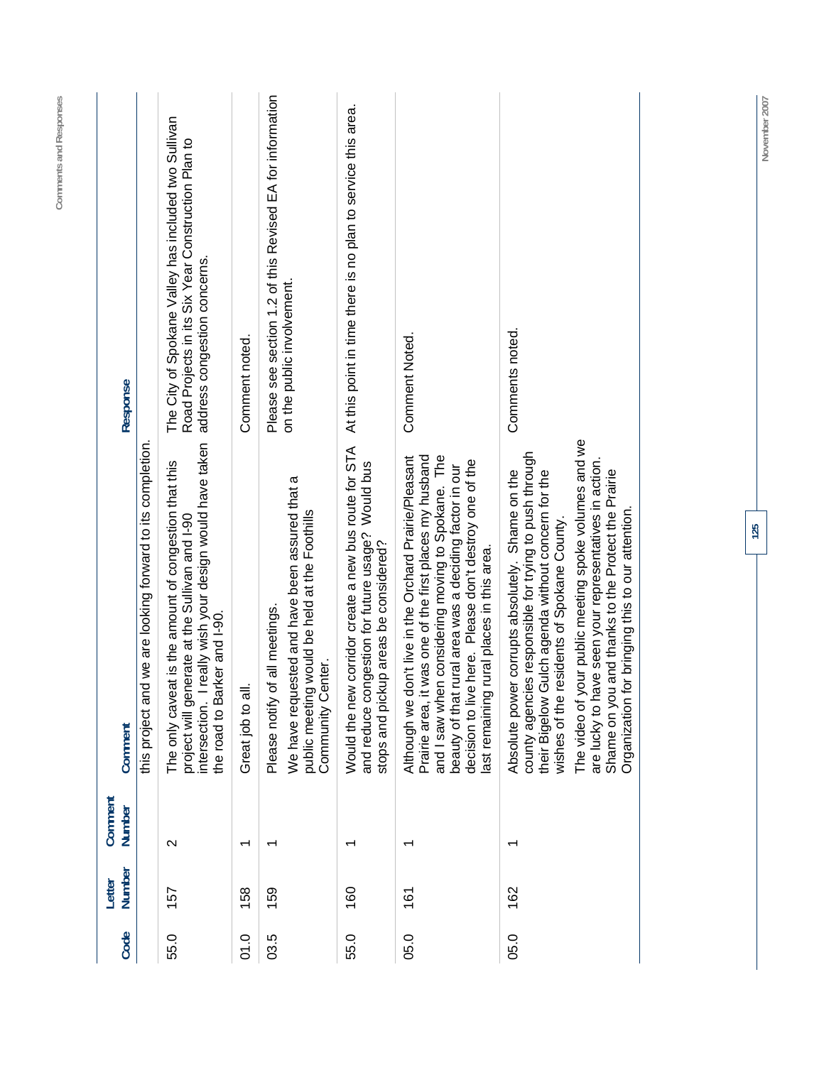| Code | Letter Number | Comment Number | Comment | Response |
|---|---|---|---|---|
| | | | this project and we are looking forward to its completion. | |
| 55.0 | 157 | 2 | The only caveat is the amount of congestion that this project will generate at the Sullivan and I-90 intersection. I really wish your design would have taken the road to Barker and I-90. | The City of Spokane Valley has included two Sullivan Road Projects in its Six Year Construction Plan to address congestion concerns. |
| 01.0 | 158 | 1 | Great job to all. | Comment noted. |
| 03.5 | 159 | 1 | Please notify of all meetings.<br><br>We have requested and have been assured that a public meeting would be held at the Foothills Community Center. | Please see section 1.2 of this Revised EA for information on the public involvement. |
| 55.0 | 160 | 1 | Would the new corridor create a new bus route for STA and reduce congestion for future usage? Would bus stops and pickup areas be considered? | At this point in time there is no plan to service this area. |
| 05.0 | 161 | 1 | Although we don't live in the Orchard Prairie/Pleasant Prairie area, it was one of the first places my husband and I saw when considering moving to Spokane. The beauty of that rural area was a deciding factor in our decision to live here. Please don't destroy one of the last remaining rural places in this area. | Comment Noted. |
| 05.0 | 162 | 1 | Absolute power corrupts absolutely. Shame on the county agencies responsible for trying to push through their Bigelow Gulch agenda without concern for the wishes of the residents of Spokane County.<br><br>The video of your public meeting spoke volumes and we are lucky to have seen your representatives in action. Shame on you and thanks to the Protect the Prairie Organization for bringing this to our attention. | Comments noted. |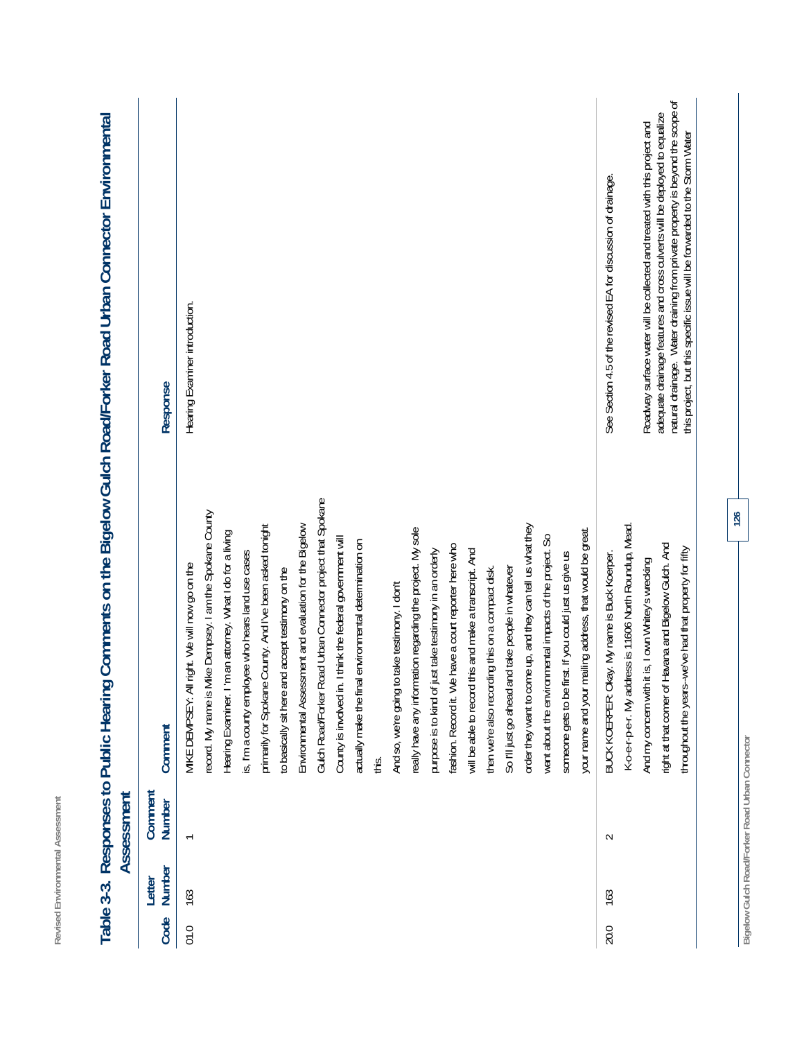# Table 3-3. Responses to Public Hearing Comments on the Bigelow Gulch Road/Forker Road Urban Connector Environmental Assessment

| Code | Letter Number | Comment Number | Comment | Response |
|---|---|---|---|---|
| 01.0 | 163 | 1 | MIKE DEMPSEY: All right. We will now go on the record. My name is Mike Dempsey. I am the Spokane County Hearing Examiner. I'm an attorney. What I do for a living is, I'm a county employee who hears land use cases primarily for Spokane County. And I've been asked tonight to basically sit here and accept testimony on the Environmental Assessment and evaluation for the Bigelow Gulch Road/Forker Road Urban Connector project that Spokane County is involved in. I think the federal government will actually make the final environmental determination on this. And so, we're going to take testimony. I don't really have any information regarding the project. My sole purpose is to kind of just take testimony in an orderly fashion. Record it. We have a court reporter here who will be able to record this and make a transcript. And then we're also recording this on a compact disk. So I'll just go ahead and take people in whatever order they want to come up, and they can tell us what they want about the environmental impacts of the project. So someone gets to be first. If you could just us give us your name and your mailing address, that would be great. | Hearing Examiner introduction. |
| 20.0 | 163 | 2 | BUCK KOERPER: Okay. My name is Buck Koerper. K-o-e-r-p-e-r. My address is 11606 North Roundup, Mead. And my concern with it is, I own Whitey's wrecking right at that corner of Havana and Bigelow Gulch. And throughout the years--we've had that property for fifty | See Section 4.5 of the revised EA for discussion of drainage.<br><br>Roadway surface water will be collected and treated with this project and adequate drainage features and cross culverts will be deployed to equalize natural drainage. Water draining from private property is beyond the scope of this project, but this specific issue will be forwarded to the Storm Water |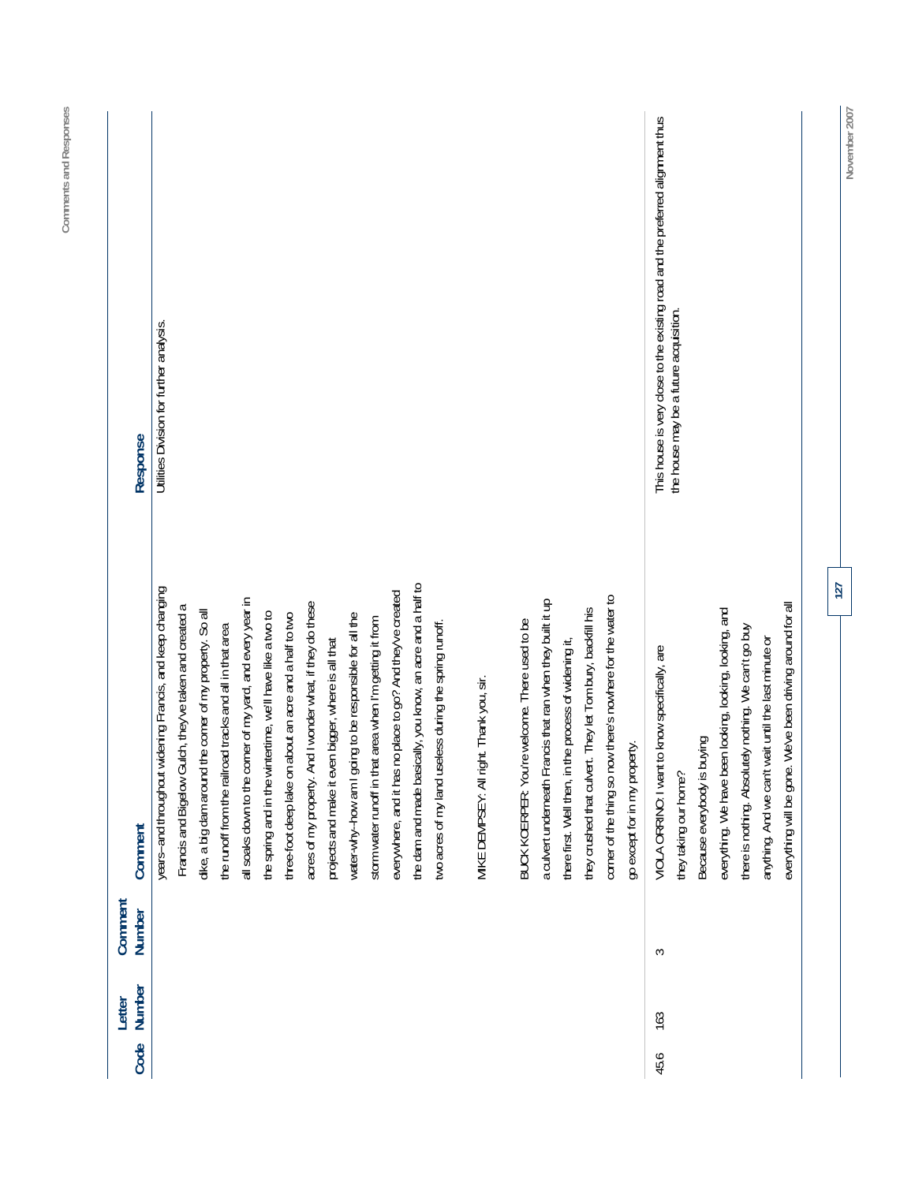| Code | Letter Number | Comment Number | Comment | Response |
|---|---|---|---|---|
| | | | years--and throughout widening Francis, and keep changing Francis and Bigelow Gulch, they've taken and created a dike, a big dam around the corner of my property. So all the runoff from the railroad tracks and all in that area all soaks down to the corner of my yard, and every year in the spring and in the wintertime, we'll have like a two to three-foot deep lake on about an acre and a half to two acres of my property. And I wonder what, if they do these projects and make it even bigger, where is all that water-why--how am I going to be responsible for all the storm water runoff in that area when I'm getting it from everywhere, and it has no place to go? And they've created the dam and made basically, you know, an acre and a half to two acres of my land useless during the spring runoff.<br><br>MIKE DEMPSEY: All right. Thank you, sir.<br><br>BUCK KOERPER: You're welcome. There used to be a culvert underneath Francis that ran when they built it up there first. Well then, in the process of widening it, they crushed that culvert. They let Tom bury, backfill his corner of the thing so now there's nowhere for the water to go except for in my property. | Utilities Division for further analysis. |
| 45.6 | 163 | 3 | VIOLA ORRINO: I want to know specifically, are they taking our home?<br>Because everybody is buying everything. We have been looking, looking, looking, and there is nothing. Absolutely nothing. We can't go buy anything. And we can't wait until the last minute or everything will be gone. We've been driving around for all | This house is very close to the existing road and the preferred alignment thus the house may be a future acquisition. |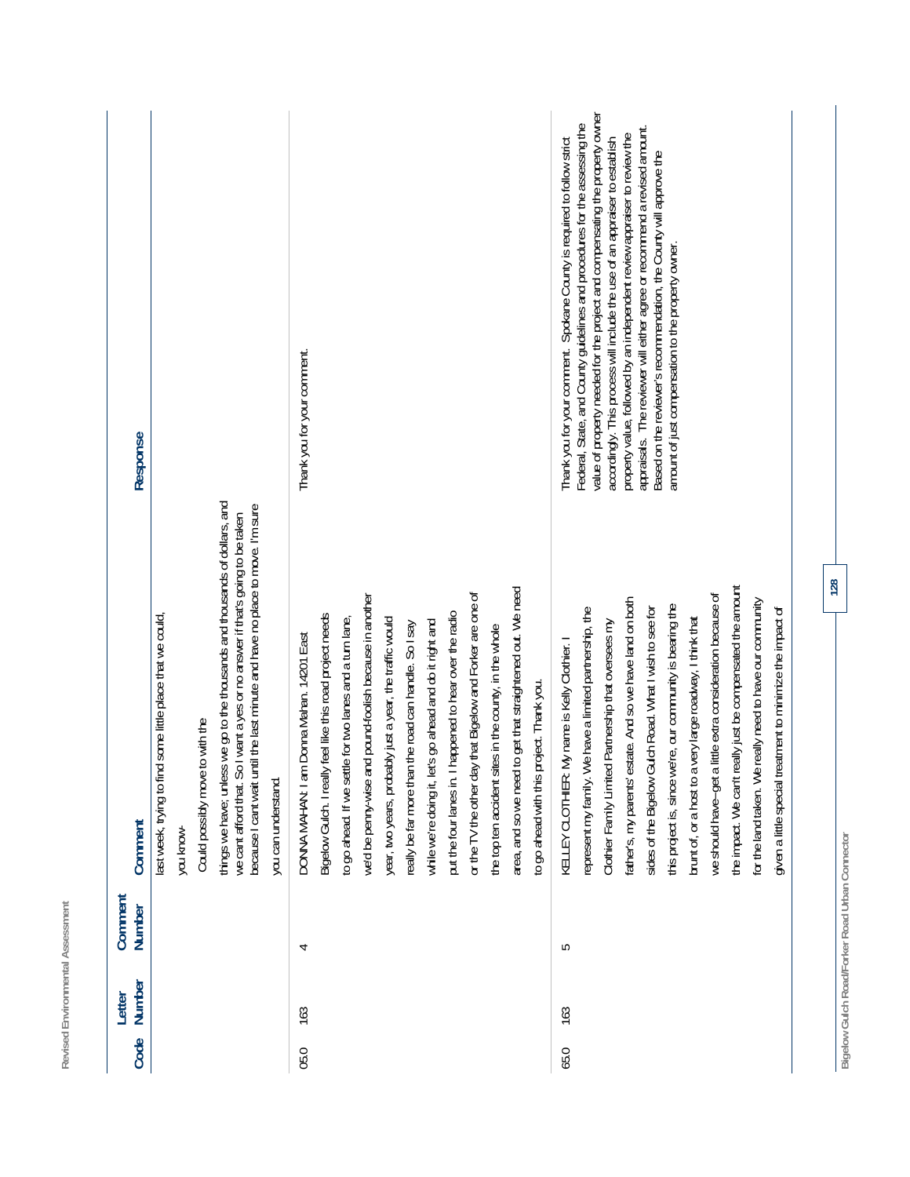| Code | Letter Number | Comment Number | Comment | Response |
|---|---|---|---|---|
| | | | last week, trying to find some little place that we could, you know- Could possibly move to with the things we have; unless we go to the thousands and thousands of dollars, and we cant afford that. So I want a yes or no answer if that's going to be taken because I cant wait until the last minute and have no place to move. I'm sure you can understand. | |
| 05.0 | 163 | 4 | DONNA MAHAN: I am Donna Mahan. 14201 East Bigelow Gulch. I really feel like this road project needs to go ahead. If we settle for two lanes and a turn lane, we'd be penny-wise and pound-foolish because in another year, two years, probably just a year, the traffic would really be far more than the road can handle. So I say while we're doing it, let's go ahead and do it right and put the four lanes in. I happened to hear over the radio or the TV the other day that Bigelow and Forker are one of the top ten accident sites in the county, in the whole area, and so we need to get that straightened out. We need to go ahead with this project. Thank you. | Thank you for your comment. |
| 65.0 | 163 | 5 | KELLEY CLOTHIER: My name is Kelly Clothier. I represent my family. We have a limited partnership, the Clothier Family Limited Partnership that oversees my father's, my parents' estate. And so we have land on both sides of the Bigelow Gulch Road. What I wish to see for this project is, since we're, our community is bearing the brunt of, or a host to a very large roadway, I think that we should have–get a little extra consideration because of the impact. We can't really just be compensated the amount for the land taken. We really need to have our community given a little special treatment to minimize the impact of | Thank you for your comment. Spokane County is required to follow strict Federal, State, and County guidelines and procedures for the assessing the value of property needed for the project and compensating the property owner accordingly. This process will include the use of an appraiser to establish property value, followed by an independent review appraiser to review the appraisals. The reviewer will either agree or recommend a revised amount. Based on the reviewer's recommendation, the County will approve the amount of just compensation to the property owner. |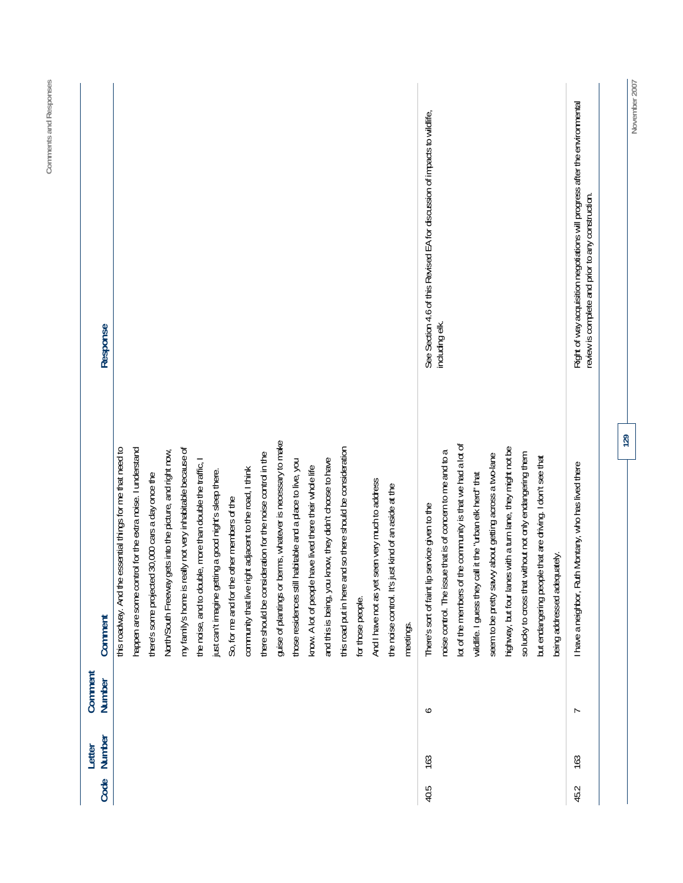| Code | Letter Number | Comment Number | Comment | Response |
|---|---|---|---|---|
| | | | this roadway. And the essential things for me that need to happen are some control for the extra noise. I understand there's some projected 30,000 cars a day once the North/South Freeway gets into the picture, and right now, my family's home is really not very inhabitable because of the noise, and to double, more than double the traffic, I just can't imagine getting a good night's sleep there. So, for me and for the other members of the community that live right adjacent to the road, I think there should be consideration for the noise control in the guise of plantings or berms, whatever is necessary to make those residences still habitable and a place to live, you know. A lot of people have lived there their whole life and this is being, you know, they didn't choose to have this road put in here and so there should be consideration for those people. And I have not as yet seen very much to address the noise control. It's just kind of an aside at the meetings. | |
| 40.5 | 163 | 6 | There's sort of faint lip service given to the noise control. The issue that is of concern to me and to a lot of the members of the community is that we had a lot of wildlife. I guess they call it the "urban elk herd" that seem to be pretty savvy about getting across a two-lane highway, but four lanes with a turn lane, they might not be so lucky to cross that without not only endangering them but endangering people that are driving. I don't see that being addressed adequately. | See Section 4.6 of this Revised EA for discussion of impacts to wildlife, including elk. |
| 45.2 | 163 | 7 | I have a neighbor, Ruth Montany, who has lived there | Right of way acquisition negotiations will progress after the environmental review is complete and prior to any construction. |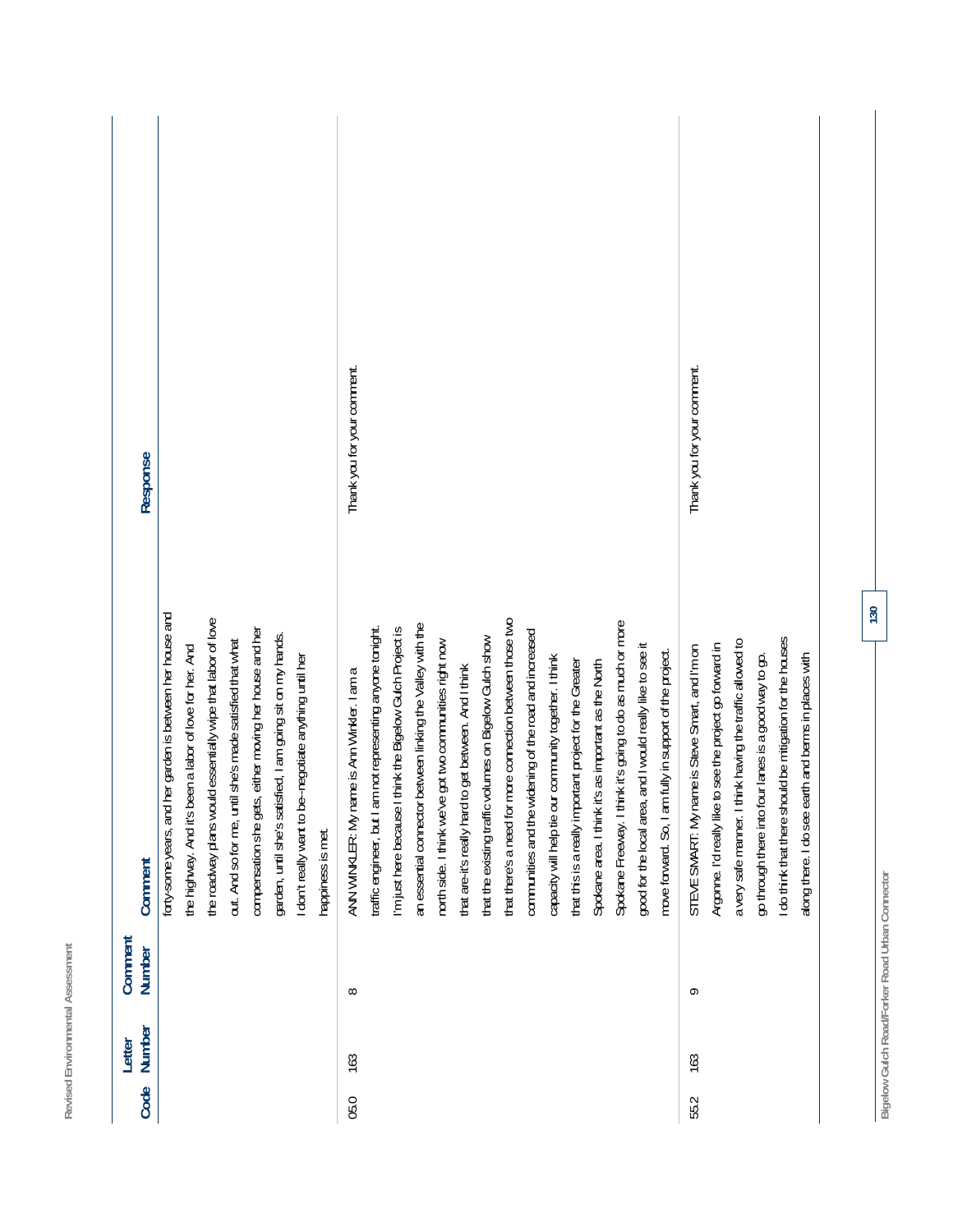| Code | Letter Number | Comment Number | Comment | Response |
| --- | --- | --- | --- | --- |
| | | | forty-some years, and her garden is between her house and the highway. And it's been a labor of love for her. And the roadway plans would essentially wipe that labor of love out. And so for me, until she's made satisfied that what compensation she gets, either moving her house and her garden, until she's satisfied, I am going sit on my hands. I don't really want to be--negotiate anything until her happiness is met. | |
| 05.0 | 163 | 8 | ANN WINKLER: My name is Ann Winkler. I am a traffic engineer, but I am not representing anyone tonight. I'm just here because I think the Bigelow Gulch Project is an essential connector between linking the Valley with the north side. I think we've got two communities right now that are--it's really hard to get between. And I think that the existing traffic volumes on Bigelow Gulch show that there's a need for more connection between those two communities and the widening of the road and increased capacity will help tie our community together. I think that this is a really important project for the Greater Spokane area. I think it's as important as the North Spokane Freeway. I think it's going to do as much or more good for the local area, and I would really like to see it move forward. So, I am fully in support of the project. | Thank you for your comment. |
| 55.2 | 163 | 9 | STEVE SMART: My name is Steve Smart, and I'm on Argonne. I'd really like to see the project go forward in a very safe manner. I think having the traffic allowed to go through there into four lanes is a good way to go. I do think that there should be mitigation for the houses along there. I do see earth and berms in places with | Thank you for your comment. |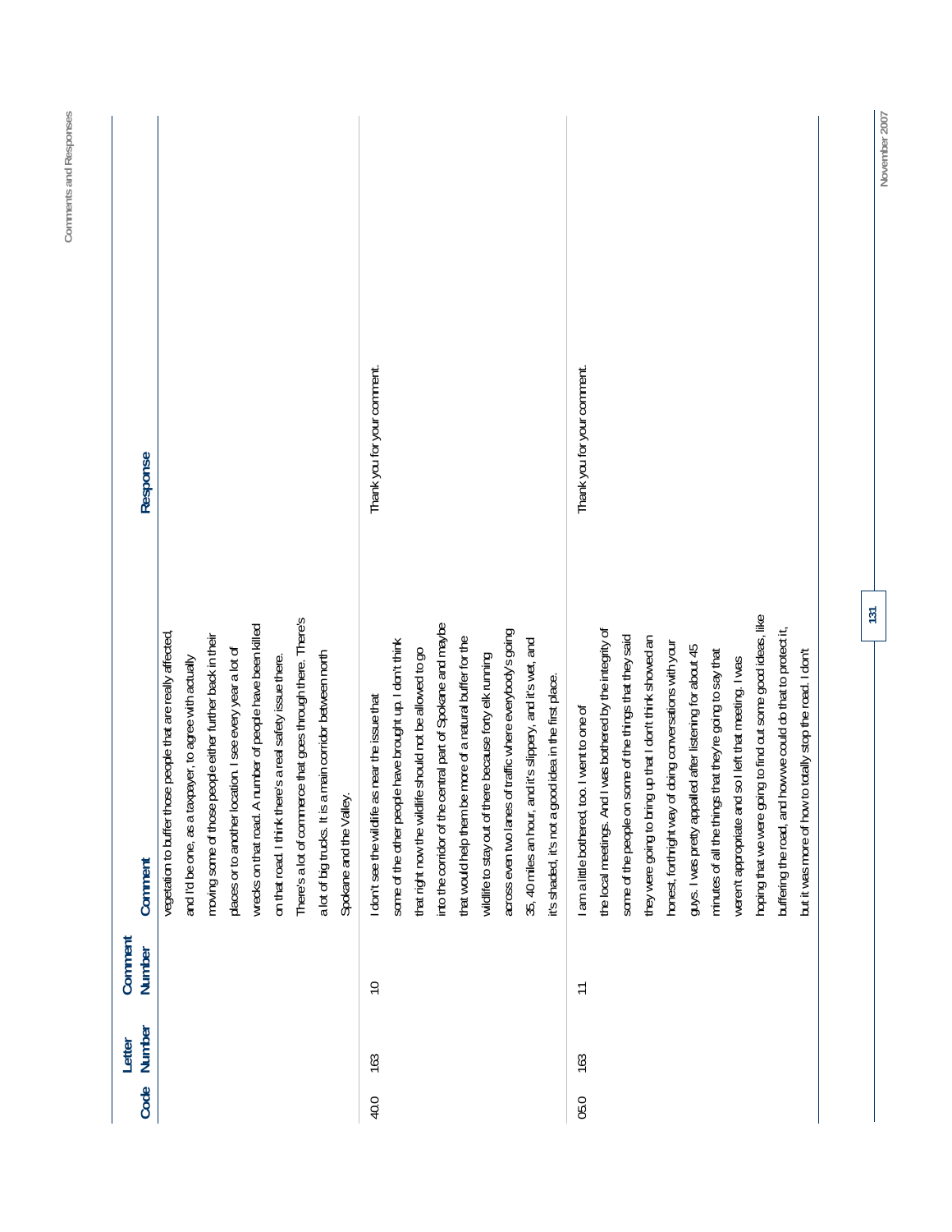| Code | Letter Number | Comment Number | Comment | Response |
|---|---|---|---|---|
| | | | vegetation to buffer those people that are really affected, and I'd be one, as a taxpayer, to agree with actually moving some of those people either further back in their places or to another location. I see every year a lot of wrecks on that road. A number of people have been killed on that road. I think there's a real safety issue there. There's a lot of commerce that goes through there. There's a lot of big trucks. It is a main corridor between north Spokane and the Valley. | |
| 40.0 | 163 | 10 | I don't see the wildlife as near the issue that some of the other people have brought up. I don't think that right now the wildlife should not be allowed to go into the corridor of the central part of Spokane and maybe that would help them be more of a natural buffer for the wildlife to stay out of there because forty elk running across even two lanes of traffic where everybody's going 35, 40 miles an hour, and it's slippery, and it's wet, and it's shaded, it's not a good idea in the first place. | Thank you for your comment. |
| 05.0 | 163 | 11 | I am a little bothered, too. I went to one of the local meetings. And I was bothered by the integrity of some of the people on some of the things that they said they were going to bring up that I don't think showed an honest, forthright way of doing conversations with your guys. I was pretty appalled after listening for about 45 minutes of all the things that they're going to say that weren't appropriate and so I left that meeting. I was hoping that we were going to find out some good ideas, like buffering the road, and how we could do that to protect it, but it was more of how to totally stop the road. I don't | Thank you for your comment. |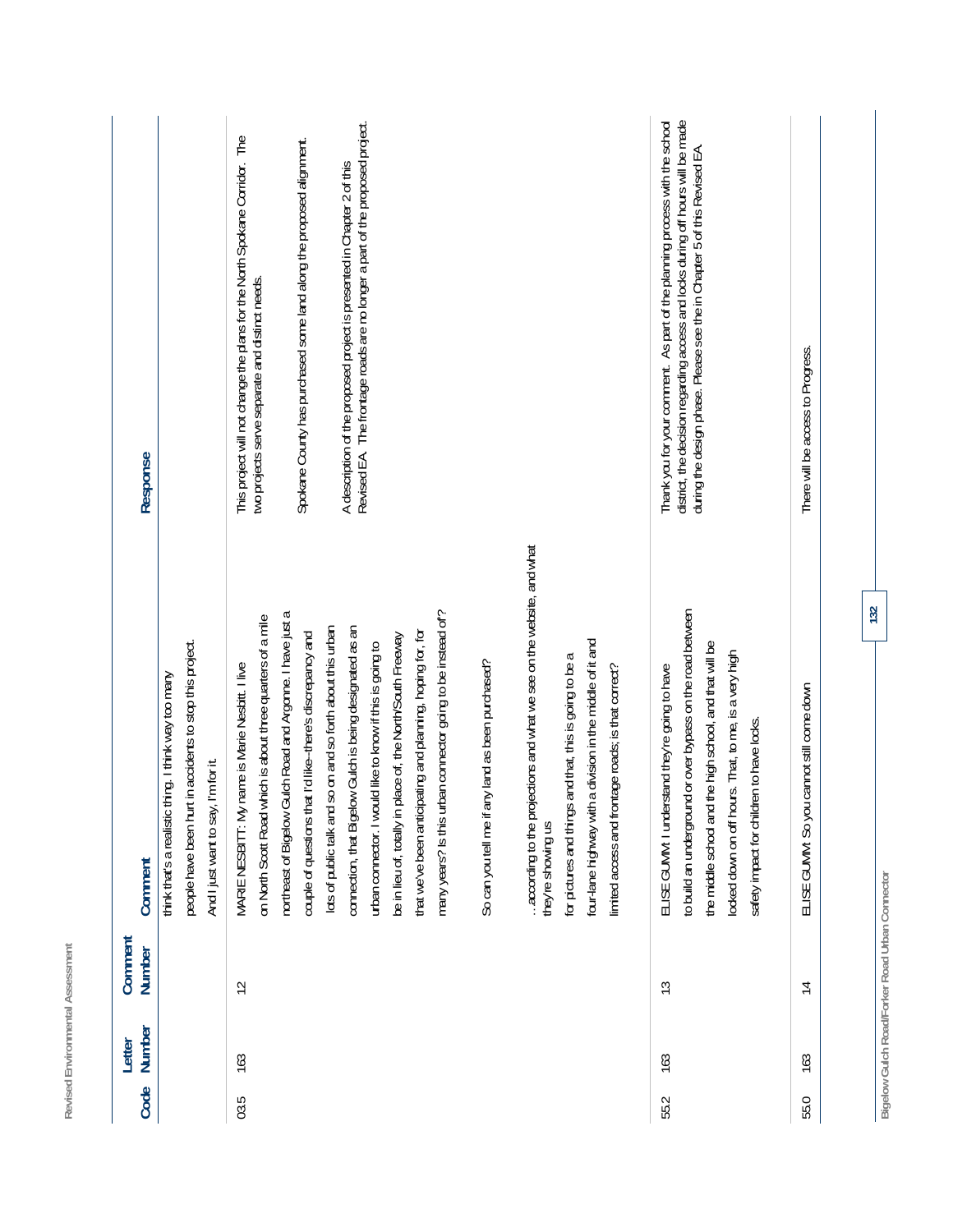| Code | Letter Number | Comment Number | Comment | Response |
|---|---|---|---|---|
| | | | think that's a realistic thing. I think way too many people have been hurt in accidents to stop this project. And I just want to say, I'm for it. | |
| 03.5 | 163 | 12 | MARIE NESBITT: My name is Marie Nesbitt. I live on North Scott Road which is about three quarters of a mile northeast of Bigelow Gulch Road and Argonne. I have just a couple of questions that I'd like--there's discrepancy and lots of public talk and so on and so forth about this urban connection, that Bigelow Gulch is being designated as an urban connector. I would like to know if this is going to be in lieu of, totally in place of, the North/South Freeway that we've been anticipating and planning, hoping for, for many years? Is this urban connector going to be instead of?<br><br>So can you tell me if any land as been purchased?<br><br>. . according to the projections and what we see on the website, and what they're showing us for pictures and things and that, this is going to be a four-lane highway with a division in the middle of it and limited access and frontage roads; is that correct? | This project will not change the plans for the North Spokane Corridor. The two projects serve separate and distinct needs.<br><br>Spokane County has purchased some land along the proposed alignment.<br><br>A description of the proposed project is presented in Chapter 2 of this Revised EA. The frontage roads are no longer a part of the proposed project. |
| 55.2 | 163 | 13 | ELISE GUMM: I understand they're going to have to build an underground or over bypass on the road between the middle school and the high school, and that will be locked down on off hours. That, to me, is a very high safety impact for children to have locks. | Thank you for your comment. As part of the planning process with the school district, the decision regarding access and locks during off hours will be made during the design phase. Please see the in Chapter 5 of this Revised EA. |
| 55.0 | 163 | 14 | ELISE GUMM: So you cannot still come down | There will be access to Progress. |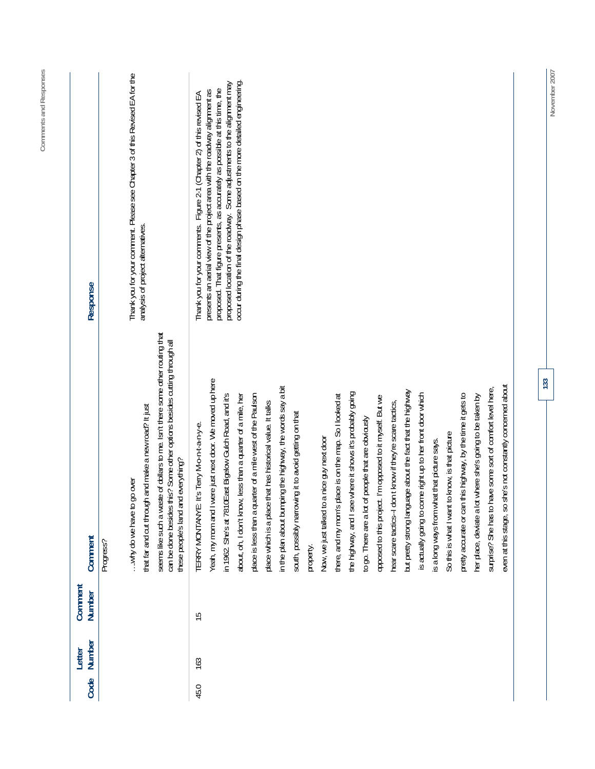| Code | Letter Number | Comment Number | Comment | Response |
|---|---|---|---|---|
| | | | Progress?<br><br>…why do we have to go over that far and cut through and make a new road? It just seems like such a waste of dollars to me. Isn't there some other routing that can be done besides this? Some other options besides cutting through all these people's land and everything? | Thank you for your comment. Please see Chapter 3 of this Revised EA for the analysis of project alternatives. |
| 45.0 | 163 | 15 | TERRY MONTANYE: It's Terry M-o-n-t-a-n-y-e.<br>Yeah, my mom and I were just next door. We moved up here in 1962. She's at 7810 East Bigelow Gulch Road, and it's about, oh, I don't know, less than a quarter of a mile, her place is less than a quarter of a mile west of the Paulson place which is a place that has historical value. It talks in the plan about bumping the highway, the words say a bit south, possibly narrowing it to avoid getting on that property.<br>Now, we just talked to a nice guy next door there, and my mom's place is on the map. So I looked at the highway, and I see where it shows it's probably going to go. There are a lot of people that are obviously opposed to this project. I'm opposed to it myself. But we hear scare tactics--I don't know if they're scare tactics, but pretty strong language about the fact that the highway is actually going to come right up to her front door which is a long ways from what that picture says.<br>So this is what I want to know, is that picture pretty accurate or can this highway, by the time it gets to her place, deviate a lot where she's going to be taken by surprise? She has to have some sort of comfort level here, even at this stage, so she's not constantly concerned about | Thank you for your comments. Figure 2-1 (Chapter 2) of this revised EA presents an aerial view of the project area with the roadway alignment as proposed. That figure presents, as accurately as possible at this time, the proposed location of the roadway. Some adjustments to the alignment may occur during the final design phase based on the more detailed engineering. |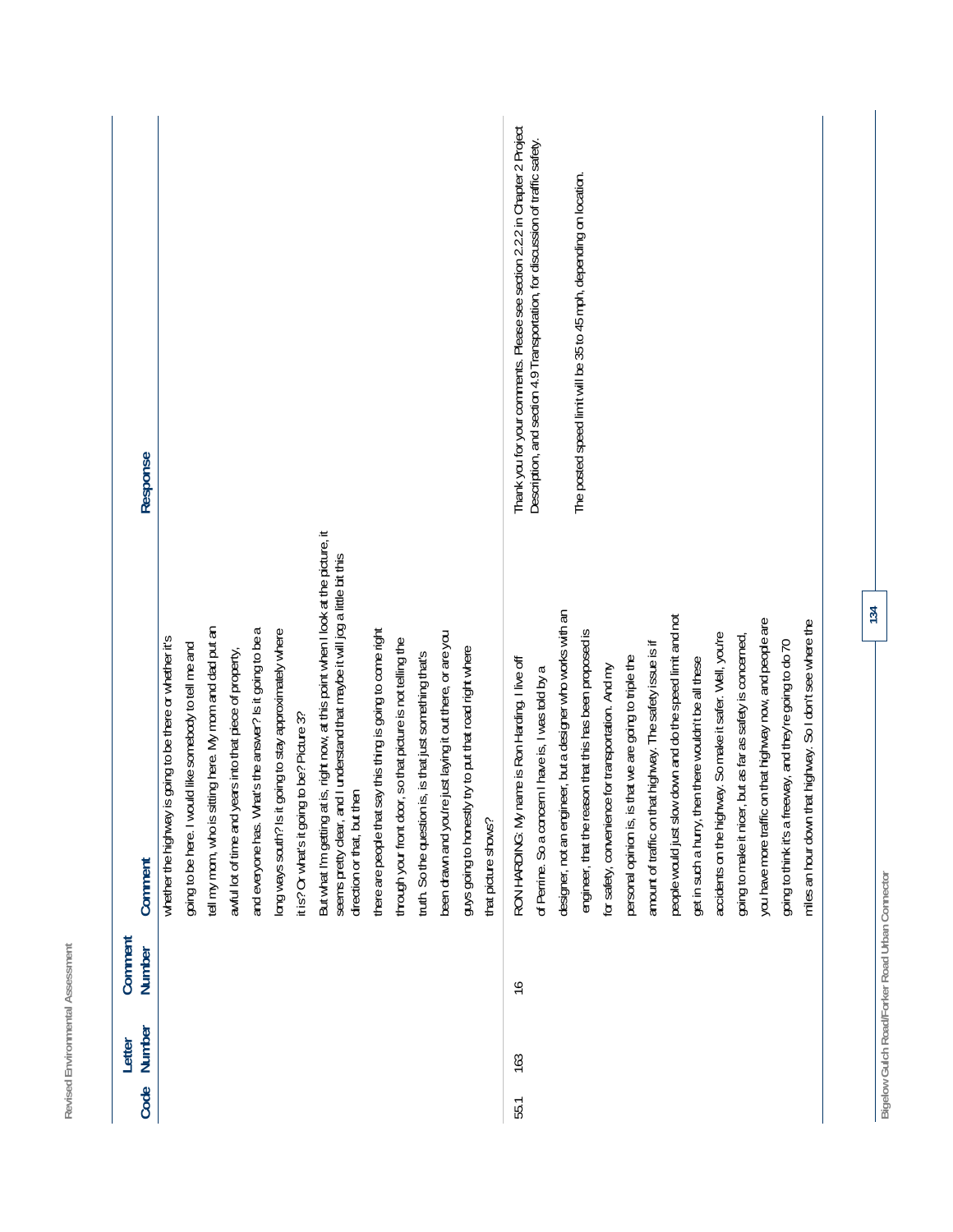| Code | Letter Number | Comment Number | Comment | Response |
|---|---|---|---|---|
| | | | whether the highway is going to be there or whether it's going to be here. I would like somebody to tell me and tell my mom, who is sitting here. My mom and dad put an awful lot of time and years into that piece of property, and everyone has. What's the answer? Is it going to be a long ways south? Is it going to stay approximately where it is? Or what's it going to be? Picture 3? But what I'm getting at is, right now, at this point when I look at the picture, it seems pretty clear, and I understand that maybe it will jog a little bit this direction or that, but then there are people that say this thing is going to come right through your front door, so that picture is not telling the truth. So the question is, is that just something that's been drawn and you're just laying it out there, or are you guys going to honestly try to put that road right where that picture shows? | |
| 55.1 | 163 | 16 | RON HARDING: My name is Ron Harding. I live off of Perrine. So a concern I have is, I was told by a designer, not an engineer, but a designer who works with an engineer, that the reason that this has been proposed is for safety, convenience for transportation. And my personal opinion is, is that we are going to triple the amount of traffic on that highway. The safety issue is if people would just slow down and do the speed limit and not get in such a hurry, then there wouldn't be all these accidents on the highway. So make it safer. Well, you're going to make it nicer, but as far as safety is concerned, you have more traffic on that highway now, and people are going to think it's a freeway, and they're going to do 70 miles an hour down that highway. So I don't see where the | Thank you for your comments. Please see section 2.2.2 in Chapter 2 Project Description, and section 4.9 Transportation, for discussion of traffic safety.<br><br>The posted speed limit will be 35 to 45 mph, depending on location. |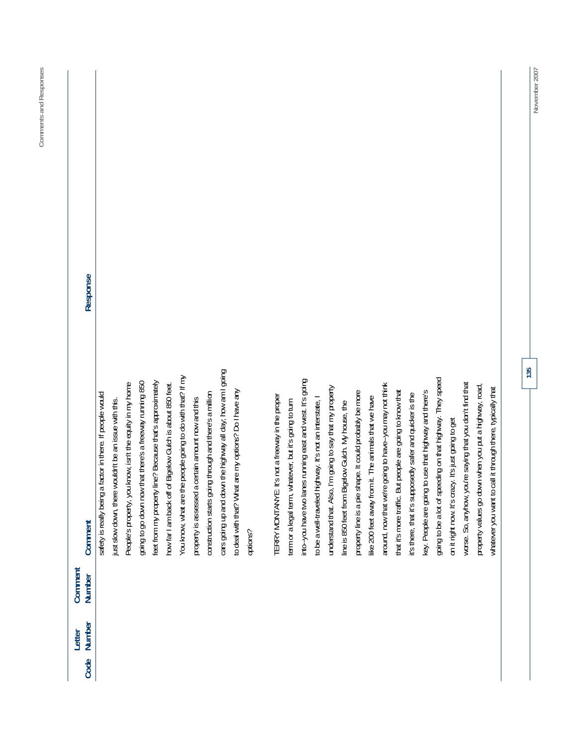| Code | Letter Number | Comment Number | Comment | Response |
|---|---|---|---|---|
| | | | safety is really being a factor in there. If people would just slow down, there wouldn't be an issue with this. People's property, you know, isn't the equity in my home going to go down now that there's a freeway running 850 feet from my property line? Because that's approximately how far I am back off of Bigelow Gulch is about 850 feet. You know, what are the people going to do with that? If my property is assessed a certain amount now and this construction starts going through and there's a million cars going up and down the highway all day; how am I going to deal with that? What are my options? Do I have any options?<br><br>TERRY MONTANYE: It's not a freeway in the proper term or a legal term, whatever, but it's going to turn into--you have two lanes running east and west. It's going to be a well-traveled highway. It's not an interstate, I understand that. Also, I'm going to say that my property line is 850 feet from Bigelow Gulch. My house, the property line is a pie shape. It could probably be more like 200 feet away from it. The animals that we have around, now that we're going to have--you may not think that it's more traffic. But people are going to know that it's there, that it's supposedly safer and quicker is the key. People are going to use that highway and there's going to be a lot of speeding on that highway. They speed on it right now. It's crazy. It's just going to get worse. So, anyhow, you're saying that you don't find that property values go down when you put a highway, road, whatever you want to call it through there, typically that | |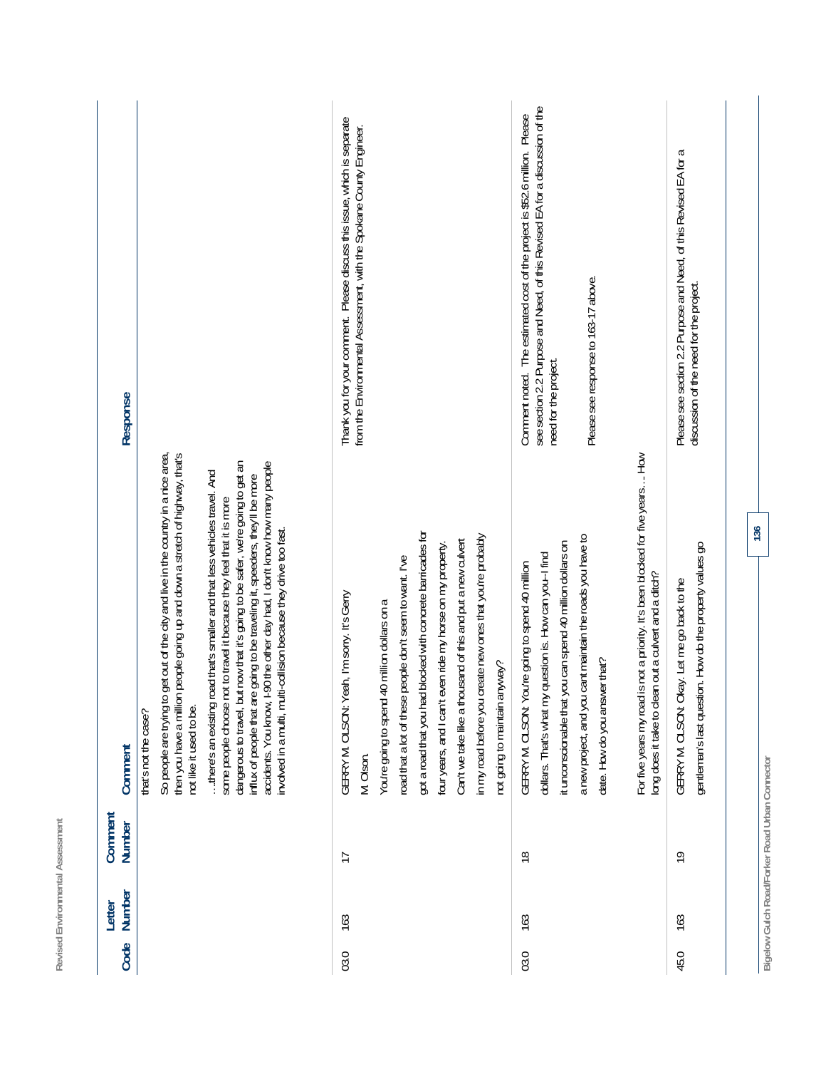| Code | Letter Number | Comment Number | Comment | Response |
|---|---|---|---|---|
| | | | that's not the case? So people are trying to get out of the city and live in the country in a nice area, then you have a million people going up and down a stretch of highway, that's not like it used to be. …there's an existing road that's smaller and that less vehicles travel. And some people choose not to travel it because they feel that it is more dangerous to travel, but now that it's going to be safer, we're going to get an influx of people that are going to be traveling it, speeders, they'll be more accidents. You know, I-90 the other day had, I don't know how many people involved in a multi, multi-collision because they drive too fast. | |
| 03.0 | 163 | 17 | GERRY M. OLSON: Yeah, I'm sorry. It's Gerry M. Olson. You're going to spend 40 million dollars on a road that a lot of these people don't seem to want. I've got a road that you had blocked with concrete barricades for four years, and I can't even ride my horse on my property. Can't we take like a thousand of this and put a new culvert in my road before you create new ones that you're probably not going to maintain anyway? | Thank you for your comment. Please discuss this issue, which is separate from the Environmental Assessment, with the Spokane County Engineer. |
| 03.0 | 163 | 18 | GERRY M. OLSON: You're going to spend 40 million dollars. That's what my question is. How can you--I find it unconscionable that you can spend 40 million dollars on a new project, and you can't maintain the roads you have to date. How do you answer that? For five years my road is not a priority. It's been blocked for five years… How long does it take to clean out a culvert and a ditch? | Comment noted. The estimated cost of the project is $52.6 million. Please see section 2.2 Purpose and Need, of this Revised EA for a discussion of the need for the project. Please see response to 163-17 above. |
| 45.0 | 163 | 19 | GERRY M. OLSON: Okay. Let me go back to the gentleman's last question. How do the property values go | Please see section 2.2 Purpose and Need, of this Revised EA for a discussion of the need for the project. |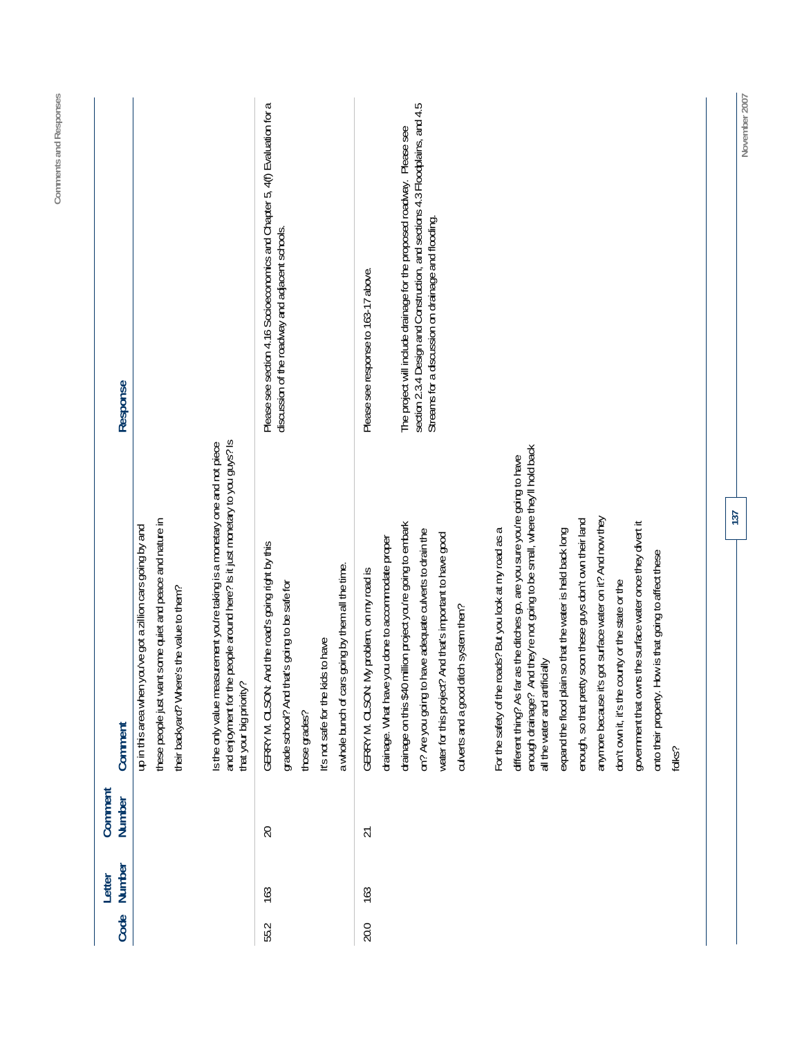| Code | Letter Number | Comment Number | Comment | Response |
|---|---|---|---|---|
| | | | up in this area when you've got a zillion cars going by and these people just want some quiet and peace and nature in their backyard? Where's the value to them?<br><br>Is the only value measurement you're taking is a monetary one and not piece and enjoyment for the people around here? Is it just monetary to you guys? Is that your big priority? | |
| 55.2 | 163 | 20 | GERRY M. OLSON: And the road's going right by this grade school? And that's going to be safe for those grades?<br>It's not safe for the kids to have a whole bunch of cars going by them all the time. | Please see section 4.16 Socioeconomics and Chapter 5, 4(f) Evaluation for a discussion of the roadway and adjacent schools. |
| 20.0 | 163 | 21 | GERRY M. OLSON: My problem, on my road is drainage. What have you done to accommodate proper drainage on this $40 million project you're going to embark on? Are you going to have adequate culverts to drain the water for this project? And that's important to have good culverts and a good ditch system then?<br><br>For the safety of the roads? But you look at my road as a different thing? As far as the ditches go, are you sure you're going to have enough drainage? And they're not going to be small, where they'll hold back all the water and artificially expand the flood plain so that the water is held back long enough, so that pretty soon these guys don't own their land anymore because it's got surface water on it? And now they don't own it, it's the county or the state or the government that owns the surface water once they divert it onto their property. How is that going to affect these folks? | Please see response to 163-17 above.<br><br>The project will include drainage for the proposed roadway. Please see section 2.3.4 Design and Construction, and sections 4.3 Floodplains, and 4.5 Streams for a discussion on drainage and flooding. |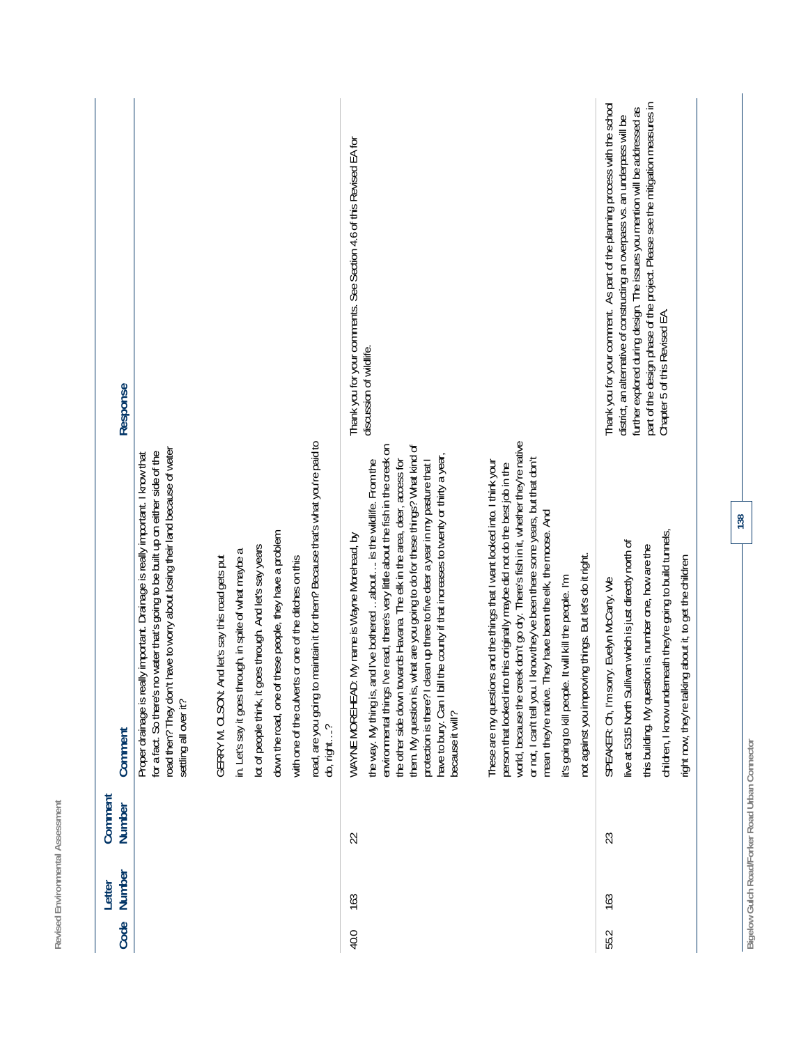| Code | Letter Number | Comment Number | Comment | Response |
|---|---|---|---|---|
| | | | Proper drainage is really important. Drainage is really important. I know that for a fact. So there's no water that's going to be built up on either side of the road then? They don't have to worry about losing their land because of water settling all over it?<br><br>GERRY M. OLSON: And let's say this road gets put in. Let's say it goes through, in spite of what maybe a lot of people think, it goes through. And let's say years down the road, one of these people, they have a problem with one of the culverts or one of the ditches on this road, are you going to maintain it for them? Because that's what you're paid to do, right…? | |
| 40.0 | 163 | 22 | WAYNE MOREHEAD: My name is Wayne Morehead, by the way. My thing is, and I've bothered …about…. is the wildlife. From the environmental things I've read, there's very little about the fish in the creek on the other side down towards Havana. The elk in the area, deer, access for them. My question is, what are you going to do for these things? What kind of protection is there? I clean up three to five deer a year in my pasture that I have to bury. Can I bill the county if that increases to twenty or thirty a year, because it will?<br><br>These are my questions and the things that I want looked into. I think your person that looked into this originally maybe did not do the best job in the world, because the creek don't go dry. There's fish in it, whether they're native or not, I can't tell you. I know they've been there some years, but that don't mean they're native. They have been the elk, the moose. And it's going to kill people. It will kill the people. I'm not against you improving things. But let's do it right. | Thank you for your comments. See Section 4.6 of this Revised EA for discussion of wildlife. |
| 55.2 | 163 | 23 | SPEAKER: Oh, I'm sorry. Evelyn McCarty. We live at 5315 North Sullivan which is just directly north of this building. My question is, number one, how are the children, I know underneath they're going to build tunnels, right now, they're talking about it, to get the children | Thank you for your comment. As part of the planning process with the school district, an alternative of constructing an overpass vs. an underpass will be further explored during design. The issues you mention will be addressed as part of the design phase of the project. Please see the mitigation measures in Chapter 5 of this Revised EA. |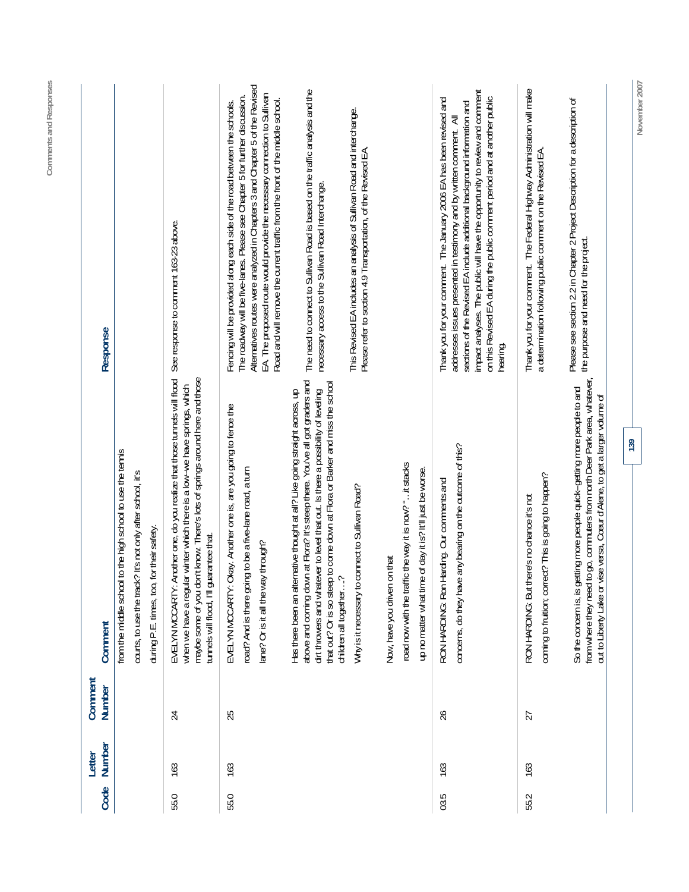| Code | Letter Number | Comment Number | Comment | Response |
|---|---|---|---|---|
| | | | from the middle school to the high school to use the tennis courts, to use the track? It's not only after school, it's during P.E. times, too, for their safety. | |
| 55.0 | 163 | 24 | EVELYN MCCARTY: Another one, do you realize that those tunnels will flood when we have a regular winter which there is a low--we have springs, which maybe some of you don't know. There's lots of springs around here and those tunnels will flood, I'll guarantee that. | See response to comment 163-23 above. |
| 55.0 | 163 | 25 | EVELYN MCCARTY: Okay. Another one is, are you going to fence the road? And is there going to be a five-lane road, a turn lane? Or is it all the way through?<br><br>Has there been an alternative thought at all? Like going straight across, up above and coming down at Flora? It's steep there. You've all got graders and dirt throwers and whatever to level that out. Is there a possibility of leveling that out? Or is so steep to come down at Flora or Barker and miss the school children all together…?<br><br>Why is it necessary to connect to Sullivan Road?<br><br>Now, have you driven on that road now with the traffic the way it is now? "…it stacks up no matter what time of day it is? It'll just be worse. | Fencing will be provided along each side of the road between the schools. The roadway will be five-lanes. Please see Chapter 5 for further discussion. Alternatives routes were analyzed in Chapters 3 and Chapter 5 of the Revised EA. The proposed route would provide the necessary connection to Sullivan Road and will remove the current traffic from the front of the middle school.<br><br>The need to connect to Sullivan Road is based on the traffic analysis and the necessary access to the Sullivan Road Interchange.<br><br>This Revised EA includes an analysis of Sullivan Road and interchange. Please refer to section 4.9 Transportation, of the Revised EA. |
| 03.5 | 163 | 26 | RON HARDING: Ron Harding. Our comments and concerns, do they have any bearing on the outcome of this? | Thank you for your comment. The January 2006 EA has been revised and addresses issues presented in testimony and by written comment. All sections of the Revised EA include additional background information and impact analyses. The public will have the opportunity to review and comment on this Revised EA during the public comment period and at another public hearing. |
| 55.2 | 163 | 27 | RON HARDING: But there's no chance it's not coming to fruition; correct? This is going to happen?<br><br>So the concern is, is getting more people quick--getting more people to and from where they need to go, commuters from north Deer Park area, whatever, out to Liberty Lake or vise versa, Coeur d'Alene, to get a larger volume of | Thank you for your comment. The Federal Highway Administration will make a determination following public comment on the Revised EA.<br><br>Please see section 2.2 in Chapter 2 Project Description for a description of the purpose and need for the project. |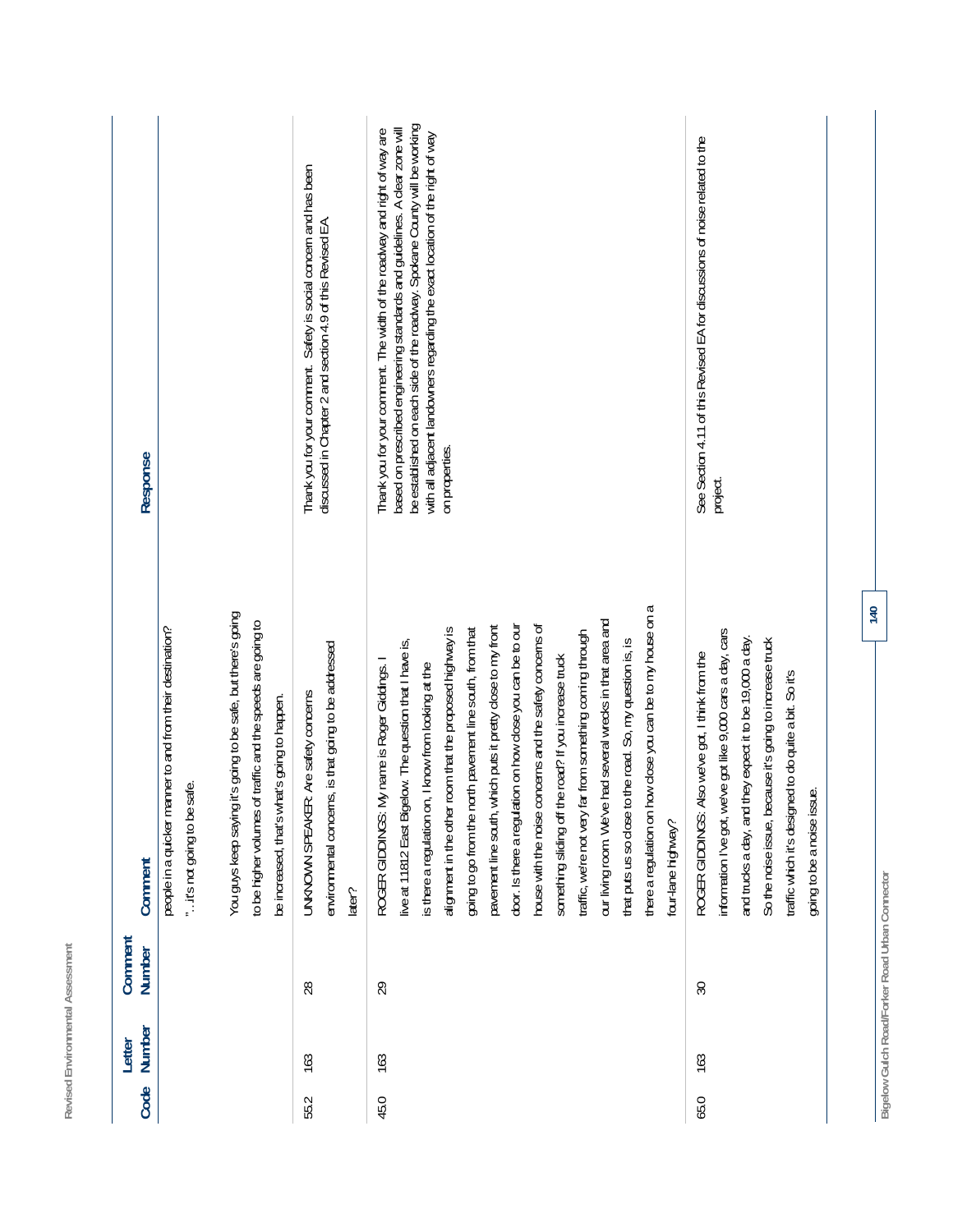| Code | Letter Number | Comment Number | Comment | Response |
|---|---|---|---|---|
| | | | people in a quicker manner to and from their destination? " …it's not going to be safe. You guys keep saying it's going to be safe, but there's going to be higher volumes of traffic and the speeds are going to be increased, that's what's going to happen. | |
| 55.2 | 163 | 28 | UNKNOWN SPEAKER: Are safety concerns environmental concerns, is that going to be addressed later? | Thank you for your comment. Safety is social concern and has been discussed in Chapter 2 and section 4.9 of this Revised EA. |
| 45.0 | 163 | 29 | ROGER GIDDINGS: My name is Roger Giddings. I live at 11812 East Bigelow. The question that I have is, is there a regulation on, I know from looking at the alignment in the other room that the proposed highway is going to go from the north pavement line south, from that pavement line south, which puts it pretty close to my front door. Is there a regulation on how close you can be to our house with the noise concerns and the safety concerns of something sliding off the road? If you increase truck traffic, we're not very far from something coming through our living room. We've had several wrecks in that area and that puts us so close to the road. So, my question is, is there a regulation on how close you can be to my house on a four-lane highway? | Thank you for your comment. The width of the roadway and right of way are based on prescribed engineering standards and guidelines. A clear zone will be established on each side of the roadway. Spokane County will be working with all adjacent landowners regarding the exact location of the right of way on properties. |
| 65.0 | 163 | 30 | ROGER GIDDINGS: Also we've got, I think from the information I've got, we've got like 9,000 cars a day, cars and trucks a day, and they expect it to be 19,000 a day. So the noise issue, because it's going to increase truck traffic which it's designed to do quite a bit. So it's going to be a noise issue. | See Section 4.11 of this Revised EA for discussions of noise related to the project. |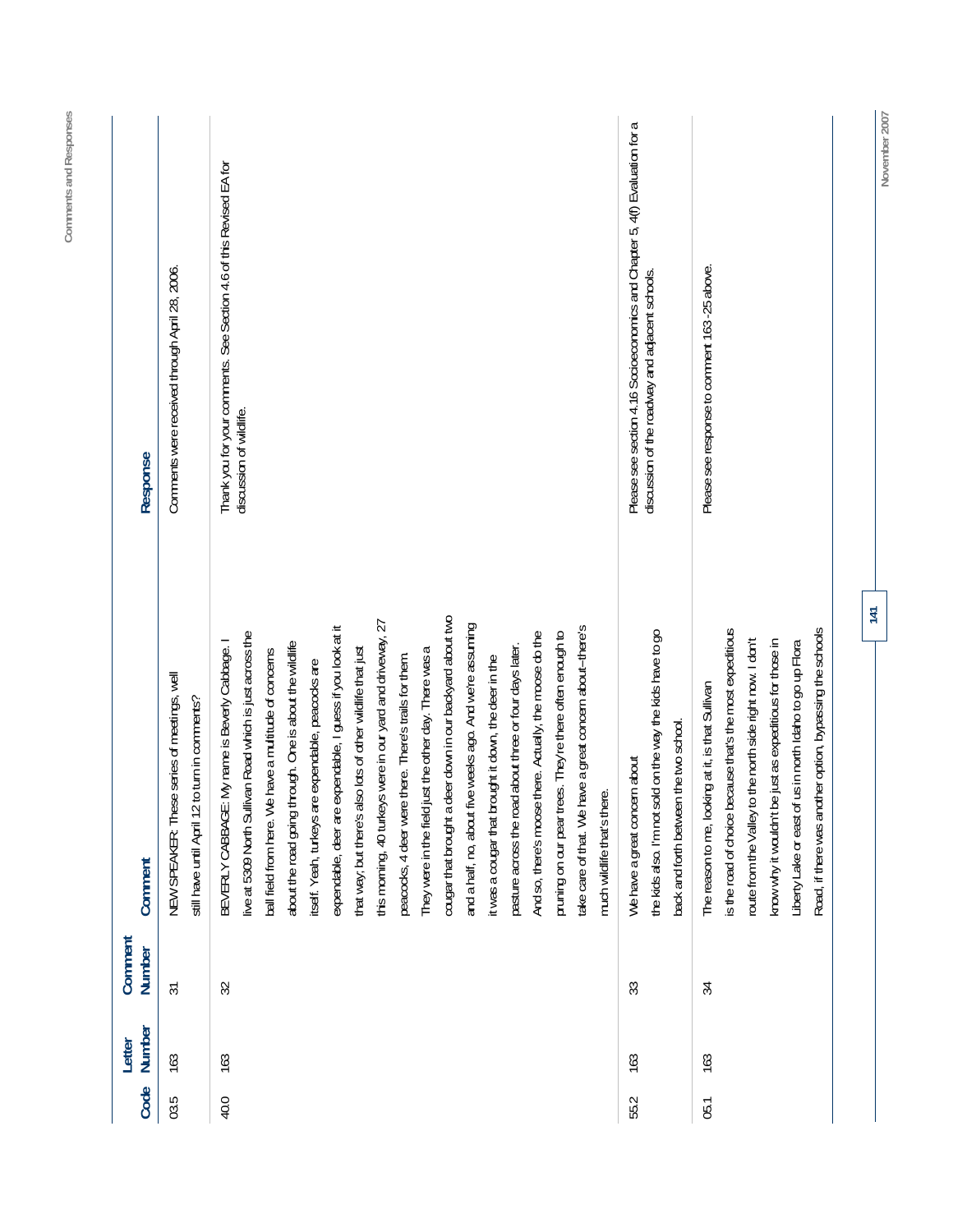| Code | Letter Number | Comment Number | Comment | Response |
|---|---|---|---|---|
| 03.5 | 163 | 31 | NEW SPEAKER: These series of meetings, well still have until April 12 to turn in comments? | Comments were received through April 28, 2006. |
| 40.0 | 163 | 32 | BEVERLY CABBAGE: My name is Beverly Cabbage. I live at 5309 North Sullivan Road which is just across the ball field from here. We have a multitude of concerns about the road going through. One is about the wildlife itself. Yeah, turkeys are expendable, peacocks are expendable, deer are expendable, I guess if you look at it that way, but there's also lots of other wildlife that just this morning, 40 turkeys were in our yard and driveway, 27 peacocks, 4 deer were there. There's trails for them. They were in the field just the other day. There was a cougar that brought a deer down in our backyard about two and a half, no, about five weeks ago. And we're assuming it was a cougar that brought it down, the deer in the pasture across the road about three or four days later. And so, there's moose there. Actually, the moose do the pruning on our pear trees. They're there often enough to take care of that. We have a great concern about–there's much wildlife that's there. | Thank you for your comments. See Section 4.6 of this Revised EA for discussion of wildlife. |
| 55.2 | 163 | 33 | We have a great concern about the kids also. I'm not sold on the way the kids have to go back and forth between the two school. | Please see section 4.16 Socioeconomics and Chapter 5, 4(f) Evaluation for a discussion of the roadway and adjacent schools. |
| 05.1 | 163 | 34 | The reason to me, looking at it, is that Sullivan is the road of choice because that's the most expeditious route from the Valley to the north side right now. I don't know why it wouldn't be just as expeditious for those in Liberty Lake or east of us in north Idaho to go up Flora Road, if there was another option, bypassing the schools | Please see response to comment 163-25 above. |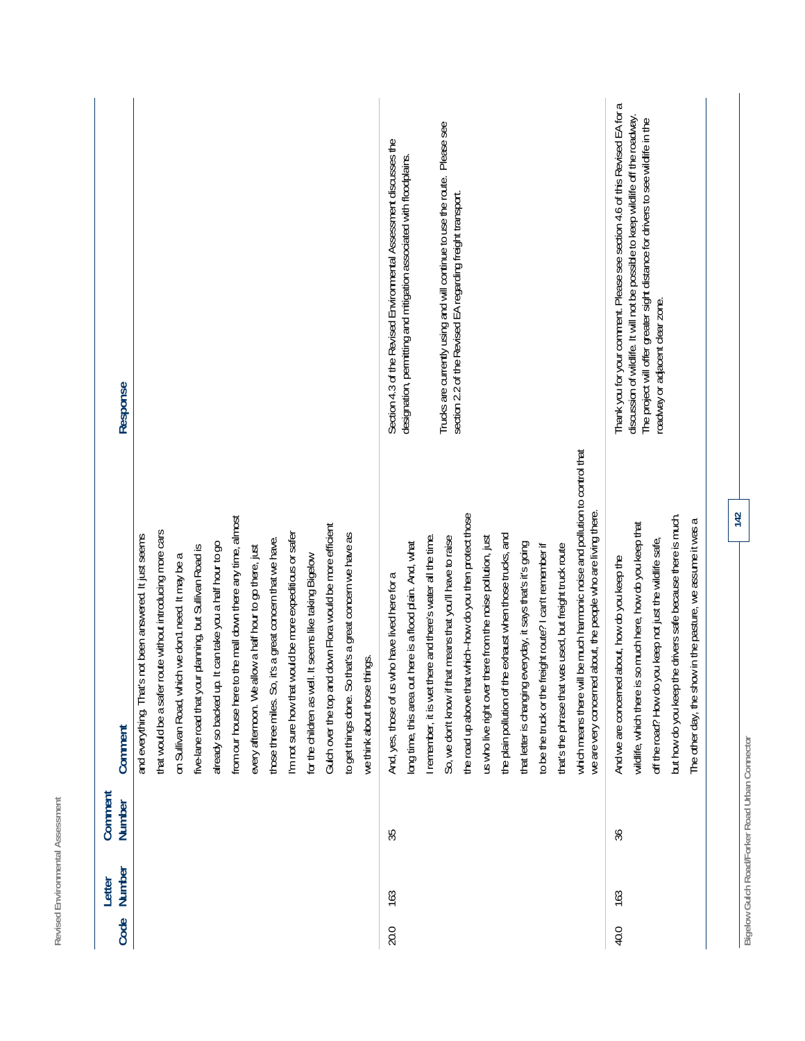| Code | Letter Number | Comment Number | Comment | Response |
|---|---|---|---|---|
| | | | and everything. That's not been answered. It just seems that would be a safer route without introducing more cars on Sullivan Road, which we don1 need. It may be a five-lane road that your planning, but Sullivan Road is already so backed up. It can take you a half hour to go from our house here to the mall down there any time, almost every afternoon. We allow a half hour to go there, just those three miles. So, it's a great concern that we have. I'm not sure how that would be more expeditious or safer for the children as well. It seems like taking Bigelow Gulch over the top and down Flora would be more efficient to get things done. So that's a great concern we have as we think about those things. | |
| 20.0 | 163 | 35 | And, yes, those of us who have lived here for a long time, this area out here is a flood plain. And, what I remember, it is wet there and there's water all the time. So, we don't know if that means that you'll have to raise the road up above that which--how do you then protect those us who live right over there from the noise pollution, just the plain pollution of the exhaust when those trucks, and that letter is changing everyday, it says that's it's going to be the truck or the freight route? I can't remember if that's the phrase that was used, but freight truck route which means there will be much harmonic noise and pollution to control that we are very concerned about, the people who are living there. | Section 4.3 of the Revised Environmental Assessment discusses the designation, permitting and mitigation associated with floodplains.<br><br>Trucks are currently using and will continue to use the route. Please see section 2.2 of the Revised EA regarding freight transport. |
| 40.0 | 163 | 36 | And we are concerned about, how do you keep the wildlife, which there is so much here, how do you keep that off the road? How do you keep not just the wildlife safe, but how do you keep the drivers safe because there is much. The other day, the show in the pasture, we assume it was a | Thank you for your comment. Please see section 4.6 of this Revised EA for a discussion of wildlife. It will not be possible to keep wildlife off the roadway. The project will offer greater sight distance for drivers to see wildlife in the roadway or adjacent clear zone. |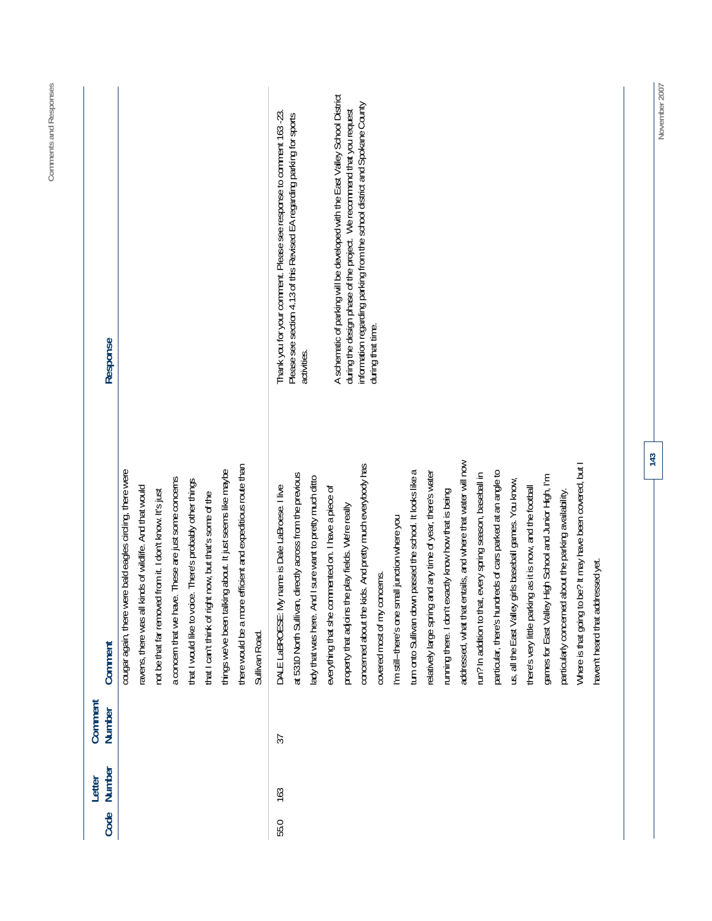| Code | Letter Number | Comment Number | Comment | Response |
|---|---|---|---|---|
| | | | cougar again, there were bald eagles circling, there were ravens, there was all kinds of wildlife. And that would not be that far removed from it. I don't know. It's just a concern that we have. These are just some concerns that I would like to voice. There's probably other things that I can't think of right now, but that's some of the things we've been talking about. It just seems like maybe there would be a more efficient and expeditious route than Sullivan Road. | |
| 55.0 | 163 | 37 | DALE LaBROESE: My name is Dale LaBroese. I live at 5310 North Sullivan, directly across from the previous lady that was here. And I sure want to pretty much ditto everything that she commented on. I have a piece of property that adjoins the play fields. We're really concerned about the kids. And pretty much everybody has covered most of my concerns. I'm still--there's one small junction where you turn onto Sullivan down passed the school. It looks like a relatively large spring and any time of year, there's water running there. I don't exactly know how that is being addressed, what that entails, and where that water will now run? In addition to that, every spring season, baseball in particular, there's hundreds of cars parked at an angle to us, all the East Valley girls baseball games. You know, there's very little parking as it is now, and the football games for East Valley High School and Junior High, I'm particularly concerned about the parking availability. Where is that going to be? It may have been covered, but I haven't heard that addressed yet. | Thank you for your comment. Please see response to comment 163 -23. Please see section 4.13 of this Revised EA regarding parking for sports activities.<br><br>A schematic of parking will be developed with the East Valley School District during the design phase of the project. We recommend that you request information regarding parking from the school district and Spokane County during that time. |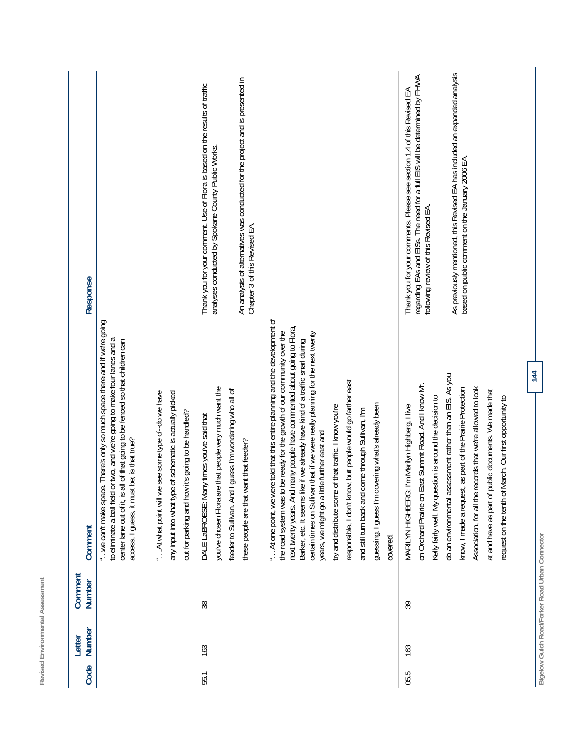| Code | Letter Number | Comment Number | Comment | Response |
|---|---|---|---|---|
| | | | "…we can't make space. There's only so much space there and if we're going to eliminate a ball field or two, and we're going to make four lanes and a center lane out of it, is all of that going to be fenced so that children can access, I guess, it must be; is that true?<br><br>"…At what point will we see some type of--do we have any input into what type of schematic is actually picked out for parking and how it's going to be handled? | |
| 55.1 | 163 | 38 | DALE LaBROESE: Many times you've said that you've chosen Flora are that people very much want the feeder to Sullivan. And I guess I'm wondering who all of these people are that want that feeder?<br><br>"…At one point, we were told that this entire planning and the development of the road system was to be ready for the growth of our community over the next twenty years. And many people have commented about going to Flora, Barker, etc. It seems like if we already have kind of a traffic snarl during certain times on Sullivan that if we were really planning for the next twenty years, we might go a little further east and try and distribute some of that traffic. I know you're responsible, I don't know, but people would go farther east and still turn back and come through Sullivan, I'm guessing. I guess I'm covering what's already been covered. | Thank you for your comment. Use of Flora is based on the results of traffic analyses conducted by Spokane County Public Works.<br><br>An analysis of alternatives was conducted for the project and is presented in Chapter 3 of this Revised EA. |
| 05.5 | 163 | 39 | MARILYN HIGHBERG: I'm Marilyn Highberg. I live on Orchard Prairie on East Summit Road. And I know Mr. Kelly fairly well. My question is around the decision to do an environmental assessment rather than an EIS. As you know, I made a request, as part of the Prairie Protection Association, for all the records that we're allowed to look at and have as part of public documents. We made that request on the tenth of March. Our first opportunity to | Thank you for your comments. Please see section 1.4 of this Revised EA regarding EAs and EISs. The need for a full EIS will be determined by FHWA following review of this Revised EA.<br><br>As previously mentioned, this Revised EA has included an expanded analysis based on public comment on the January 2006 EA. |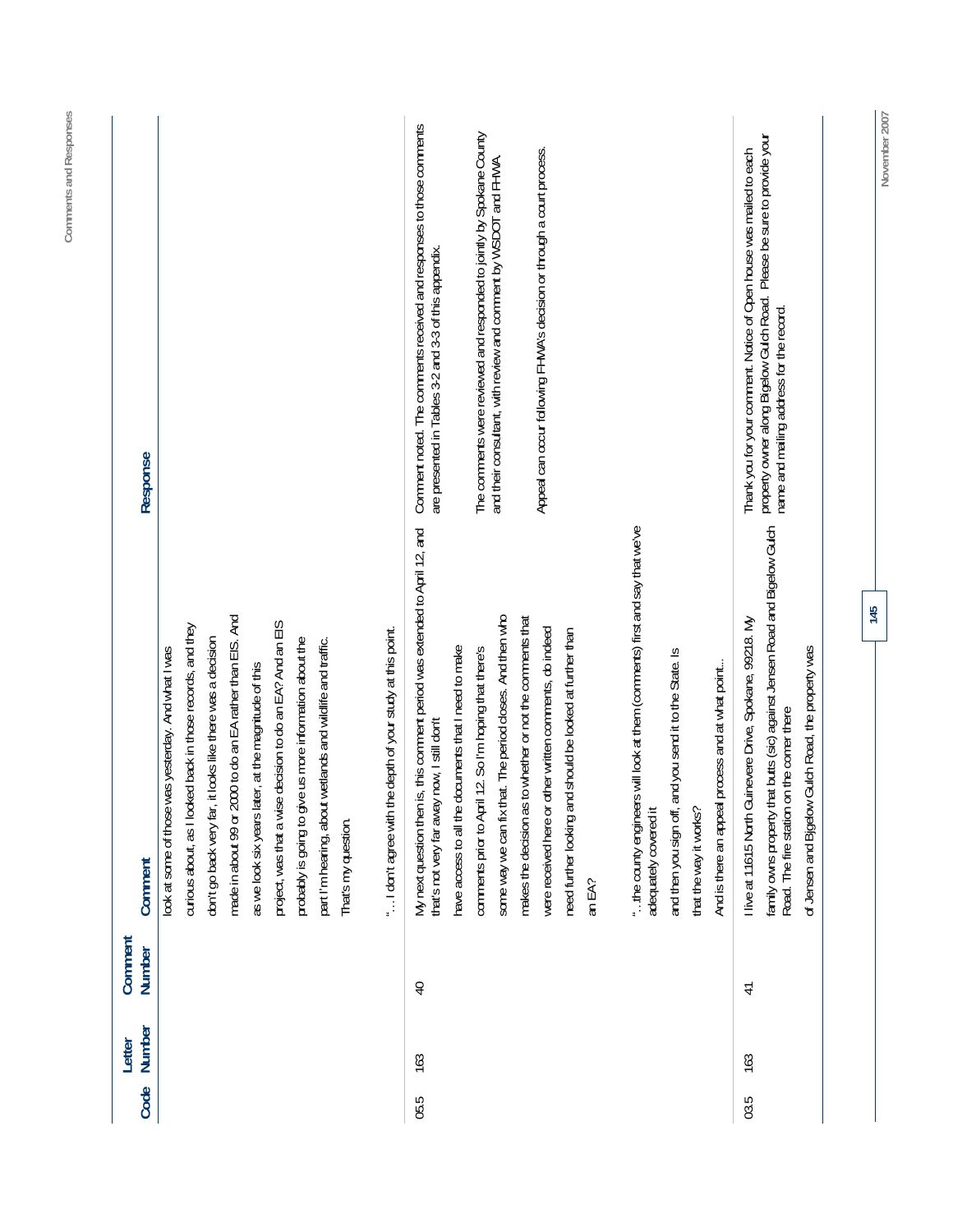| Code | Letter Number | Comment Number | Comment | Response |
|---|---|---|---|---|
| | | | look at some of those was yesterday. And what I was curious about, as I looked back in those records, and they don't go back very far, it looks like there was a decision made in about 99 or 2000 to do an EA rather than EIS. And as we look six years later, at the magnitude of this project, was that a wise decision to do an EA? And an EIS probably is going to give us more information about the part I'm hearing, about wetlands and wildlife and traffic. That's my question.<br><br>"… I don't agree with the depth of your study at this point. | |
| 05.5 | 163 | 40 | My next question then is, this comment period was extended to April 12, and that's not very far away now, I still don't have access to all the documents that I need to make comments prior to April 12. So I'm hoping that there's some way we can fix that. The period closes. And then who makes the decision as to whether or not the comments that were received here or other written comments, do indeed need further looking and should be looked at further than an EA?<br><br>"…the county engineers will look at them (comments) first and say that we've adequately covered it and then you sign off, and you send it to the State. Is that the way it works?<br><br>And is there an appeal process and at what point… | Comment noted. The comments received and responses to those comments are presented in Tables 3-2 and 3-3 of this appendix.<br><br>The comments were reviewed and responded to jointly by Spokane County and their consultant, with review and comment by WSDOT and FHWA.<br><br>Appeal can occur following FHWA's decision or through a court process. |
| 03.5 | 163 | 41 | I live at 11615 North Guinevere Drive, Spokane, 99218. My family owns property that butts (sic) against Jensen Road and Bigelow Gulch Road. The fire station on the corner there of Jensen and Bigelow Gulch Road, the property was | Thank you for your comment. Notice of Open house was mailed to each property owner along Bigelow Gulch Road. Please be sure to provide your name and mailing address for the record. |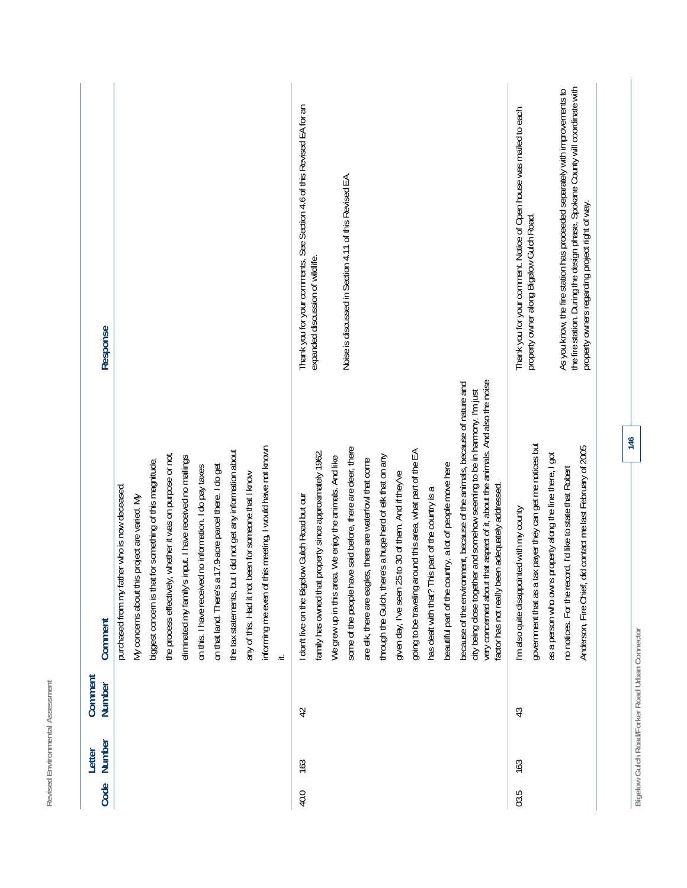| Code | Letter Number | Comment Number | Comment | Response |
|---|---|---|---|---|
| | | | purchased from my father who is now deceased. My concerns about this project are varied. My biggest concern is that for something of this magnitude, the process effectively, whether it was on purpose or not, eliminated my family's input. I have received no mailings on this. I have received no information. I do pay taxes on that land. There's a 17.9-acre parcel there. I do get the tax statements, but I did not get any information about any of this. Had it not been for someone that I know informing me even of this meeting, I would have not known it. | |
| 40.0 | 163 | 42 | I don't live on the Bigelow Gulch Road but our family has owned that property since approximately 1962. We grew up in this area. We enjoy the animals. And like some of the people have said before, there are deer, there are elk, there are eagles, there are waterfowl that come through the Gulch, there's a huge herd of elk that on any given day, I've seen 25 to 30 of them. And if they've going to be traveling around this area, what part of the EA has dealt with that? This part of the country is a beautiful part of the country, a lot of people move here because of the environment, because of the animals, because of nature and city being close together and somehow seeming to be in harmony. I'm just very concerned about that aspect of it, about the animals. And also the noise factor has not really been adequately addressed. | Thank you for your comments. See Section 4.6 of this Revised EA for an expanded discussion of wildlife.<br><br>Noise is discussed in Section 4.11 of this Revised EA. |
| 03.5 | 163 | 43 | I'm also quite disappointed with my county government that as a tax payer they can get me notices but as a person who owns property along the line there, I got no notices. For the record, I'd like to state that Robert Anderson, Fire Chief, did contact me last February of 2005 | Thank you for your comment. Notice of Open house was mailed to each property owner along Bigelow Gulch Road.<br><br>As you know, the fire station has proceeded separately with improvements to the fire station. During the design phase, Spokane County will coordinate with property owners regarding project right of way. |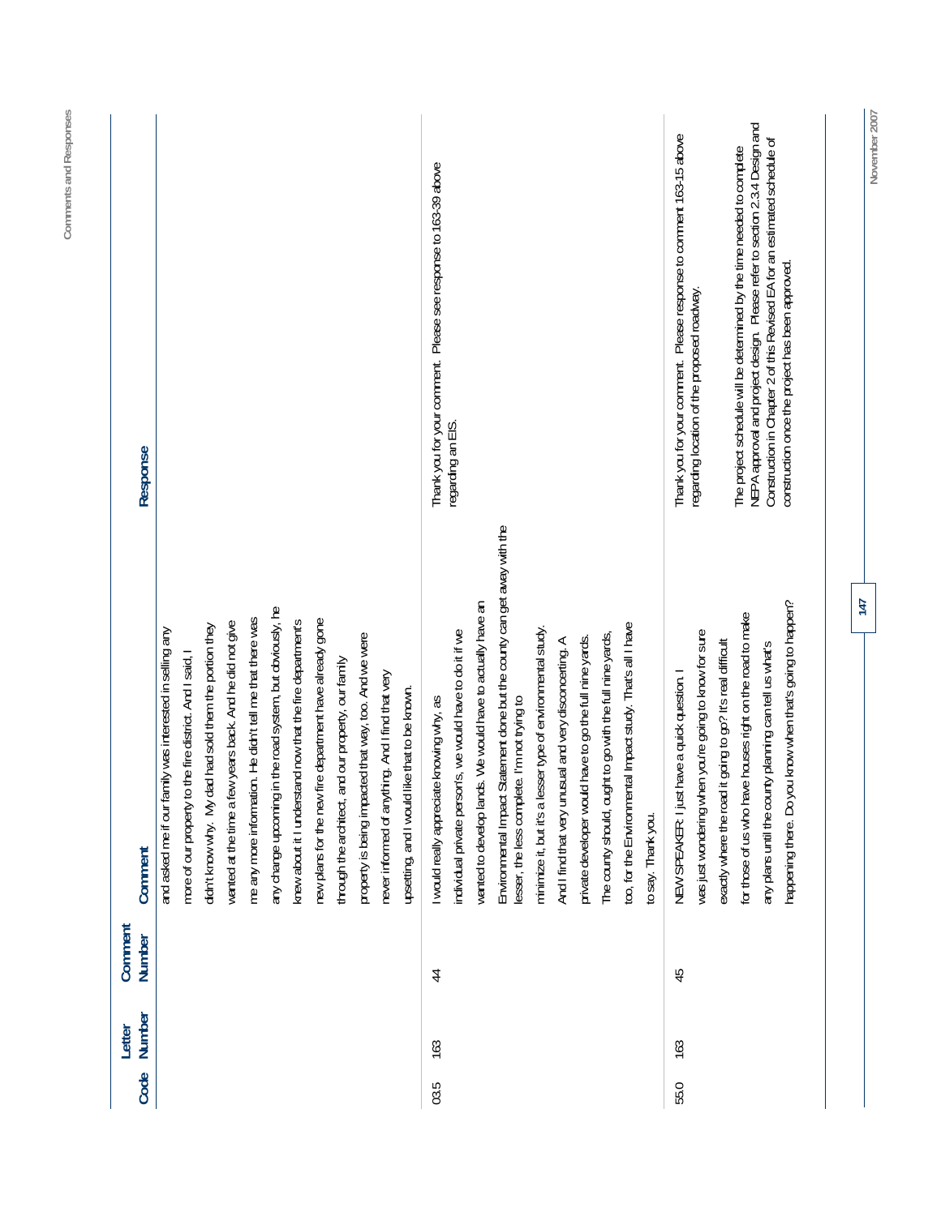| Code | Letter Number | Comment Number | Comment | Response |
|---|---|---|---|---|
| | | | and asked me if our family was interested in selling any more of our property to the fire district. And I said, I didn't know why. My dad had sold them the portion they wanted at the time a few years back. And he did not give me any more information. He didn't tell me that there was any change upcoming in the road system, but obviously, he knew about it I understand now that the fire department's new plans for the new fire department have already gone through the architect, and our property, our family property is being impacted that way, too. And we were never informed of anything. And I find that very upsetting, and I would like that to be known. | |
| 03.5 | 163 | 44 | I would really appreciate knowing why, as individual private persons, we would have to do it if we wanted to develop lands. We would have to actually have an Environmental Impact Statement done but the county can get away with the lesser, the less complete. I'm not trying to minimize it, but it's a lesser type of environmental study. And I find that very unusual and very disconcerting. A private developer would have to go the full nine yards. The county should, ought to go with the full nine yards, too, for the Environmental Impact study. That's all I have to say. Thank you. | Thank you for your comment. Please see response to 163-39 above regarding an EIS. |
| 55.0 | 163 | 45 | NEW SPEAKER: I just have a quick question. I was just wondering when you're going to know for sure exactly where the road it going to go? It's real difficult for those of us who have houses right on the road to make any plans until the county planning can tell us what's happening there. Do you know when that's going to happen? | Thank you for your comment. Please refer to response to comment 163-15 above regarding location of the proposed roadway.<br><br>The project schedule will be determined by the time needed to complete NEPA approval and project design. Please refer to section 2.3.4 Design and Construction in Chapter 2 of this Revised EA for an estimated schedule of construction once the project has been approved. |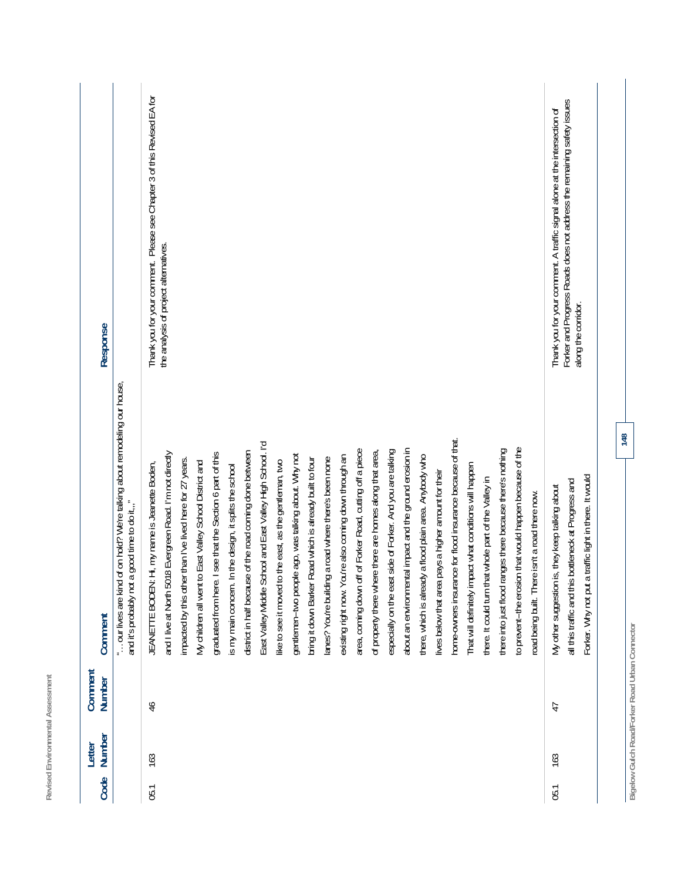| Code | Letter Number | Comment Number | Comment | Response |
|---|---|---|---|---|
| | | | "… our lives are kind of on hold? We're talking about remodeling our house, and it's probably not a good time to do it.,," | |
| 05.1 | 163 | 46 | JEANETTE BODEN: Hi, my name is Jeanette Boden, and I live at North 5018 Evergreen Road. I'm not directly impacted by this other than I've lived here for 27 years. My children all went to East Valley School District and graduated from here. I see that the Section 6 part of this is my main concern. In the design, it splits the school district in half because of the road coming done between East Valley Middle School and East Valley High School. I'd like to see it moved to the east, as the gentleman, two gentlemen--two people ago, was talking about. Why not bring it down Barker Road which is already built to four lanes? You're building a road where there's been none existing right now. You're also coming down through an area, coming down off of Forker Road, cutting off a piece of property there where there are homes along that area, especially on the east side of Forker. And you are talking about an environmental impact and the ground erosion in there, which is already a flood plain area. Anybody who lives below that area pays a higher amount for their home-owners insurance for flood insurance because of that. That will definitely impact what conditions will happen there. It could turn that whole part of the Valley in there into just flood ranges there because there's nothing to prevent--the erosion that would happen because of the road being built. There isn't a road there now. | Thank you for your comment. Please see Chapter 3 of this Revised EA for the analysis of project alternatives. |
| 05.1 | 163 | 47 | My other suggestion is, they keep talking about all this traffic and this bottleneck at Progress and Forker. Why not put a traffic light in there. It would | Thank you for your comment. A traffic signal alone at the intersection of Forker and Progress Roads does not address the remaining safety issues along the corridor. |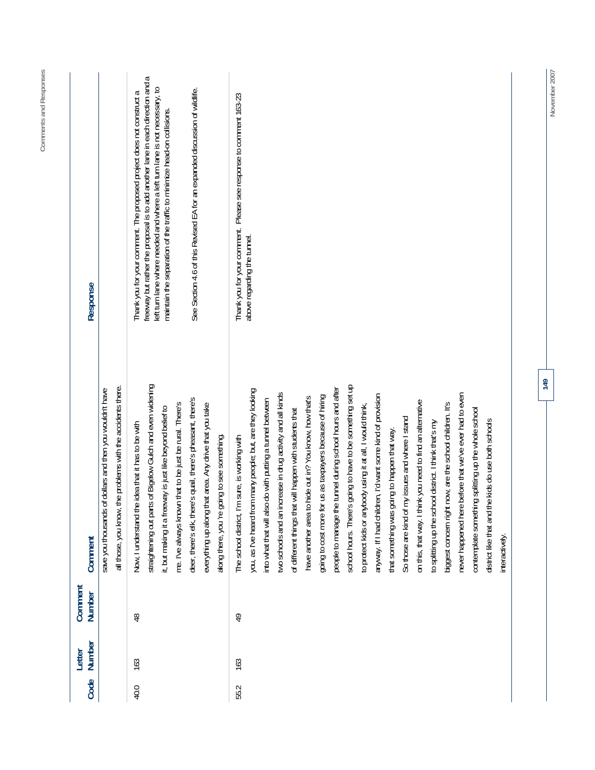| Code | Letter Number | Comment Number | Comment | Response |
|---|---|---|---|---|
| | | | save you thousands of dollars and then you wouldn't have all those, you know, the problems with the accidents there. | |
| 40.0 | 163 | 48 | Now, I understand the idea that it has to be with straightening out parts of Bigelow Gulch and even widening it, but making it a freeway is just like beyond belief to me. I've always known that to be just be rural. There's deer, there's elk, there's quail, there's pheasant, there's everything up along that area. Any drive that you take along there, you're going to see something. | Thank you for your comment. The proposed project does not construct a freeway but rather the proposal is to add another lane in each direction and a left turn lane where needed and where a left turn lane is not necessary, to maintain the separation of the traffic to minimize head-on collisions.<br><br>See Section 4.6 of this Revised EA for an expanded discussion of wildlife. |
| 55.2 | 163 | 49 | The school district, I'm sure, is working with you, as I've heard from many people; but, are they looking into what that will also do with putting a tunnel between two schools and an increase in drug activity and all kinds of different things that will happen with students that have another area to hide out in? You know, how that's going to cost more for us as taxpayers because of hiring people to manage the tunnel during school hours and after school hours. There's going to have to be something set up to protect kids or anybody using it at all, I would think, anyway. If I had children, I'd want some kind of provision that something was going to happen that way.<br>So those are kind of my issues and where I stand on this, that way. I think you need to find an alternative to splitting up the school district. I think that's my biggest concern right now, are the school children. It's never happened here before that we've ever had to even contemplate something splitting up the whole school district like that and the kids do use both schools interactively. | Thank you for your comment. Please see response to comment 163-23 above regarding the tunnel. |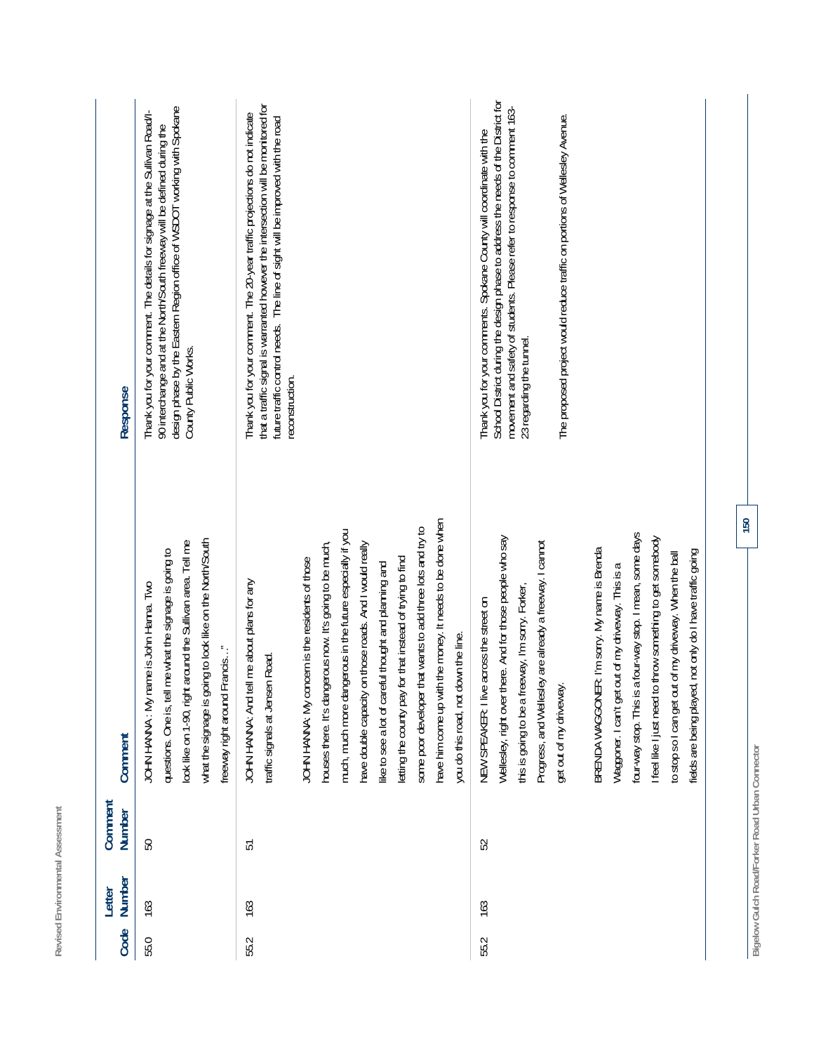| Code | Letter Number | Comment Number | Comment | Response |
|---|---|---|---|---|
| 55.0 | 163 | 50 | JOHN HANNA : My name is John Hanna. Two questions. One is, tell me what the signage is going to look like on 1-90, right around the Sullivan area. Tell me what the signage is going to look like on the North/South freeway right around Francis…" | Thank you for your comment. The details for signage at the Sullivan Road/I-90 interchange and at the North/South freeway will be defined during the design phase by the Eastern Region office of WSDOT working with Spokane County Public Works. |
| 55.2 | 163 | 51 | JOHN HANNA: And tell me about plans for any traffic signals at Jensen Road.<br><br>JOHN HANNA: My concern is the residents of those houses there. It's dangerous now. It's going to be much, much more dangerous in the future especially if you have double capacity on those roads. And I would really like to see a lot of careful thought and planning and letting the county pay for that instead of trying to find some poor developer that wants to add three lots and try to have him come up with the money. It needs to be done when you do this road, not down the line. | Thank you for your comment. The 20-year traffic projections do not indicate that a traffic signal is warranted however the intersection will be monitored for future traffic control needs. The line of sight will be improved with the road reconstruction. |
| 55.2 | 163 | 52 | NEW SPEAKER: I live across the street on Wellesley, right over there. And for those people who say this is going to be a freeway, I'm sorry. Forker, Progress, and Wellesley are already a freeway. I cannot get out of my driveway.<br><br>BRENDA WAGGONER: I'm sorry. My name is Brenda Waggoner. I can't get out of my driveway. This is a four-way stop. This is a four-way stop. I mean, some days I feel like I just need to throw something to get somebody to stop so I can get out of my driveway. When the ball fields are being played, not only do I have traffic going | Thank you for your comments. Spokane County will coordinate with the School District during the design phase to address the needs of the District for movement and safety of students. Please refer to response to comment 163-23 regarding the tunnel.<br><br>The proposed project would reduce traffic on portions of Wellesley Avenue. |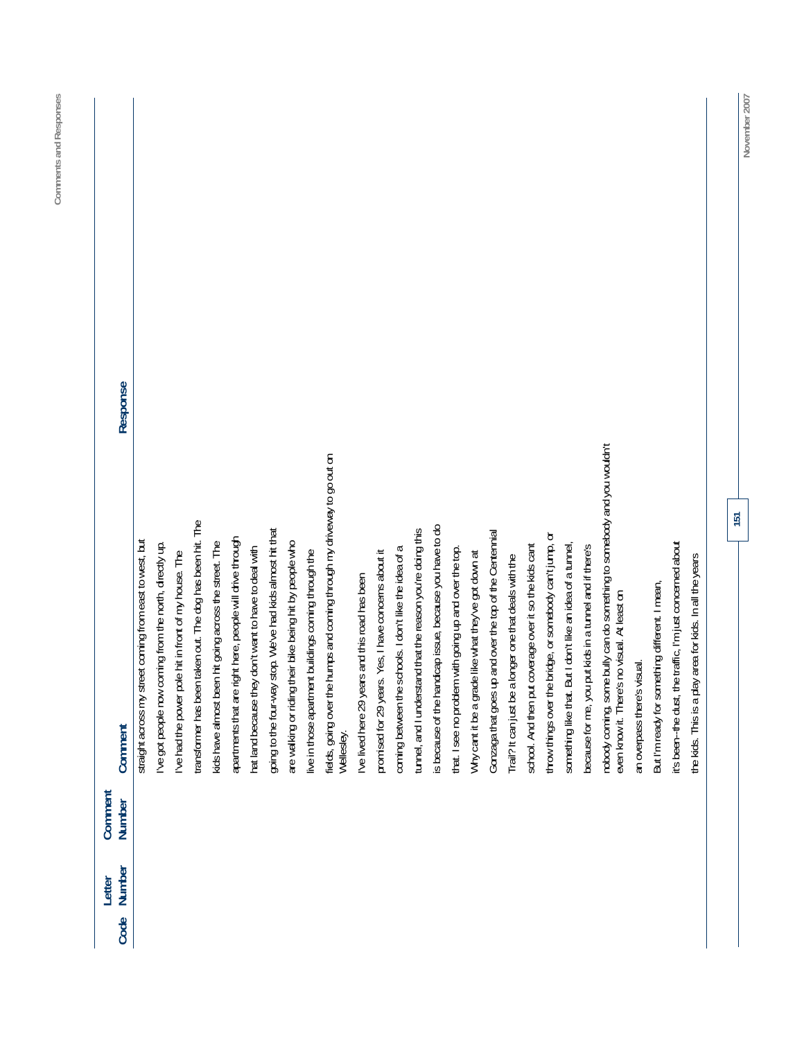| Code | Letter Number | Comment Number | Comment | Response |
|---|---|---|---|---|
| | | | straight across my street coming from east to west, but I've got people now coming from the north, directly up. I've had the power pole hit in front of my house. The transformer has been taken out. The dog has been hit. The kids have almost been hit going across the street. The apartments that are right here, people will drive through hat land because they don't want to have to deal with going to the four-way stop. We've had kids almost hit that are walking or riding their bike being hit by people who live in those apartment buildings coming through the fields, going over the humps and coming through my driveway to go out on Wellesley. I've lived here 29 years and this road has been promised for 29 years. Yes, I have concerns about it coming between the schools. I don't like the idea of a tunnel, and I understand that the reason you're doing this is because of the handicap issue, because you have to do that. I see no problem with going up and over the top. Why can't it be a grade like what they've got down at Gonzaga that goes up and over the top of the Centennial Trail? It can just be a longer one that deals with the school. And then put coverage over it so the kids can't throw things over the bridge, or somebody can't jump, or something like that. But I don't like an idea of a tunnel, because for me, you put kids in a tunnel and if there's nobody coming, some bully can do something to somebody and you wouldn't even know it. There's no visual. At least on an overpass there's visual. But I'm ready for something different. I mean, it's been--the dust, the traffic, I'm just concerned about the kids. This is a play area for kids. In all the years | |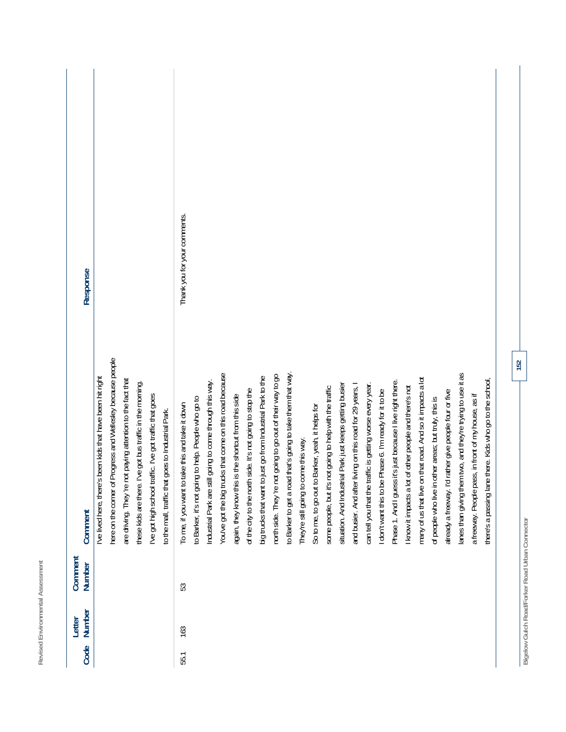| Code | Letter Number | Comment Number | Comment | Response |
|---|---|---|---|---|
| | | | I've lived here, there's been kids that have been hit right here on the corner of Progress and Wellesley because people are driving. They're not paying attention to the fact that these kids are there. I've got bus traffic in the morning. I've got high school traffic. I've got traffic that goes to the mall, traffic that goes to Industrial Park. | |
| 55.1 | 163 | 53 | To me, if you want to take this and take it down to Barker, it's not going to help. People who go to Industrial Park are still going to come through this way. You've got the big trucks that come on this road because again, they know this is the shortcut from this side of the city to the north side. It's not going to stop the big trucks that want to just go from Industrial Park to the north side. They're not going to go out of their way to go to Barker to get a road that's going to take them that way. They're still going to come this way. So to me, to go out to Barker, yeah, it helps for some people, but it's not going to help with the traffic situation. And Industrial Park just keeps getting busier and busier. And after living on this road for 29 years, I can tell you that the traffic is getting worse every year. I don't want this to be Phase 6. I'm ready for it to be Phase 1. And I guess it's just because I live right there. I know it impacts a lot of other people and there's not many of us that live on that road. And so it impacts a lot of people who live in other areas; but truly, this is already a freeway. I'd rather give people four or five lanes than giving them two, and they're trying to use it as a freeway. People pass, in front of my house, as if there's a passing lane there. Kids who go to the school, | Thank you for your comments. |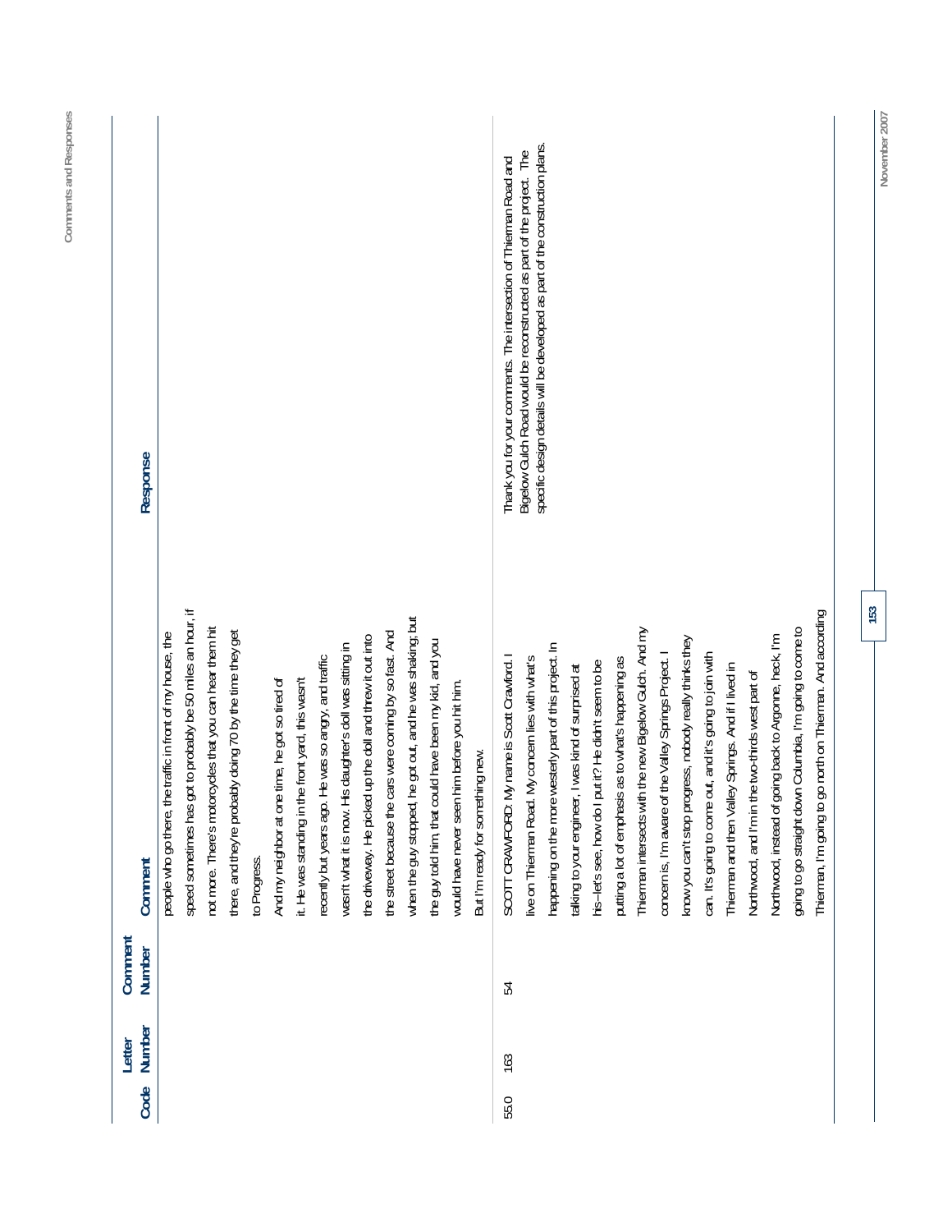| Code | Letter Number | Comment Number | Comment | Response |
|---|---|---|---|---|
| | | | people who go there, the traffic in front of my house, the speed sometimes has got to probably be 50 miles an hour, if not more. There's motorcycles that you can hear them hit there, and they're probably doing 70 by the time they get to Progress. And my neighbor at one time, he got so tired of it. He was standing in the front yard, this wasn't recently but years ago. He was so angry, and traffic wasn't what it is now. His daughter's doll was sitting in the driveway. He picked up the doll and threw it out into the street because the cars were coming by so fast. And when the guy stopped, he got out, and he was shaking; but the guy told him, that could have been my kid, and you would have never seen him before you hit him. But I'm ready for something new. | |
| 55.0 | 163 | 54 | SCOTT CRAWFORD: My name is Scott Crawford. I live on Thierman Road. My concern lies with what's happening on the more westerly part of this project. In talking to your engineer, I was kind of surprised at his--let's see, how do I put it? He didn't seem to be putting a lot of emphasis as to what's happening as Thierman intersects with the new Bigelow Gulch. And my concern is, I'm aware of the Valley Springs Project. I know you can't stop progress, nobody really thinks they can. It's going to come out, and it's going to join with Thierman and then Valley Springs. And if I lived in Northwood, and I'm in the two-thirds west part of Northwood, instead of going back to Argonne, heck, I'm going to go straight down Columbia, I'm going to come to Thierman, I'm going to go north on Thierman. And according | Thank you for your comments. The intersection of Thierman Road and Bigelow Gulch Road would be reconstructed as part of the project. The specific design details will be developed as part of the construction plans. |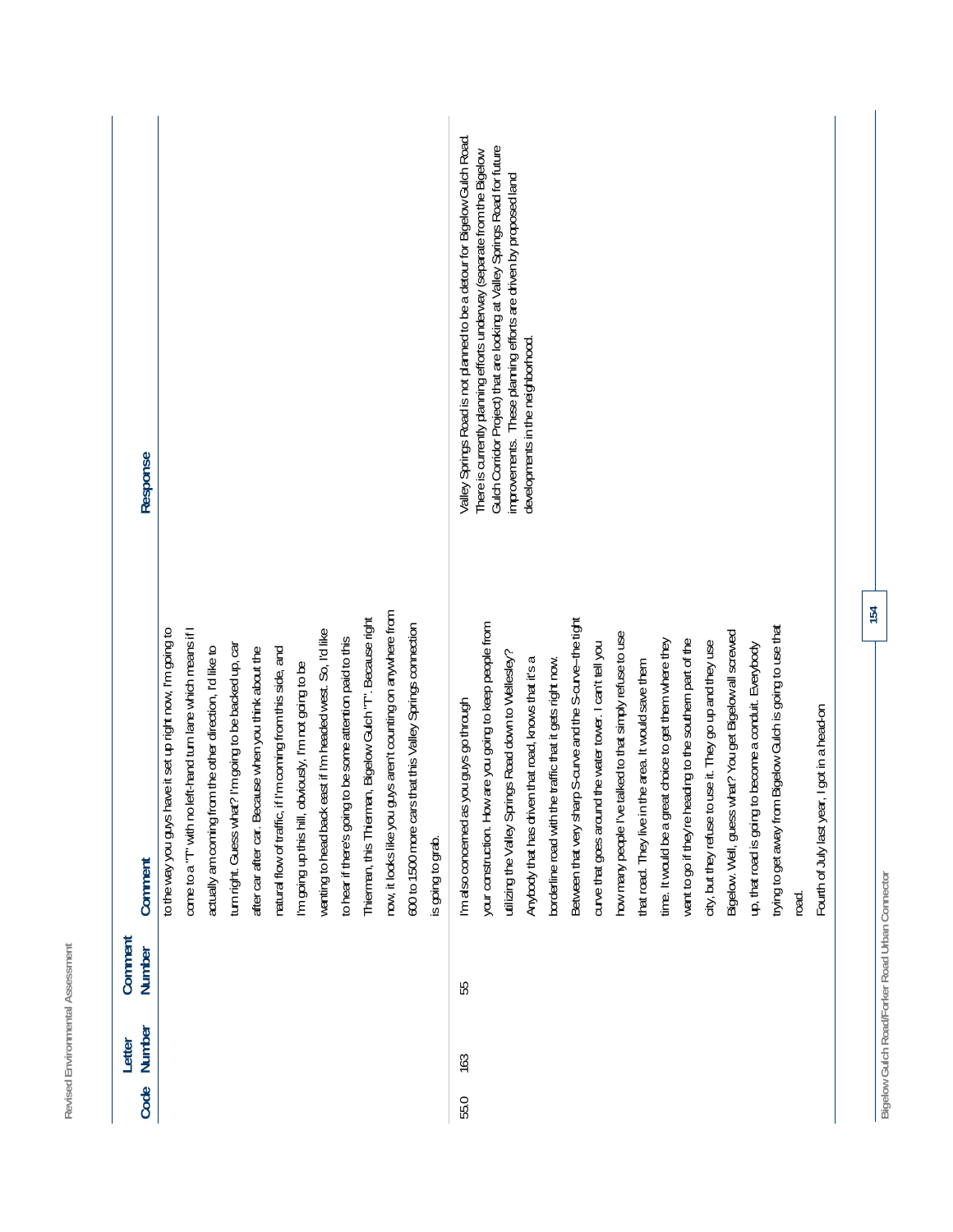| Code | Letter Number | Comment Number | Comment | Response |
|---|---|---|---|---|
| | | | to the way you guys have it set up right now, I'm going to come to a "T" with no left-hand turn lane which means if I actually am coming from the other direction, I'd like to turn right. Guess what? I'm going to be backed up, car after car after car. Because when you think about the natural flow of traffic, if I'm coming from this side, and I'm going up this hill, obviously, I'm not going to be wanting to head back east if I'm headed west. So, I'd like to hear if there's going to be some attention paid to this Thierman, this Thierman, Bigelow Gulch "T". Because right now, it looks like you guys aren't counting on anywhere from 600 to 1500 more cars that this Valley Springs connection is going to grab. | |
| 55.0 | 163 | 55 | I'm also concerned as you guys go through your construction. How are you going to keep people from utilizing the Valley Springs Road down to Wellesley? Anybody that has driven that road, knows that it's a borderline road with the traffic that it gets right now. Between that very sharp S-curve and the S-curve--the tight curve that goes around the water tower. I can't tell you how many people I've talked to that simply refuse to use that road. They live in the area. It would save them time. It would be a great choice to get them where they want to go if they're heading to the southern part of the city, but they refuse to use it. They go up and they use Bigelow. Well, guess what? You get Bigelow all screwed up, that road is going to become a conduit. Everybody trying to get away from Bigelow Gulch is going to use that road. Fourth of July last year, I got in a head-on | Valley Springs Road is not planned to be a detour for Bigelow Gulch Road. There is currently planning efforts underway (separate from the Bigelow Gulch Corridor Project) that are looking at Valley Springs Road for future improvements. These planning efforts are driven by proposed land developments in the neighborhood. |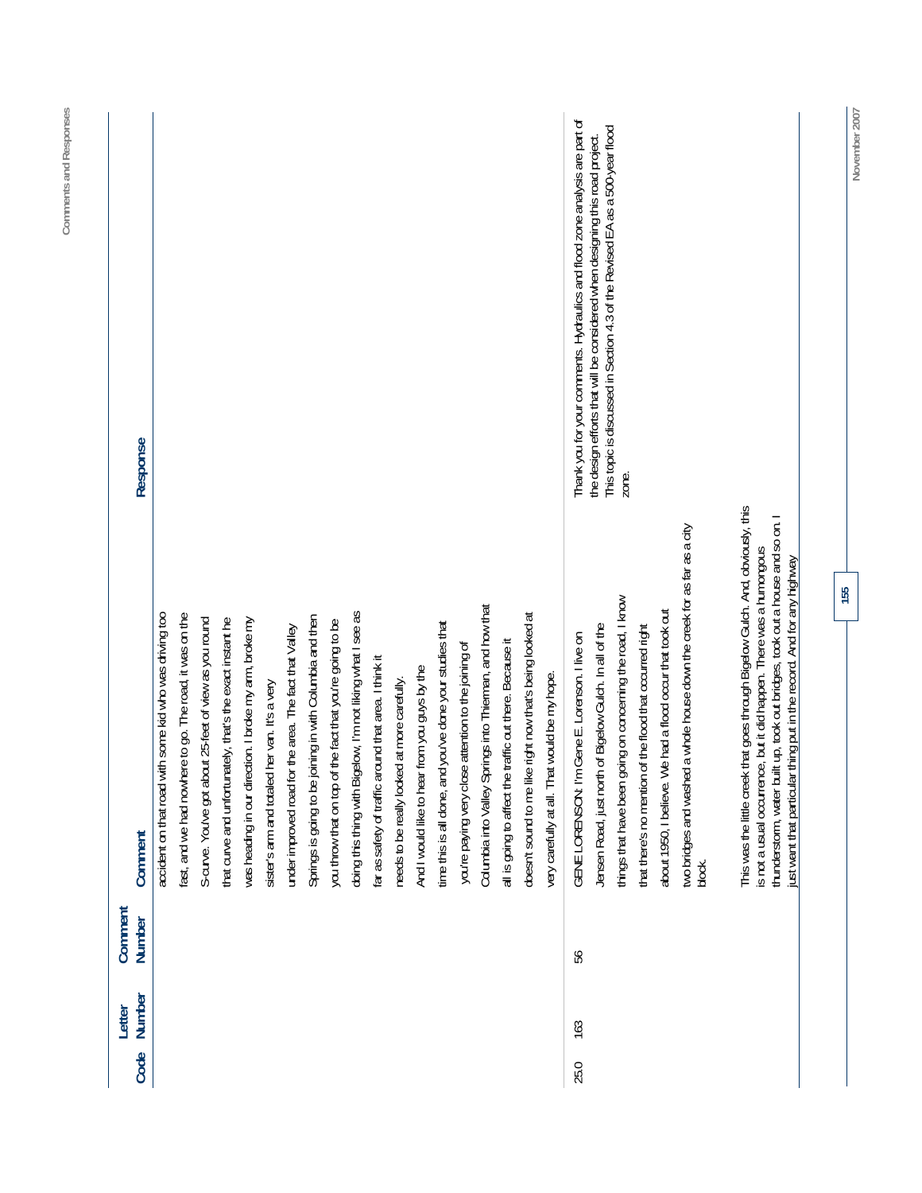| Code | Letter Number | Comment Number | Comment | Response |
|---|---|---|---|---|
| | | | accident on that road with some kid who was driving too fast, and we had nowhere to go. The road, it was on the S-curve. You've got about 25-feet of view as you round that curve and unfortunately, that's the exact instant he was heading in our direction. I broke my arm, broke my sister's arm and totaled her van. It's a very under improved road for the area. The fact that Valley Springs is going to be joining in with Columbia and then you throw that on top of the fact that you're going to be doing this thing with Bigelow, I'm not liking what I see as far as safety of traffic around that area. I think it needs to be really looked at more carefully. And I would like to hear from you guys by the time this is all done, and you've done your studies that you're paying very close attention to the joining of Columbia into Valley Springs into Thieman, and how that all is going to affect the traffic out there. Because it doesn't sound to me like right now that's being looked at very carefully at all. That would be my hope. | |
| 25.0 | 163 | 56 | GENE LORENSON: I'm Gene E. Lorenson. I live on Jensen Road, just north of Bigelow Gulch. In all of the things that have been going on concerning the road, I know that there's no mention of the flood that occurred right about 1950, I believe. We had a flood occur that took out two bridges and washed a whole house down the creek for as far as a city block.<br><br>This was the little creek that goes through Bigelow Gulch. And, obviously, this is not a usual occurrence, but it did happen. There was a humongous thunderstorm, water built up, took out bridges, took out a house and so on. I just want that particular thing put in the record. And for any highway | Thank you for your comments. Hydraulics and flood zone analysis are part of the design efforts that will be considered when designing this road project. This topic is discussed in Section 4.3 of the Revised EA as a 500-year flood zone. |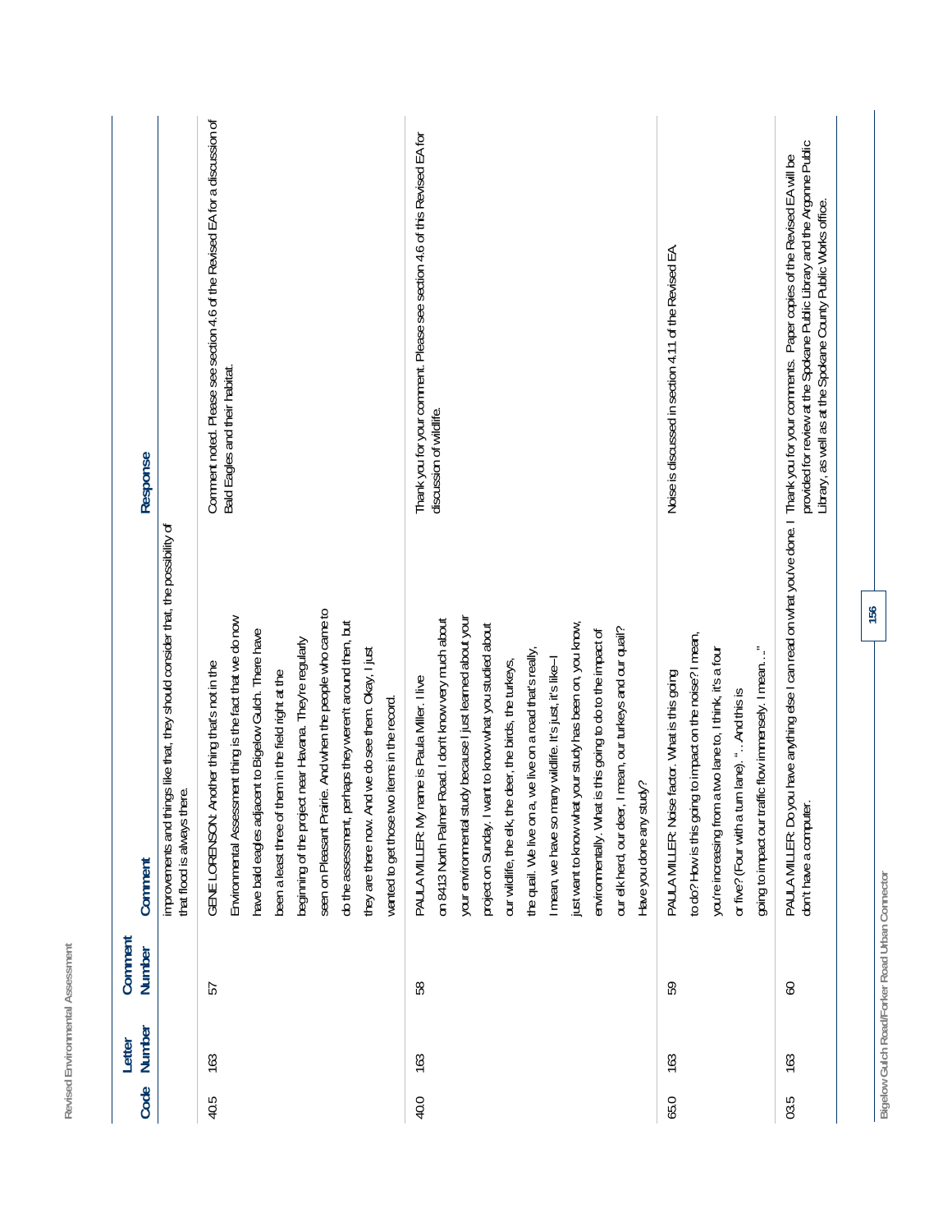| Code | Letter Number | Comment Number | Comment | Response |
|---|---|---|---|---|
| | | | improvements and things like that, they should consider that, the possibility of that flood is always there. | |
| 40.5 | 163 | 57 | GENE LORENSON: Another thing that's not in the Environmental Assessment thing is the fact that we do now have bald eagles adjacent to Bigelow Gulch. There have been a least three of them in the field right at the beginning of the project near Havana. They're regularly seen on Pleasant Prairie. And when the people who came to do the assessment, perhaps they weren't around then, but they are there now. And we do see them. Okay, I just wanted to get those two items in the record. | Comment noted. Please see section 4.6 of the Revised EA for a discussion of Bald Eagles and their habitat. |
| 40.0 | 163 | 58 | PAULA MILLER: My name is Paula Miller. I live on 8413 North Palmer Road. I don't know very much about your environmental study because I just learned about your project on Sunday. I want to know what you studied about our wildlife, the elk, the deer, the birds, the turkeys, the quail. We live on a, we live on a road that's really, I mean, we have so many wildlife. It's just, it's like–I just want to know what your study has been on, you know, environmentally. What is this going to do to the impact of our elk herd, our deer, I mean, our turkeys and our quail? Have you done any study? | Thank you for your comment. Please see section 4.6 of this Revised EA for discussion of wildlife. |
| 65.0 | 163 | 59 | PAULA MILLER: Noise factor. What is this going to do? How is this going to impact on the noise? I mean, you're increasing from a two lane to, I think, it's a four or five? (Four with a turn lane). "...And this is going to impact our traffic flow immensely. I mean…" | Noise is discussed in section 4.11 of the Revised EA. |
| 03.5 | 163 | 60 | PAULA MILLER: Do you have anything else I can read on what you've done. I don't have a computer. | Thank you for your comments. Paper copies of the Revised EA will be provided for review at the Spokane Public Library and the Argonne Public Library, as well as at the Spokane County Public Works office. |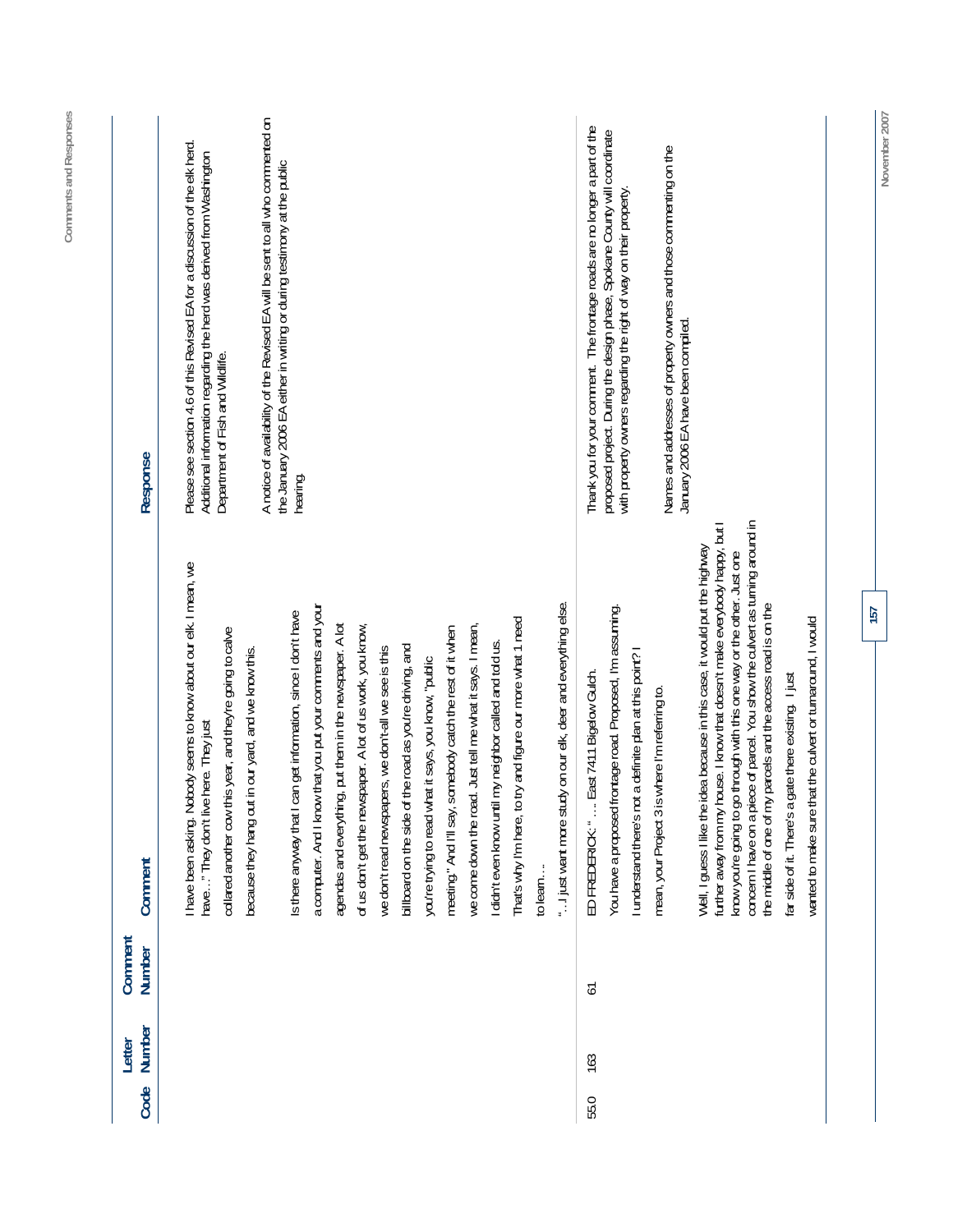| Code | Letter Number | Comment Number | Comment | Response |
|---|---|---|---|---|
| | | | I have been asking. Nobody seems to know about our elk. I mean, we have…" They don't live here. They just collared another cow this year, and they're going to calve because they hang out in our yard, and we know this.<br><br>Is there anyway that I can get information, since I don't have a computer. And I know that you put your comments and your agendas and everything, put them in the newspaper. A lot of us don't get the newspaper. A lot of us work, you know, we don't read newspapers, we don't-all we see is this billboard on the side of the road as you're driving, and you're trying to read what it says, you know, "public meeting." And I'll say, somebody catch the rest of it when we come down the road. Just tell me what it says. I mean, I didn't even know until my neighbor called and told us. That's why I'm here, to try and figure our more what I need to learn…<br><br>"…I just want more study on our elk, deer and everything else. | Please see section 4.6 of this Revised EA for a discussion of the elk herd. Additional information regarding the herd was derived from Washington Department of Fish and Wildlife.<br><br>A notice of availability of the Revised EA will be sent to all who commented on the January 2006 EA either in writing or during testimony at the public hearing. |
| 55.0 | 163 | 61 | ED FREDERICK: " … East 7411 Bigelow Gulch. You have a proposed frontage road. Proposed, I'm assuming. I understand there's not a definite plan at this point? I mean, your Project 3 is where I'm referring to.<br><br>Well, I guess I like the idea because in this case, it would put the highway further away from my house. I know that doesn't make everybody happy, but I know you're going to go through with this one way or the other. Just one concern I have on a piece of parcel. You show the culvert as turning around in the middle of one of my parcels and the access road is on the far side of it. There's a gate there existing. I just wanted to make sure that the culvert or turnaround, I would | Thank you for your comment. The frontage roads are no longer a part of the proposed project. During the design phase, Spokane County will coordinate with property owners regarding the right of way on their property.<br><br>Names and addresses of property owners and those commenting on the January 2006 EA have been compiled. |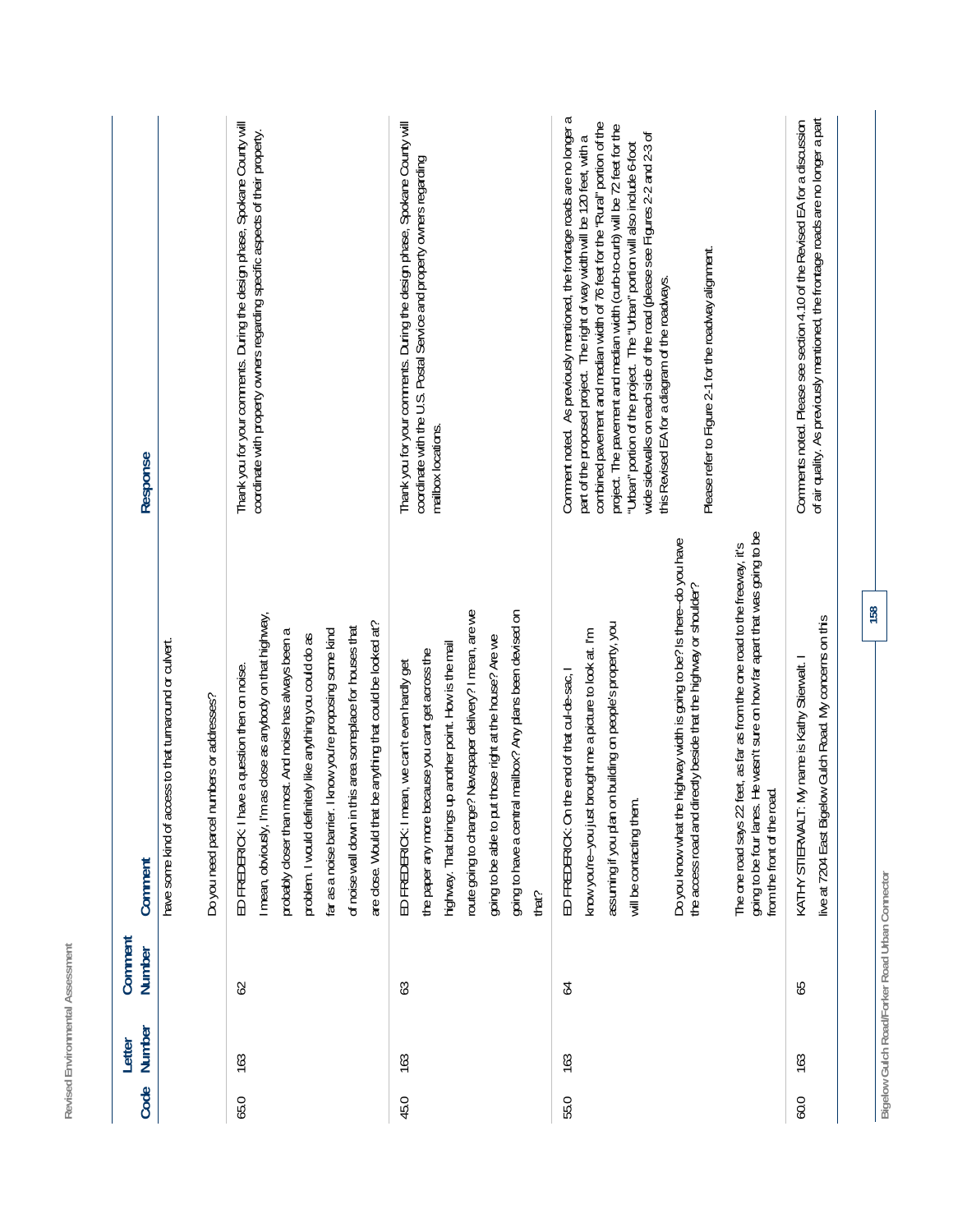| Code | Letter Number | Comment Number | Comment | Response |
|---|---|---|---|---|
| | | | have some kind of access to that turnaround or culvert.<br><br>Do you need parcel numbers or addresses? | |
| 65.0 | 163 | 62 | ED FREDERICK: I have a question then on noise. I mean, obviously, I'm as close as anybody on that highway, probably closer than most. And noise has always been a problem. I would definitely like anything you could do as far as a noise barrier. I know you're proposing some kind of noise wall down in this area someplace for houses that are close. Would that be anything that could be looked at? | Thank you for your comments. During the design phase, Spokane County will coordinate with property owners regarding specific aspects of their property. |
| 45.0 | 163 | 63 | ED FREDERICK: I mean, we can't even hardly get the paper any more because you can't get across the highway. That brings up another point. How is the mail route going to change? Newspaper delivery? I mean, are we going to be able to put those right at the house? Are we going to have a central mailbox? Any plans been devised on that? | Thank you for your comments. During the design phase, Spokane County will coordinate with the U.S. Postal Service and property owners regarding mailbox locations. |
| 55.0 | 163 | 64 | ED FREDERICK: On the end of that cul-de-sac, I know you're--you just brought me a picture to look at. I'm assuming if you plan on building on people's property, you will be contacting them.<br><br>Do you know what the highway width is going to be? Is there--do you have the access road and directly beside that the highway or shoulder?<br><br>The one road says 22 feet, as far as from the one road to the freeway, it's going to be four lanes. He wasn't sure on how far apart that was going to be from the front of the road. | Comment noted. As previously mentioned, the frontage roads are no longer a part of the proposed project. The right of way width will be 120 feet, with a combined pavement and median width of 76 feet for the "Rural" portion of the project. The pavement and median width (curb-to-curb) will be 72 feet for the "Urban" portion of the project. The "Urban" portion will also include 6-foot wide sidewalks on each side of the road (please see Figures 2-2 and 2-3 of this Revised EA for a diagram of the roadways.<br><br>Please refer to Figure 2-1 for the roadway alignment. |
| 60.0 | 163 | 65 | KATHY STIERWALT: My name is Kathy Stierwalt. I live at 7204 East Bigelow Gulch Road. My concerns on this | Comments noted. Please see section 4.10 of the Revised EA for a discussion of air quality. As previously mentioned, the frontage roads are no longer a part |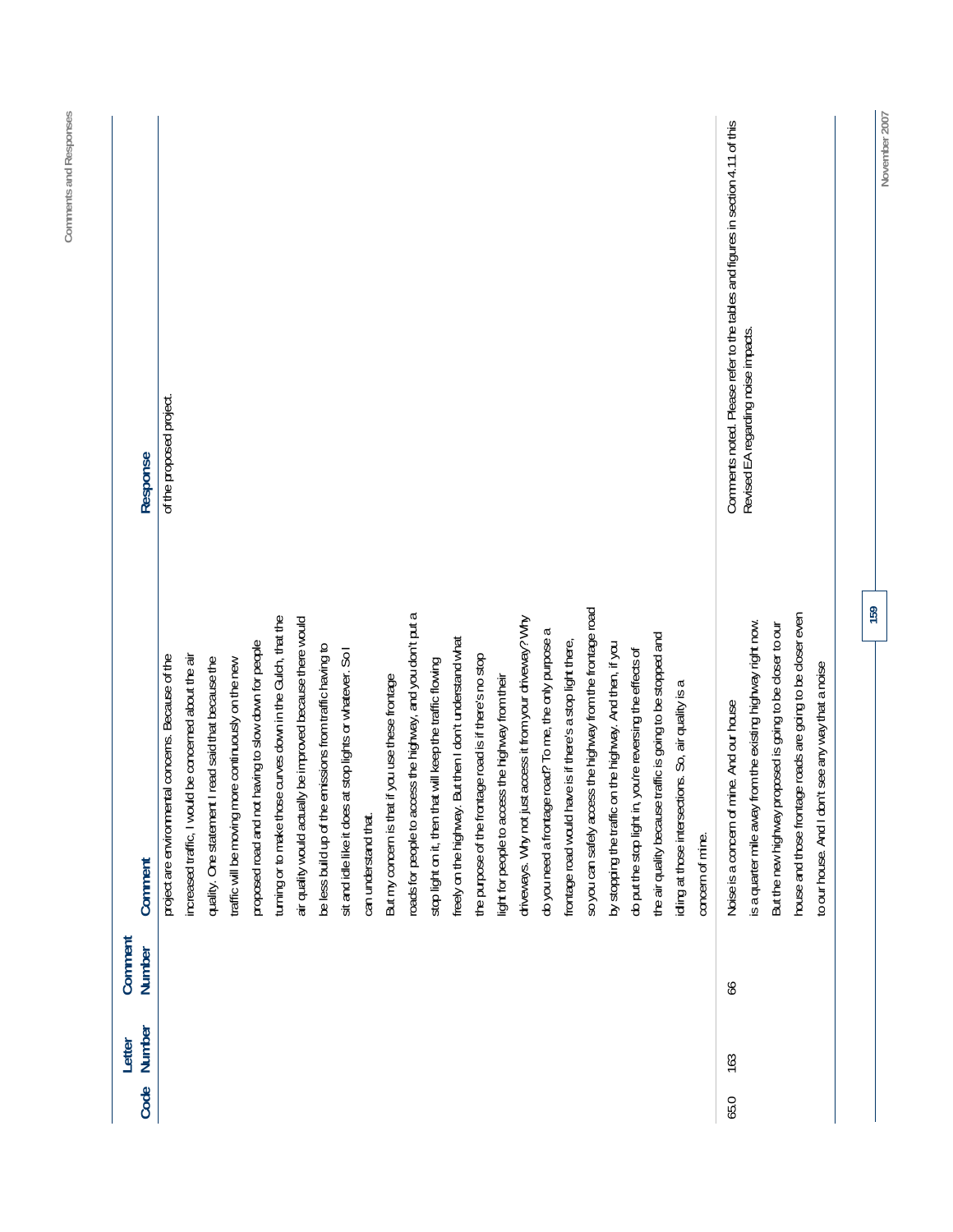| Code | Letter Number | Comment Number | Comment | Response |
|---|---|---|---|---|
| | | | project are environmental concerns. Because of the increased traffic, I would be concerned about the air quality. One statement I read said that because the traffic will be moving more continuously on the new proposed road and not having to slow down for people turning or to make those curves down in the Gulch, that the air quality would actually be improved because there would be less build up of the emissions from traffic having to sit and idle like it does at stop lights or whatever. So I can understand that. But my concern is that if you use these frontage roads for people to access the highway, and you don't put a stop light on it, then that will keep the traffic flowing freely on the highway. But then I don't understand what the purpose of the frontage road is if there's no stop light for people to access the highway from their driveways. Why not just access it from your driveway? Why do you need a frontage road? To me, the only purpose a frontage road would have is if there's a stop light there, so you can safely access the highway from the frontage road by stopping the traffic on the highway. And then, if you do put the stop light in, you're reversing the effects of the air quality because traffic is going to be stopped and idling at those intersections. So, air quality is a concern of mine. | of the proposed project. |
| 65.0 | 163 | 66 | Noise is a concern of mine. And our house is a quarter mile away from the existing highway right now. But the new highway proposed is going to be closer to our house and those frontage roads are going to be closer even to our house. And I don't see any way that a noise | Comments noted. Please refer to the tables and figures in section 4.11 of this Revised EA regarding noise impacts. |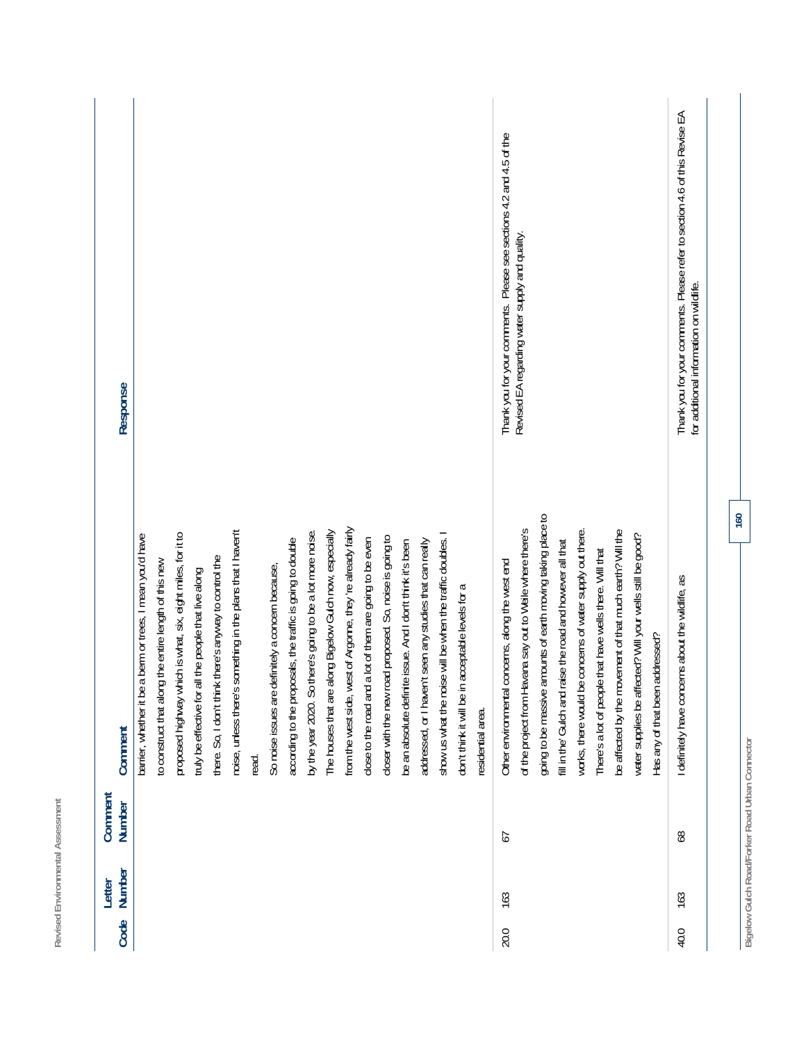| Code | Letter Number | Comment Number | Comment | Response |
|---|---|---|---|---|
| | | | barrier, whether it be a berm or trees, I mean you'd have to construct that along the entire length of this new proposed highway which is what, six, eight miles, for it to truly be effective for all the people that live along there. So, I don't think there's anyway to control the noise, unless there's something in the plans that I haven't read. So noise issues are definitely a concern because, according to the proposals, the traffic is going to double by the year 2020. So there's going to be a lot more noise. The houses that are along Bigelow Gulch now, especially from the west side, west of Argonne, they're already fairly close to the road and a lot of them are going to be even closer with the new road proposed. So, noise is going to be an absolute definite issue. And I don't think it's been addressed, or I haven't seen any studies that can really show us what the noise will be when the traffic doubles. I don't think it will be in acceptable levels for a residential area. | |
| 20.0 | 163 | 67 | Other environmental concerns, along the west end of the project from Havana say out to Weile where there's going to be massive amounts of earth moving taking place to fill in the' Gulch and raise the road and however all that works, there would be concerns of water supply out there. There's a lot of people that have wells there. Will that be affected by the movement of that much earth? Will the water supplies be affected? Will your wells still be good? Has any of that been addressed? | Thank you for your comments. Please see sections 4.2 and 4.5 of the Revised EA regarding water supply and quality. |
| 40.0 | 163 | 68 | I definitely have concerns about the wildlife, as | Thank you for your comments. Please refer to section 4.6 of this Revise EA for additional information on wildlife. |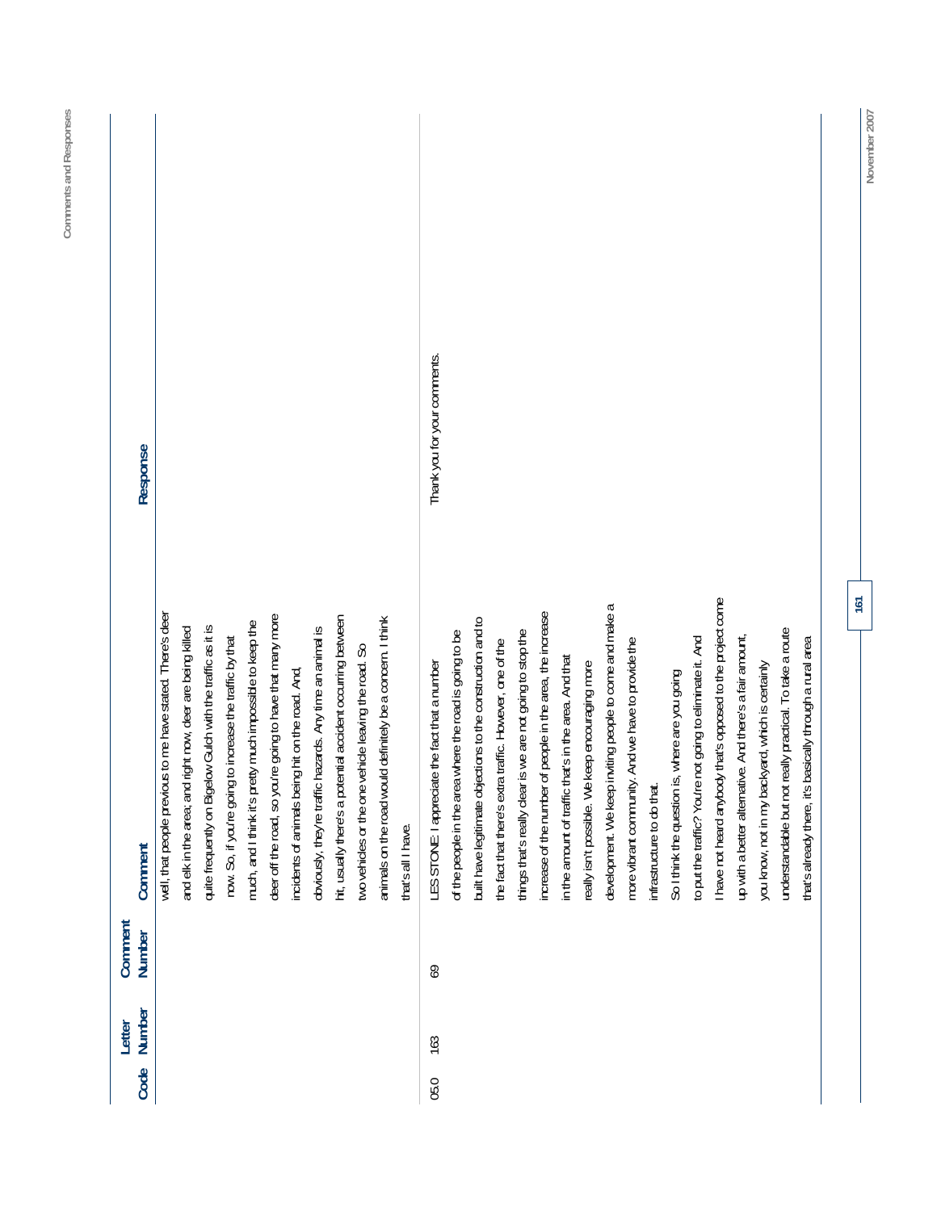| Code | Letter Number | Comment Number | Comment | Response |
|---|---|---|---|---|
| | | | well, that people previous to me have stated. There's deer and elk in the area; and right now, deer are being killed quite frequently on Bigelow Gulch with the traffic as it is now. So, if you're going to increase the traffic by that much, and I think it's pretty much impossible to keep the deer off the road, so you're going to have that many more incidents of animals being hit on the road. And, obviously, they're traffic hazards. Any time an animal is hit, usually there's a potential accident occurring between two vehicles or the one vehicle leaving the road. So animals on the road would definitely be a concern. I think that's all I have. | |
| 05.0 | 163 | 69 | LES STONE: I appreciate the fact that a number of the people in the area where the road is going to be built have legitimate objections to the construction and to the fact that there's extra traffic. However, one of the things that's really clear is we are not going to stop the increase of the number of people in the area, the increase in the amount of traffic that's in the area. And that really isn't possible. We keep encouraging more development. We keep inviting people to come and make a more vibrant community. And we have to provide the infrastructure to do that.<br><br>So I think the question is, where are you going to put the traffic? You're not going to eliminate it. And I have not heard anybody that's opposed to the project come up with a better alternative. And there's a fair amount, you know, not in my backyard, which is certainly understandable but not really practical. To take a route that's already there, it's basically through a rural area | Thank you for your comments. |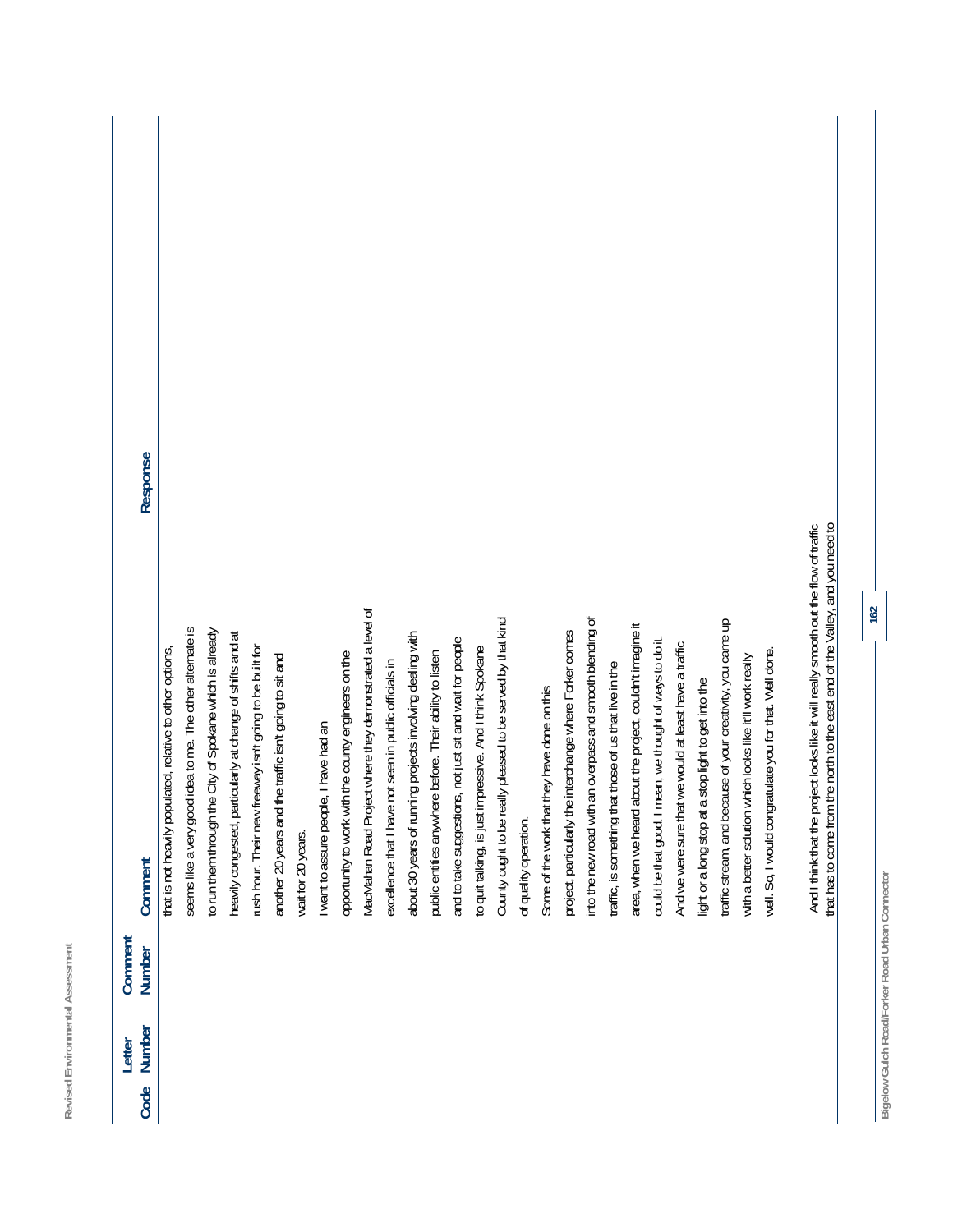| Code | Letter Number | Comment Number | Comment | Response |
|---|---|---|---|---|
| | | | that is not heavily populated, relative to other options, seems like a very good idea to me. The other alternate is to run them through the City of Spokane which is already heavily congested, particularly at change of shifts and at rush hour. Their new freeway isn't going to be built for another 20 years and the traffic isn't going to sit and wait for 20 years.<br><br>I want to assure people, I have had an opportunity to work with the county engineers on the MacMahan Road Project where they demonstrated a level of excellence that I have not seen in public officials in about 30 years of running projects involving dealing with public entities anywhere before. Their ability to listen and to take suggestions, not just sit and wait for people to quit talking, is just impressive. And I think Spokane County ought to be really pleased to be served by that kind of quality operation.<br><br>Some of the work that they have done on this project, particularly the interchange where Forker comes into the new road with an overpass and smooth blending of traffic, is something that those of us that live in the area, when we heard about the project, couldn't imagine it could be that good. I mean, we thought of ways to do it. And we were sure that we would at least have a traffic light or a long stop at a stop light to get into the traffic stream, and because of your creativity, you came up with a better solution which looks like it'll work really well. So, I would congratulate you for that. Well done.<br><br>And I think that the project looks like it will really smooth out the flow of traffic that has to come from the north to the east end of the Valley, and you need to | |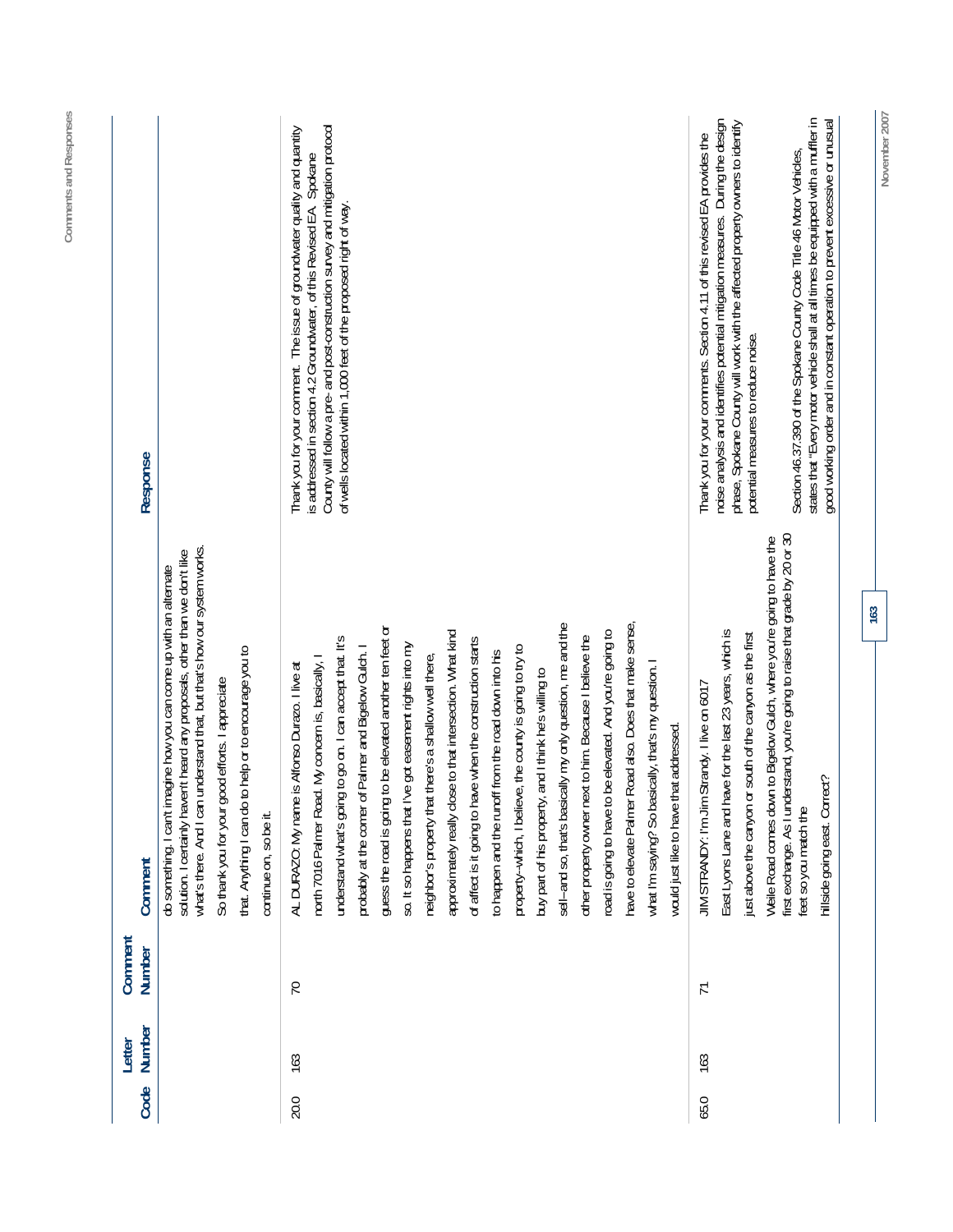| Code | Letter Number | Comment Number | Comment | Response |
|---|---|---|---|---|
| | | | do something. I can't imagine how you can come up with an alternate solution. I certainly haven't heard any proposals, other than we don't like what's there. And I can understand that, but that's how our system works. So thank you for your good efforts. I appreciate that. Anything I can do to help or to encourage you to continue on, so be it. | |
| 20.0 | 163 | 70 | AL DURAZO: My name is Alfonso Durazo. I live at north 7016 Palmer Road. My concern is, basically, I understand what's going to go on. I can accept that. It's probably at the corner of Palmer and Bigelow Gulch. I guess the road is going to be elevated another ten feet or so. It so happens that I've got easement rights into my neighbor's property that there's a shallow well there, approximately really close to that intersection. What kind of affect is it going to have when the construction starts to happen and the runoff from the road down into his property--which, I believe, the county is going to try to buy part of his property, and I think he's willing to sell--and so, that's basically my only question, me and the other property owner next to him. Because I believe the road is going to have to be elevated. And you're going to have to elevate Palmer Road also. Does that make sense, what I'm saying? So basically, that's my question. I would just like to have that addressed. | Thank you for your comment. The issue of groundwater quality and quantity is addressed in section 4.2 Groundwater, of this Revised EA. Spokane County will follow a pre- and post-construction survey and mitigation protocol of wells located within 1,000 feet of the proposed right of way. |
| 65.0 | 163 | 71 | JIM STRANDY: I'm Jim Strandy. I live on 6017 East Lyons Lane and have for the last 23 years, which is just above the canyon or south of the canyon as the first Weile Road comes down to Bigelow Gulch, where you're going to have the first exchange. As I understand, you're going to raise that grade by 20 or 30 feet so you match the hillside going east. Correct? | Thank you for your comments. Section 4.11 of this revised EA provides the noise analysis and identifies potential mitigation measures. During the design phase, Spokane County will work with the affected property owners to identify potential measures to reduce noise.<br><br>Section 46.37.390 of the Spokane County Code Title 46 Motor Vehicles, states that "Every motor vehicle shall at all times be equipped with a muffler in good working order and in constant operation to prevent excessive or unusual |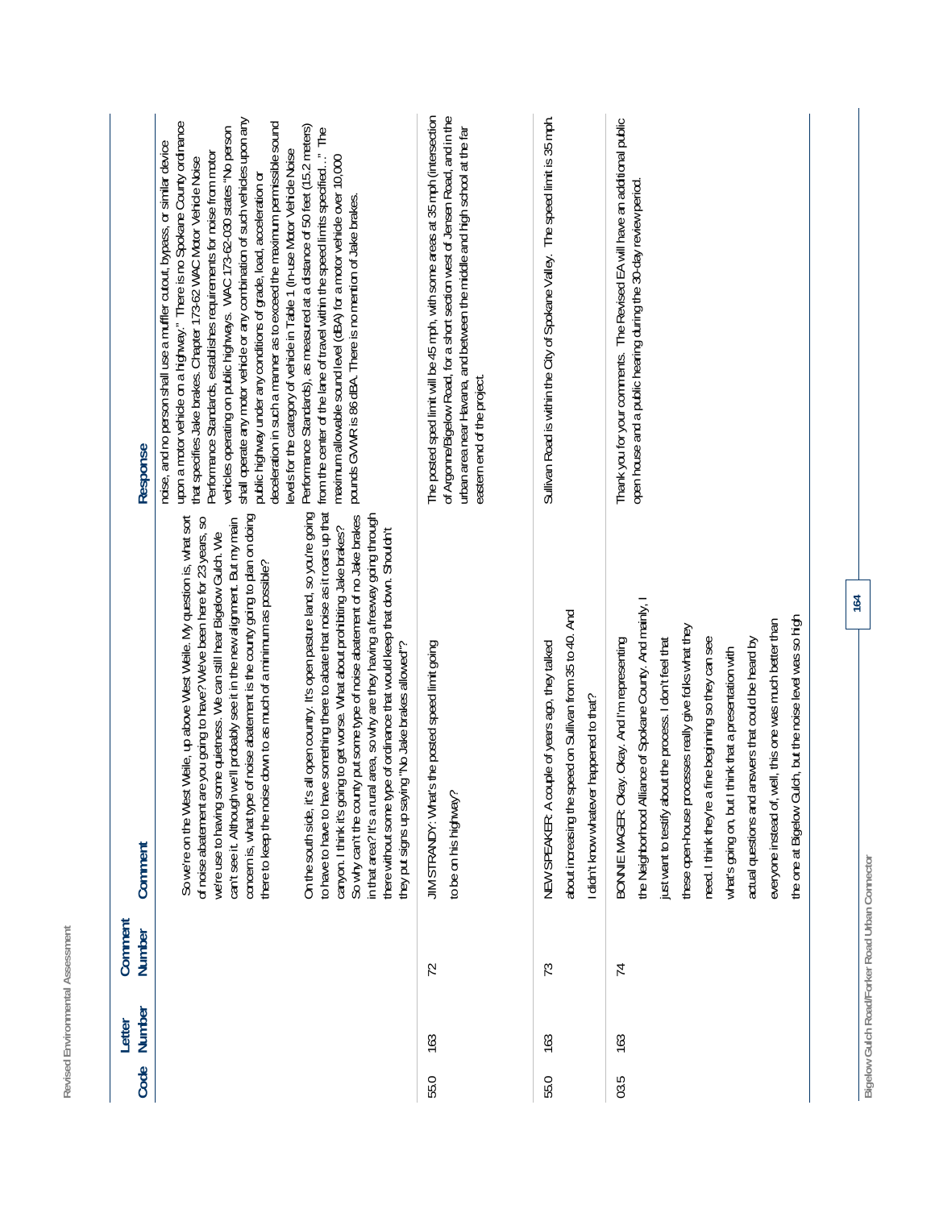| Code | Letter Number | Comment Number | Comment | Response |
|---|---|---|---|---|
| | | | So we're on the West Weile, up above West Weile. My question is, what sort of noise abatement are you going to have? We've been here for 23 years, so we're use to having some quietness. We can still hear Bigelow Gulch. We can't see it. Although we'll probably see it in the new alignment. But my main concern is, what type of noise abatement is the county going to plan on doing there to keep the noise down to as much of a minimum as possible?<br><br>On the south side, it's all open country. It's open pasture land, so you're going to have to have something there to abate that noise as it roars up that canyon. I think it's going to get worse. What about prohibiting Jake brakes? So why can't the county put some type of noise abatement of no Jake brakes in that area? It's a rural area, so why are they having a freeway going through there without some type of ordinance that would keep that down. Shouldn't they put signs up saying "No Jake brakes allowed"? | noise, and no person shall use a muffler cutout, bypass, or similar device upon a motor vehicle on a highway." There is no Spokane County ordinance that specifies Jake brakes. Chapter 173-62 WAC Motor Vehicle Noise Performance Standards, establishes requirements for noise from motor vehicles operating on public highways. WAC 173-62-030 states "No person shall operate any motor vehicle or any combination of such vehicles upon any public highway under any conditions of grade, load, acceleration or deceleration in such a manner as to exceed the maximum permissible sound levels for the category of vehicle in Table 1 (In-use Motor Vehicle Noise Performance Standards), as measured at a distance of 50 feet (15.2 meters) from the center of the lane of travel within the speed limits specified…" The maximum allowable sound level (dBA) for a motor vehicle over 10,000 pounds GVWR is 86 dBA. There is no mention of Jake brakes. |
| 55.0 | 163 | 72 | JIM STRANDY: What's the posted speed limit going to be on his highway? | The posted sped limit will be 45 mph, with some areas at 35 mph (intersection of Argonne/Bigelow Road, for a short section west of Jensen Road, and in the urban area near Havana, and between the middle and high school at the far eastern end of the project. |
| 55.0 | 163 | 73 | NEW SPEAKER: A couple of years ago, they talked about increasing the speed on Sullivan from 35 to 40. And I didn't know whatever happened to that? | Sullivan Road is within the City of Spokane Valley. The speed limit is 35 mph. |
| 03.5 | 163 | 74 | BONNIE MAGER: Okay. Okay. And I'm representing the Neighborhood Alliance of Spokane County. And mainly, I just want to testify about the process. I don't feel that these open-house processes really give folks what they need. I think they're a fine beginning so they can see what's going on, but I think that a presentation with actual questions and answers that could be heard by everyone instead of, well, this one was much better than the one at Bigelow Gulch, but the noise level was so high | Thank you for your comments. The Revised EA will have an additional public open house and a public hearing during the 30-day review period. |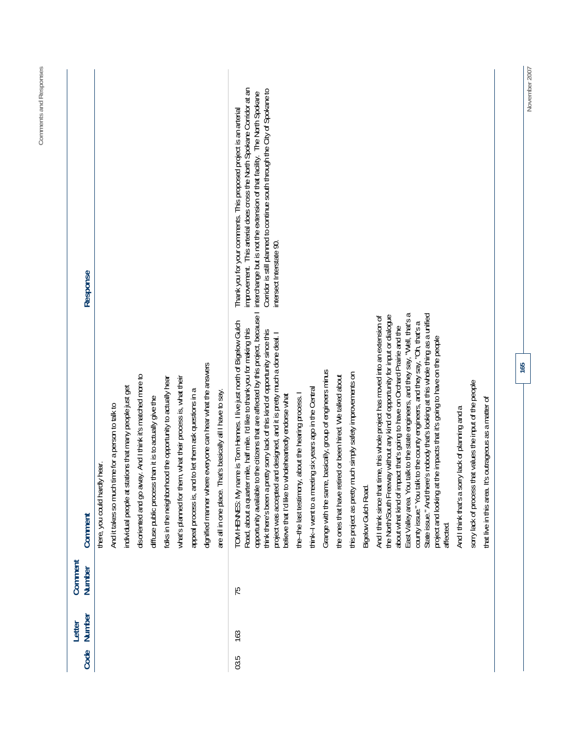| Code | Letter Number | Comment Number | Comment | Response |
|---|---|---|---|---|
| | | | there, you could hardly hear. And it takes so much time for a person to talk to individual people at stations that many people just get disoriented and go away. And I think it's matched more to diffuse public process than it is to actually give the folks in the neighborhood the opportunity to actually hear what's planned for them, what their process is, what their appeal process is, and to let them ask questions in a dignified manner where everyone can hear what the answers are all in one place. That's basically all I have to say. | |
| 03.5 | 163 | 75 | TOM HENNES: My name is Tom Hennes. I live just north of Bigelow Gulch Road, about a quarter mile, half mile. I'd like to thank you for making this opportunity available to the citizens that are affected by this project, because I think there's been a pretty sorry lack of this kind of opportunity since this project was accepted and designed, and it is pretty much a done deal. I believe that I'd like to wholeheartedly endorse what the--the last testimony, about the hearing process. I think--I went to a meeting six years ago in the Central Grange with the same, basically, group of engineers minus the ones that have retired or been hired. We talked about this project as pretty much simply safety improvements on Bigelow Gulch Road.<br><br>And I think since that time, this whole project has moved into an extension of the North/South Freeway without any kind of opportunity for input or dialogue about what kind of impact that's going to have on Orchard Prairie and the East Valley area. You talk to the state engineers, and they say, "Well, that's a county issue." You talk to the county engineers, and they say, "Oh, that's a State issue." And there's nobody that's looking at this whole thing as a unified project and looking at the impacts that it's going to have on the people affected.<br><br>And I think that's a sorry lack of planning and a sorry lack of process that values the input of the people that live in this area. It's outrageous as a matter of | Thank you for your comments. This proposed project is an arterial improvement. This arterial does cross the North Spokane Corridor at an interchange but is not the extension of that facility. The North Spokane Corridor is still planned to continue south through the City of Spokane to intersect Interstate 90. |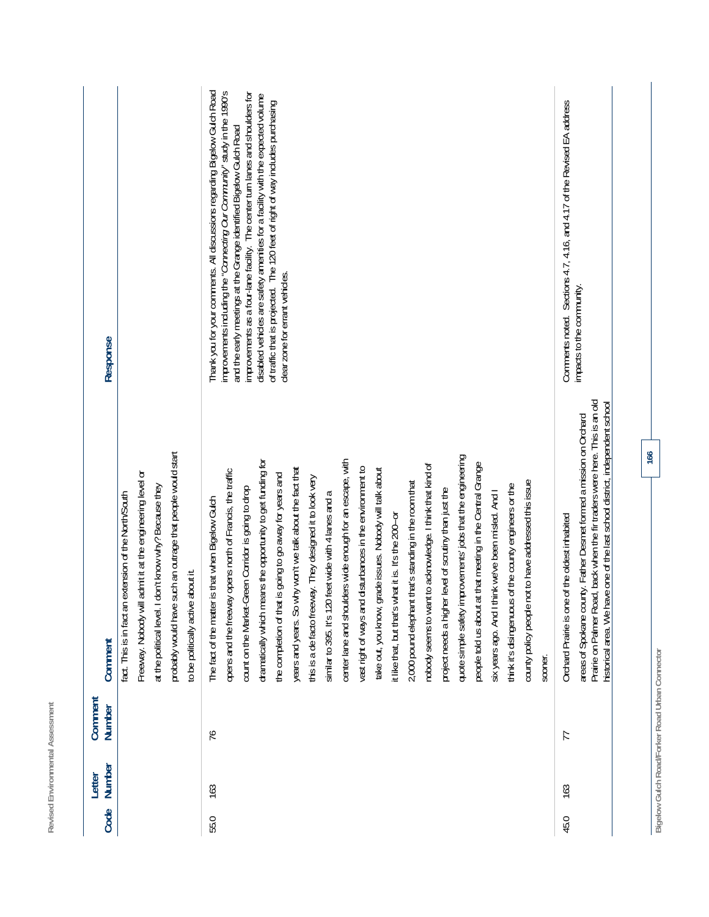| Code | Letter Number | Comment Number | Comment | Response |
|---|---|---|---|---|
| | | | fact. This is in fact an extension of the North/South Freeway. Nobody will admit it at the engineering level or at the political level. I don't know why? Because they probably would have such an outrage that people would start to be politically active about it. | |
| 55.0 | 163 | 76 | The fact of the matter is that when Bigelow Gulch opens and the freeway opens north of Francis, the traffic count on the Market-Green Corridor is going to drop dramatically which means the opportunity to get funding for the completion of that is going to go away for years and years and years. So why won't we talk about the fact that this is a de facto freeway. They designed it to look very similar to 395. It's 120 feet wide with 4 lanes and a center lane and shoulders wide enough for an escape, with vast right of ways and disturbances in the environment to take out, you know, grade issues. Nobody will talk about it like that, but that's what it is. It's the 200–or 2,000 pound elephant that's standing in the room that nobody seems to want to acknowledge. I think that kind of project needs a higher level of scrutiny than just the quote simple safety improvements' jobs that the engineering people told us about at that meeting in the Central Grange six years ago. And I think we've been misled. And I think it's disingenuous of the county engineers or the county policy people not to have addressed this issue sooner. | Thank you for your comments. All discussions regarding Bigelow Gulch Road improvements including the "*Connecting Our Community*" study in the 1990's and the early meetings at the Grange identified Bigelow Gulch Road improvements as a four-lane facility. The center turn lanes and shoulders for disabled vehicles are safety amenities for a facility with the expected volume of traffic that is projected. The 120 feet of right of way includes purchasing clear zone for errant vehicles. |
| 45.0 | 163 | 77 | Orchard Prairie is one of the oldest inhabited areas of Spokane county. Father Desmet formed a mission on Orchard Prairie on Palmer Road, back when the fir traders were here. This is an old historical area. We have one of the last school district, independent school | Comments noted. Sections 4.7, 4.16, and 4.17 of the Revised EA address impacts to the community. |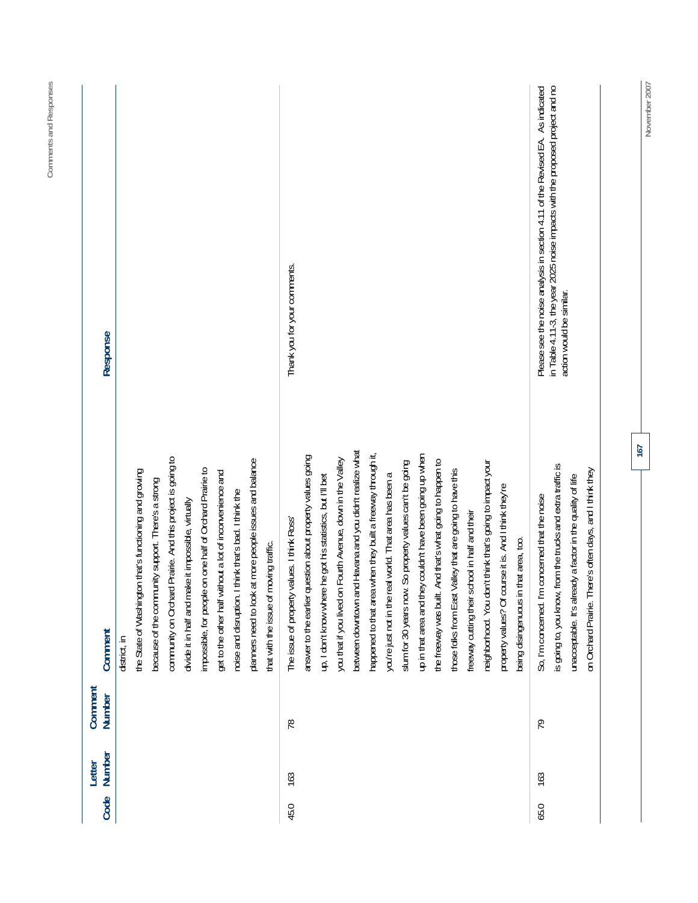| Code | Letter Number | Comment Number | Comment | Response |
| --- | --- | --- | --- | --- |
| | | | district, in the State of Washington that's functioning and growing because of the community support. There's a strong community on Orchard Prairie. And this project is going to divide it in half and make it impossible, virtually impossible, for people on one half of Orchard Prairie to get to the other half without a lot of inconvenience and noise and disruption. I think that's bad. I think the planners need to look at more people issues and balance that with the issue of moving traffic. | |
| 45.0 | 163 | 78 | The issue of property values. I think Ross' answer to the earlier question about property values going up, I don't know where he got his statistics, but I'll bet you that if you lived on Fourth Avenue, down in the Valley between downtown and Havana and you didn't realize what happened to that area when they built a freeway through it, you're just not in the real world. That area has been a slum for 30 years now. So property values can't be going up in that area and they couldn't have been going up when the freeway was built. And that's what going to happen to those folks from East Valley that are going to have this freeway cutting their school in half and their neighborhood. You don't think that's going to impact your property values? Of course it is. And I think they're being disingenuous in that area, too. | Thank you for your comments. |
| 65.0 | 163 | 79 | So, I'm concerned. I'm concerned that the noise is going to, you know, from the trucks and extra traffic is unacceptable. It's already a factor in the quality of life on Orchard Prairie. There's often days, and I think they | Please see the noise analysis in section 4.11 of the Revised EA. As indicated in Table 4.11-3, the year 2025 noise impacts with the proposed project and no action would be similar. |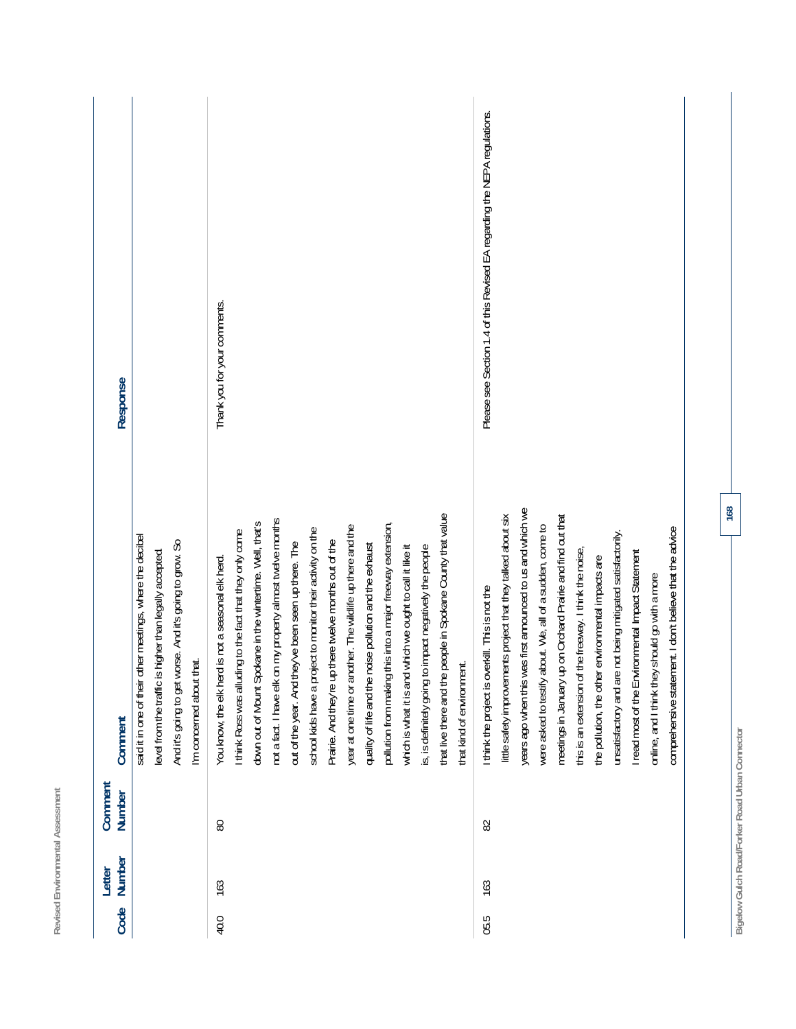| Code | Letter Number | Comment Number | Comment | Response |
|---|---|---|---|---|
| | | | said it in one of their other meetings, where the decibel level from the traffic is higher than legally accepted. And it's going to get worse. And it's going to grow. So I'm concerned about that. | |
| 40.0 | 163 | 80 | You know, the elk herd is not a seasonal elk herd. I think Ross was alluding to the fact that they only come down out of Mount Spokane in the wintertime. Well, that's not a fact. I have elk on my property almost twelve months out of the year. And they've been seen up there. The school kids have a project to monitor their activity on the Prairie. And they're up there twelve months out of the year at one time or another. The wildlife up there and the quality of life and the noise pollution and the exhaust pollution from making this into a major freeway extension, which is what it is and which we ought to call it like it is, is definitely going to impact negatively the people that live there and the people in Spokane County that value that kind of environment. | Thank you for your comments. |
| 05.5 | 163 | 82 | I think the project is overkill. This is not the little safety improvements project that they talked about six years ago when this was first announced to us and which we were asked to testify about. We, all of a sudden, come to meetings in January up on Orchard Prairie and find out that this is an extension of the freeway. I think the noise, the pollution, the other environmental impacts are unsatisfactory and are not being mitigated satisfactorily. I read most of the Environmental Impact Statement online, and I think they should go with a more comprehensive statement. I don't believe that the advice | Please see Section 1.4 of this Revised EA regarding the NEPA regulations. |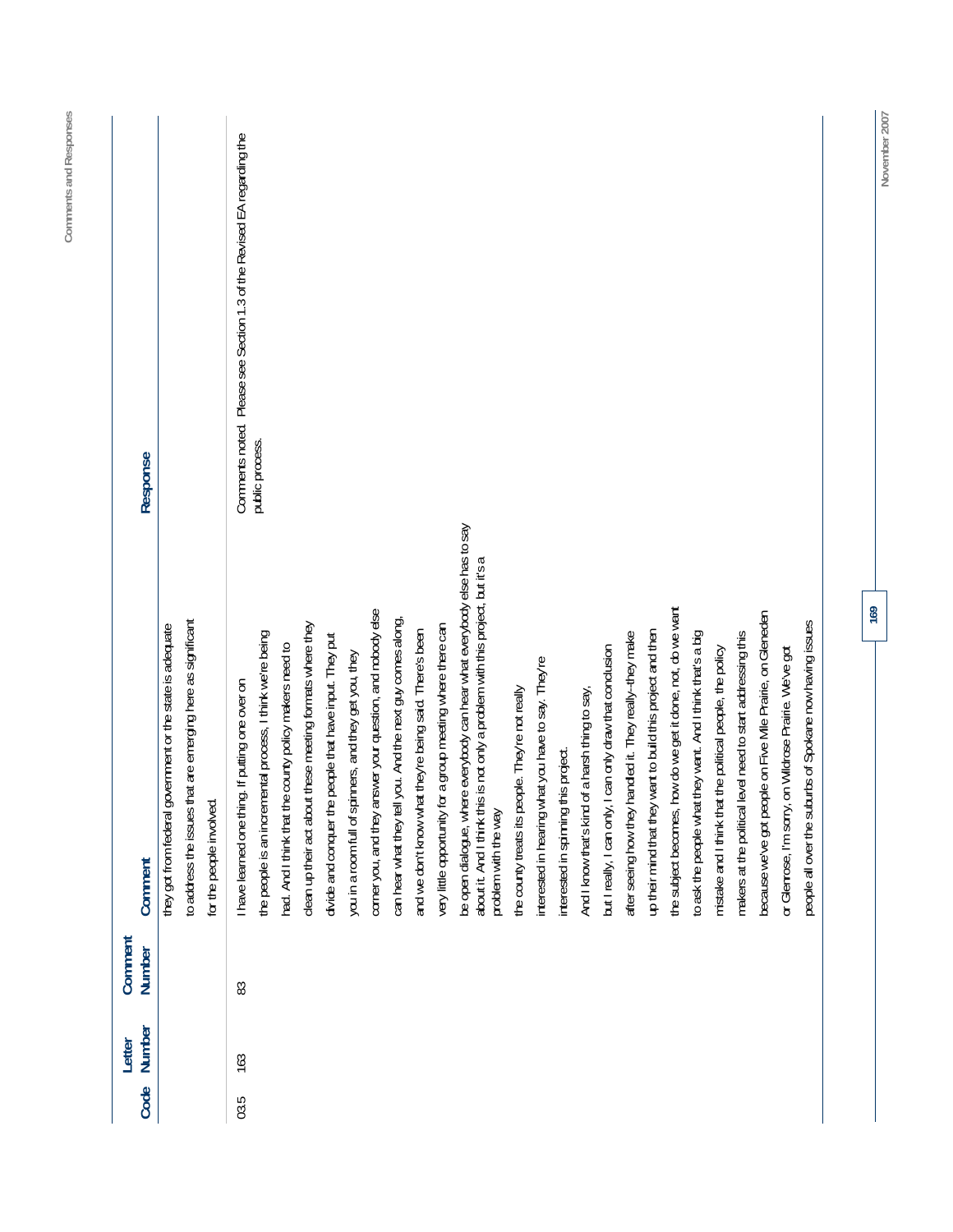| Code | Letter Number | Comment Number | Comment | Response |
|---|---|---|---|---|
| | | | they got from federal government or the state is adequate to address the issues that are emerging here as significant for the people involved. | |
| 03.5 | 163 | 83 | I have learned one thing. If putting one over on the people is an incremental process, I think we're being had. And I think that the county policy makers need to clean up their act about these meeting formats where they divide and conquer the people that have input. They put you in a room full of spinners, and they get you, they corner you, and they answer your question, and nobody else can hear what they tell you. And the next guy comes along, and we don't know what they're being said. There's been very little opportunity for a group meeting where there can be open dialogue, where everybody can hear what everybody else has to say about it. And I think this is not only a problem with this project, but it's a problem with the way the county treats its people. They're not really interested in hearing what you have to say. They're interested in spinning this project. And I know that's kind of a harsh thing to say, but I really, I can only, I can only draw that conclusion after seeing how they handled it. They really--they make up their mind that they want to build this project and then the subject becomes, how do we get it done, not, do we want to ask the people what they want. And I think that's a big mistake and I think that the political people, the policy makers at the political level need to start addressing this because we've got people on Five Mile Prairie, on Gleneden or Glenrose, I'm sorry, on Wildrose Prairie. We've got people all over the suburbs of Spokane now having issues | Comments noted. Please see Section 1.3 of the Revised EA regarding the public process. |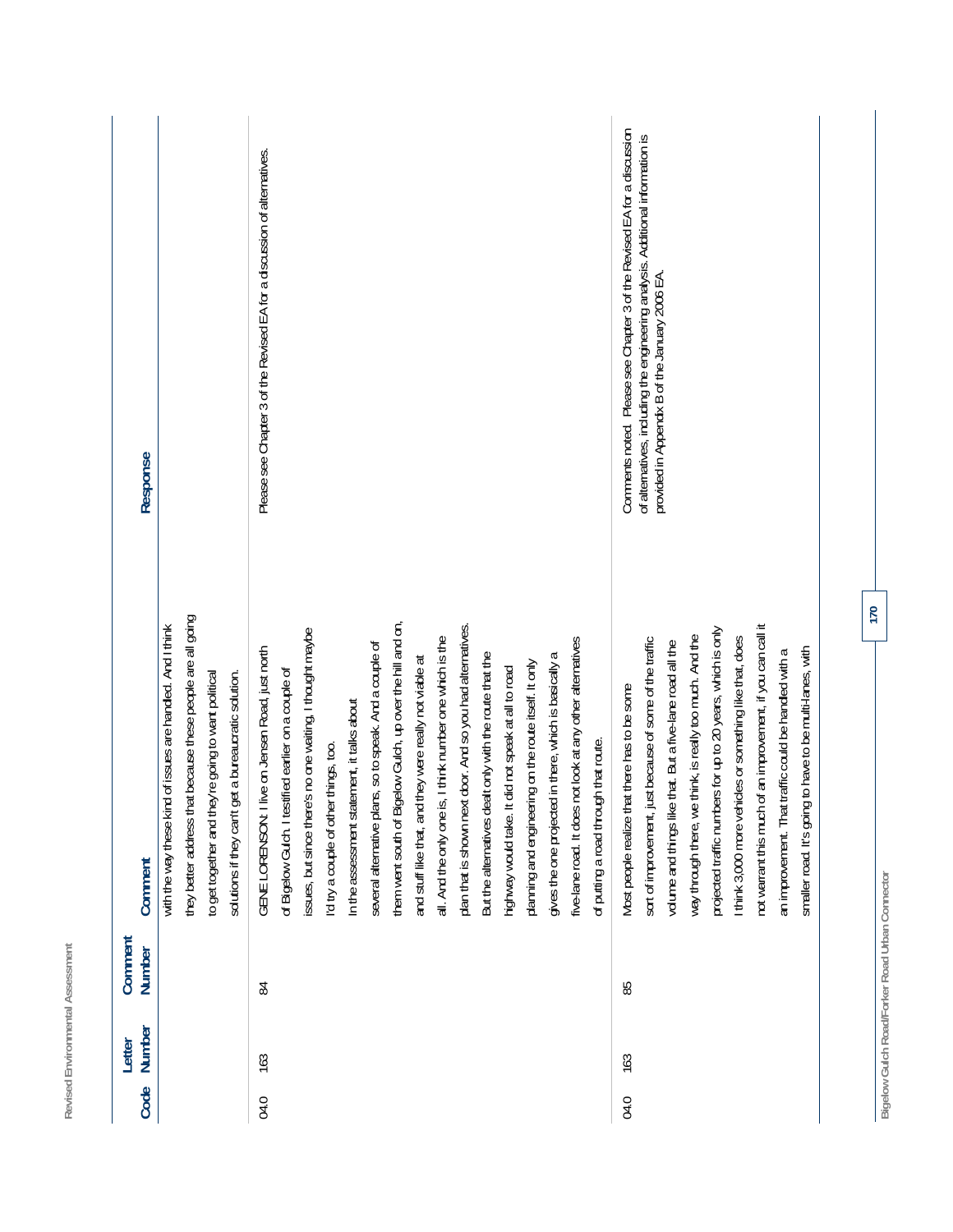| Code | Letter Number | Comment Number | Comment | Response |
|---|---|---|---|---|
| | | | with the way these kind of issues are handled. And I think they better address that because these people are all going to get together and they're going to want political solutions if they can't get a bureaucratic solution. | |
| 04.0 | 163 | 84 | GENE LORENSON: I live on Jensen Road, just north of Bigelow Gulch. I testified earlier on a couple of issues, but since there's no one waiting, I thought maybe I'd try a couple of other things, too. In the assessment statement, it talks about several alternative plans, so to speak. And a couple of them went south of Bigelow Gulch, up over the hill and on, and stuff like that, and they were really not viable at all. And the only one is, I think number one which is the plan that is shown next door. And so you had alternatives. But the alternatives dealt only with the route that the highway would take. It did not speak at all to road planning and engineering on the route itself. It only gives the one projected in there, which is basically a five-lane road. It does not look at any other alternatives of putting a road through that route. | Please see Chapter 3 of the Revised EA for a discussion of alternatives. |
| 04.0 | 163 | 85 | Most people realize that there has to be some sort of improvement, just because of some of the traffic volume and things like that. But a five-lane road all the way through there, we think, is really too much. And the projected traffic numbers for up to 20 years, which is only I think 3,000 more vehicles or something like that, does not warrant this much of an improvement, if you can call it an improvement. That traffic could be handled with a smaller road. It's going to have to be multi-lanes, with | Comments noted. Please see Chapter 3 of the Revised EA for a discussion of alternatives, including the engineering analysis. Additional information is provided in Appendix B of the January 2006 EA. |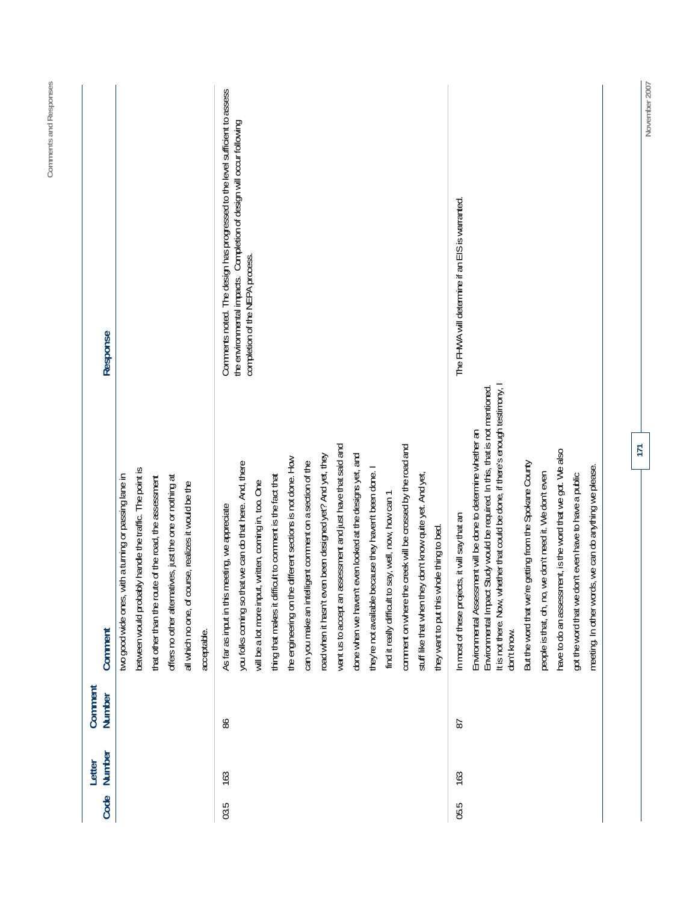| Code | Letter Number | Comment Number | Comment | Response |
|---|---|---|---|---|
| | | | two good wide ones, with a turning or passing lane in between would probably handle the traffic. The point is that other than the route of the road, the assessment offers no other alternatives, just the one or nothing at all which no one, of course, realizes it would be the acceptable. | |
| 03.5 | 163 | 86 | As far as input in this meeting, we appreciate you folks coming so that we can do that here. And, there will be a lot more input, written, coming in, too. One thing that makes it difficult to comment is the fact that the engineering on the different sections is not done. How can you make an intelligent comment on a section of the road when it hasn't even been designed yet? And yet, they want us to accept an assessment and just have that said and done when we haven't even looked at the designs yet, and they're not available because they haven't been done. I find it really difficult to say, well, now, how can I comment on where the creek will be crossed by the road and stuff like that when they don't know quite yet. And yet, they want to put this whole thing to bed. | Comments noted. The design has progressed to the level sufficient to assess the environmental impacts. Completion of design will occur following completion of the NEPA process. |
| 05.5 | 163 | 87 | In most of these projects, it will say that an Environmental Assessment will be done to determine whether an Environmental Impact Study would be required. In this, that is not mentioned. It is not there. Now, whether that could be done, if there's enough testimony, I don't know.<br><br>But the word that we're getting from the Spokane County people is that, oh, no, we don't need it. We don't even have to do an assessment, is the word that we got. We also got the word that we don't even have to have a public meeting. In other words, we can do anything we please. | The FHWA will determine if an EIS is warranted. |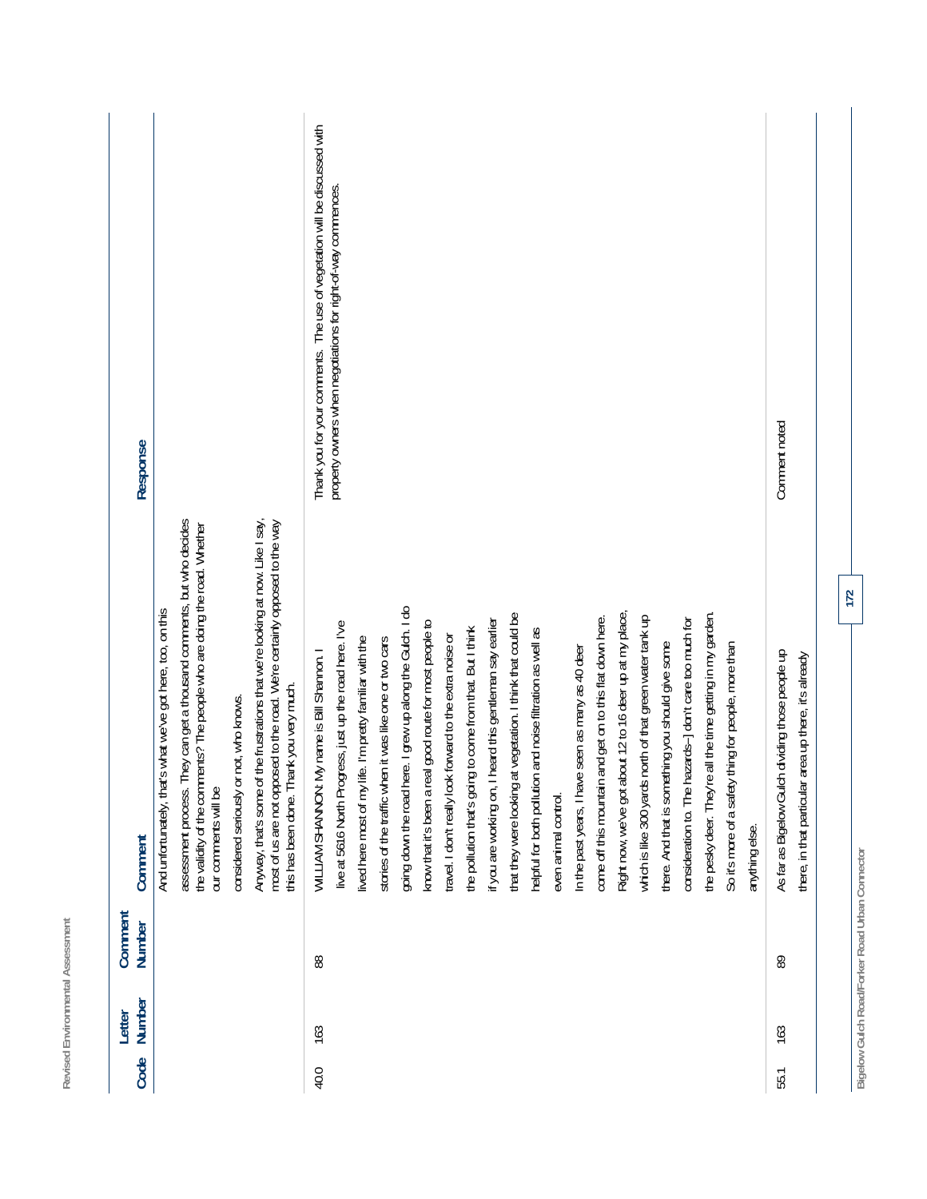| Code | Letter Number | Comment Number | Comment | Response |
|---|---|---|---|---|
| | | | And unfortunately, that's what we've got here, too, on this assessment process. They can get a thousand comments, but who decides the validity of the comments? The people who are doing the road. Whether our comments will be considered seriously or not, who knows.<br><br>Anyway, that's some of the frustrations that we're looking at now. Like I say, most of us are not opposed to the road. We're certainly opposed to the way this has been done. Thank you very much. | |
| 40.0 | 163 | 88 | WILLIAM SHANNON: My name is Bill Shannon. I live at 5616 North Progress, just up the road here. I've lived here most of my life. I'm pretty familiar with the stories of the traffic when it was like one or two cars going down the road here. I grew up along the Gulch. I do know that it's been a real good route for most people to travel. I don't really look forward to the extra noise or the pollution that's going to come from that. But I think if you are working on, I heard this gentleman say earlier that they were looking at vegetation. I think that could be helpful for both pollution and noise filtration as well as even animal control.<br><br>In the past years, I have seen as many as 40 deer come off this mountain and get on to this flat down here. Right now, we've got about 12 to 16 deer up at my place, which is like 300 yards north of that green water tank up there. And that is something you should give some consideration to. The hazards–I don't care too much for the pesky deer. They're all the time getting in my garden. So it's more of a safety thing for people, more than anything else. | Thank you for your comments. The use of vegetation will be discussed with property owners when negotiations for right-of-way commences. |
| 55.1 | 163 | 89 | As far as Bigelow Gulch dividing those people up there, in that particular area up there, it's already | Comment noted |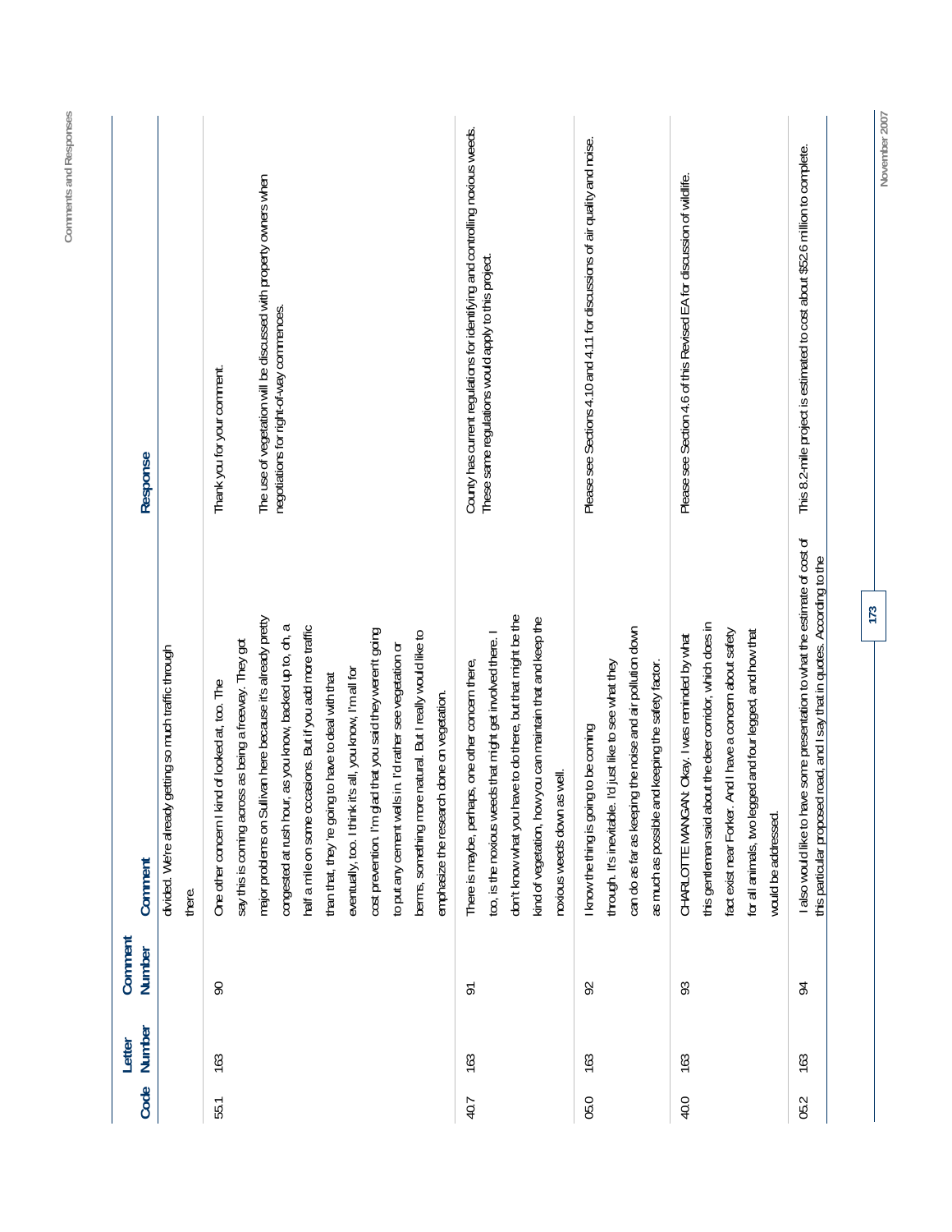| Code | Letter Number | Comment Number | Comment | Response |
|---|---|---|---|---|
| | | | divided. We're already getting so much traffic through there. | |
| 55.1 | 163 | 90 | One other concern I kind of looked at, too. The say this is coming across as being a freeway. They got major problems on Sullivan here because it's already pretty congested at rush hour, as you know, backed up to, oh, a half a mile on some occasions. But if you add more traffic than that, they're going to have to deal with that eventually, too. I think it's all, you know, I'm all for cost prevention. I'm glad that you said they weren't going to put any cement walls in. I'd rather see vegetation or berms, something more natural. But I really would like to emphasize the research done on vegetation. | Thank you for your comment.<br><br>The use of vegetation will be discussed with property owners when negotiations for right-of-way commences. |
| 40.7 | 163 | 91 | There is maybe, perhaps, one other concern there, too, is the noxious weeds that might get involved there. I don't know what you have to do there, but that might be the kind of vegetation, how you can maintain that and keep the noxious weeds down as well. | County has current regulations for identifying and controlling noxious weeds. These same regulations would apply to this project. |
| 05.0 | 163 | 92 | I know the thing is going to be coming through. It's inevitable. I'd just like to see what they can do as far as keeping the noise and air pollution down as much as possible and keeping the safety factor. | Please see Sections 4.10 and 4.11 for discussions of air quality and noise. |
| 40.0 | 163 | 93 | CHARLOTTE MANGAN: Okay. I was reminded by what this gentleman said about the deer corridor, which does in fact exist near Forker. And I have a concern about safety for all animals, two legged and four legged, and how that would be addressed. | Please see Section 4.6 of this Revised EA for discussion of wildlife. |
| 05.2 | 163 | 94 | I also would like to have some presentation to what the estimate of cost of this particular proposed road, and I say that in quotes. According to the | This 8.2-mile project is estimated to cost about $52.6 million to complete. |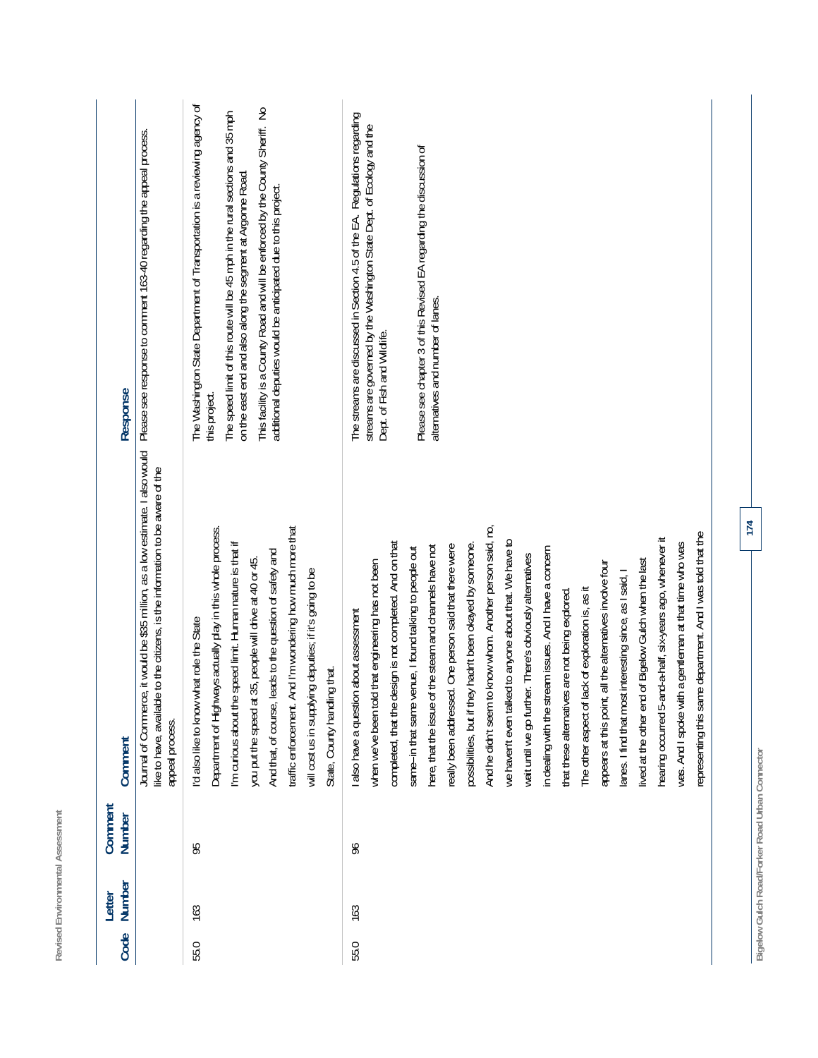| Code | Letter Number | Comment Number | Comment | Response |
|---|---|---|---|---|
| | | | Journal of Commerce, it would be $35 million, as a low estimate. I also would like to have, available to the citizens, is the information to be aware of the appeal process. | Please see response to comment 163-40 regarding the appeal process. |
| 55.0 | 163 | 95 | I'd also like to know what role the State Department of Highways actually play in this whole process. I'm curious about the speed limit. Human nature is that if you put the speed at 35, people will drive at 40 or 45. And that, of course, leads to the question of safety and traffic enforcement. And I'm wondering how much more that will cost us in supplying deputies; if it's going to be State, County handling that. | The Washington State Department of Transportation is a reviewing agency of this project.<br><br>The speed limit of this route will be 45 mph in the rural sections and 35 mph on the east end and also along the segment at Argonne Road.<br><br>This facility is a County Road and will be enforced by the County Sheriff. No additional deputies would be anticipated due to this project. |
| 55.0 | 163 | 96 | I also have a question about assessment when we've been told that engineering has not been completed, that the design is not completed. And on that same--in that same venue, I found talking to people out here, that the issue of the steam and channels have not really been addressed. One person said that there were possibilities, but if they hadn't been okayed by someone. And he didn't seem to know whom. Another person said, no, we haven't even talked to anyone about that. We have to wait until we go further. There's obviously alternatives in dealing with the stream issues. And I have a concern that these alternatives are not being explored. The other aspect of lack of exploration is, as it appears at this point, all the alternatives involve four lanes. I find that most interesting since, as I said, I lived at the other end of Bigelow Gulch when the last hearing occurred 5-and-a-half, six-years ago, whenever it was. And I spoke with a gentleman at that time who was representing this same department. And I was told that the | The streams are discussed in Section 4.5 of the EA. Regulations regarding streams are governed by the Washington State Dept. of Ecology and the Dept. of Fish and Wildlife.<br><br>Please see chapter 3 of this Revised EA regarding the discussion of alternatives and number of lanes. |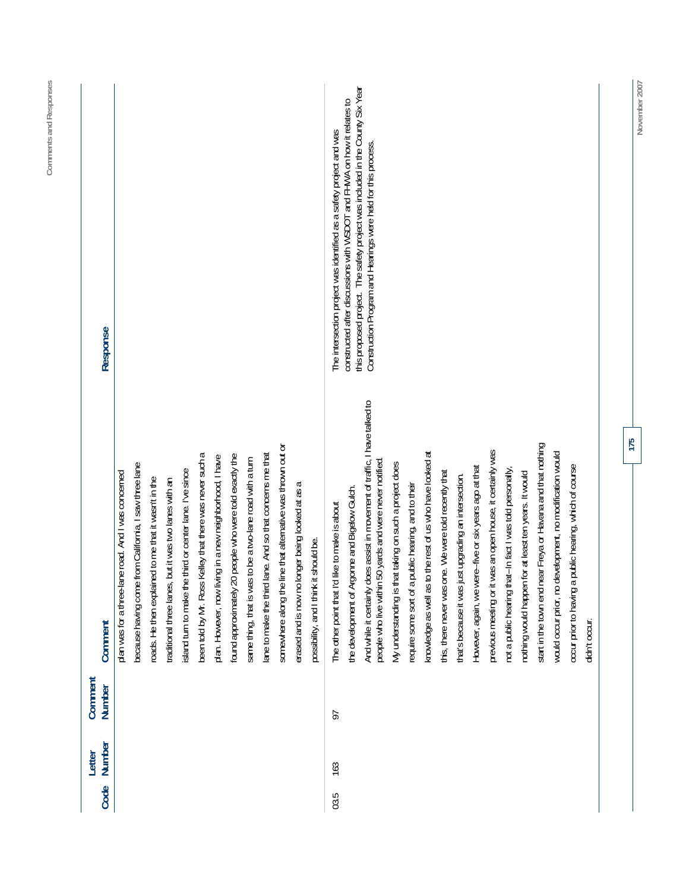| Code | Letter Number | Comment Number | Comment | Response |
|---|---|---|---|---|
| | | | plan was for a three-lane road. And I was concerned because having come from California, I saw three lane roads. He then explained to me that it wasn't in the traditional three lanes, but it was two lanes with an island turn to make the third or center lane. I've since been told by Mr. Ross Kelley that there was never such a plan. However, now living in a new neighborhood, I have found approximately 20 people who were told exactly the same thing, that is was to be a two-lane road with a turn lane to make the third lane. And so that concerns me that somewhere along the line that alternative was thrown out or erased and is now no longer being looked at as a possibility, and I think it should be. | |
| 03.5 | 163 | 97 | The other point that I'd like to make is about the development of Argonne and Bigelow Gulch. And while it certainly does assist in movement of traffic, I have talked to people who live within 50 yards and were never notified. My understanding is that taking on such a project does require some sort of a public hearing, and to their knowledge as well as to the rest of us who have looked at this, there never was one. We were told recently that that's because it was just upgrading an intersection. However, again, we were--five or six years ago at that previous meeting or it was an open house, it certainly was not a public hearing that--In fact I was told personally, nothing would happen for at least ten years. It would start in the town end near Freya or Havana and that nothing would occur prior, no development, no modification would occur prior to having a public hearing, which of course didn't occur. | The intersection project was identified as a safety project and was constructed after discussions with WSDOT and FHWA on how it relates to this proposed project. The safety project was included in the County Six Year Construction Program and Hearings were held for this process. |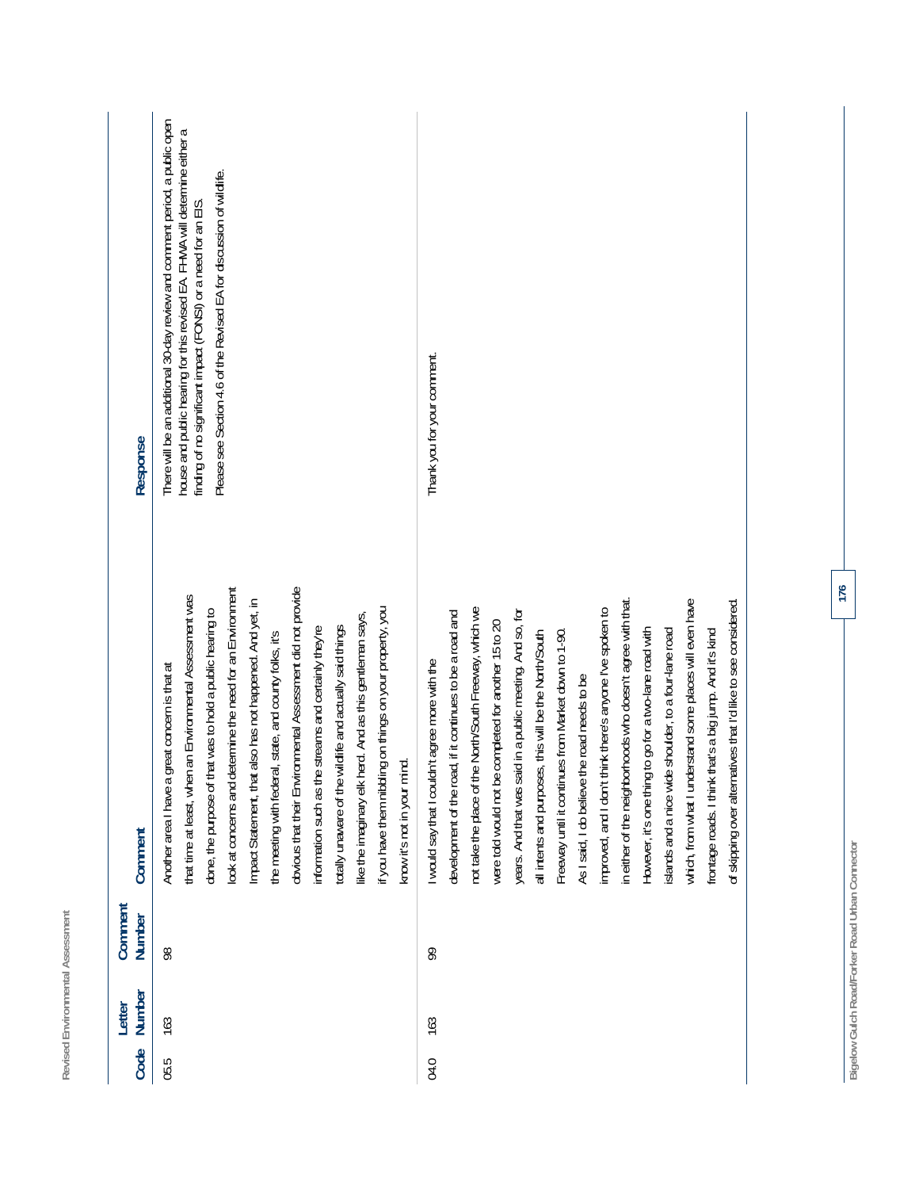| Code | Letter Number | Comment Number | Comment | Response |
|---|---|---|---|---|
| 05.5 | 163 | 98 | Another area I have a great concern is that at that time at least, when an Environmental Assessment was done, the purpose of that was to hold a public hearing to look at concerns and determine the need for an Environment Impact Statement, that also has not happened. And yet, in the meeting with federal, state, and county folks, it's obvious that their Environmental Assessment did not provide information such as the streams and certainly they're totally unaware of the wildlife and actually said things like the imaginary elk herd. And as this gentleman says, if you have them nibbling on things on your property, you know it's not in your mind. | There will be an additional 30-day review and comment period, a public open house and public hearing for this revised EA. FHWA will determine either a finding of no significant impact (FONSI) or a need for an EIS. Please see Section 4.6 of the Revised EA for discussion of wildlife. |
| 04.0 | 163 | 99 | I would say that I couldn't agree more with the development of the road, if it continues to be a road and not take the place of the North/South Freeway, which we were told would not be completed for another 15 to 20 years. And that was said in a public meeting. And so, for all intents and purposes, this will be the North/South Freeway until it continues from Market down to I-90. As I said, I do believe the road needs to be improved, and I don't think there's anyone I've spoken to in either of the neighborhoods who doesn't agree with that. However, it's one thing to go for a two-lane road with islands and a nice wide shoulder, to a four-lane road which, from what I understand some places will even have frontage roads. I think that's a big jump. And it's kind of skipping over alternatives that I'd like to see considered. | Thank you for your comment. |